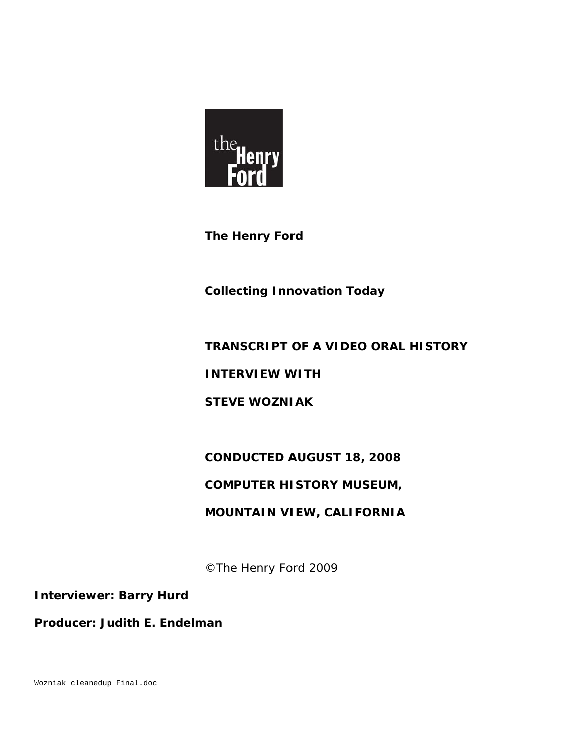The Henry Ford

**The Henry Ford**

**Collecting Innovation Today**

**TRANSCRIPT OF A VIDEO ORAL HISTORY**

**INTERVIEW WITH**

**STEVE WOZNIAK**

**CONDUCTED AUGUST 18, 2008**

**COMPUTER HISTORY MUSEUM,**

**MOUNTAIN VIEW, CALIFORNIA**

©The Henry Ford 2009

**Interviewer: Barry Hurd**

**Producer: Judith E. Endelman**

Wozniak cleanedup Final.doc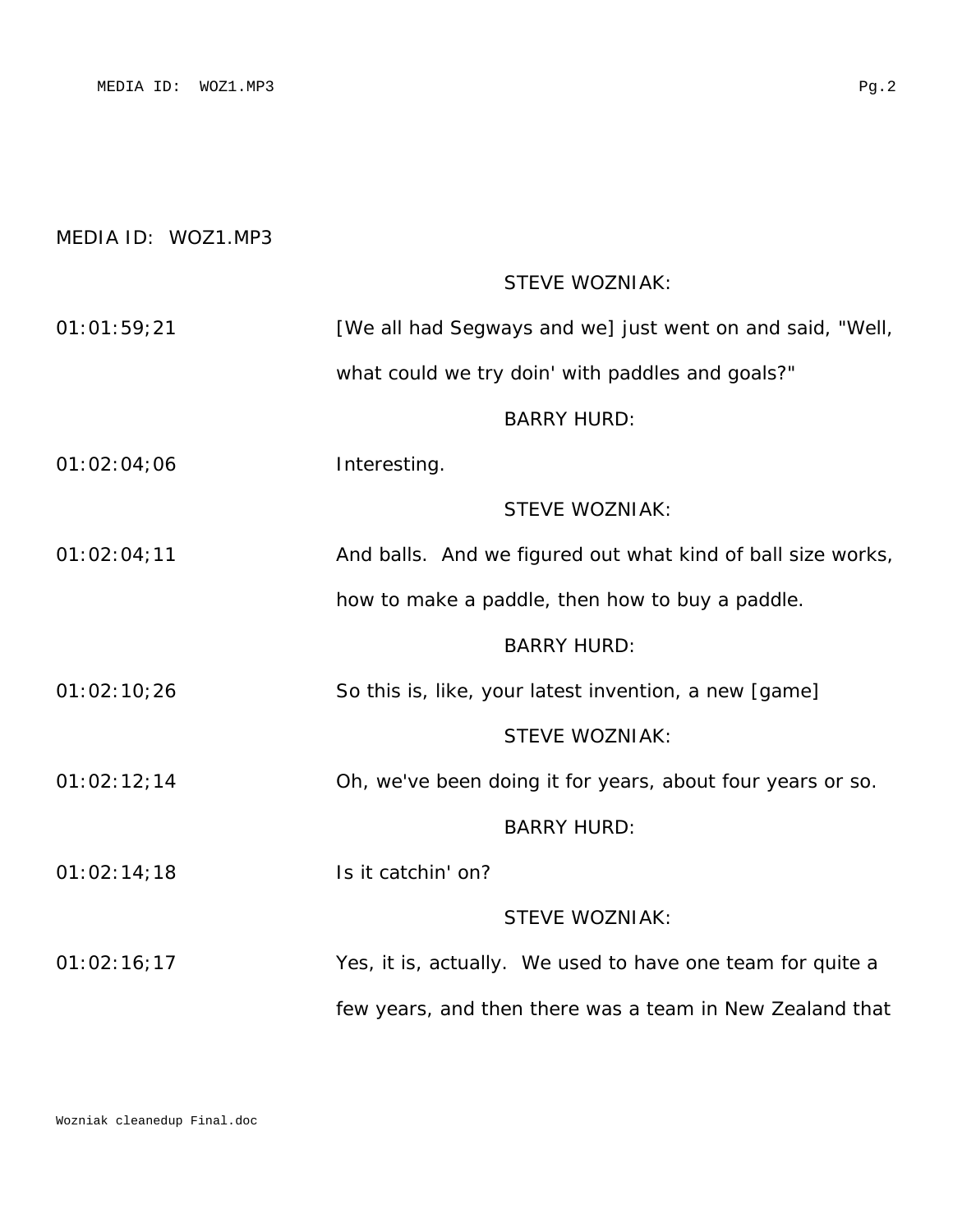MEDIA ID: WOZ1.MP3

| | |
|---|---|
| | STEVE WOZNIAK: |
| 01:01:59;21 | [We all had Segways and we] just went on and said, "Well, what could we try doin' with paddles and goals?" |
| | BARRY HURD: |
| 01:02:04;06 | Interesting. |
| | STEVE WOZNIAK: |
| 01:02:04;11 | And balls. And we figured out what kind of ball size works, how to make a paddle, then how to buy a paddle. |
| | BARRY HURD: |
| 01:02:10;26 | So this is, like, your latest invention, a new [game] |
| | STEVE WOZNIAK: |
| 01:02:12;14 | Oh, we've been doing it for years, about four years or so. |
| | BARRY HURD: |
| 01:02:14;18 | Is it catchin' on? |
| | STEVE WOZNIAK: |
| 01:02:16;17 | Yes, it is, actually. We used to have one team for quite a few years, and then there was a team in New Zealand that |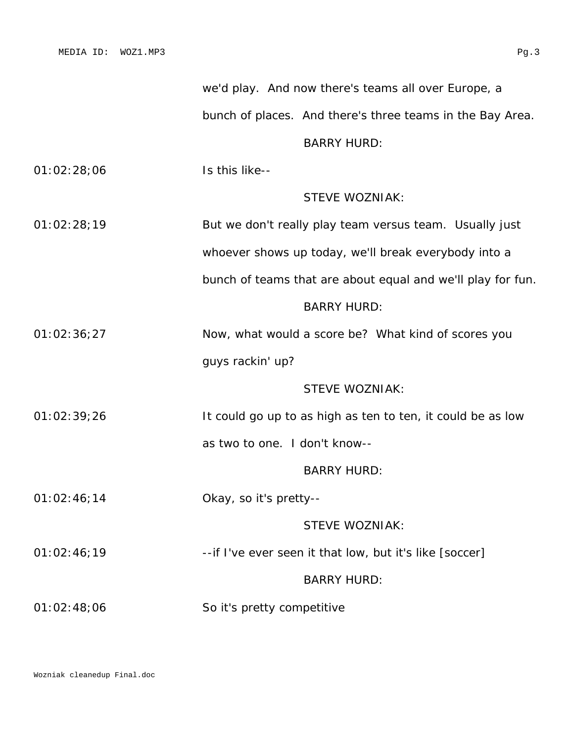we'd play. And now there's teams all over Europe, a bunch of places. And there's three teams in the Bay Area.

BARRY HURD:

01:02:28;06 Is this like--

STEVE WOZNIAK:

01:02:28;19 But we don't really play team versus team. Usually just whoever shows up today, we'll break everybody into a bunch of teams that are about equal and we'll play for fun.

BARRY HURD:

01:02:36;27 Now, what would a score be? What kind of scores you guys rackin' up?

STEVE WOZNIAK:

01:02:39;26 It could go up to as high as ten to ten, it could be as low as two to one. I don't know--

BARRY HURD:

01:02:46;14 Okay, so it's pretty--

STEVE WOZNIAK:

01:02:46;19 --if I've ever seen it that low, but it's like [soccer]

BARRY HURD:

01:02:48;06 So it's pretty competitive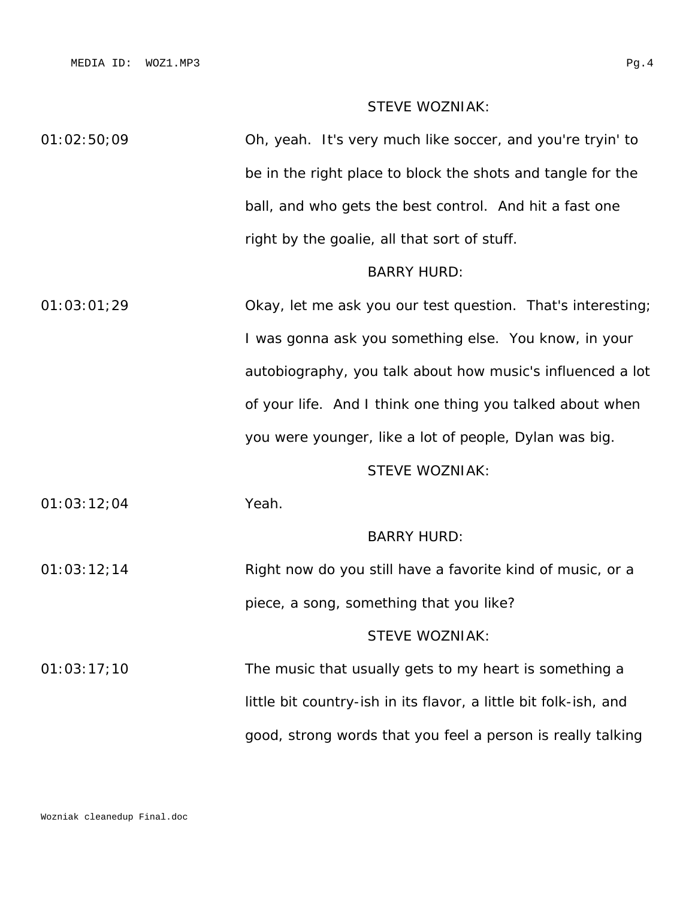STEVE WOZNIAK:

01:02:50;09 Oh, yeah. It's very much like soccer, and you're tryin' to be in the right place to block the shots and tangle for the ball, and who gets the best control. And hit a fast one right by the goalie, all that sort of stuff.

BARRY HURD:

01:03:01;29 Okay, let me ask you our test question. That's interesting; I was gonna ask you something else. You know, in your autobiography, you talk about how music's influenced a lot of your life. And I think one thing you talked about when you were younger, like a lot of people, Dylan was big.

STEVE WOZNIAK:

01:03:12;04 Yeah.

BARRY HURD:

01:03:12;14 Right now do you still have a favorite kind of music, or a piece, a song, something that you like?

STEVE WOZNIAK:

01:03:17;10 The music that usually gets to my heart is something a little bit country-ish in its flavor, a little bit folk-ish, and good, strong words that you feel a person is really talking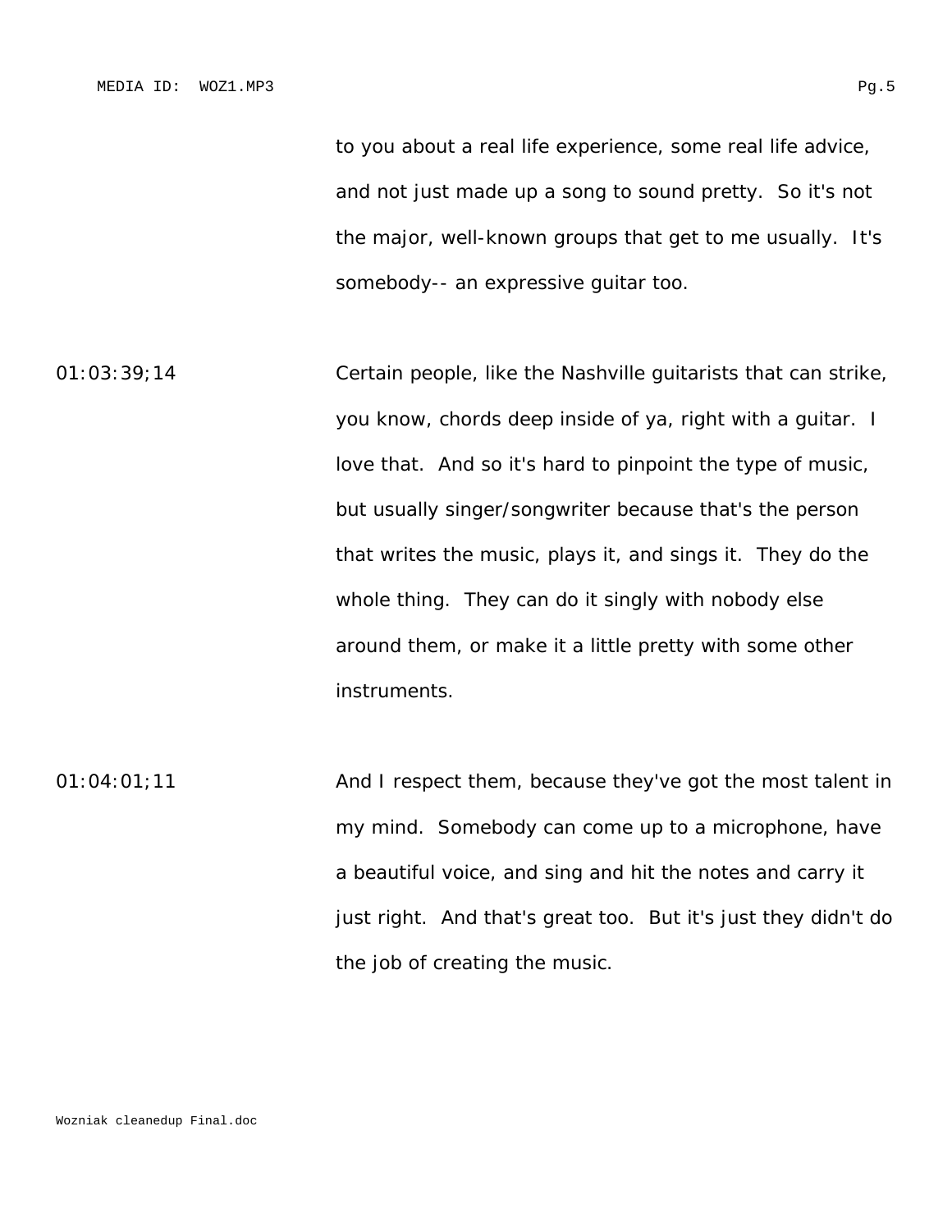to you about a real life experience, some real life advice, and not just made up a song to sound pretty. So it's not the major, well-known groups that get to me usually. It's somebody-- an expressive guitar too.

01:03:39;14 Certain people, like the Nashville guitarists that can strike, you know, chords deep inside of ya, right with a guitar. I love that. And so it's hard to pinpoint the type of music, but usually singer/songwriter because that's the person that writes the music, plays it, and sings it. They do the whole thing. They can do it singly with nobody else around them, or make it a little pretty with some other instruments.

01:04:01;11 And I respect them, because they've got the most talent in my mind. Somebody can come up to a microphone, have a beautiful voice, and sing and hit the notes and carry it just right. And that's great too. But it's just they didn't do the job of creating the music.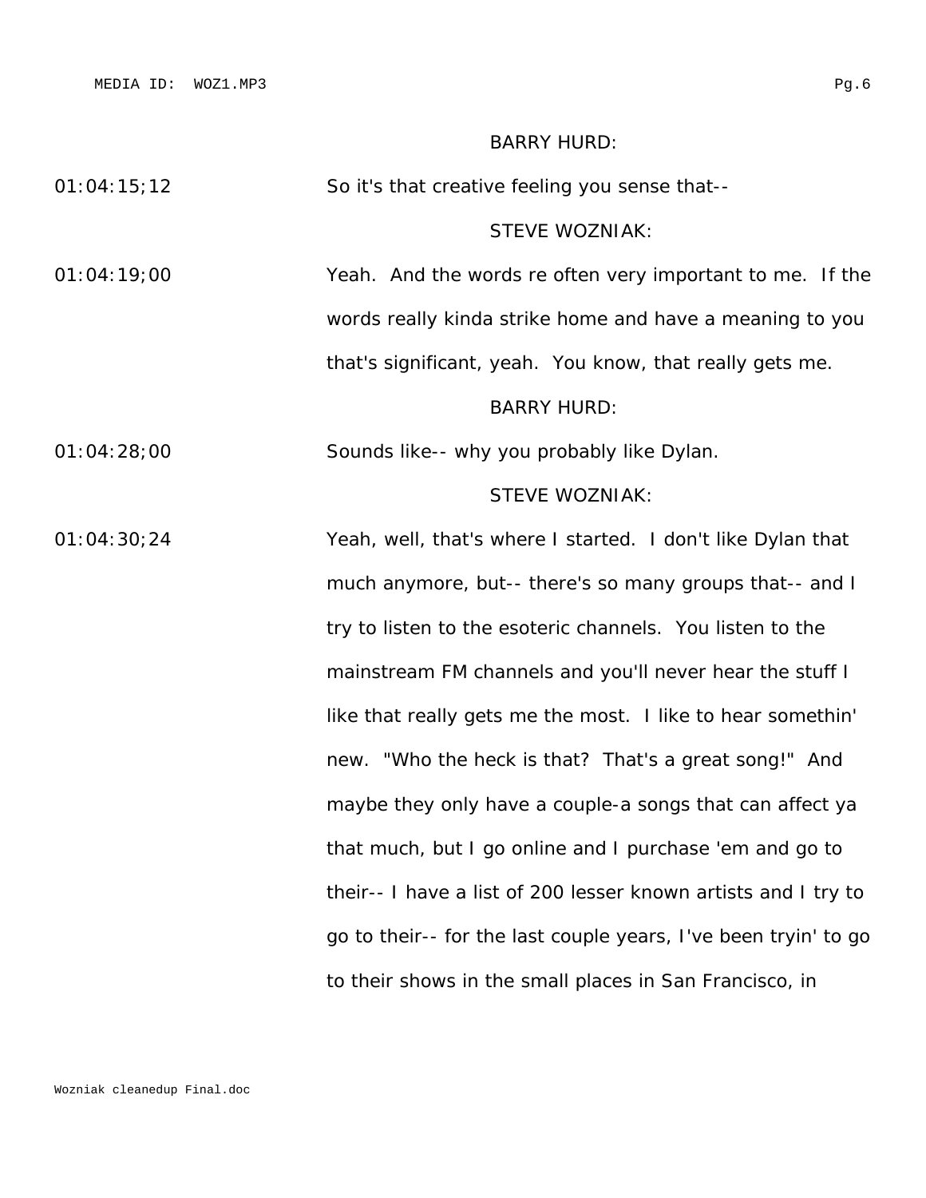BARRY HURD:

01:04:15;12 So it's that creative feeling you sense that--

STEVE WOZNIAK:

01:04:19;00 Yeah. And the words re often very important to me. If the words really kinda strike home and have a meaning to you that's significant, yeah. You know, that really gets me.

BARRY HURD:

01:04:28;00 Sounds like-- why you probably like Dylan.

STEVE WOZNIAK:

01:04:30;24 Yeah, well, that's where I started. I don't like Dylan that much anymore, but-- there's so many groups that-- and I try to listen to the esoteric channels. You listen to the mainstream FM channels and you'll never hear the stuff I like that really gets me the most. I like to hear somethin' new. "Who the heck is that? That's a great song!" And maybe they only have a couple-a songs that can affect ya that much, but I go online and I purchase 'em and go to their-- I have a list of 200 lesser known artists and I try to go to their-- for the last couple years, I've been tryin' to go to their shows in the small places in San Francisco, in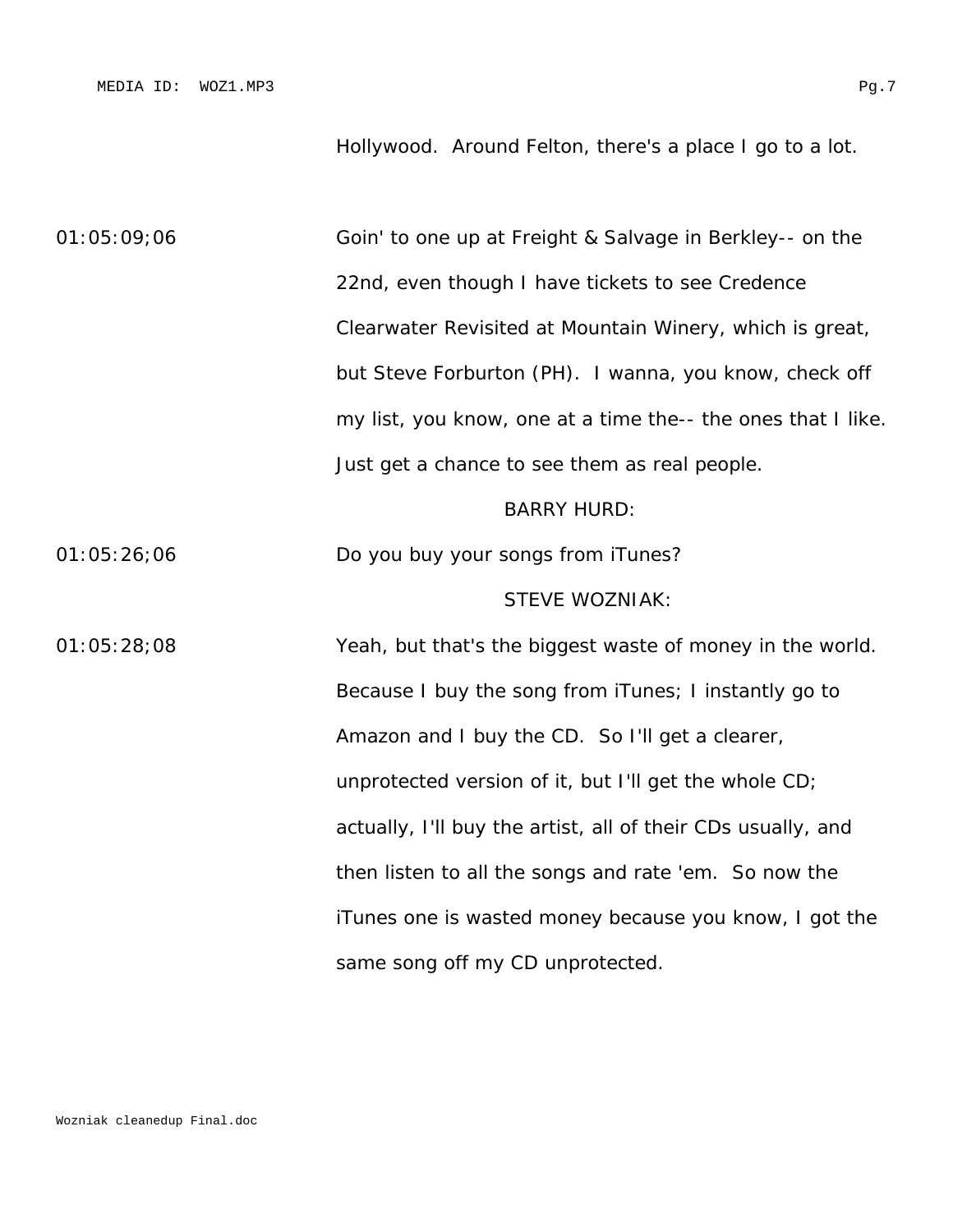Hollywood.  Around Felton, there's a place I go to a lot.

01:05:09;06 Goin' to one up at Freight & Salvage in Berkley-- on the 22nd, even though I have tickets to see Credence Clearwater Revisited at Mountain Winery, which is great, but Steve Forburton (PH).  I wanna, you know, check off my list, you know, one at a time the-- the ones that I like. Just get a chance to see them as real people.

BARRY HURD:

01:05:26;06 Do you buy your songs from iTunes?

STEVE WOZNIAK:

01:05:28;08 Yeah, but that's the biggest waste of money in the world. Because I buy the song from iTunes; I instantly go to Amazon and I buy the CD.  So I'll get a clearer, unprotected version of it, but I'll get the whole CD; actually, I'll buy the artist, all of their CDs usually, and then listen to all the songs and rate 'em.  So now the iTunes one is wasted money because you know, I got the same song off my CD unprotected.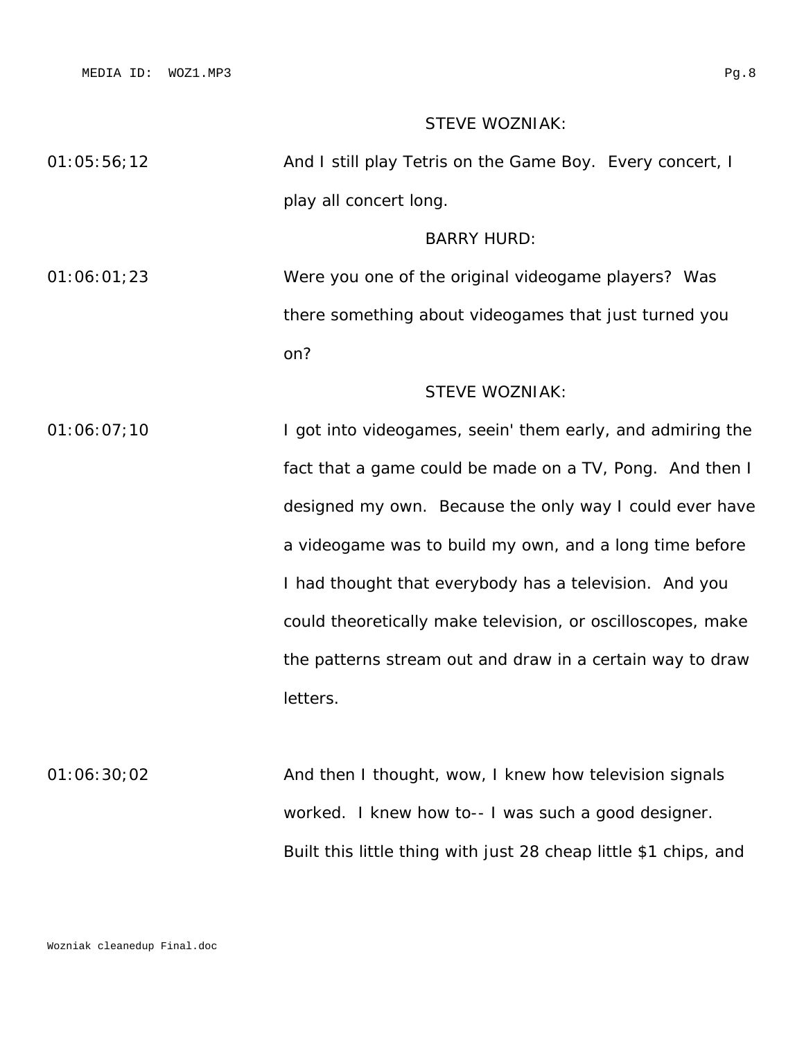STEVE WOZNIAK:

01:05:56;12 And I still play Tetris on the Game Boy. Every concert, I play all concert long.

BARRY HURD:

01:06:01;23 Were you one of the original videogame players? Was there something about videogames that just turned you on?

STEVE WOZNIAK:

01:06:07;10 I got into videogames, seein' them early, and admiring the fact that a game could be made on a TV, Pong. And then I designed my own. Because the only way I could ever have a videogame was to build my own, and a long time before I had thought that everybody has a television. And you could theoretically make television, or oscilloscopes, make the patterns stream out and draw in a certain way to draw letters.

01:06:30;02 And then I thought, wow, I knew how television signals worked. I knew how to-- I was such a good designer. Built this little thing with just 28 cheap little $1 chips, and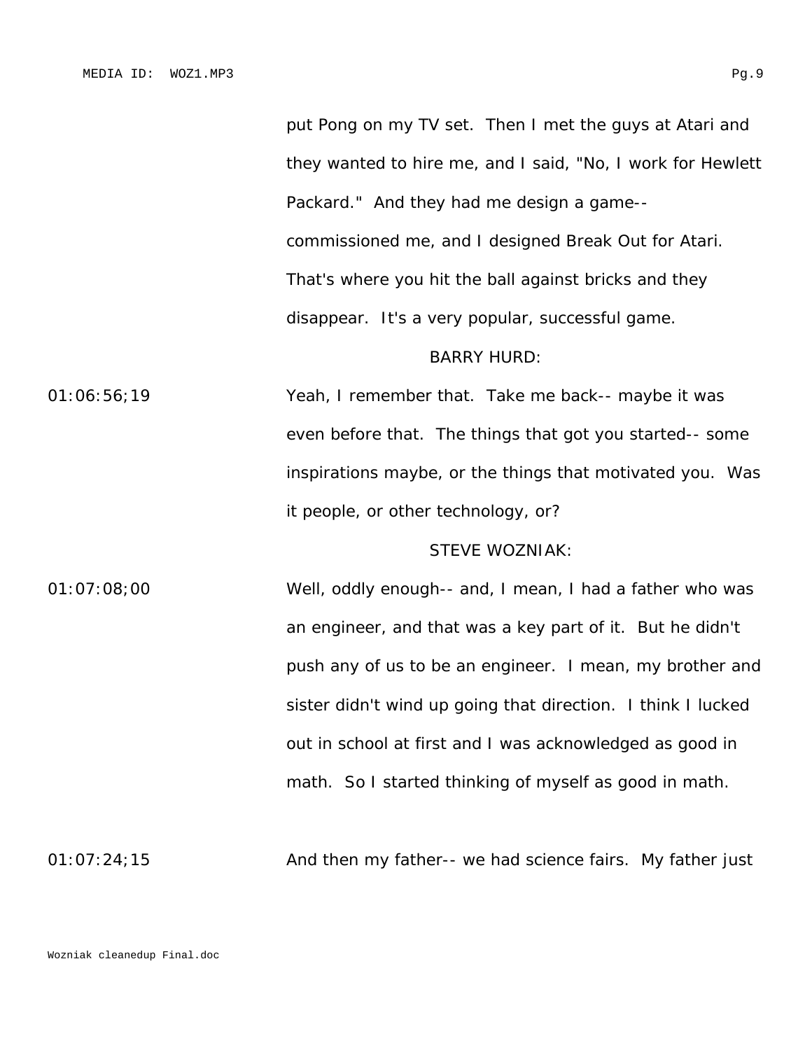put Pong on my TV set. Then I met the guys at Atari and they wanted to hire me, and I said, "No, I work for Hewlett Packard." And they had me design a game-- commissioned me, and I designed Break Out for Atari. That's where you hit the ball against bricks and they disappear. It's a very popular, successful game.

BARRY HURD:

01:06:56;19 Yeah, I remember that. Take me back-- maybe it was even before that. The things that got you started-- some inspirations maybe, or the things that motivated you. Was it people, or other technology, or?

STEVE WOZNIAK:

01:07:08;00 Well, oddly enough-- and, I mean, I had a father who was an engineer, and that was a key part of it. But he didn't push any of us to be an engineer. I mean, my brother and sister didn't wind up going that direction. I think I lucked out in school at first and I was acknowledged as good in math. So I started thinking of myself as good in math.

01:07:24;15 And then my father-- we had science fairs. My father just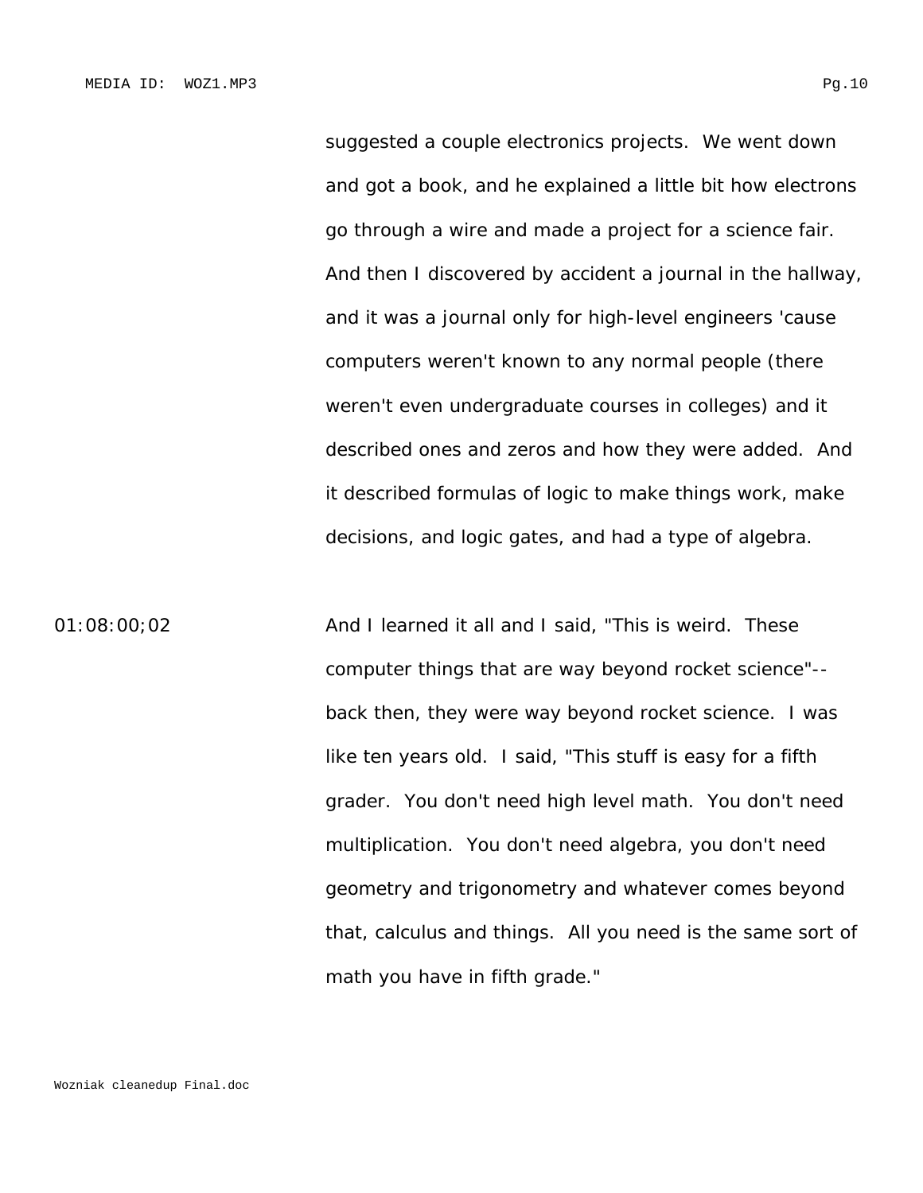suggested a couple electronics projects. We went down and got a book, and he explained a little bit how electrons go through a wire and made a project for a science fair. And then I discovered by accident a journal in the hallway, and it was a journal only for high-level engineers 'cause computers weren't known to any normal people (there weren't even undergraduate courses in colleges) and it described ones and zeros and how they were added. And it described formulas of logic to make things work, make decisions, and logic gates, and had a type of algebra.

01:08:00;02

And I learned it all and I said, "This is weird. These computer things that are way beyond rocket science"-- back then, they were way beyond rocket science. I was like ten years old. I said, "This stuff is easy for a fifth grader. You don't need high level math. You don't need multiplication. You don't need algebra, you don't need geometry and trigonometry and whatever comes beyond that, calculus and things. All you need is the same sort of math you have in fifth grade."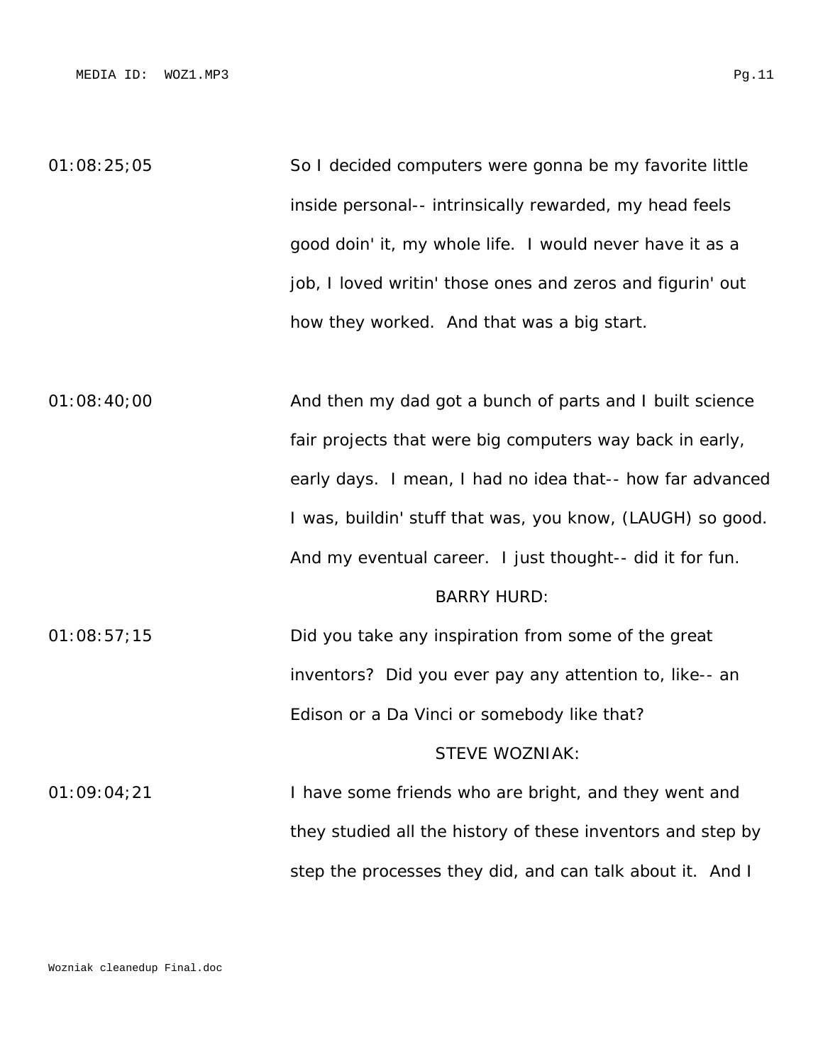01:08:25;05 So I decided computers were gonna be my favorite little inside personal-- intrinsically rewarded, my head feels good doin' it, my whole life. I would never have it as a job, I loved writin' those ones and zeros and figurin' out how they worked. And that was a big start.

01:08:40;00 And then my dad got a bunch of parts and I built science fair projects that were big computers way back in early, early days. I mean, I had no idea that-- how far advanced I was, buildin' stuff that was, you know, (LAUGH) so good. And my eventual career. I just thought-- did it for fun.

BARRY HURD:

01:08:57;15 Did you take any inspiration from some of the great inventors? Did you ever pay any attention to, like-- an Edison or a Da Vinci or somebody like that?

STEVE WOZNIAK:

01:09:04;21 I have some friends who are bright, and they went and they studied all the history of these inventors and step by step the processes they did, and can talk about it. And I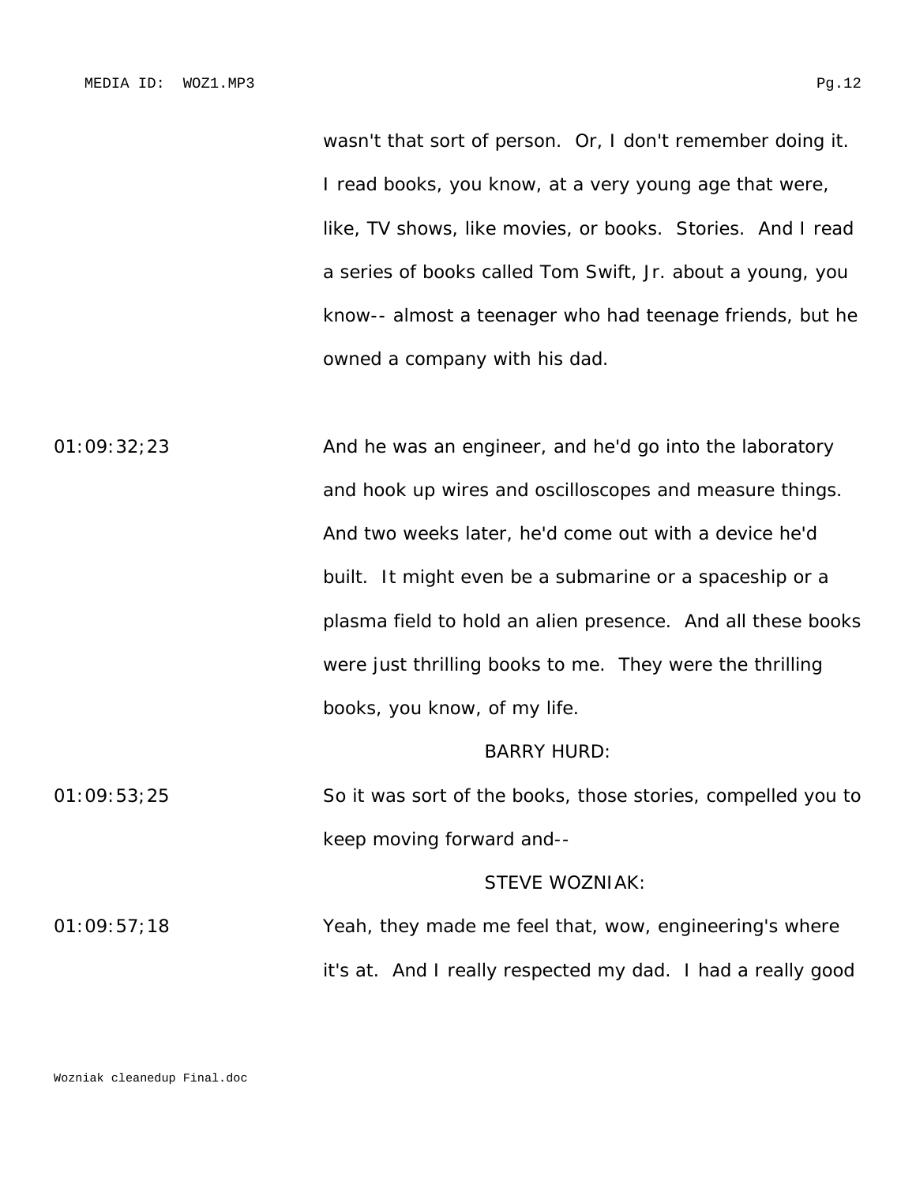wasn't that sort of person. Or, I don't remember doing it. I read books, you know, at a very young age that were, like, TV shows, like movies, or books. Stories. And I read a series of books called Tom Swift, Jr. about a young, you know-- almost a teenager who had teenage friends, but he owned a company with his dad.

01:09:32;23 And he was an engineer, and he'd go into the laboratory and hook up wires and oscilloscopes and measure things. And two weeks later, he'd come out with a device he'd built. It might even be a submarine or a spaceship or a plasma field to hold an alien presence. And all these books were just thrilling books to me. They were the thrilling books, you know, of my life.

BARRY HURD:

01:09:53;25 So it was sort of the books, those stories, compelled you to keep moving forward and--

STEVE WOZNIAK:

01:09:57;18 Yeah, they made me feel that, wow, engineering's where it's at. And I really respected my dad. I had a really good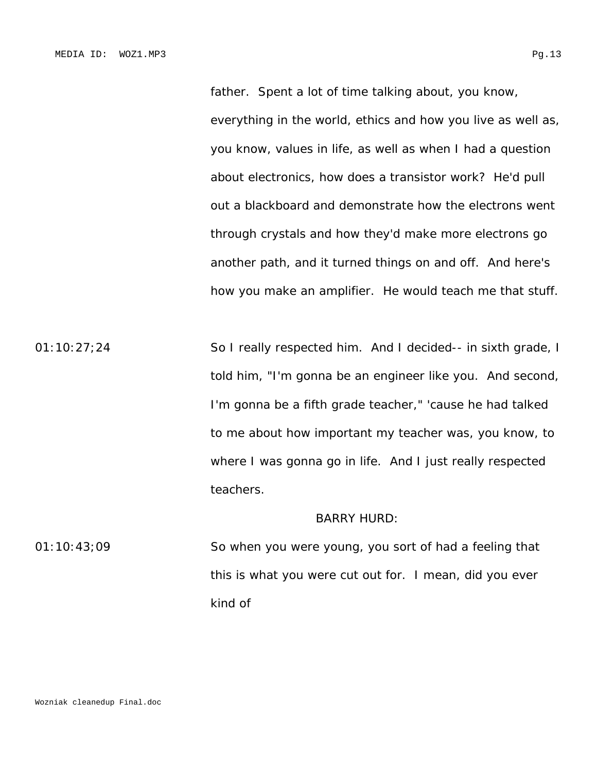father. Spent a lot of time talking about, you know, everything in the world, ethics and how you live as well as, you know, values in life, as well as when I had a question about electronics, how does a transistor work? He'd pull out a blackboard and demonstrate how the electrons went through crystals and how they'd make more electrons go another path, and it turned things on and off. And here's how you make an amplifier. He would teach me that stuff.

01:10:27;24 So I really respected him. And I decided-- in sixth grade, I told him, "I'm gonna be an engineer like you. And second, I'm gonna be a fifth grade teacher," 'cause he had talked to me about how important my teacher was, you know, to where I was gonna go in life. And I just really respected teachers.

BARRY HURD:

01:10:43;09 So when you were young, you sort of had a feeling that this is what you were cut out for. I mean, did you ever kind of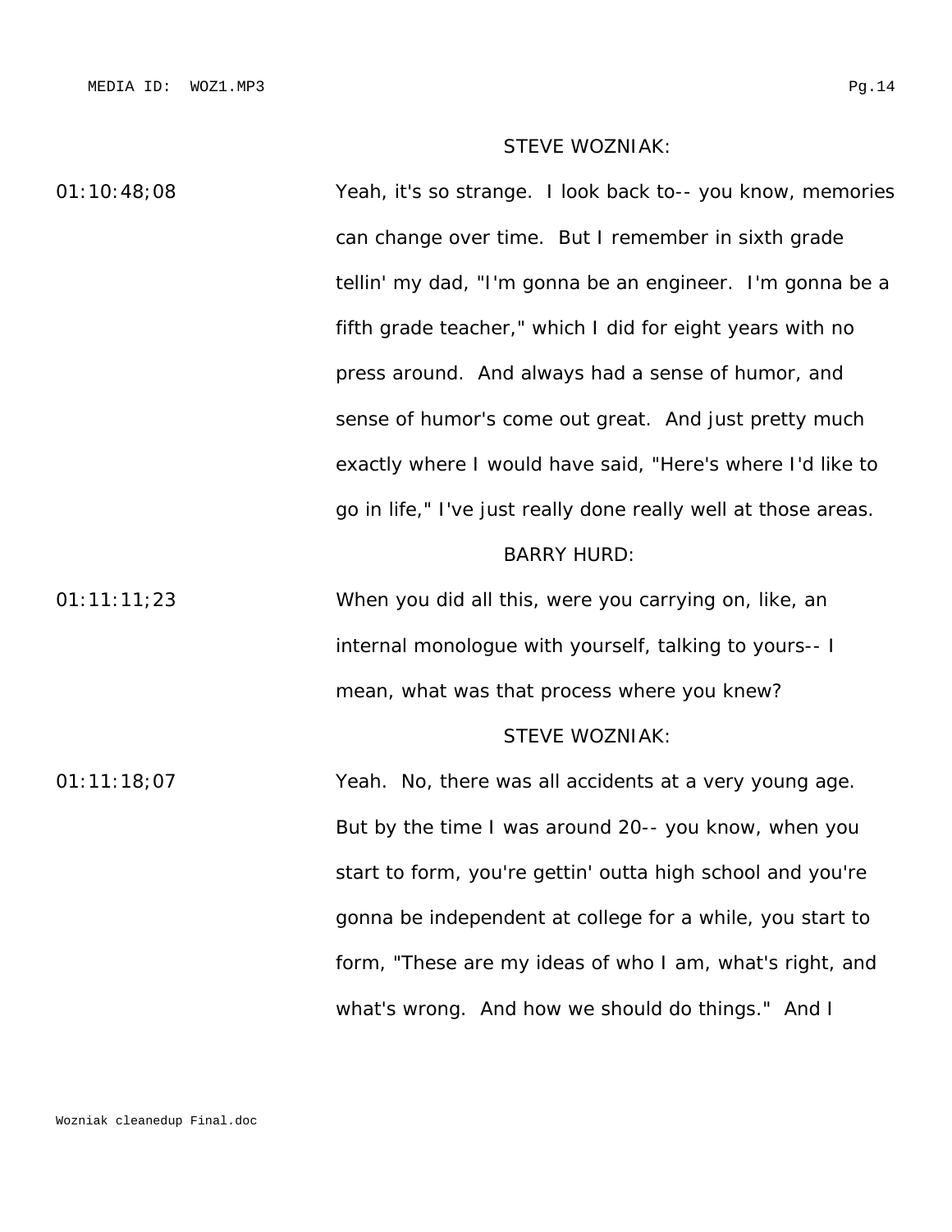STEVE WOZNIAK:

01:10:48;08 Yeah, it's so strange. I look back to-- you know, memories can change over time. But I remember in sixth grade tellin' my dad, "I'm gonna be an engineer. I'm gonna be a fifth grade teacher," which I did for eight years with no press around. And always had a sense of humor, and sense of humor's come out great. And just pretty much exactly where I would have said, "Here's where I'd like to go in life," I've just really done really well at those areas.

BARRY HURD:

01:11:11;23 When you did all this, were you carrying on, like, an internal monologue with yourself, talking to yours-- I mean, what was that process where you knew?

STEVE WOZNIAK:

01:11:18;07 Yeah. No, there was all accidents at a very young age. But by the time I was around 20-- you know, when you start to form, you're gettin' outta high school and you're gonna be independent at college for a while, you start to form, "These are my ideas of who I am, what's right, and what's wrong. And how we should do things." And I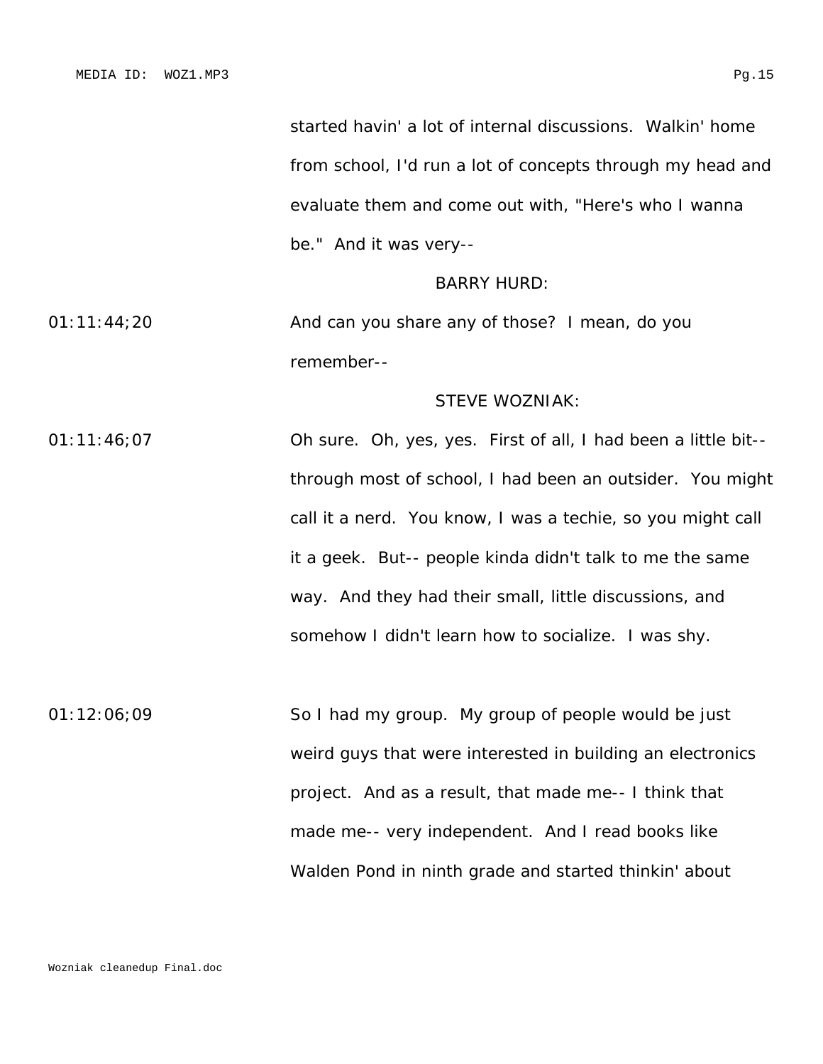started havin' a lot of internal discussions. Walkin' home from school, I'd run a lot of concepts through my head and evaluate them and come out with, "Here's who I wanna be." And it was very--

BARRY HURD:

01:11:44;20 And can you share any of those? I mean, do you remember--

STEVE WOZNIAK:

01:11:46;07 Oh sure. Oh, yes, yes. First of all, I had been a little bit-- through most of school, I had been an outsider. You might call it a nerd. You know, I was a techie, so you might call it a geek. But-- people kinda didn't talk to me the same way. And they had their small, little discussions, and somehow I didn't learn how to socialize. I was shy.

01:12:06;09 So I had my group. My group of people would be just weird guys that were interested in building an electronics project. And as a result, that made me-- I think that made me-- very independent. And I read books like Walden Pond in ninth grade and started thinkin' about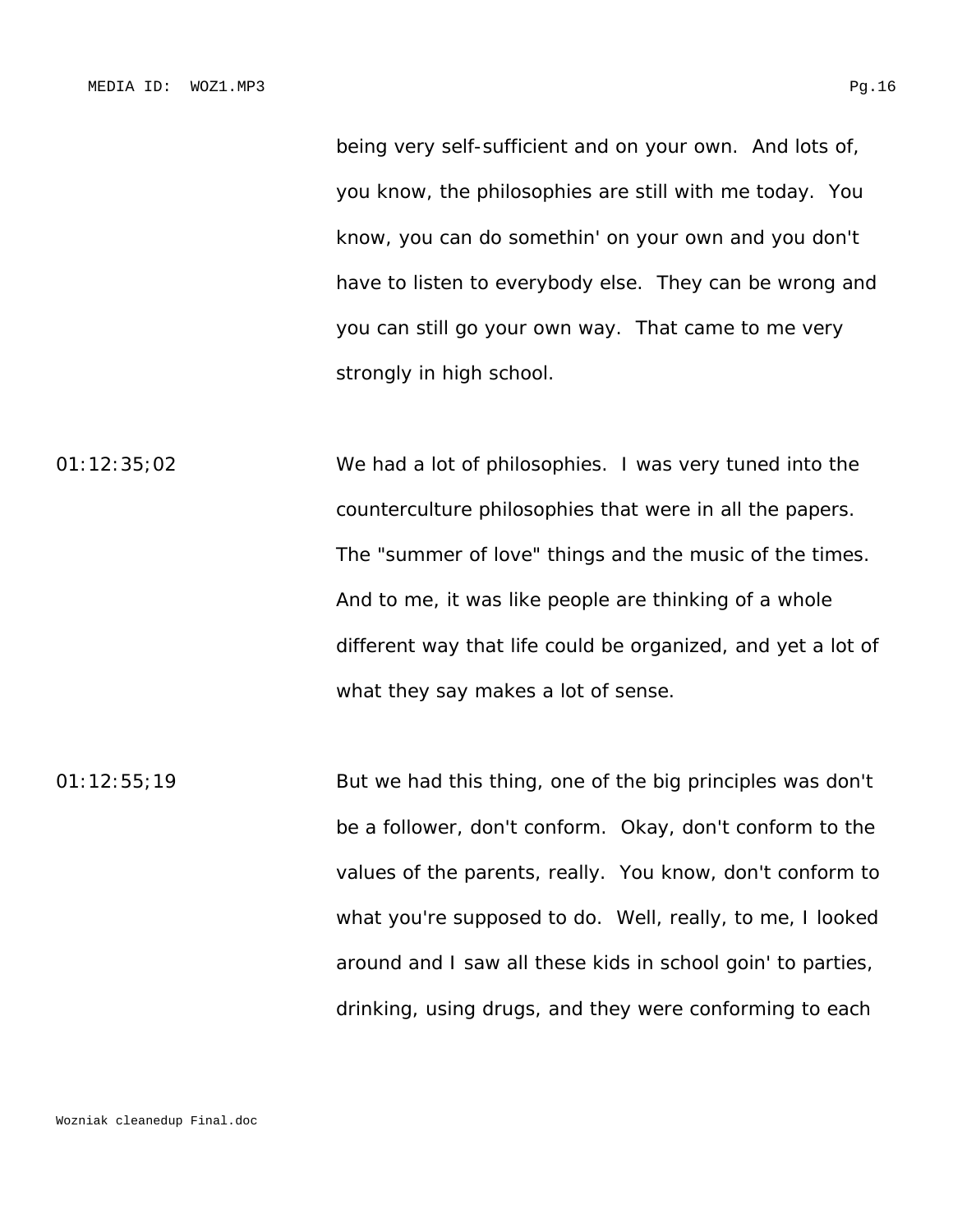being very self-sufficient and on your own. And lots of, you know, the philosophies are still with me today. You know, you can do somethin' on your own and you don't have to listen to everybody else. They can be wrong and you can still go your own way. That came to me very strongly in high school.

01:12:35;02 We had a lot of philosophies. I was very tuned into the counterculture philosophies that were in all the papers. The "summer of love" things and the music of the times. And to me, it was like people are thinking of a whole different way that life could be organized, and yet a lot of what they say makes a lot of sense.

01:12:55;19 But we had this thing, one of the big principles was don't be a follower, don't conform. Okay, don't conform to the values of the parents, really. You know, don't conform to what you're supposed to do. Well, really, to me, I looked around and I saw all these kids in school goin' to parties, drinking, using drugs, and they were conforming to each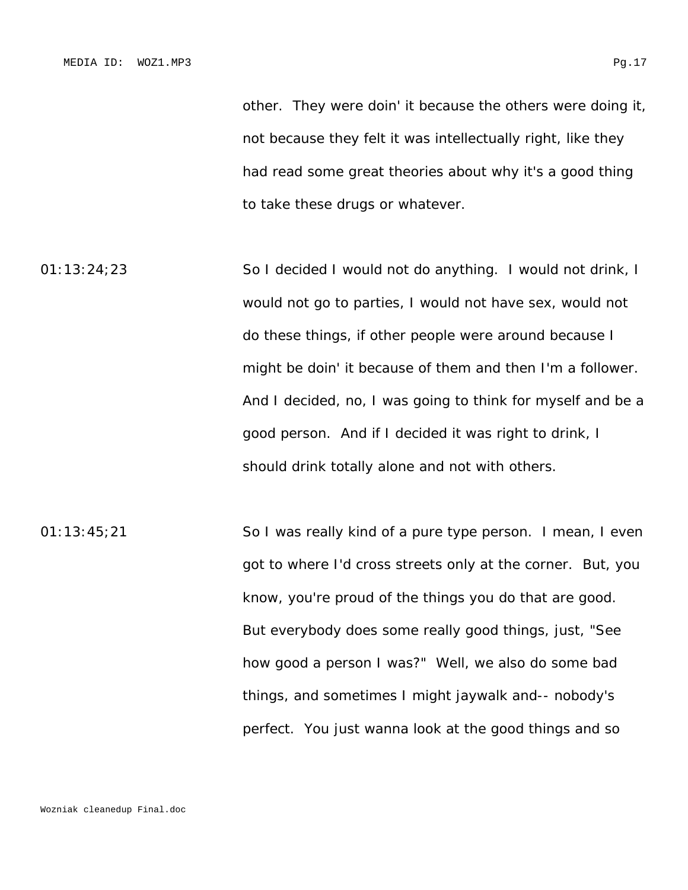other. They were doin' it because the others were doing it, not because they felt it was intellectually right, like they had read some great theories about why it's a good thing to take these drugs or whatever.

01:13:24;23

So I decided I would not do anything. I would not drink, I would not go to parties, I would not have sex, would not do these things, if other people were around because I might be doin' it because of them and then I'm a follower. And I decided, no, I was going to think for myself and be a good person. And if I decided it was right to drink, I should drink totally alone and not with others.

01:13:45;21

So I was really kind of a pure type person. I mean, I even got to where I'd cross streets only at the corner. But, you know, you're proud of the things you do that are good. But everybody does some really good things, just, "See how good a person I was?" Well, we also do some bad things, and sometimes I might jaywalk and-- nobody's perfect. You just wanna look at the good things and so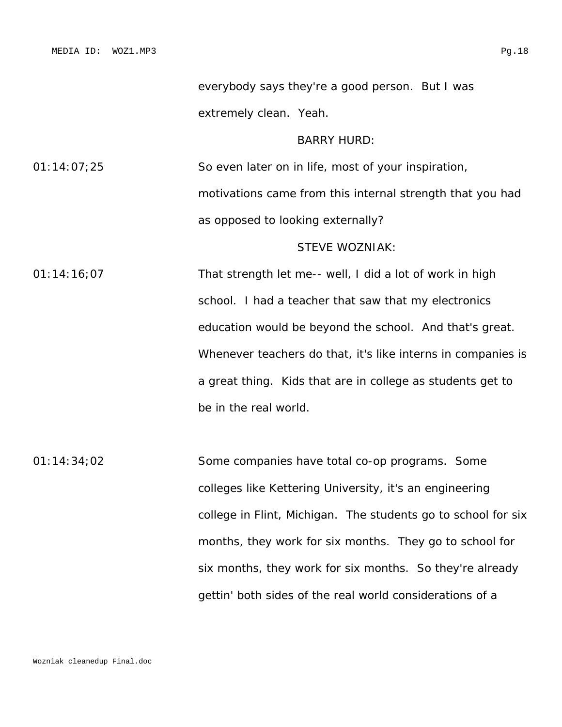everybody says they're a good person. But I was extremely clean. Yeah.

BARRY HURD:

01:14:07;25 So even later on in life, most of your inspiration, motivations came from this internal strength that you had as opposed to looking externally?

STEVE WOZNIAK:

01:14:16;07 That strength let me-- well, I did a lot of work in high school. I had a teacher that saw that my electronics education would be beyond the school. And that's great. Whenever teachers do that, it's like interns in companies is a great thing. Kids that are in college as students get to be in the real world.

01:14:34;02 Some companies have total co-op programs. Some colleges like Kettering University, it's an engineering college in Flint, Michigan. The students go to school for six months, they work for six months. They go to school for six months, they work for six months. So they're already gettin' both sides of the real world considerations of a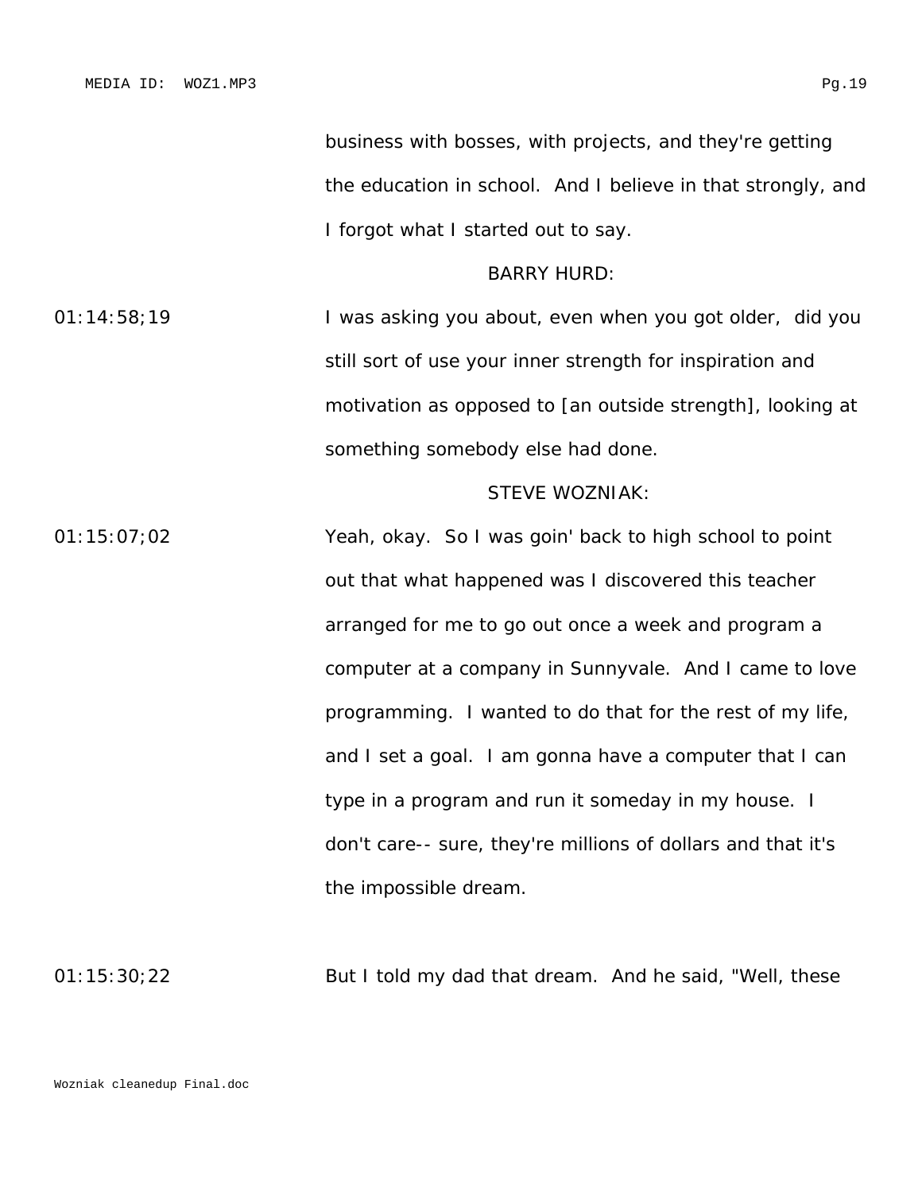business with bosses, with projects, and they're getting the education in school. And I believe in that strongly, and I forgot what I started out to say.

BARRY HURD:

01:14:58;19 I was asking you about, even when you got older, did you still sort of use your inner strength for inspiration and motivation as opposed to [an outside strength], looking at something somebody else had done.

STEVE WOZNIAK:

01:15:07;02 Yeah, okay. So I was goin' back to high school to point out that what happened was I discovered this teacher arranged for me to go out once a week and program a computer at a company in Sunnyvale. And I came to love programming. I wanted to do that for the rest of my life, and I set a goal. I am gonna have a computer that I can type in a program and run it someday in my house. I don't care-- sure, they're millions of dollars and that it's the impossible dream.

01:15:30;22 But I told my dad that dream. And he said, "Well, these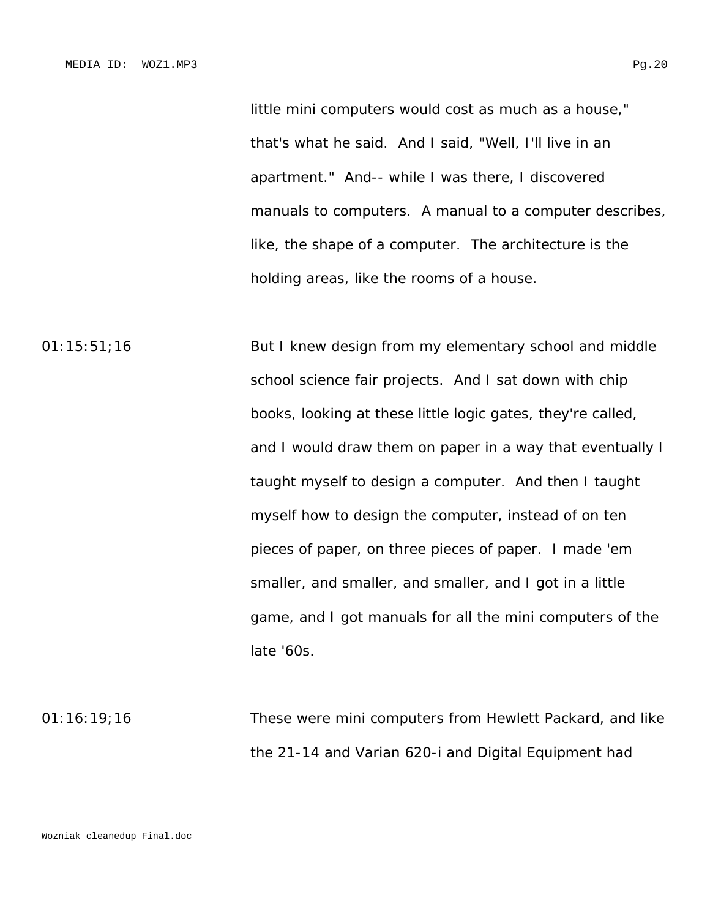little mini computers would cost as much as a house," that's what he said. And I said, "Well, I'll live in an apartment." And-- while I was there, I discovered manuals to computers. A manual to a computer describes, like, the shape of a computer. The architecture is the holding areas, like the rooms of a house.

01:15:51;16 But I knew design from my elementary school and middle school science fair projects. And I sat down with chip books, looking at these little logic gates, they're called, and I would draw them on paper in a way that eventually I taught myself to design a computer. And then I taught myself how to design the computer, instead of on ten pieces of paper, on three pieces of paper. I made 'em smaller, and smaller, and smaller, and I got in a little game, and I got manuals for all the mini computers of the late '60s.

01:16:19;16 These were mini computers from Hewlett Packard, and like the 21-14 and Varian 620-i and Digital Equipment had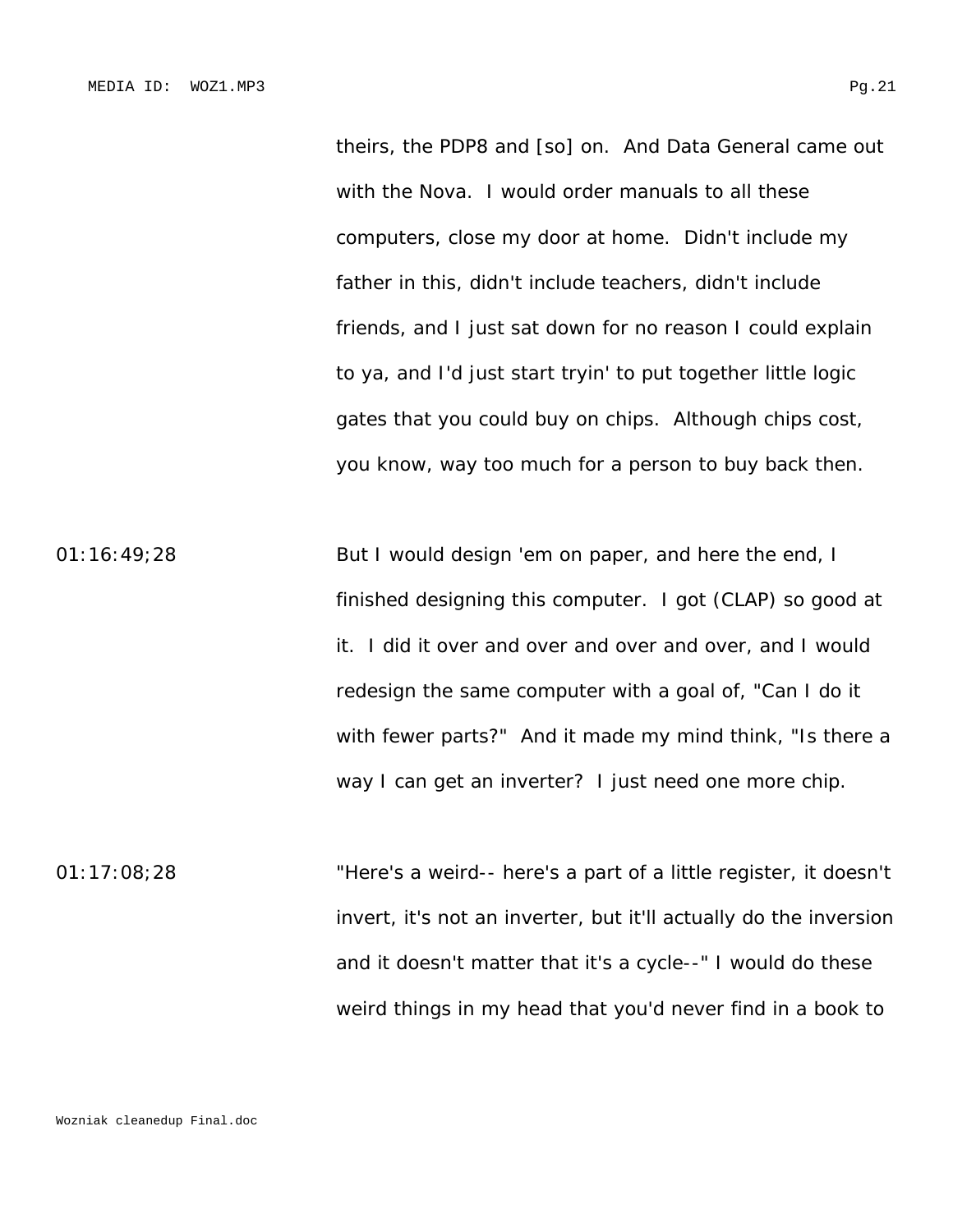theirs, the PDP8 and [so] on. And Data General came out with the Nova. I would order manuals to all these computers, close my door at home. Didn't include my father in this, didn't include teachers, didn't include friends, and I just sat down for no reason I could explain to ya, and I'd just start tryin' to put together little logic gates that you could buy on chips. Although chips cost, you know, way too much for a person to buy back then.

01:16:49;28 But I would design 'em on paper, and here the end, I finished designing this computer. I got (CLAP) so good at it. I did it over and over and over and over, and I would redesign the same computer with a goal of, "Can I do it with fewer parts?" And it made my mind think, "Is there a way I can get an inverter? I just need one more chip.

01:17:08;28 "Here's a weird-- here's a part of a little register, it doesn't invert, it's not an inverter, but it'll actually do the inversion and it doesn't matter that it's a cycle--" I would do these weird things in my head that you'd never find in a book to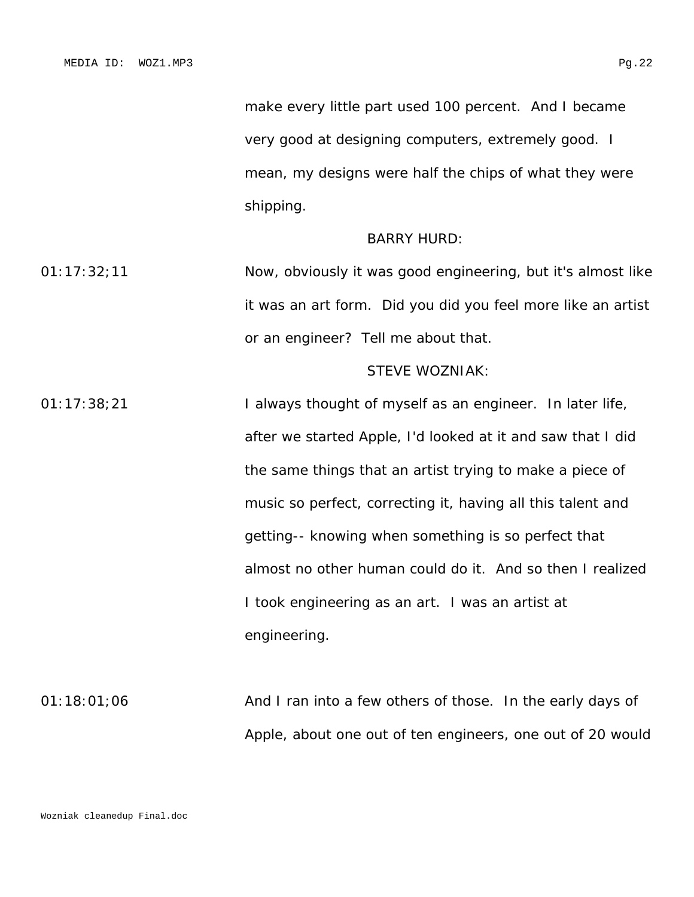make every little part used 100 percent. And I became very good at designing computers, extremely good. I mean, my designs were half the chips of what they were shipping.

BARRY HURD:

01:17:32;11 Now, obviously it was good engineering, but it's almost like it was an art form. Did you did you feel more like an artist or an engineer? Tell me about that.

STEVE WOZNIAK:

01:17:38;21 I always thought of myself as an engineer. In later life, after we started Apple, I'd looked at it and saw that I did the same things that an artist trying to make a piece of music so perfect, correcting it, having all this talent and getting-- knowing when something is so perfect that almost no other human could do it. And so then I realized I took engineering as an art. I was an artist at engineering.

01:18:01;06 And I ran into a few others of those. In the early days of Apple, about one out of ten engineers, one out of 20 would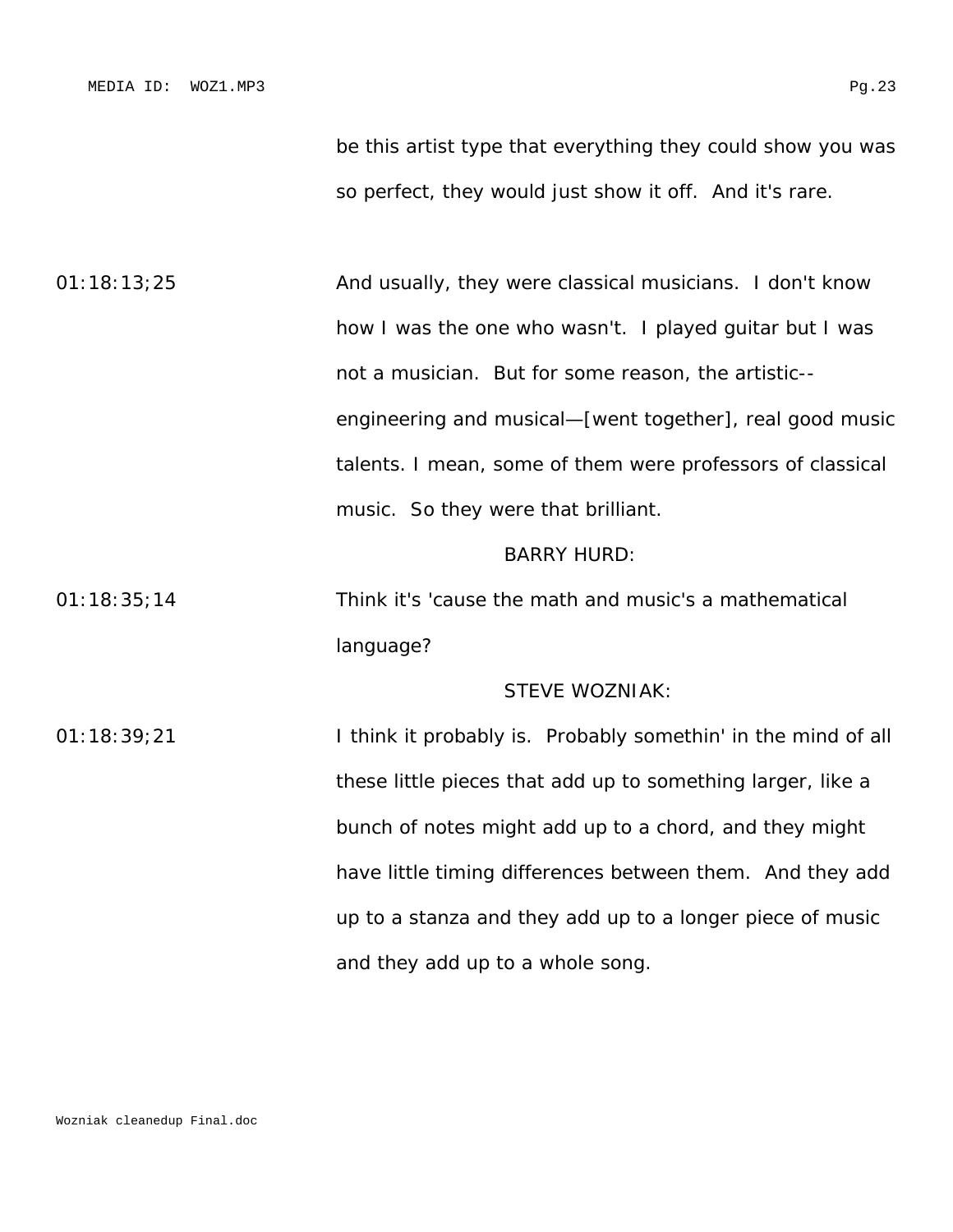be this artist type that everything they could show you was so perfect, they would just show it off.  And it's rare.

01:18:13;25 And usually, they were classical musicians.  I don't know how I was the one who wasn't.  I played guitar but I was not a musician.  But for some reason, the artistic--engineering and musical—[went together], real good music talents. I mean, some of them were professors of classical music.  So they were that brilliant.

BARRY HURD:

01:18:35;14 Think it's 'cause the math and music's a mathematical language?

STEVE WOZNIAK:

01:18:39;21 I think it probably is.  Probably somethin' in the mind of all these little pieces that add up to something larger, like a bunch of notes might add up to a chord, and they might have little timing differences between them.  And they add up to a stanza and they add up to a longer piece of music and they add up to a whole song.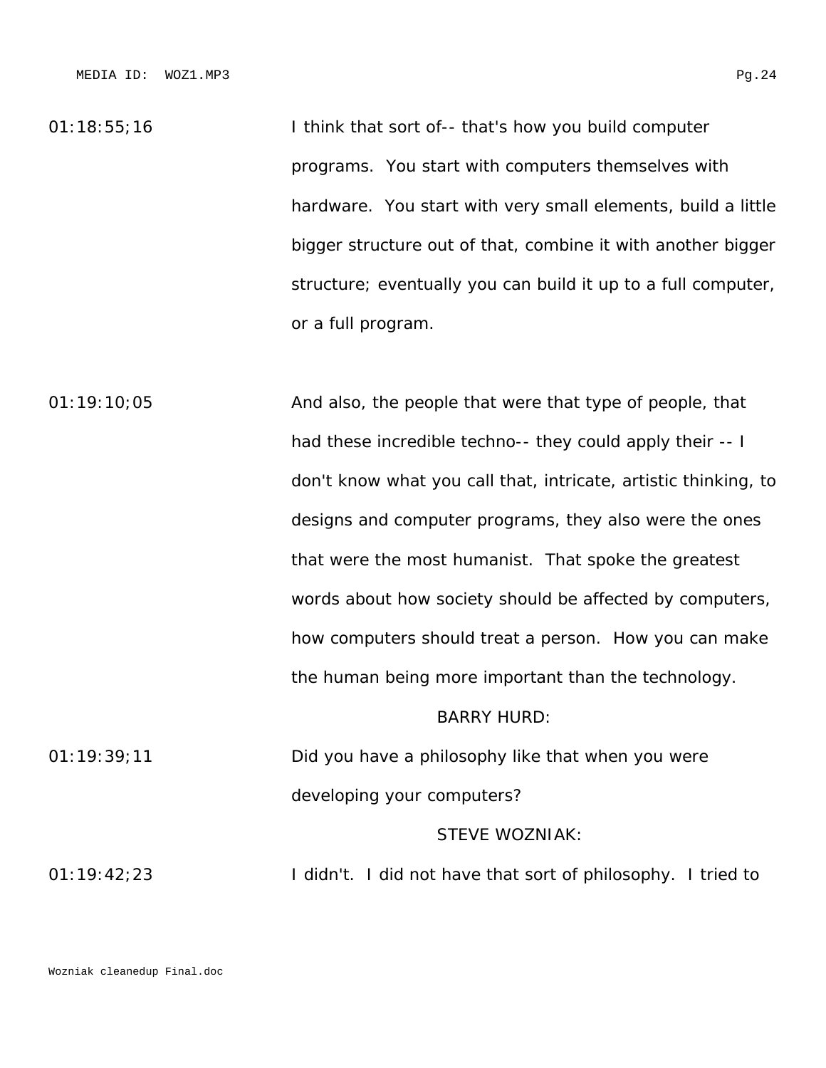01:18:55;16 I think that sort of-- that's how you build computer programs. You start with computers themselves with hardware. You start with very small elements, build a little bigger structure out of that, combine it with another bigger structure; eventually you can build it up to a full computer, or a full program.

01:19:10;05 And also, the people that were that type of people, that had these incredible techno-- they could apply their -- I don't know what you call that, intricate, artistic thinking, to designs and computer programs, they also were the ones that were the most humanist. That spoke the greatest words about how society should be affected by computers, how computers should treat a person. How you can make the human being more important than the technology.

BARRY HURD:

01:19:39;11 Did you have a philosophy like that when you were developing your computers?

STEVE WOZNIAK:

01:19:42;23 I didn't. I did not have that sort of philosophy. I tried to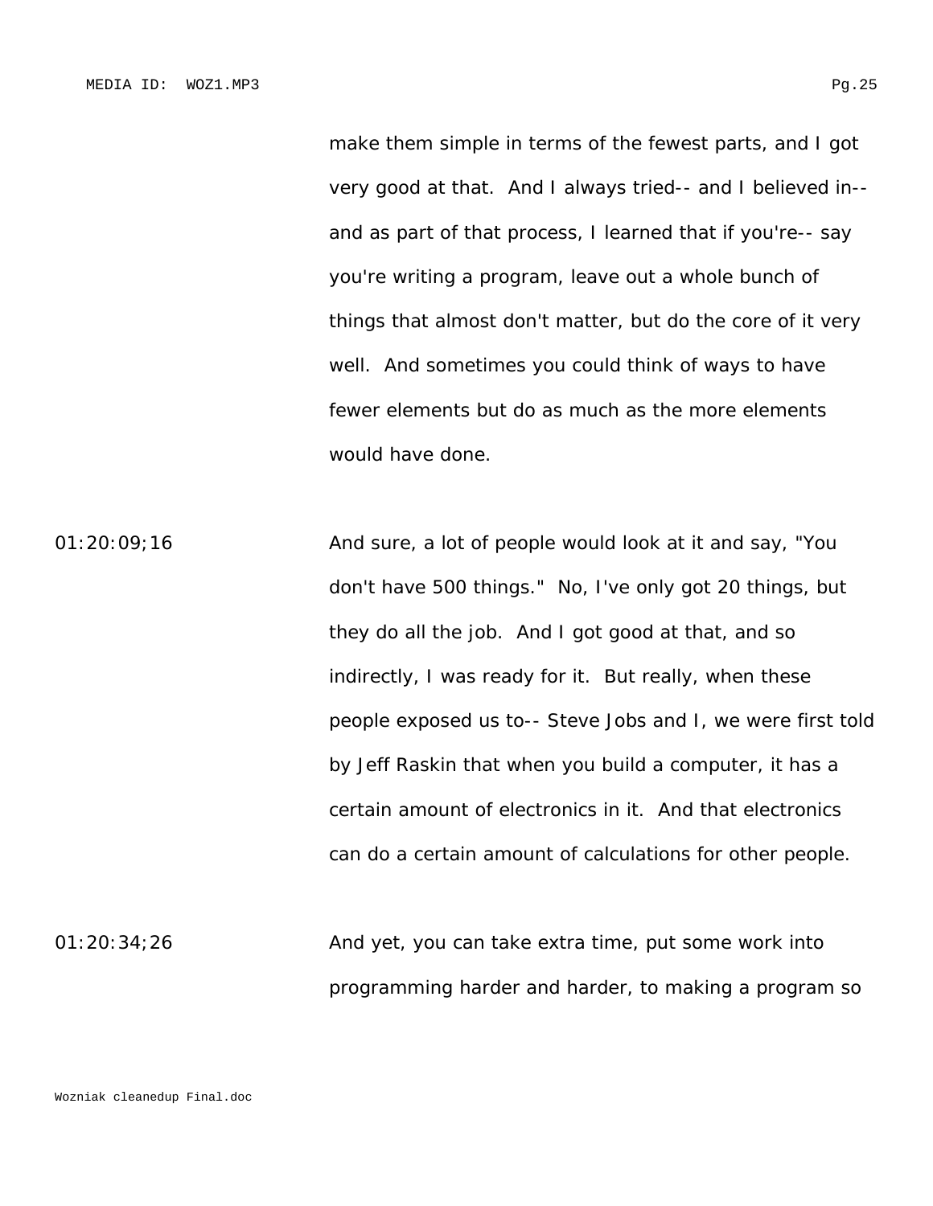make them simple in terms of the fewest parts, and I got very good at that. And I always tried-- and I believed in-- and as part of that process, I learned that if you're-- say you're writing a program, leave out a whole bunch of things that almost don't matter, but do the core of it very well. And sometimes you could think of ways to have fewer elements but do as much as the more elements would have done.

01:20:09;16 And sure, a lot of people would look at it and say, "You don't have 500 things." No, I've only got 20 things, but they do all the job. And I got good at that, and so indirectly, I was ready for it. But really, when these people exposed us to-- Steve Jobs and I, we were first told by Jeff Raskin that when you build a computer, it has a certain amount of electronics in it. And that electronics can do a certain amount of calculations for other people.

01:20:34;26 And yet, you can take extra time, put some work into programming harder and harder, to making a program so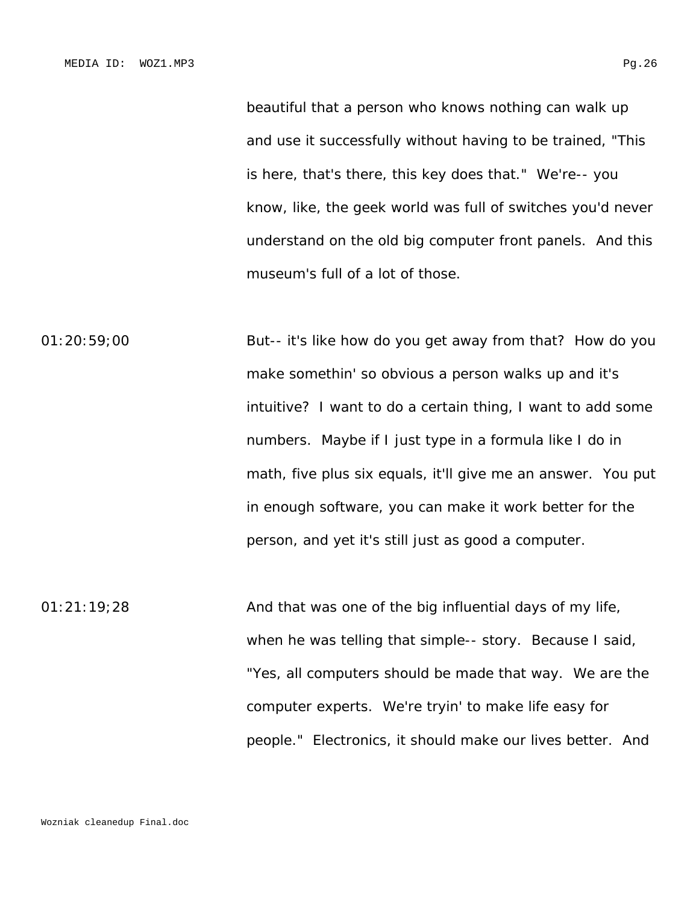beautiful that a person who knows nothing can walk up and use it successfully without having to be trained, "This is here, that's there, this key does that." We're-- you know, like, the geek world was full of switches you'd never understand on the old big computer front panels. And this museum's full of a lot of those.

01:20:59;00 But-- it's like how do you get away from that? How do you make somethin' so obvious a person walks up and it's intuitive? I want to do a certain thing, I want to add some numbers. Maybe if I just type in a formula like I do in math, five plus six equals, it'll give me an answer. You put in enough software, you can make it work better for the person, and yet it's still just as good a computer.

01:21:19;28 And that was one of the big influential days of my life, when he was telling that simple-- story. Because I said, "Yes, all computers should be made that way. We are the computer experts. We're tryin' to make life easy for people." Electronics, it should make our lives better. And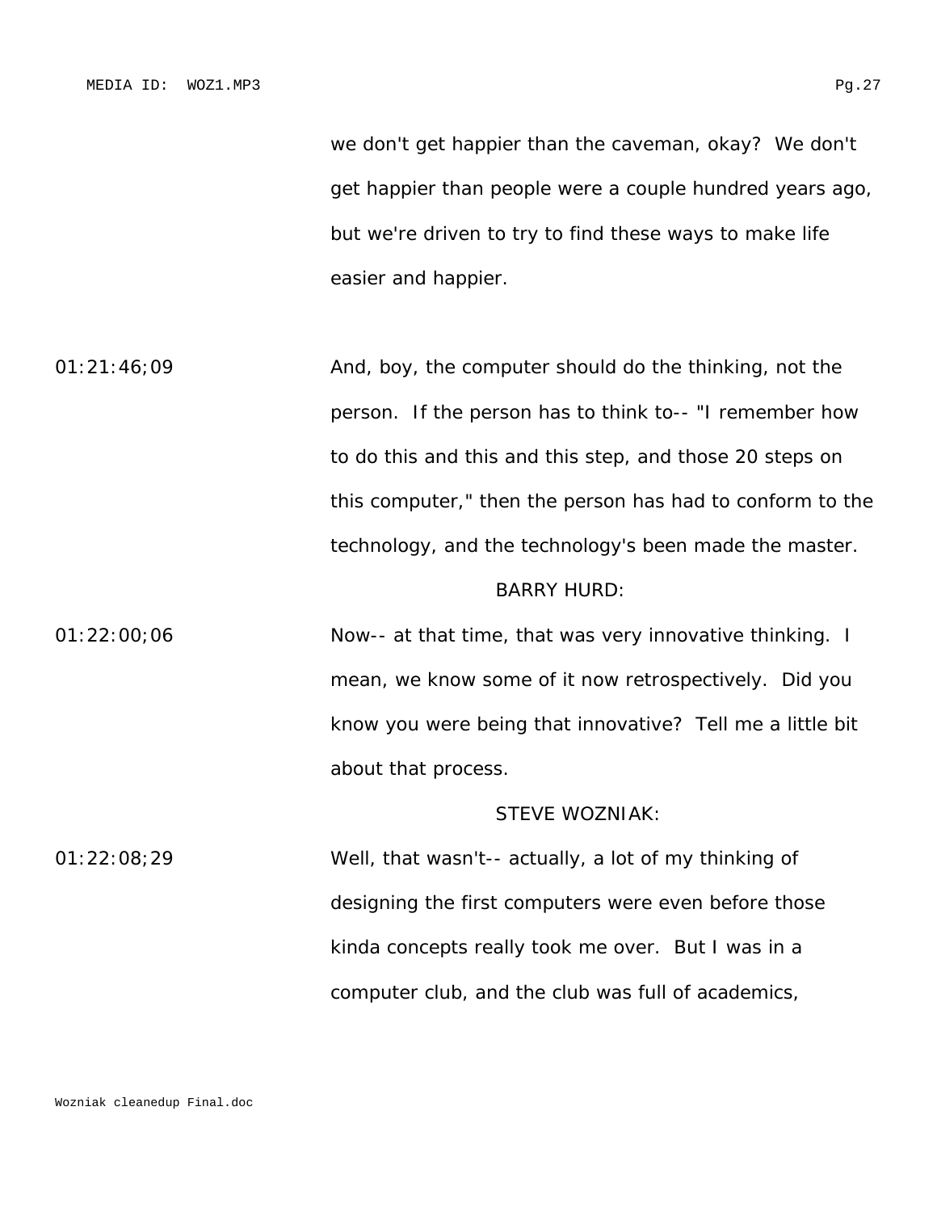we don't get happier than the caveman, okay? We don't get happier than people were a couple hundred years ago, but we're driven to try to find these ways to make life easier and happier.

01:21:46;09 And, boy, the computer should do the thinking, not the person. If the person has to think to-- "I remember how to do this and this and this step, and those 20 steps on this computer," then the person has had to conform to the technology, and the technology's been made the master.

BARRY HURD:

01:22:00;06 Now-- at that time, that was very innovative thinking. I mean, we know some of it now retrospectively. Did you know you were being that innovative? Tell me a little bit about that process.

STEVE WOZNIAK:

01:22:08;29 Well, that wasn't-- actually, a lot of my thinking of designing the first computers were even before those kinda concepts really took me over. But I was in a computer club, and the club was full of academics,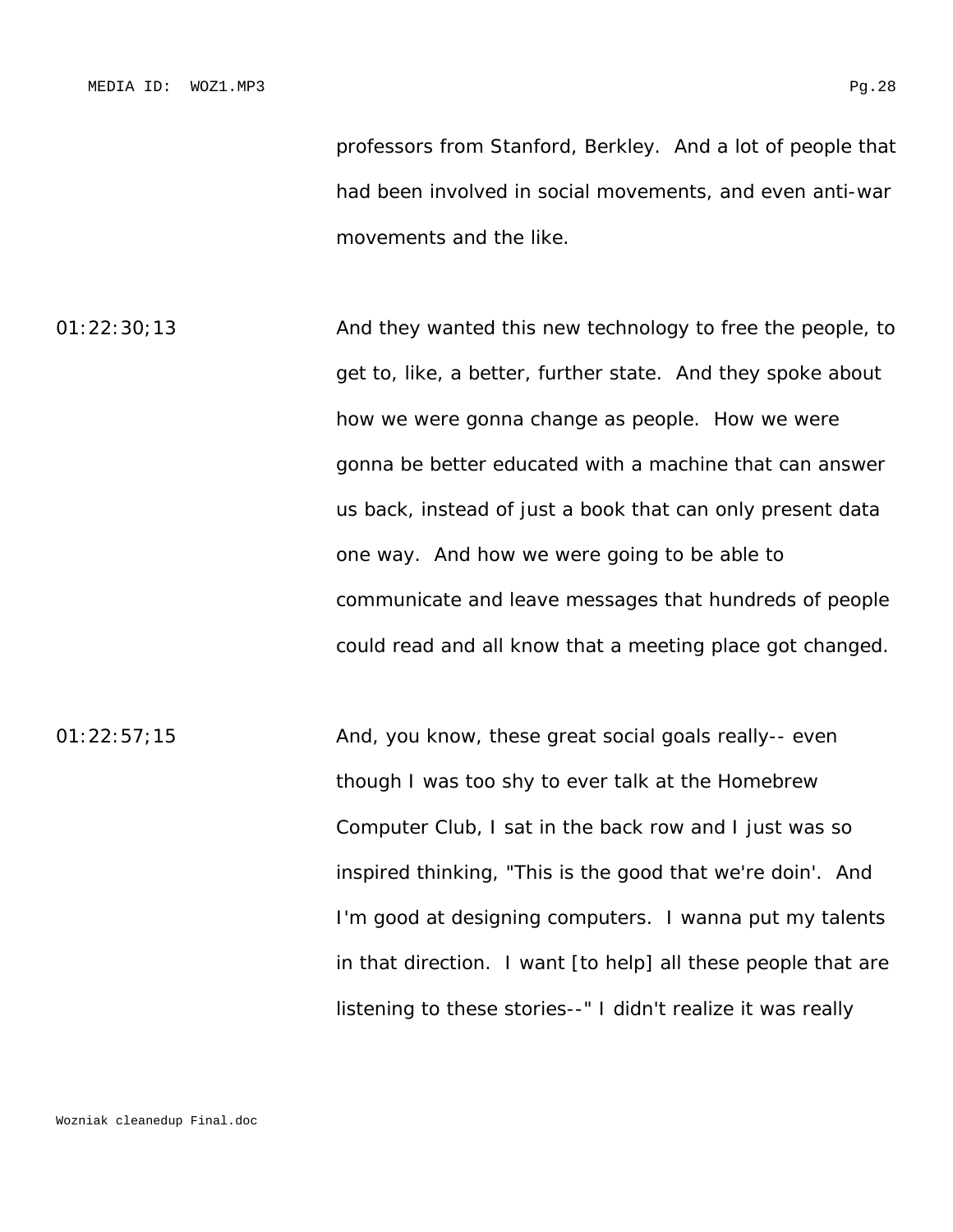professors from Stanford, Berkley. And a lot of people that had been involved in social movements, and even anti-war movements and the like.

01:22:30;13 And they wanted this new technology to free the people, to get to, like, a better, further state. And they spoke about how we were gonna change as people. How we were gonna be better educated with a machine that can answer us back, instead of just a book that can only present data one way. And how we were going to be able to communicate and leave messages that hundreds of people could read and all know that a meeting place got changed.

01:22:57;15 And, you know, these great social goals really-- even though I was too shy to ever talk at the Homebrew Computer Club, I sat in the back row and I just was so inspired thinking, "This is the good that we're doin'. And I'm good at designing computers. I wanna put my talents in that direction. I want [to help] all these people that are listening to these stories--" I didn't realize it was really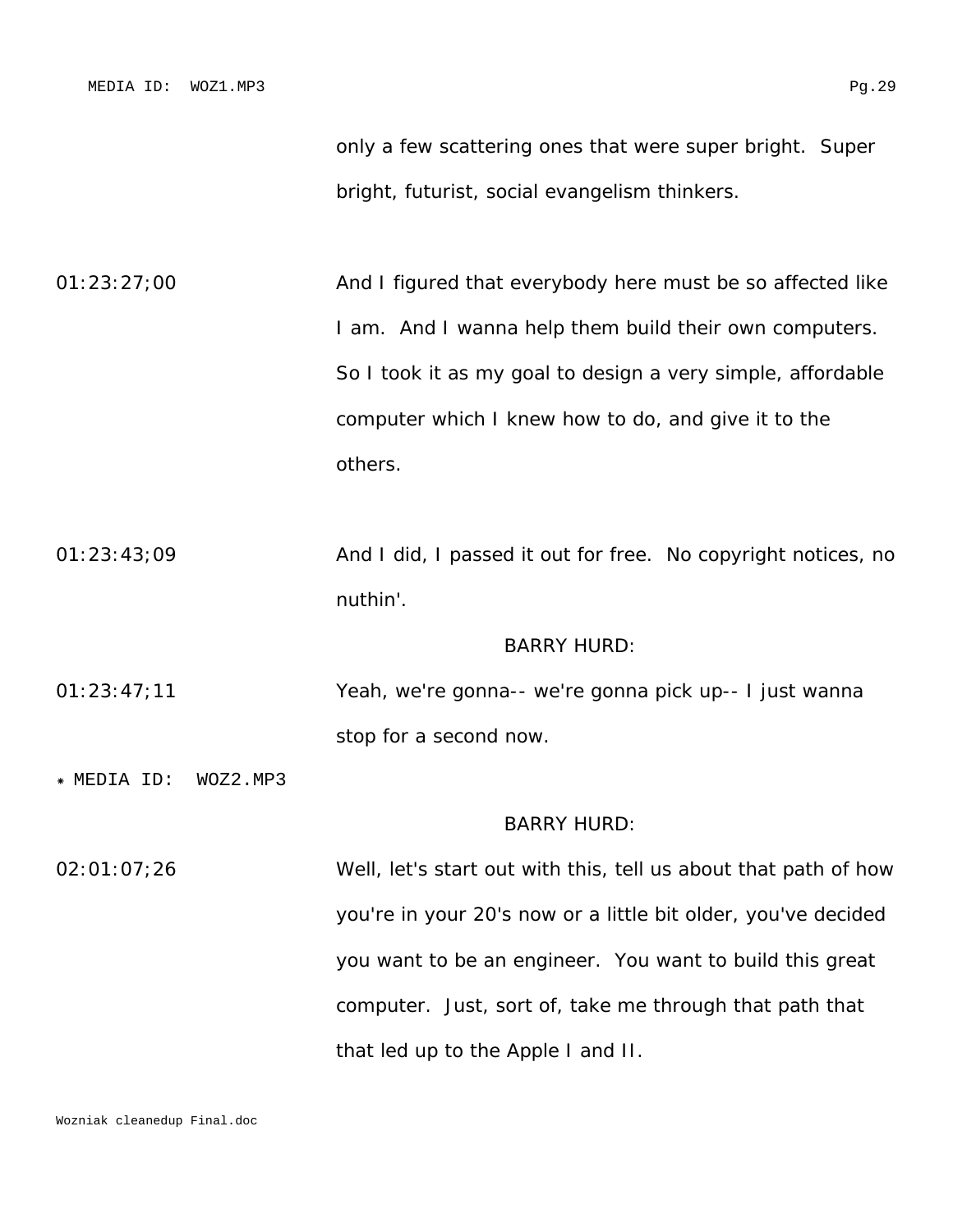only a few scattering ones that were super bright. Super bright, futurist, social evangelism thinkers.

01:23:27;00 And I figured that everybody here must be so affected like I am. And I wanna help them build their own computers. So I took it as my goal to design a very simple, affordable computer which I knew how to do, and give it to the others.

01:23:43;09 And I did, I passed it out for free. No copyright notices, no nuthin'.

BARRY HURD:

01:23:47;11 Yeah, we're gonna-- we're gonna pick up-- I just wanna stop for a second now.

* MEDIA ID: WOZ2.MP3

BARRY HURD:

02:01:07;26 Well, let's start out with this, tell us about that path of how you're in your 20's now or a little bit older, you've decided you want to be an engineer. You want to build this great computer. Just, sort of, take me through that path that that led up to the Apple I and II.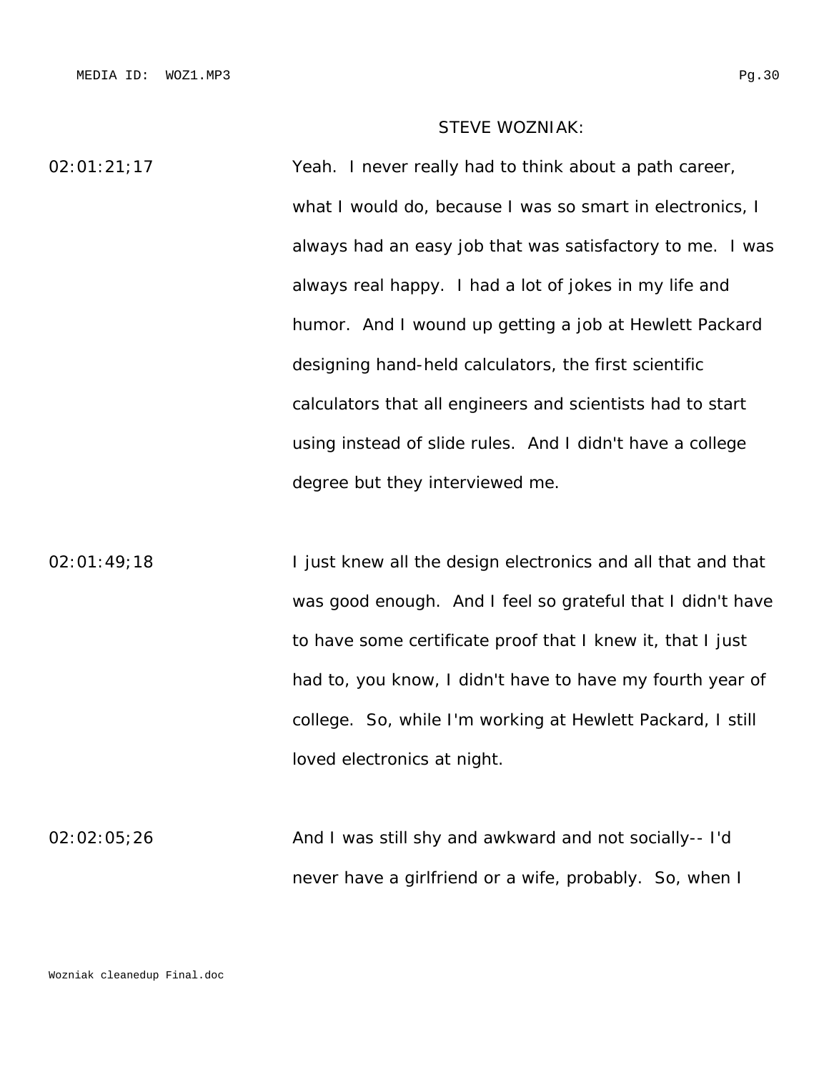STEVE WOZNIAK:

02:01:21;17 Yeah. I never really had to think about a path career, what I would do, because I was so smart in electronics, I always had an easy job that was satisfactory to me. I was always real happy. I had a lot of jokes in my life and humor. And I wound up getting a job at Hewlett Packard designing hand-held calculators, the first scientific calculators that all engineers and scientists had to start using instead of slide rules. And I didn't have a college degree but they interviewed me.

02:01:49;18 I just knew all the design electronics and all that and that was good enough. And I feel so grateful that I didn't have to have some certificate proof that I knew it, that I just had to, you know, I didn't have to have my fourth year of college. So, while I'm working at Hewlett Packard, I still loved electronics at night.

02:02:05;26 And I was still shy and awkward and not socially-- I'd never have a girlfriend or a wife, probably. So, when I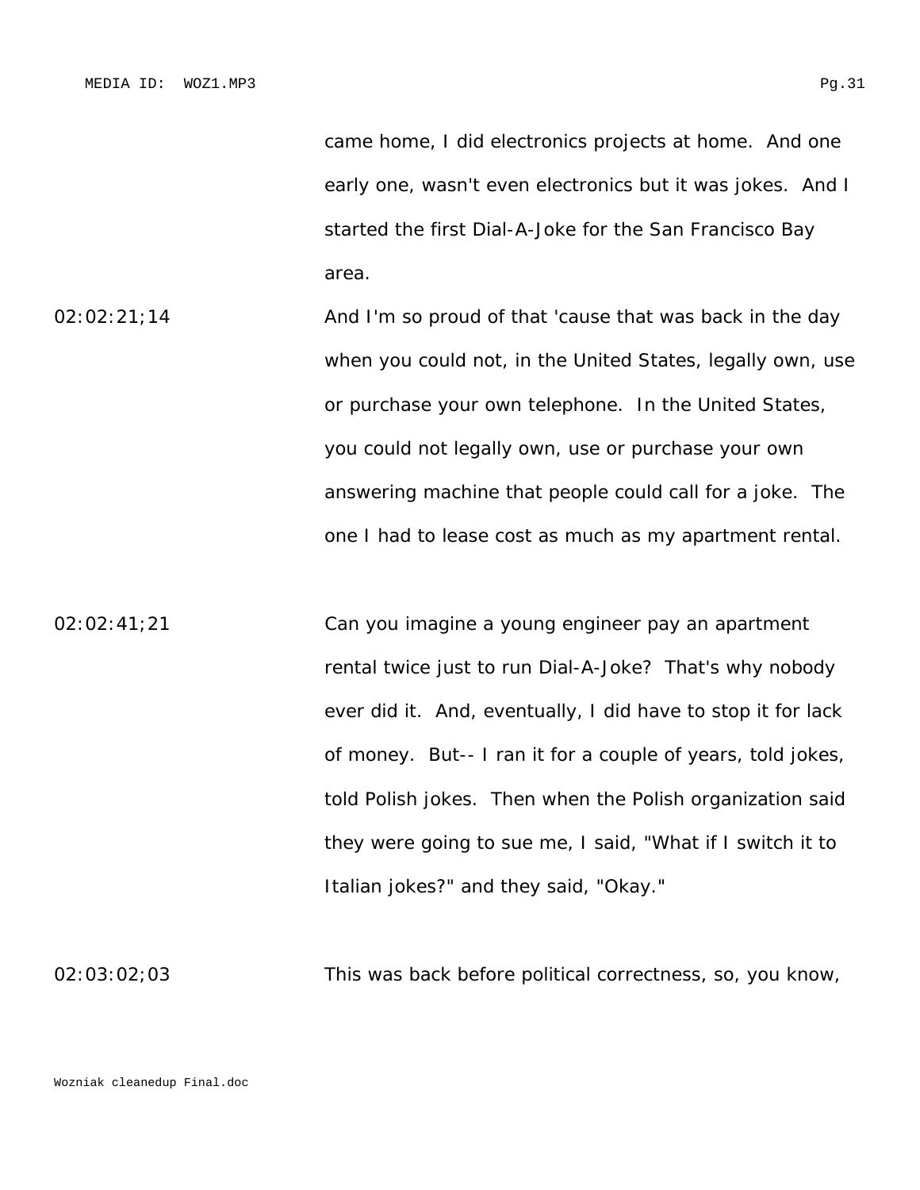came home, I did electronics projects at home. And one early one, wasn't even electronics but it was jokes. And I started the first Dial-A-Joke for the San Francisco Bay area.

02:02:21;14 And I'm so proud of that 'cause that was back in the day when you could not, in the United States, legally own, use or purchase your own telephone. In the United States, you could not legally own, use or purchase your own answering machine that people could call for a joke. The one I had to lease cost as much as my apartment rental.

02:02:41;21 Can you imagine a young engineer pay an apartment rental twice just to run Dial-A-Joke? That's why nobody ever did it. And, eventually, I did have to stop it for lack of money. But-- I ran it for a couple of years, told jokes, told Polish jokes. Then when the Polish organization said they were going to sue me, I said, "What if I switch it to Italian jokes?" and they said, "Okay."

02:03:02;03 This was back before political correctness, so, you know,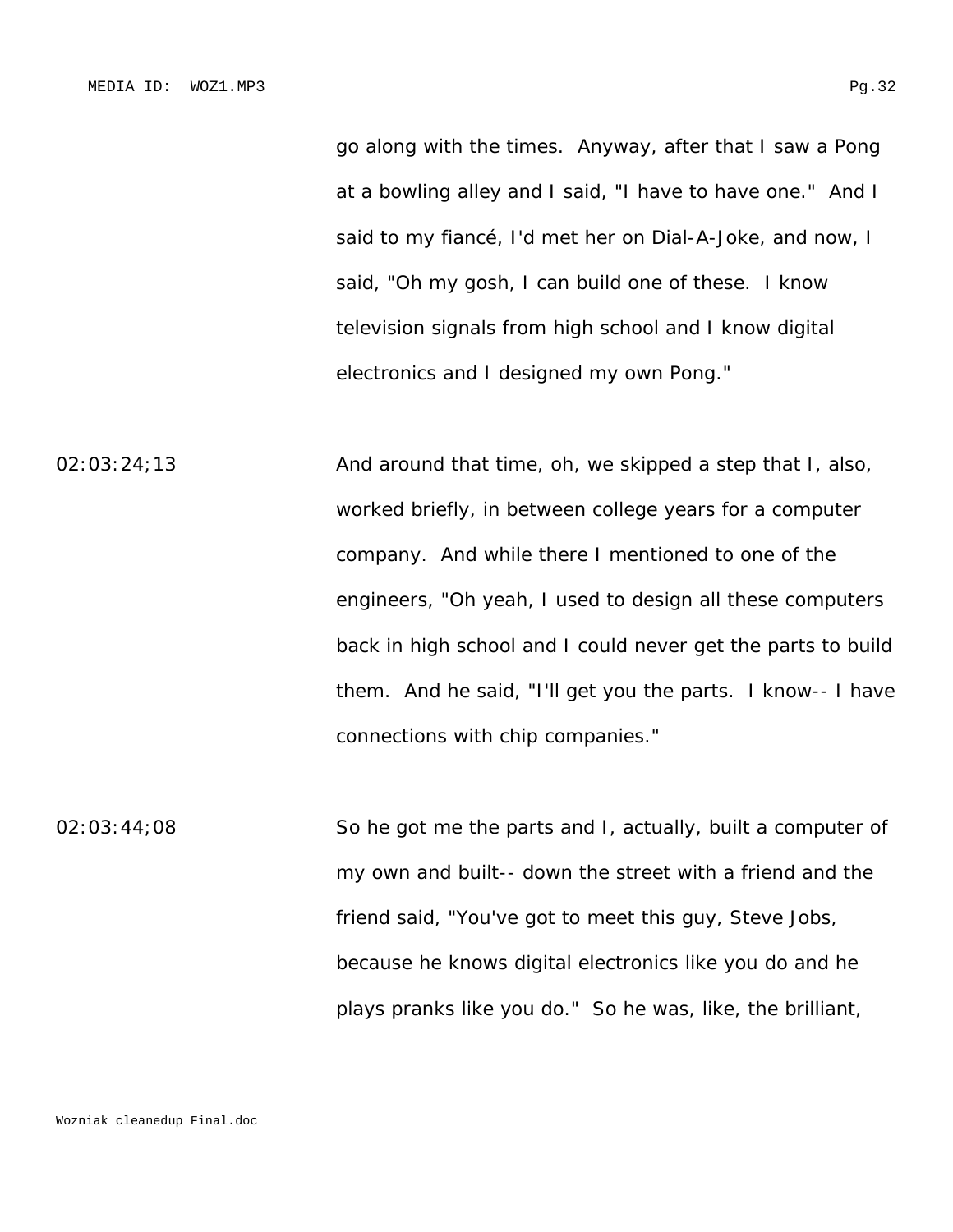go along with the times.  Anyway, after that I saw a Pong at a bowling alley and I said, "I have to have one."  And I said to my fiancé, I'd met her on Dial-A-Joke, and now, I said, "Oh my gosh, I can build one of these.  I know television signals from high school and I know digital electronics and I designed my own Pong."

02:03:24;13 — And around that time, oh, we skipped a step that I, also, worked briefly, in between college years for a computer company.  And while there I mentioned to one of the engineers, "Oh yeah, I used to design all these computers back in high school and I could never get the parts to build them.  And he said, "I'll get you the parts.  I know-- I have connections with chip companies."

02:03:44;08 — So he got me the parts and I, actually, built a computer of my own and built-- down the street with a friend and the friend said, "You've got to meet this guy, Steve Jobs, because he knows digital electronics like you do and he plays pranks like you do."  So he was, like, the brilliant,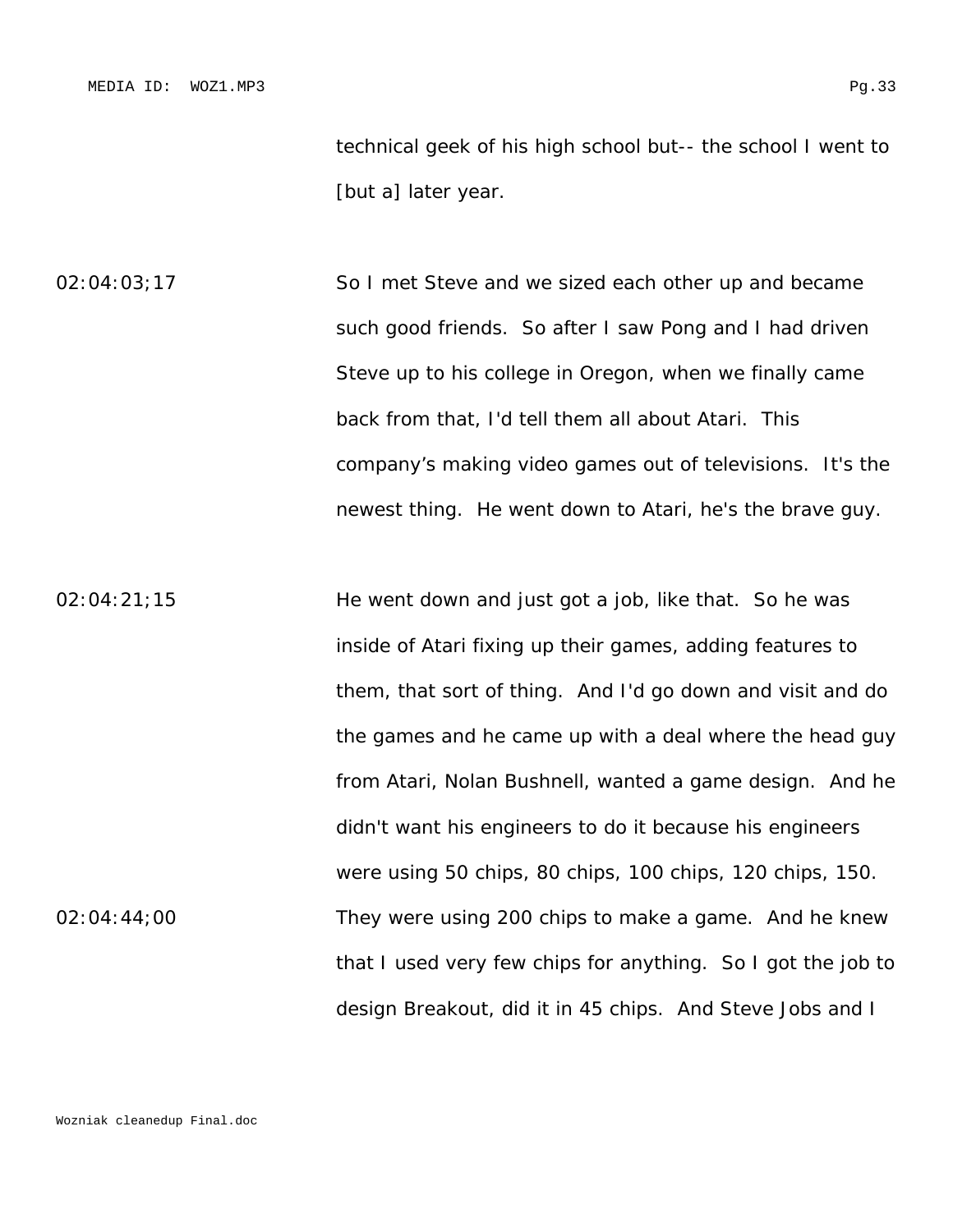technical geek of his high school but-- the school I went to [but a] later year.

02:04:03;17 So I met Steve and we sized each other up and became such good friends. So after I saw Pong and I had driven Steve up to his college in Oregon, when we finally came back from that, I'd tell them all about Atari. This company's making video games out of televisions. It's the newest thing. He went down to Atari, he's the brave guy.

02:04:21;15 He went down and just got a job, like that. So he was inside of Atari fixing up their games, adding features to them, that sort of thing. And I'd go down and visit and do the games and he came up with a deal where the head guy from Atari, Nolan Bushnell, wanted a game design. And he didn't want his engineers to do it because his engineers were using 50 chips, 80 chips, 100 chips, 120 chips, 150.

02:04:44;00 They were using 200 chips to make a game. And he knew that I used very few chips for anything. So I got the job to design Breakout, did it in 45 chips. And Steve Jobs and I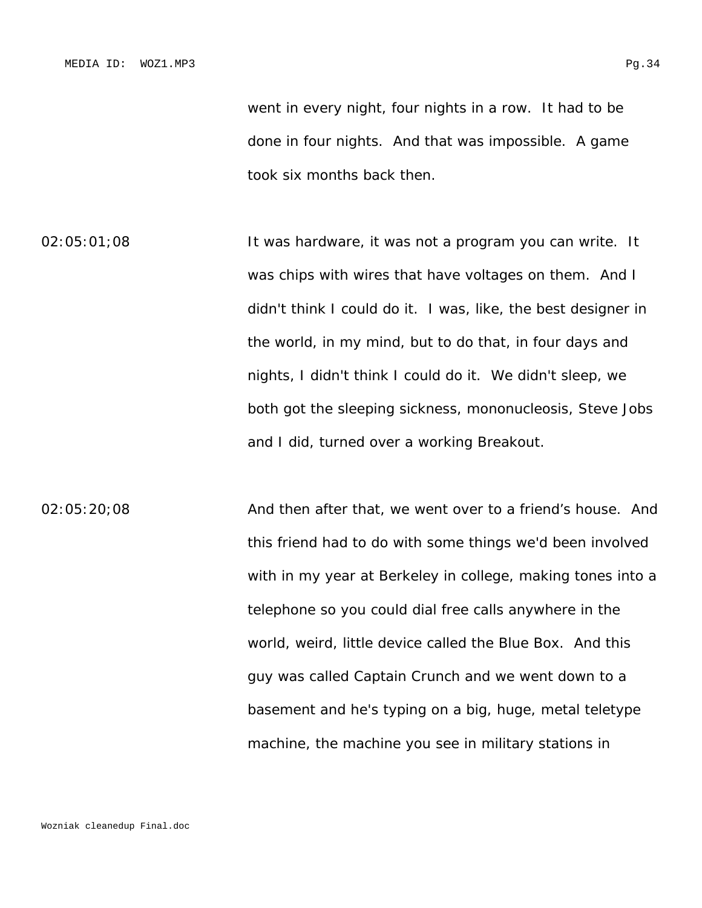went in every night, four nights in a row. It had to be done in four nights. And that was impossible. A game took six months back then.

02:05:01;08 It was hardware, it was not a program you can write. It was chips with wires that have voltages on them. And I didn't think I could do it. I was, like, the best designer in the world, in my mind, but to do that, in four days and nights, I didn't think I could do it. We didn't sleep, we both got the sleeping sickness, mononucleosis, Steve Jobs and I did, turned over a working Breakout.

02:05:20;08 And then after that, we went over to a friend's house. And this friend had to do with some things we'd been involved with in my year at Berkeley in college, making tones into a telephone so you could dial free calls anywhere in the world, weird, little device called the Blue Box. And this guy was called Captain Crunch and we went down to a basement and he's typing on a big, huge, metal teletype machine, the machine you see in military stations in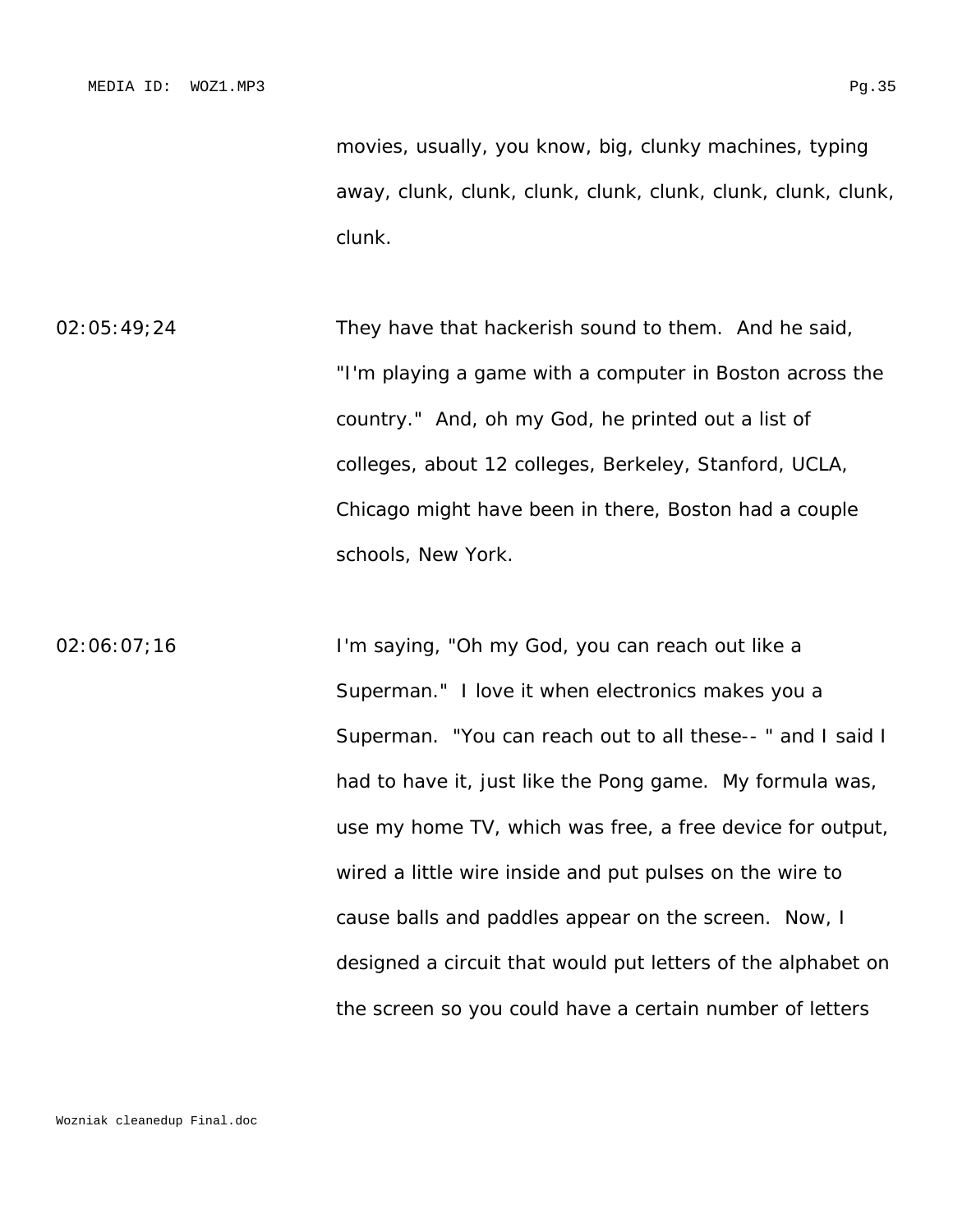movies, usually, you know, big, clunky machines, typing away, clunk, clunk, clunk, clunk, clunk, clunk, clunk, clunk, clunk.

02:05:49;24 They have that hackerish sound to them. And he said, "I'm playing a game with a computer in Boston across the country." And, oh my God, he printed out a list of colleges, about 12 colleges, Berkeley, Stanford, UCLA, Chicago might have been in there, Boston had a couple schools, New York.

02:06:07;16 I'm saying, "Oh my God, you can reach out like a Superman." I love it when electronics makes you a Superman. "You can reach out to all these-- " and I said I had to have it, just like the Pong game. My formula was, use my home TV, which was free, a free device for output, wired a little wire inside and put pulses on the wire to cause balls and paddles appear on the screen. Now, I designed a circuit that would put letters of the alphabet on the screen so you could have a certain number of letters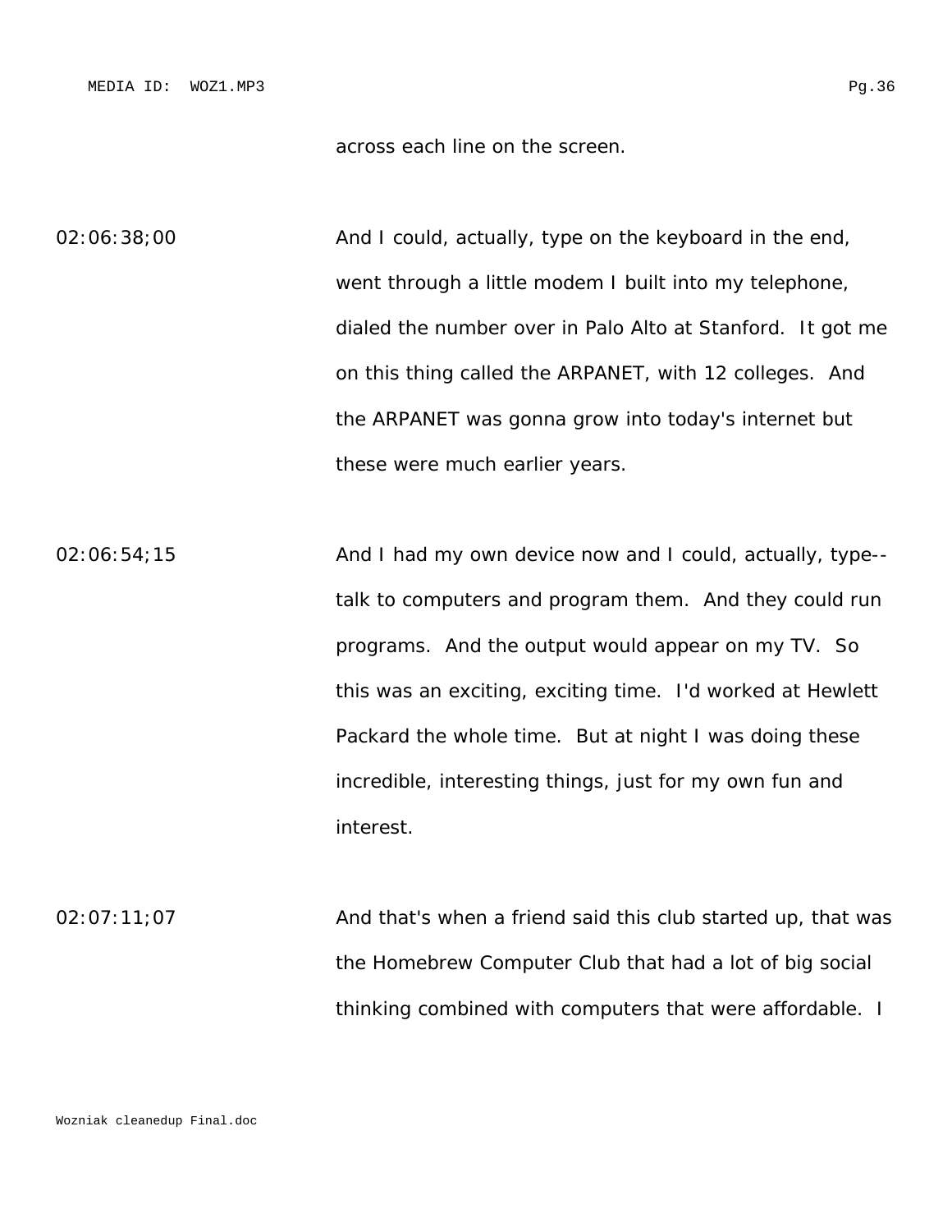across each line on the screen.

02:06:38;00 And I could, actually, type on the keyboard in the end, went through a little modem I built into my telephone, dialed the number over in Palo Alto at Stanford. It got me on this thing called the ARPANET, with 12 colleges. And the ARPANET was gonna grow into today's internet but these were much earlier years.

02:06:54;15 And I had my own device now and I could, actually, type-- talk to computers and program them. And they could run programs. And the output would appear on my TV. So this was an exciting, exciting time. I'd worked at Hewlett Packard the whole time. But at night I was doing these incredible, interesting things, just for my own fun and interest.

02:07:11;07 And that's when a friend said this club started up, that was the Homebrew Computer Club that had a lot of big social thinking combined with computers that were affordable. I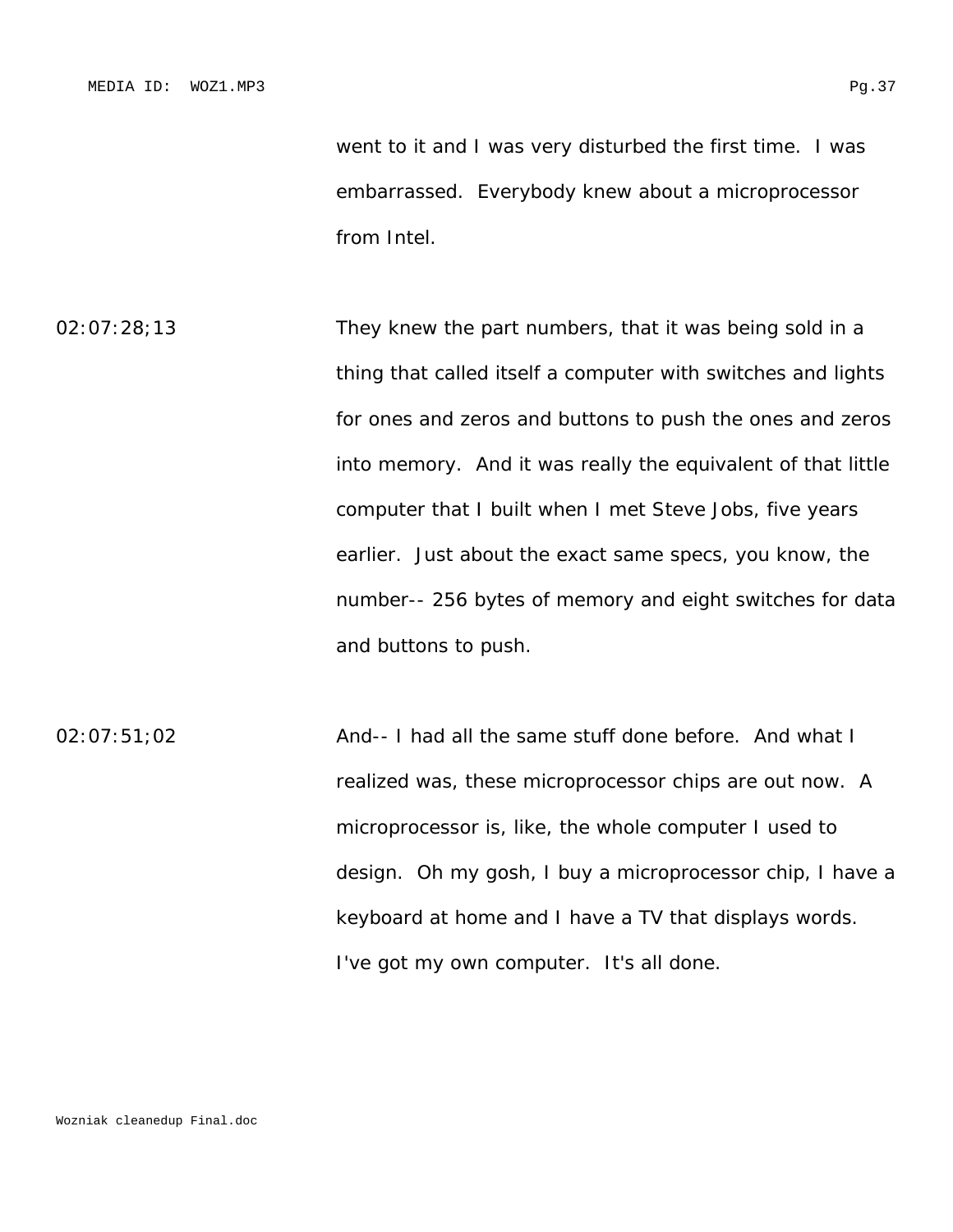went to it and I was very disturbed the first time. I was embarrassed. Everybody knew about a microprocessor from Intel.

02:07:28;13 They knew the part numbers, that it was being sold in a thing that called itself a computer with switches and lights for ones and zeros and buttons to push the ones and zeros into memory. And it was really the equivalent of that little computer that I built when I met Steve Jobs, five years earlier. Just about the exact same specs, you know, the number-- 256 bytes of memory and eight switches for data and buttons to push.

02:07:51;02 And-- I had all the same stuff done before. And what I realized was, these microprocessor chips are out now. A microprocessor is, like, the whole computer I used to design. Oh my gosh, I buy a microprocessor chip, I have a keyboard at home and I have a TV that displays words. I've got my own computer. It's all done.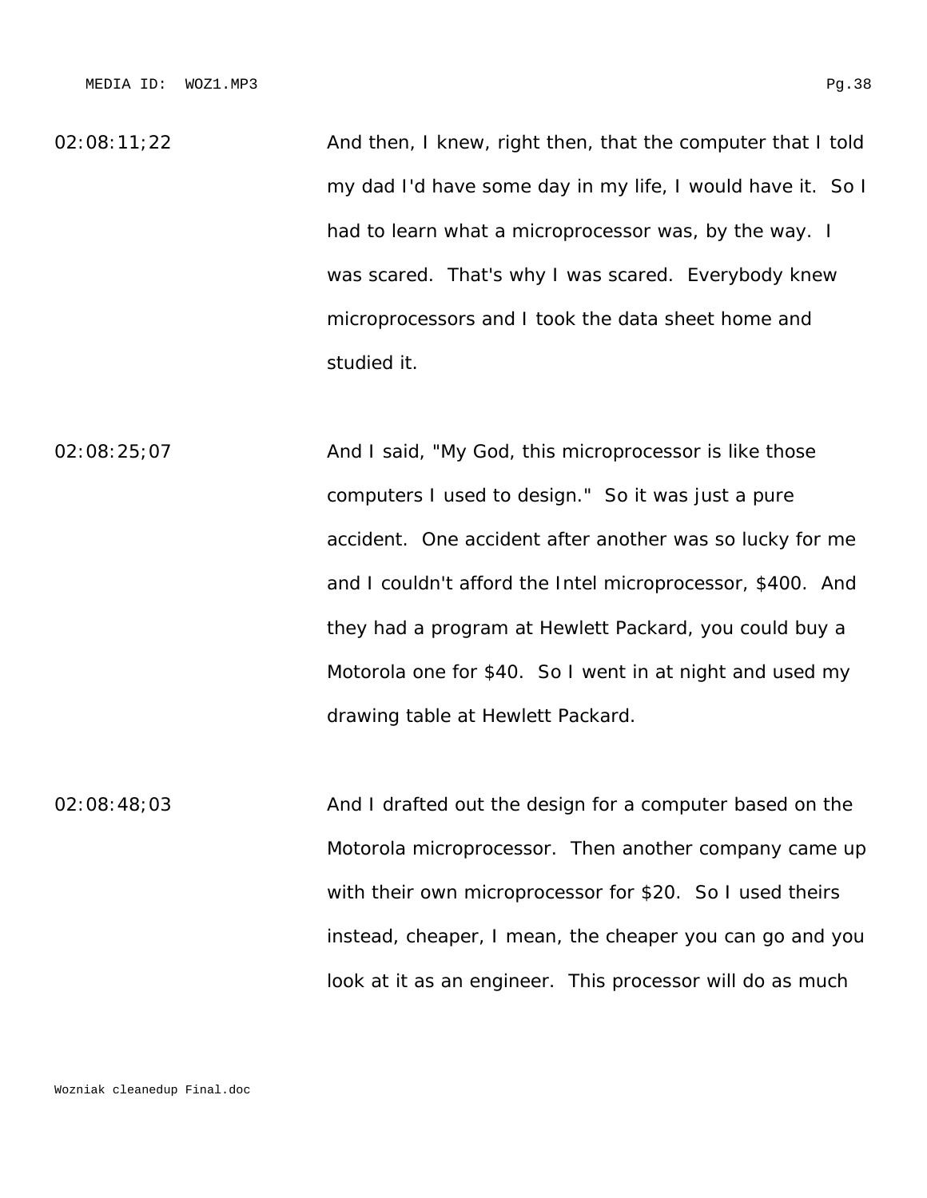02:08:11;22 And then, I knew, right then, that the computer that I told my dad I'd have some day in my life, I would have it. So I had to learn what a microprocessor was, by the way. I was scared. That's why I was scared. Everybody knew microprocessors and I took the data sheet home and studied it.

02:08:25;07 And I said, "My God, this microprocessor is like those computers I used to design." So it was just a pure accident. One accident after another was so lucky for me and I couldn't afford the Intel microprocessor, $400. And they had a program at Hewlett Packard, you could buy a Motorola one for $40. So I went in at night and used my drawing table at Hewlett Packard.

02:08:48;03 And I drafted out the design for a computer based on the Motorola microprocessor. Then another company came up with their own microprocessor for $20. So I used theirs instead, cheaper, I mean, the cheaper you can go and you look at it as an engineer. This processor will do as much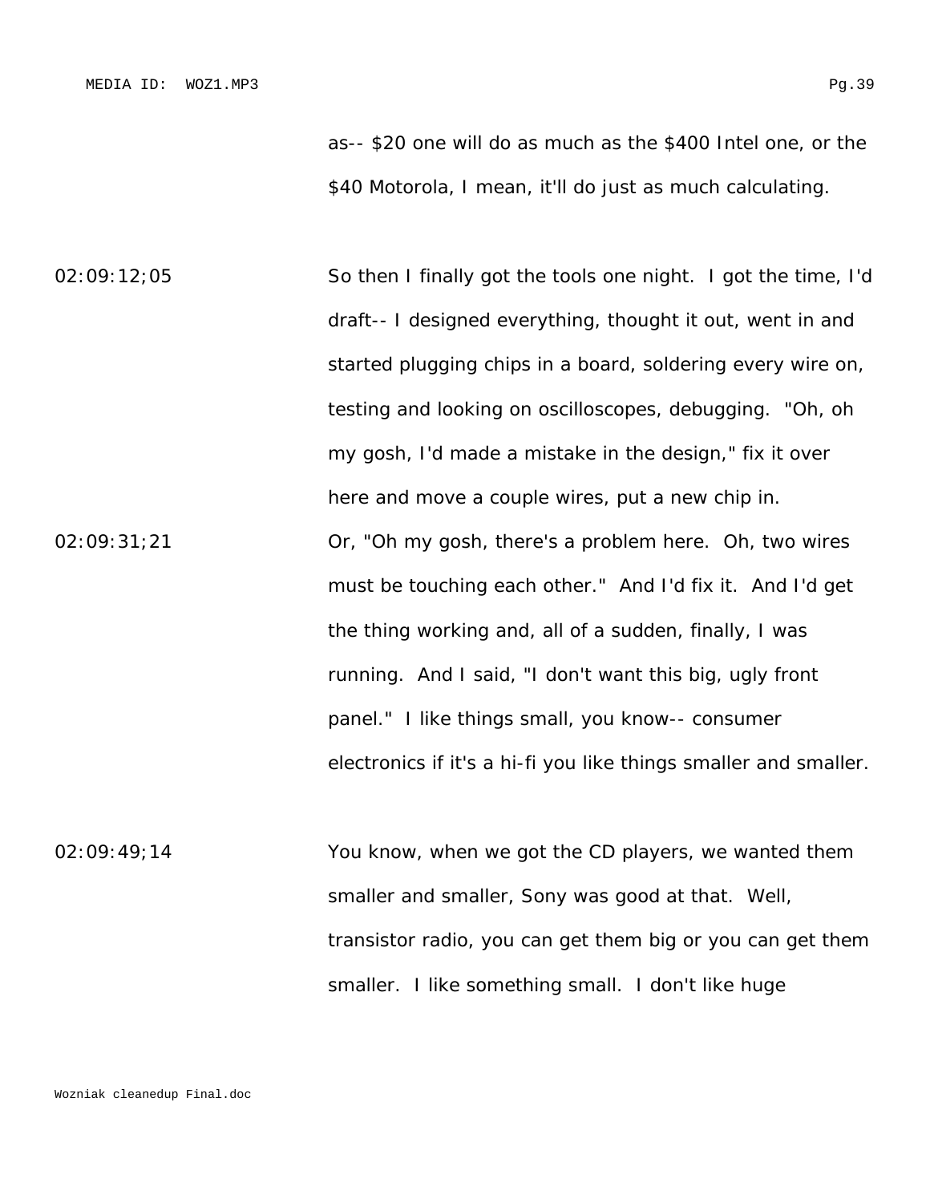as-- $20 one will do as much as the $400 Intel one, or the $40 Motorola, I mean, it'll do just as much calculating.

02:09:12;05 So then I finally got the tools one night. I got the time, I'd draft-- I designed everything, thought it out, went in and started plugging chips in a board, soldering every wire on, testing and looking on oscilloscopes, debugging. "Oh, oh my gosh, I'd made a mistake in the design," fix it over here and move a couple wires, put a new chip in.

02:09:31;21 Or, "Oh my gosh, there's a problem here. Oh, two wires must be touching each other." And I'd fix it. And I'd get the thing working and, all of a sudden, finally, I was running. And I said, "I don't want this big, ugly front panel." I like things small, you know-- consumer electronics if it's a hi-fi you like things smaller and smaller.

02:09:49;14 You know, when we got the CD players, we wanted them smaller and smaller, Sony was good at that. Well, transistor radio, you can get them big or you can get them smaller. I like something small. I don't like huge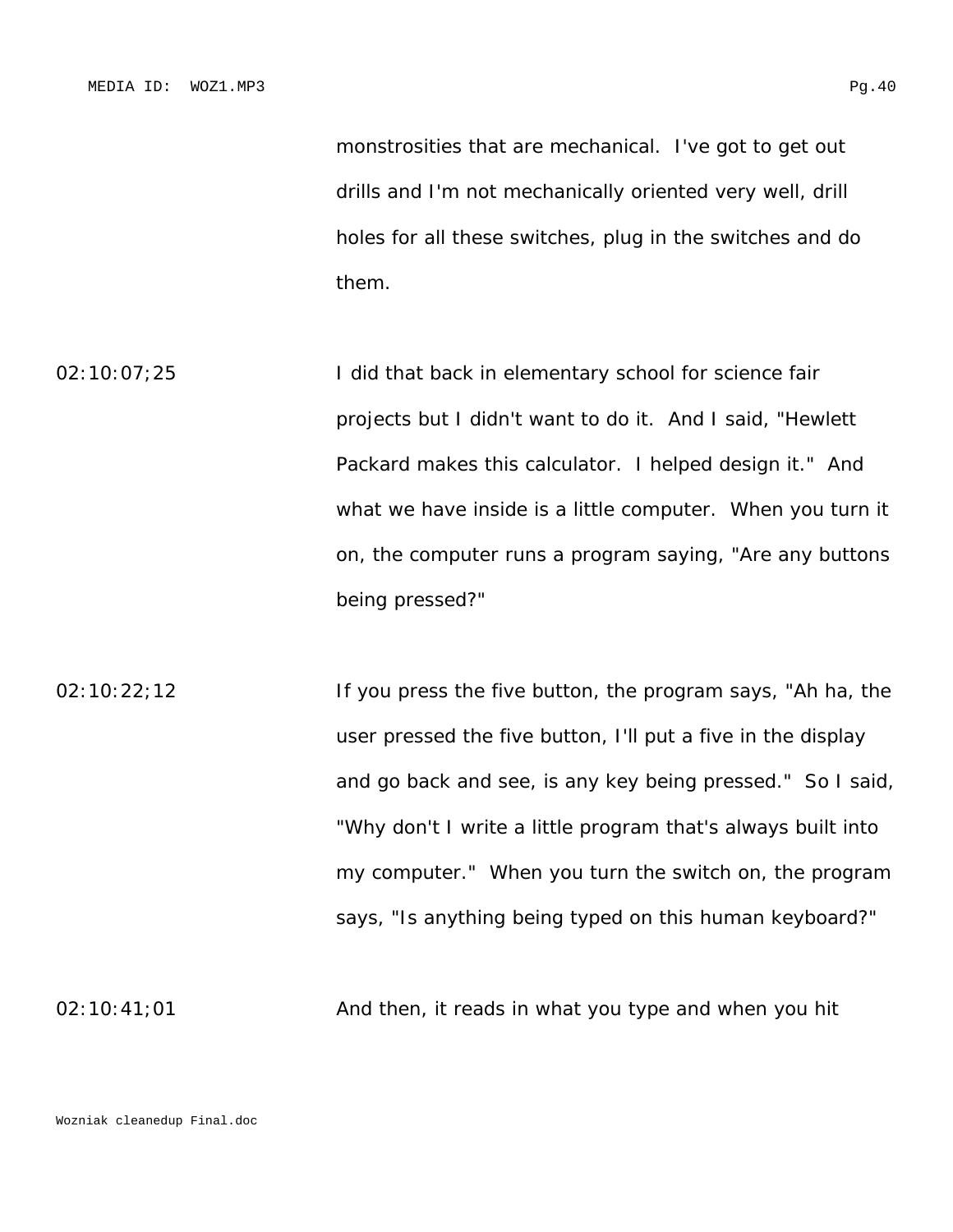monstrosities that are mechanical. I've got to get out drills and I'm not mechanically oriented very well, drill holes for all these switches, plug in the switches and do them.

02:10:07;25 I did that back in elementary school for science fair projects but I didn't want to do it. And I said, "Hewlett Packard makes this calculator. I helped design it." And what we have inside is a little computer. When you turn it on, the computer runs a program saying, "Are any buttons being pressed?"

02:10:22;12 If you press the five button, the program says, "Ah ha, the user pressed the five button, I'll put a five in the display and go back and see, is any key being pressed." So I said, "Why don't I write a little program that's always built into my computer." When you turn the switch on, the program says, "Is anything being typed on this human keyboard?"

02:10:41;01 And then, it reads in what you type and when you hit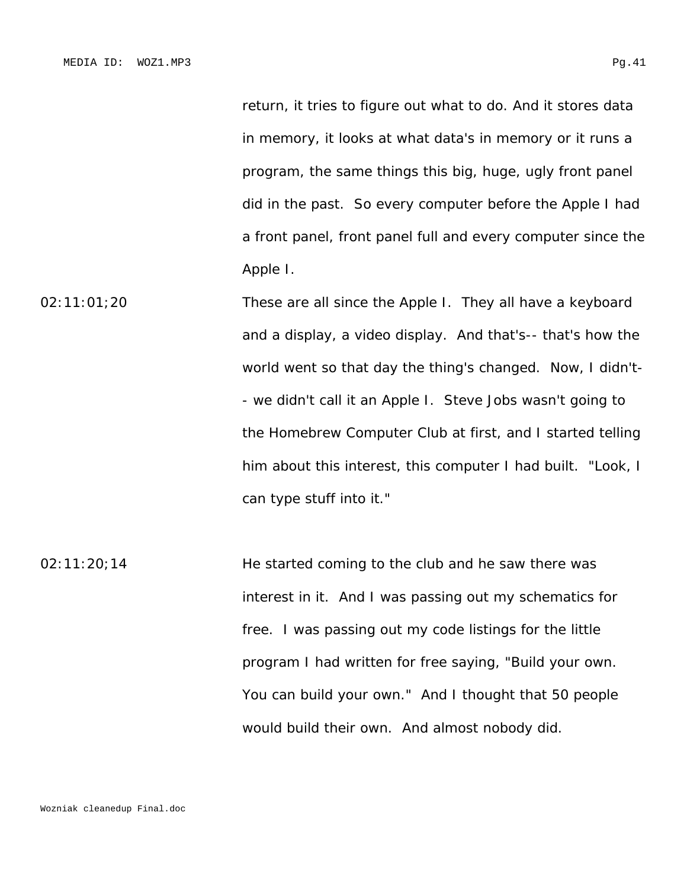return, it tries to figure out what to do. And it stores data in memory, it looks at what data's in memory or it runs a program, the same things this big, huge, ugly front panel did in the past. So every computer before the Apple I had a front panel, front panel full and every computer since the Apple I.

02:11:01;20 These are all since the Apple I. They all have a keyboard and a display, a video display. And that's-- that's how the world went so that day the thing's changed. Now, I didn't-- we didn't call it an Apple I. Steve Jobs wasn't going to the Homebrew Computer Club at first, and I started telling him about this interest, this computer I had built. "Look, I can type stuff into it."

02:11:20;14 He started coming to the club and he saw there was interest in it. And I was passing out my schematics for free. I was passing out my code listings for the little program I had written for free saying, "Build your own. You can build your own." And I thought that 50 people would build their own. And almost nobody did.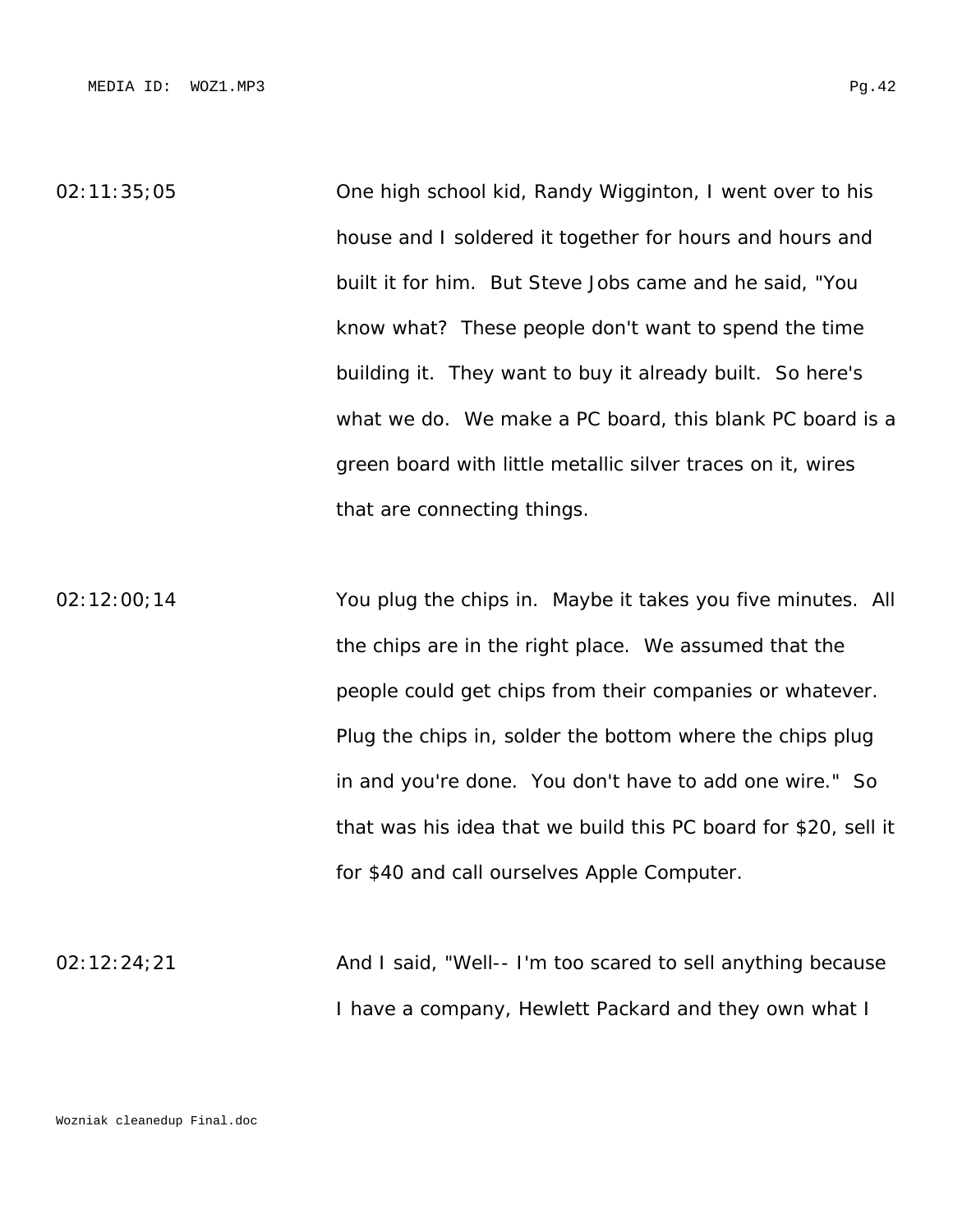02:11:35;05 One high school kid, Randy Wigginton, I went over to his house and I soldered it together for hours and hours and built it for him. But Steve Jobs came and he said, "You know what? These people don't want to spend the time building it. They want to buy it already built. So here's what we do. We make a PC board, this blank PC board is a green board with little metallic silver traces on it, wires that are connecting things.

02:12:00;14 You plug the chips in. Maybe it takes you five minutes. All the chips are in the right place. We assumed that the people could get chips from their companies or whatever. Plug the chips in, solder the bottom where the chips plug in and you're done. You don't have to add one wire." So that was his idea that we build this PC board for $20, sell it for $40 and call ourselves Apple Computer.

02:12:24;21 And I said, "Well-- I'm too scared to sell anything because I have a company, Hewlett Packard and they own what I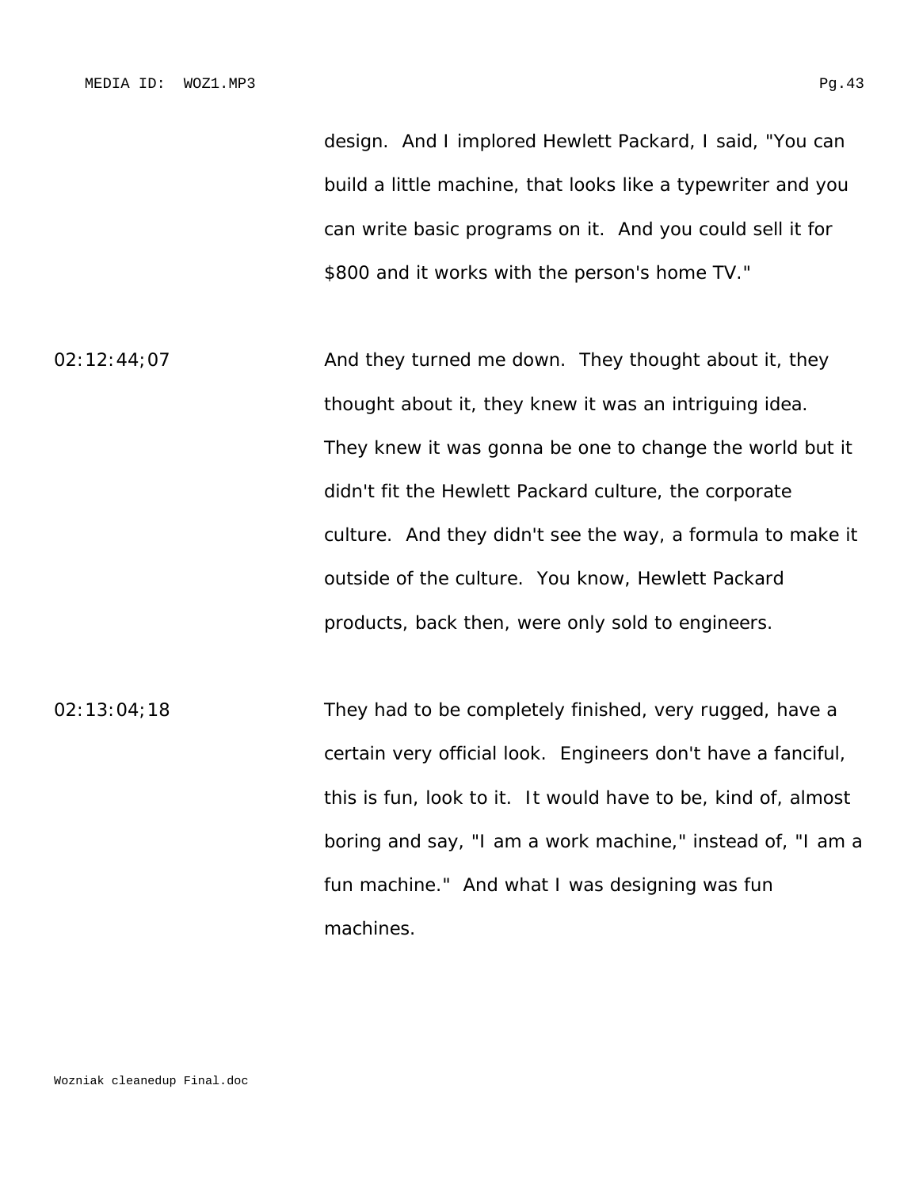design. And I implored Hewlett Packard, I said, "You can build a little machine, that looks like a typewriter and you can write basic programs on it. And you could sell it for $800 and it works with the person's home TV."

02:12:44;07 And they turned me down. They thought about it, they thought about it, they knew it was an intriguing idea. They knew it was gonna be one to change the world but it didn't fit the Hewlett Packard culture, the corporate culture. And they didn't see the way, a formula to make it outside of the culture. You know, Hewlett Packard products, back then, were only sold to engineers.

02:13:04;18 They had to be completely finished, very rugged, have a certain very official look. Engineers don't have a fanciful, this is fun, look to it. It would have to be, kind of, almost boring and say, "I am a work machine," instead of, "I am a fun machine." And what I was designing was fun machines.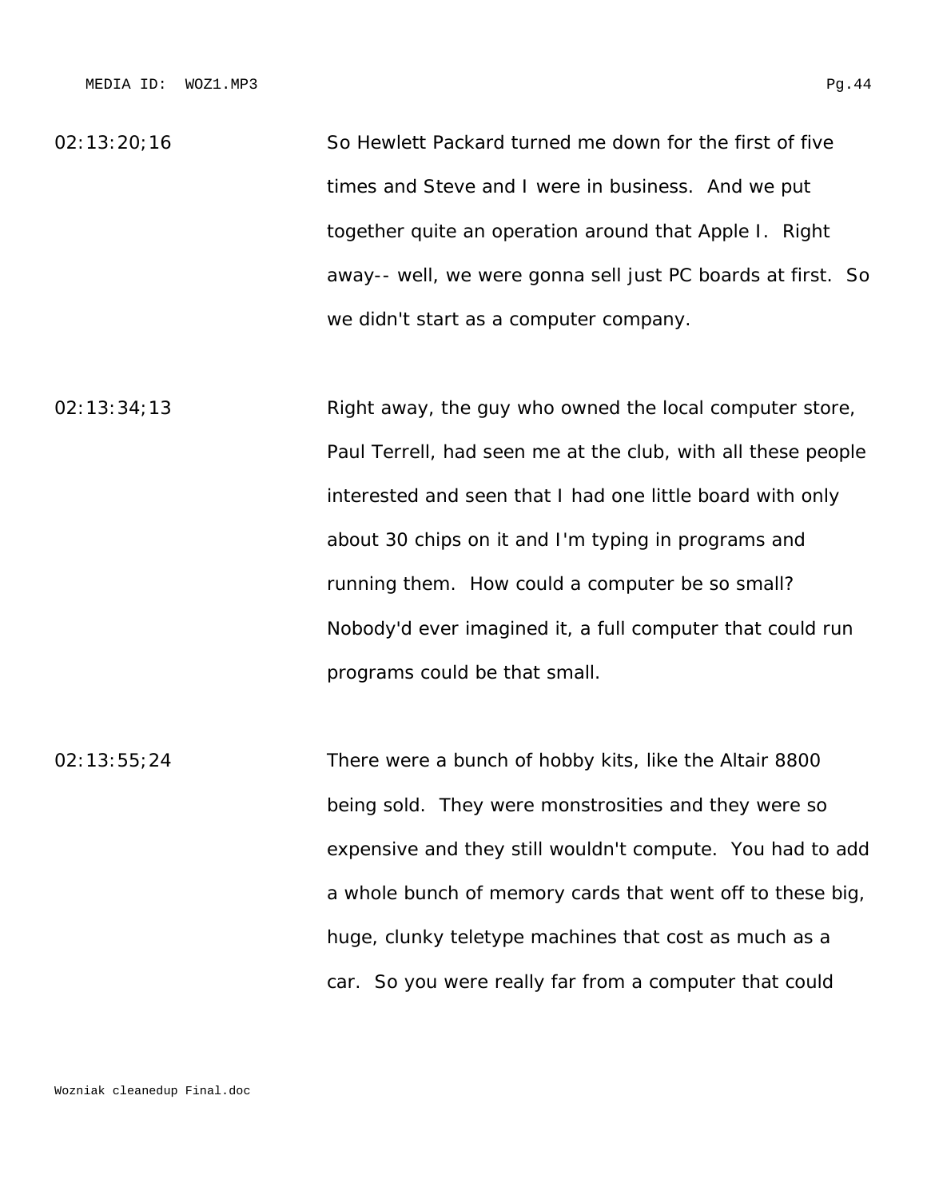02:13:20;16 So Hewlett Packard turned me down for the first of five times and Steve and I were in business. And we put together quite an operation around that Apple I. Right away-- well, we were gonna sell just PC boards at first. So we didn't start as a computer company.

02:13:34;13 Right away, the guy who owned the local computer store, Paul Terrell, had seen me at the club, with all these people interested and seen that I had one little board with only about 30 chips on it and I'm typing in programs and running them. How could a computer be so small? Nobody'd ever imagined it, a full computer that could run programs could be that small.

02:13:55;24 There were a bunch of hobby kits, like the Altair 8800 being sold. They were monstrosities and they were so expensive and they still wouldn't compute. You had to add a whole bunch of memory cards that went off to these big, huge, clunky teletype machines that cost as much as a car. So you were really far from a computer that could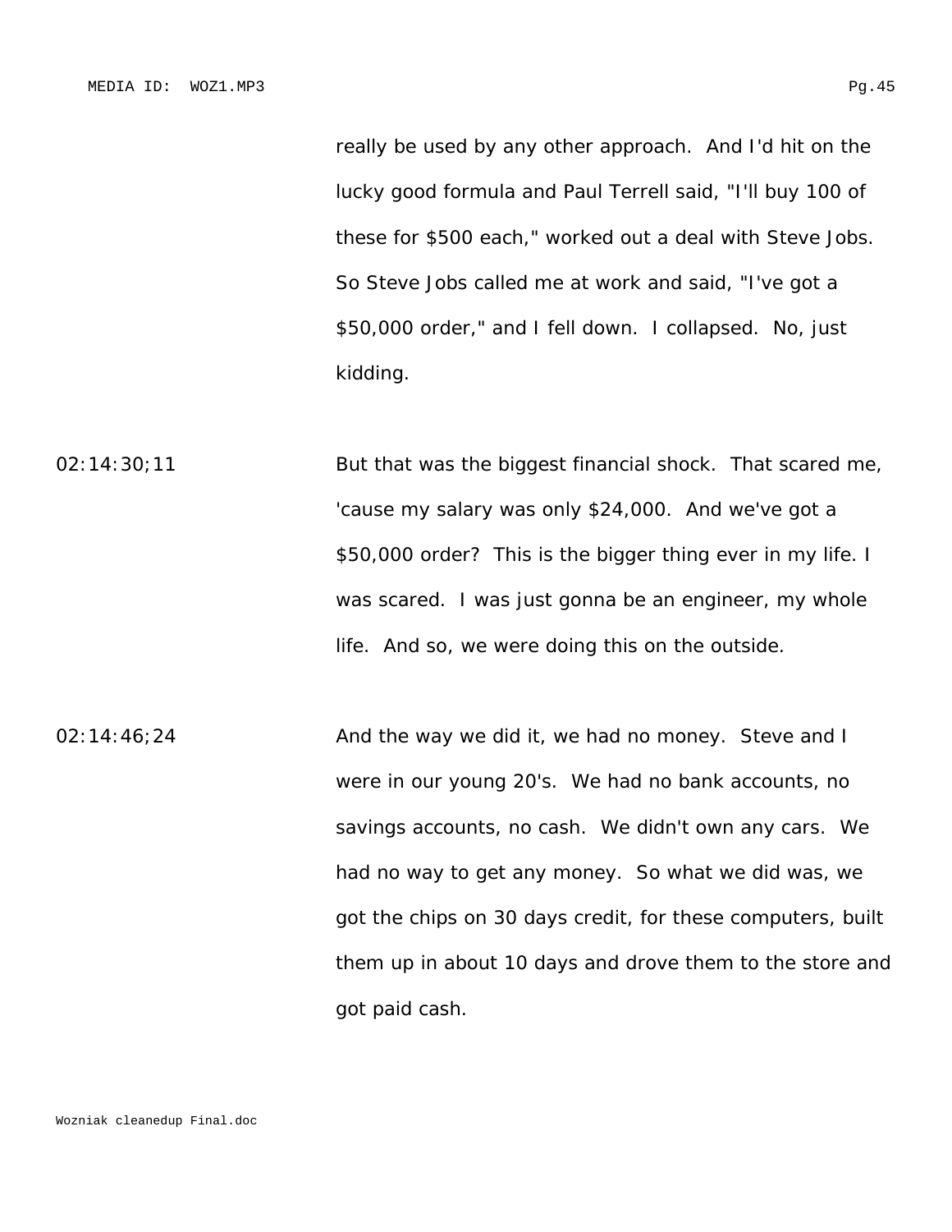really be used by any other approach. And I'd hit on the lucky good formula and Paul Terrell said, "I'll buy 100 of these for $500 each," worked out a deal with Steve Jobs. So Steve Jobs called me at work and said, "I've got a $50,000 order," and I fell down. I collapsed. No, just kidding.

02:14:30;11 But that was the biggest financial shock. That scared me, 'cause my salary was only $24,000. And we've got a $50,000 order? This is the bigger thing ever in my life. I was scared. I was just gonna be an engineer, my whole life. And so, we were doing this on the outside.

02:14:46;24 And the way we did it, we had no money. Steve and I were in our young 20's. We had no bank accounts, no savings accounts, no cash. We didn't own any cars. We had no way to get any money. So what we did was, we got the chips on 30 days credit, for these computers, built them up in about 10 days and drove them to the store and got paid cash.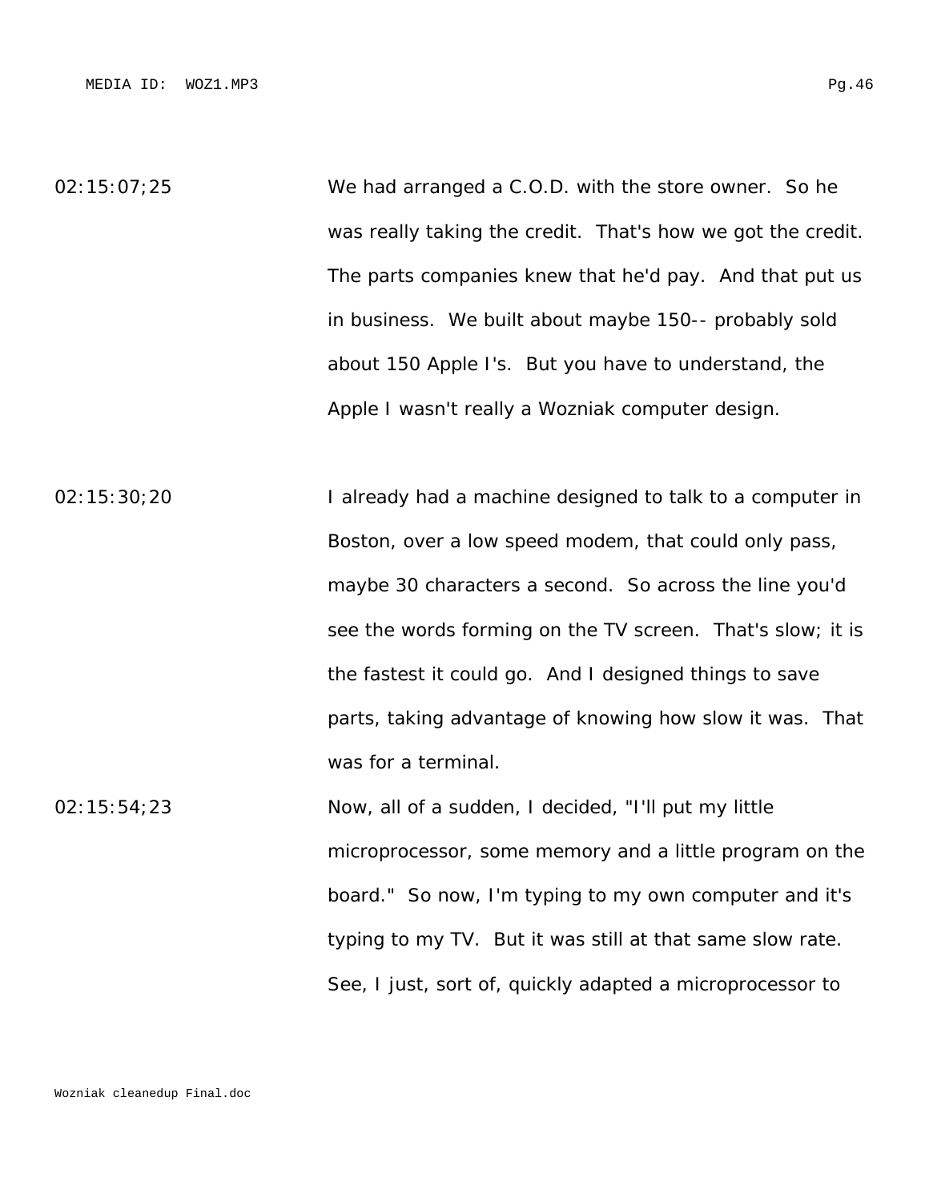02:15:07;25 We had arranged a C.O.D. with the store owner. So he was really taking the credit. That's how we got the credit. The parts companies knew that he'd pay. And that put us in business. We built about maybe 150-- probably sold about 150 Apple I's. But you have to understand, the Apple I wasn't really a Wozniak computer design.

02:15:30;20 I already had a machine designed to talk to a computer in Boston, over a low speed modem, that could only pass, maybe 30 characters a second. So across the line you'd see the words forming on the TV screen. That's slow; it is the fastest it could go. And I designed things to save parts, taking advantage of knowing how slow it was. That was for a terminal.

02:15:54;23 Now, all of a sudden, I decided, "I'll put my little microprocessor, some memory and a little program on the board." So now, I'm typing to my own computer and it's typing to my TV. But it was still at that same slow rate. See, I just, sort of, quickly adapted a microprocessor to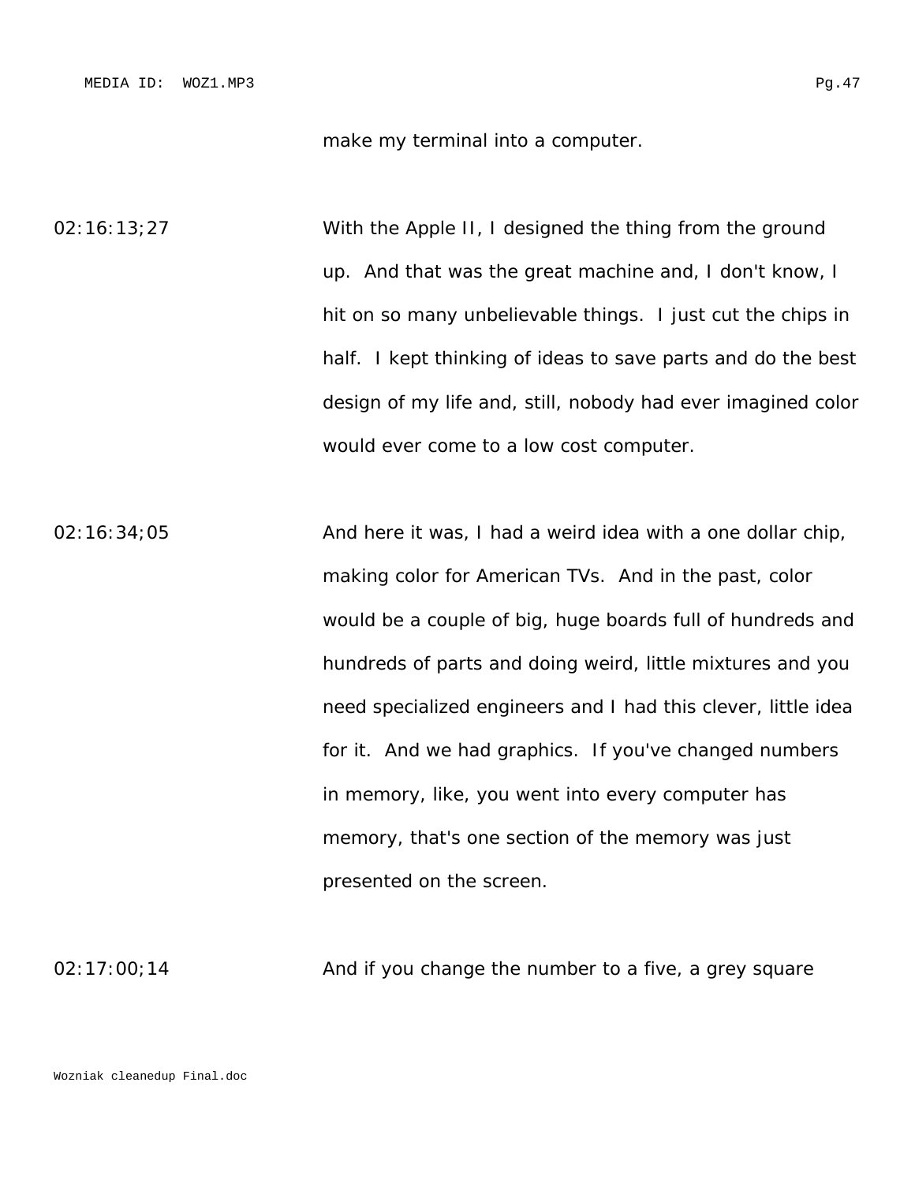make my terminal into a computer.

02:16:13;27 With the Apple II, I designed the thing from the ground up. And that was the great machine and, I don't know, I hit on so many unbelievable things. I just cut the chips in half. I kept thinking of ideas to save parts and do the best design of my life and, still, nobody had ever imagined color would ever come to a low cost computer.

02:16:34;05 And here it was, I had a weird idea with a one dollar chip, making color for American TVs. And in the past, color would be a couple of big, huge boards full of hundreds and hundreds of parts and doing weird, little mixtures and you need specialized engineers and I had this clever, little idea for it. And we had graphics. If you've changed numbers in memory, like, you went into every computer has memory, that's one section of the memory was just presented on the screen.

02:17:00;14 And if you change the number to a five, a grey square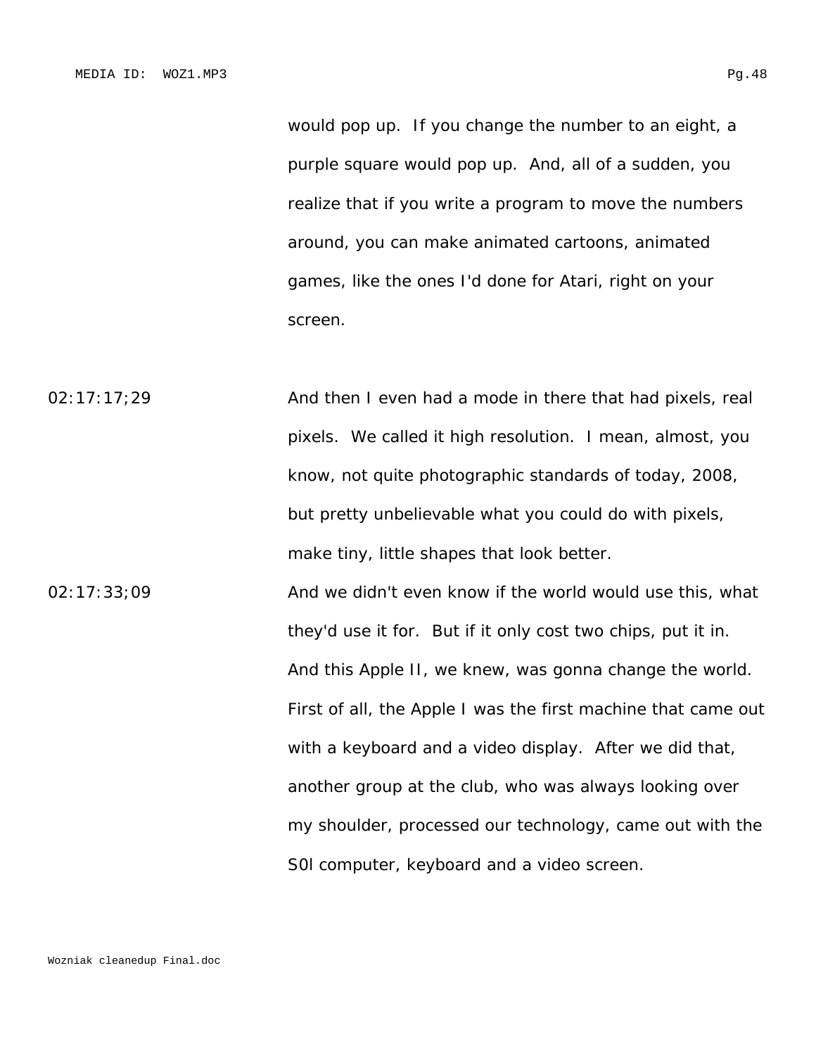would pop up. If you change the number to an eight, a purple square would pop up. And, all of a sudden, you realize that if you write a program to move the numbers around, you can make animated cartoons, animated games, like the ones I'd done for Atari, right on your screen.

02:17:17;29 And then I even had a mode in there that had pixels, real pixels. We called it high resolution. I mean, almost, you know, not quite photographic standards of today, 2008, but pretty unbelievable what you could do with pixels, make tiny, little shapes that look better.

02:17:33;09 And we didn't even know if the world would use this, what they'd use it for. But if it only cost two chips, put it in. And this Apple II, we knew, was gonna change the world. First of all, the Apple I was the first machine that came out with a keyboard and a video display. After we did that, another group at the club, who was always looking over my shoulder, processed our technology, came out with the S0l computer, keyboard and a video screen.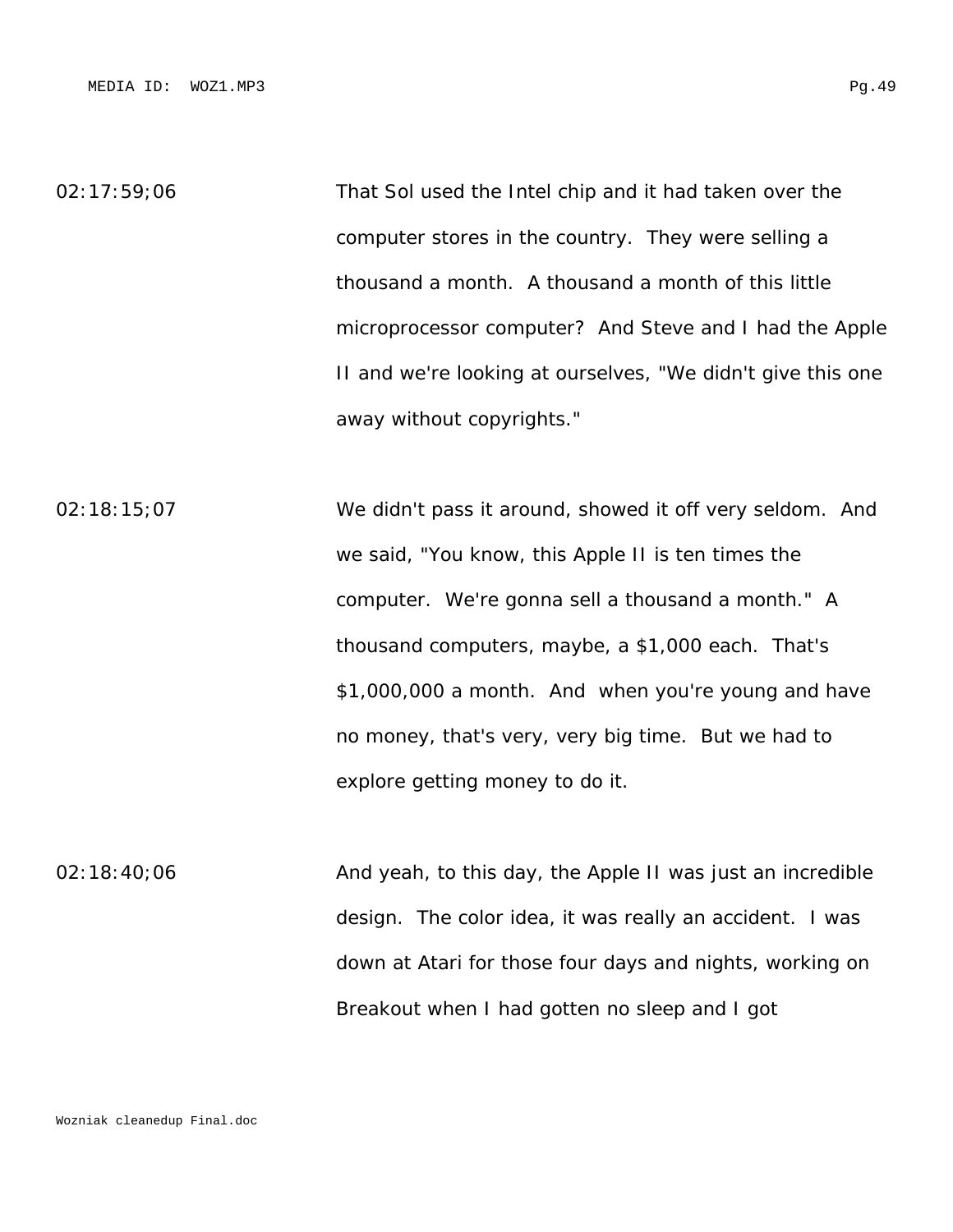| | |
|---|---|
| 02:17:59;06 | That Sol used the Intel chip and it had taken over the computer stores in the country. They were selling a thousand a month. A thousand a month of this little microprocessor computer? And Steve and I had the Apple II and we're looking at ourselves, "We didn't give this one away without copyrights." |
| 02:18:15;07 | We didn't pass it around, showed it off very seldom. And we said, "You know, this Apple II is ten times the computer. We're gonna sell a thousand a month." A thousand computers, maybe, a $1,000 each. That's $1,000,000 a month. And when you're young and have no money, that's very, very big time. But we had to explore getting money to do it. |
| 02:18:40;06 | And yeah, to this day, the Apple II was just an incredible design. The color idea, it was really an accident. I was down at Atari for those four days and nights, working on Breakout when I had gotten no sleep and I got |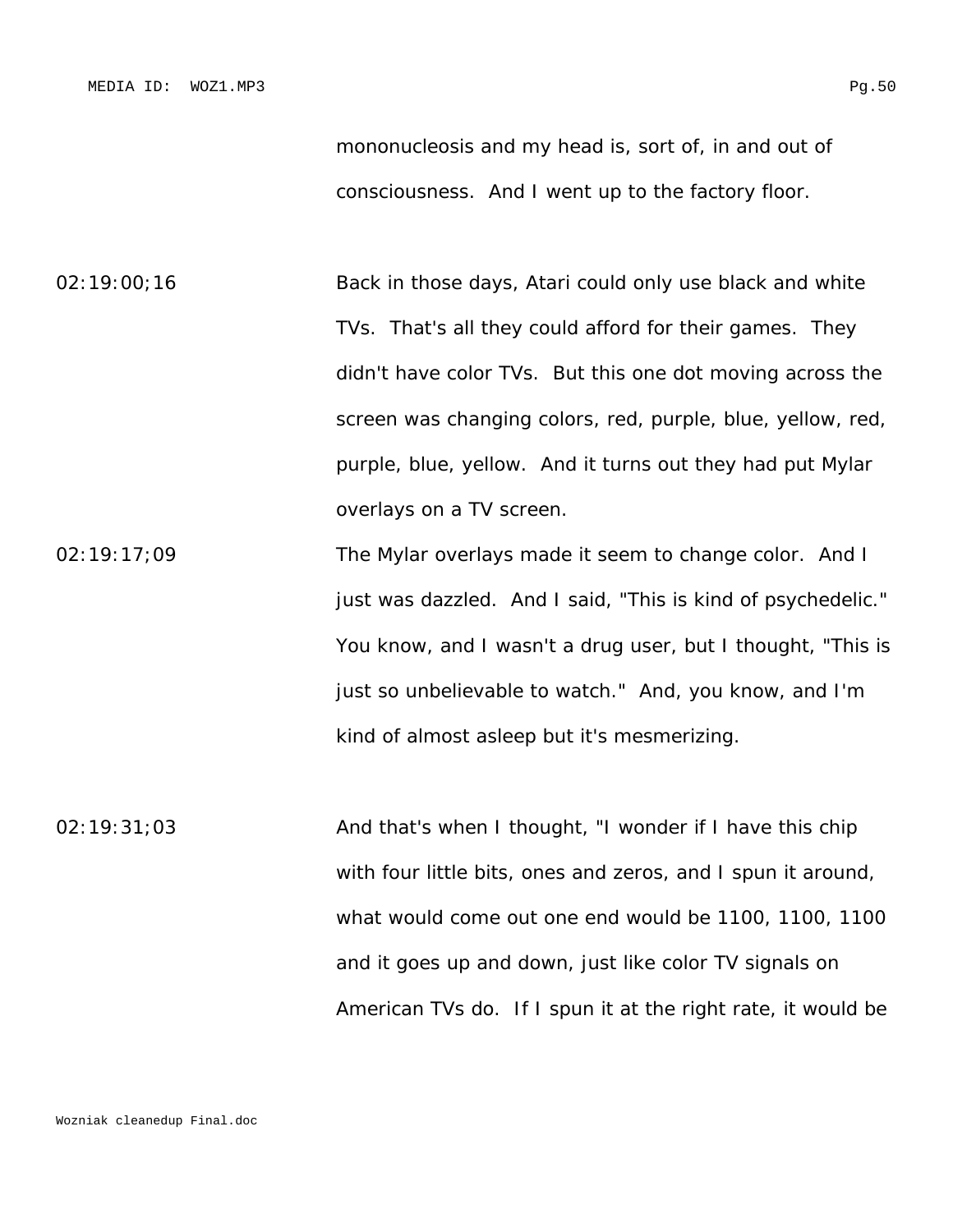mononucleosis and my head is, sort of, in and out of consciousness. And I went up to the factory floor.

02:19:00;16 Back in those days, Atari could only use black and white TVs. That's all they could afford for their games. They didn't have color TVs. But this one dot moving across the screen was changing colors, red, purple, blue, yellow, red, purple, blue, yellow. And it turns out they had put Mylar overlays on a TV screen.

02:19:17;09 The Mylar overlays made it seem to change color. And I just was dazzled. And I said, "This is kind of psychedelic." You know, and I wasn't a drug user, but I thought, "This is just so unbelievable to watch." And, you know, and I'm kind of almost asleep but it's mesmerizing.

02:19:31;03 And that's when I thought, "I wonder if I have this chip with four little bits, ones and zeros, and I spun it around, what would come out one end would be 1100, 1100, 1100 and it goes up and down, just like color TV signals on American TVs do. If I spun it at the right rate, it would be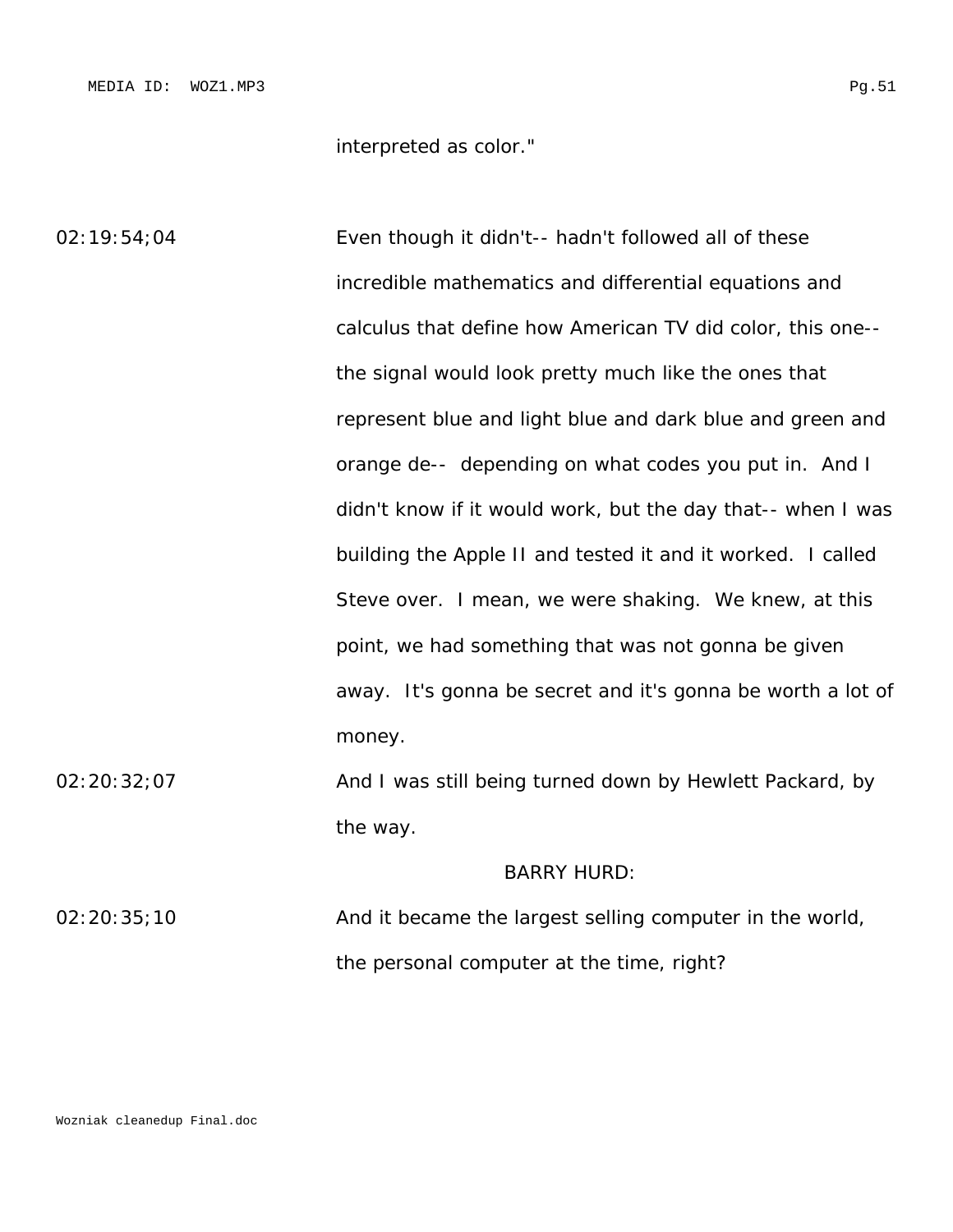interpreted as color."

02:19:54;04 Even though it didn't-- hadn't followed all of these incredible mathematics and differential equations and calculus that define how American TV did color, this one-- the signal would look pretty much like the ones that represent blue and light blue and dark blue and green and orange de-- depending on what codes you put in. And I didn't know if it would work, but the day that-- when I was building the Apple II and tested it and it worked. I called Steve over. I mean, we were shaking. We knew, at this point, we had something that was not gonna be given away. It's gonna be secret and it's gonna be worth a lot of money.

02:20:32;07 And I was still being turned down by Hewlett Packard, by the way.

BARRY HURD:

02:20:35;10 And it became the largest selling computer in the world, the personal computer at the time, right?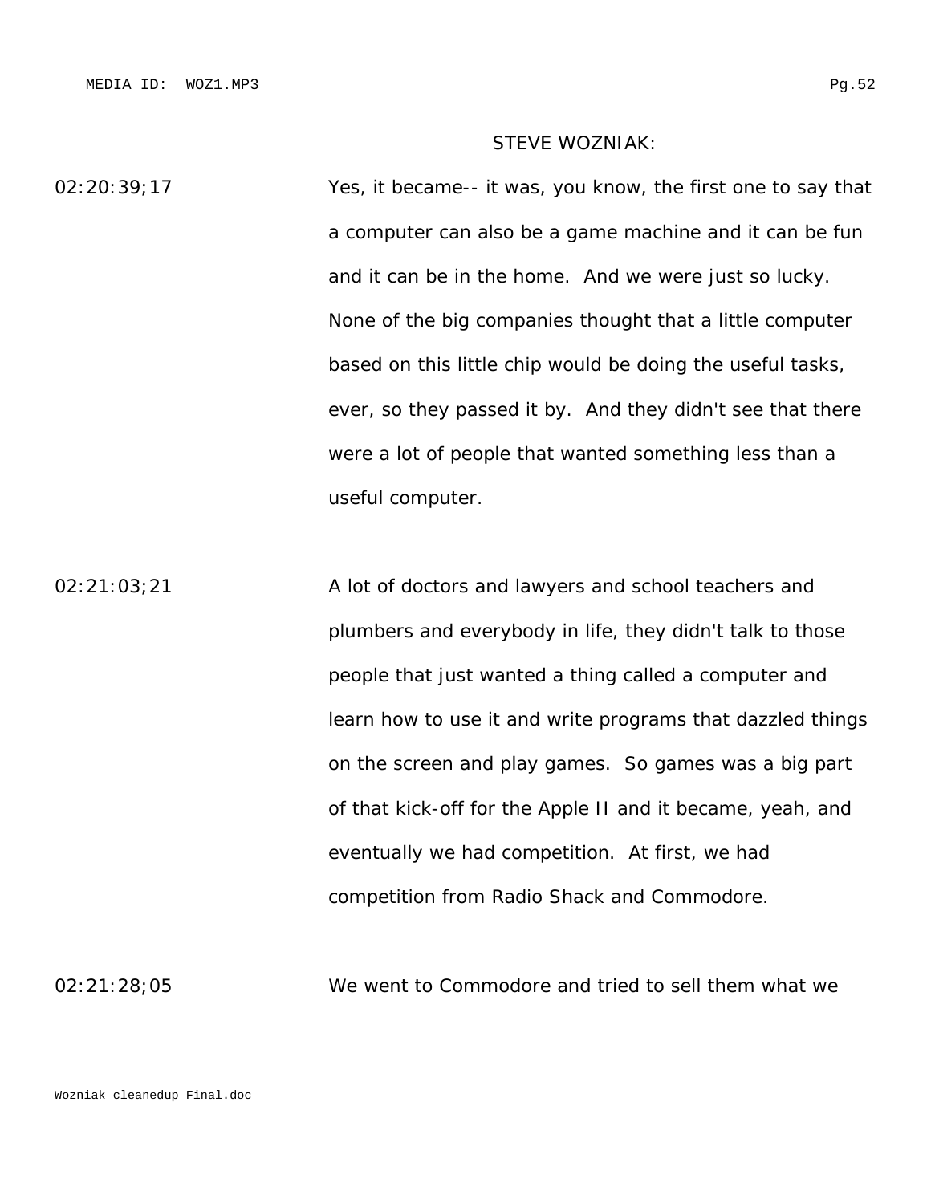STEVE WOZNIAK:

02:20:39;17 Yes, it became-- it was, you know, the first one to say that a computer can also be a game machine and it can be fun and it can be in the home. And we were just so lucky. None of the big companies thought that a little computer based on this little chip would be doing the useful tasks, ever, so they passed it by. And they didn't see that there were a lot of people that wanted something less than a useful computer.

02:21:03;21 A lot of doctors and lawyers and school teachers and plumbers and everybody in life, they didn't talk to those people that just wanted a thing called a computer and learn how to use it and write programs that dazzled things on the screen and play games. So games was a big part of that kick-off for the Apple II and it became, yeah, and eventually we had competition. At first, we had competition from Radio Shack and Commodore.

02:21:28;05 We went to Commodore and tried to sell them what we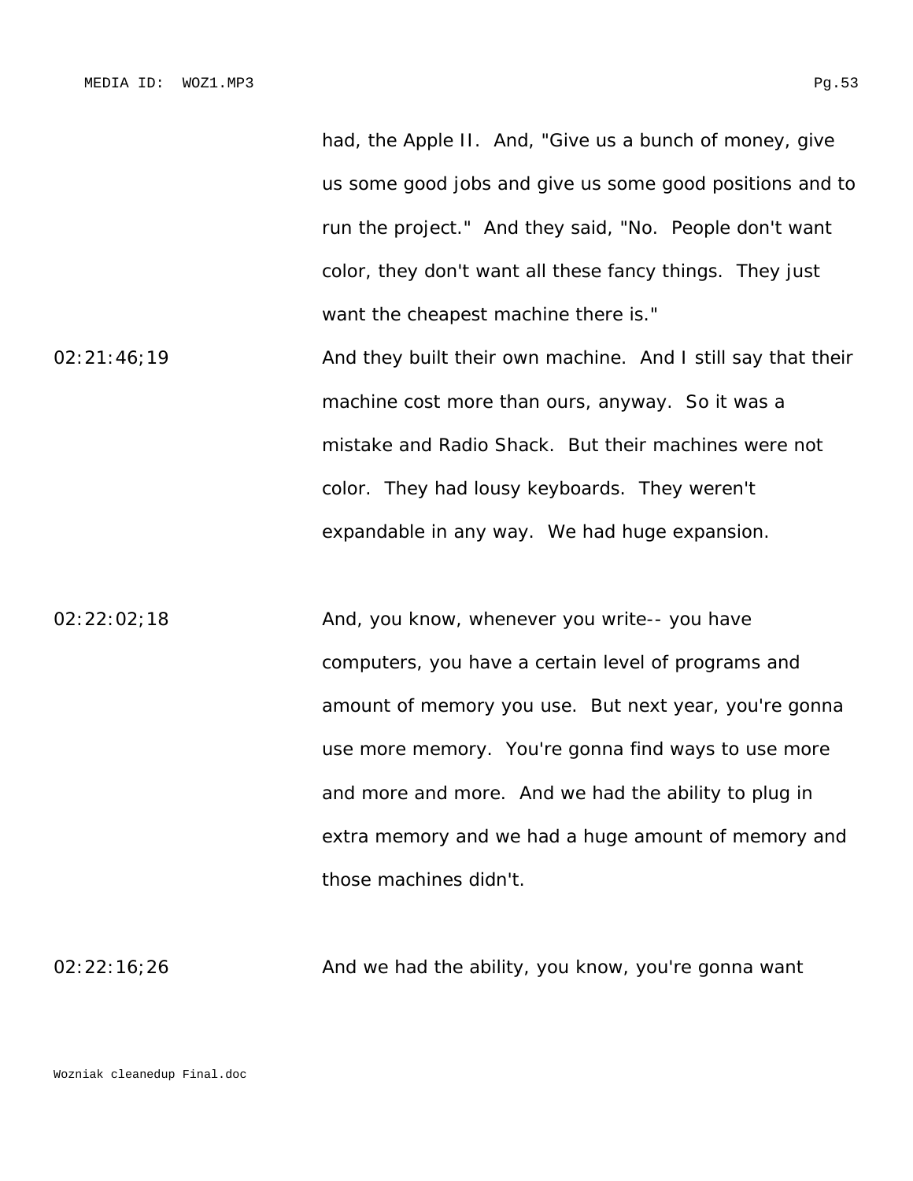had, the Apple II. And, "Give us a bunch of money, give us some good jobs and give us some good positions and to run the project." And they said, "No. People don't want color, they don't want all these fancy things. They just want the cheapest machine there is."

02:21:46;19 And they built their own machine. And I still say that their machine cost more than ours, anyway. So it was a mistake and Radio Shack. But their machines were not color. They had lousy keyboards. They weren't expandable in any way. We had huge expansion.

02:22:02;18 And, you know, whenever you write-- you have computers, you have a certain level of programs and amount of memory you use. But next year, you're gonna use more memory. You're gonna find ways to use more and more and more. And we had the ability to plug in extra memory and we had a huge amount of memory and those machines didn't.

02:22:16;26 And we had the ability, you know, you're gonna want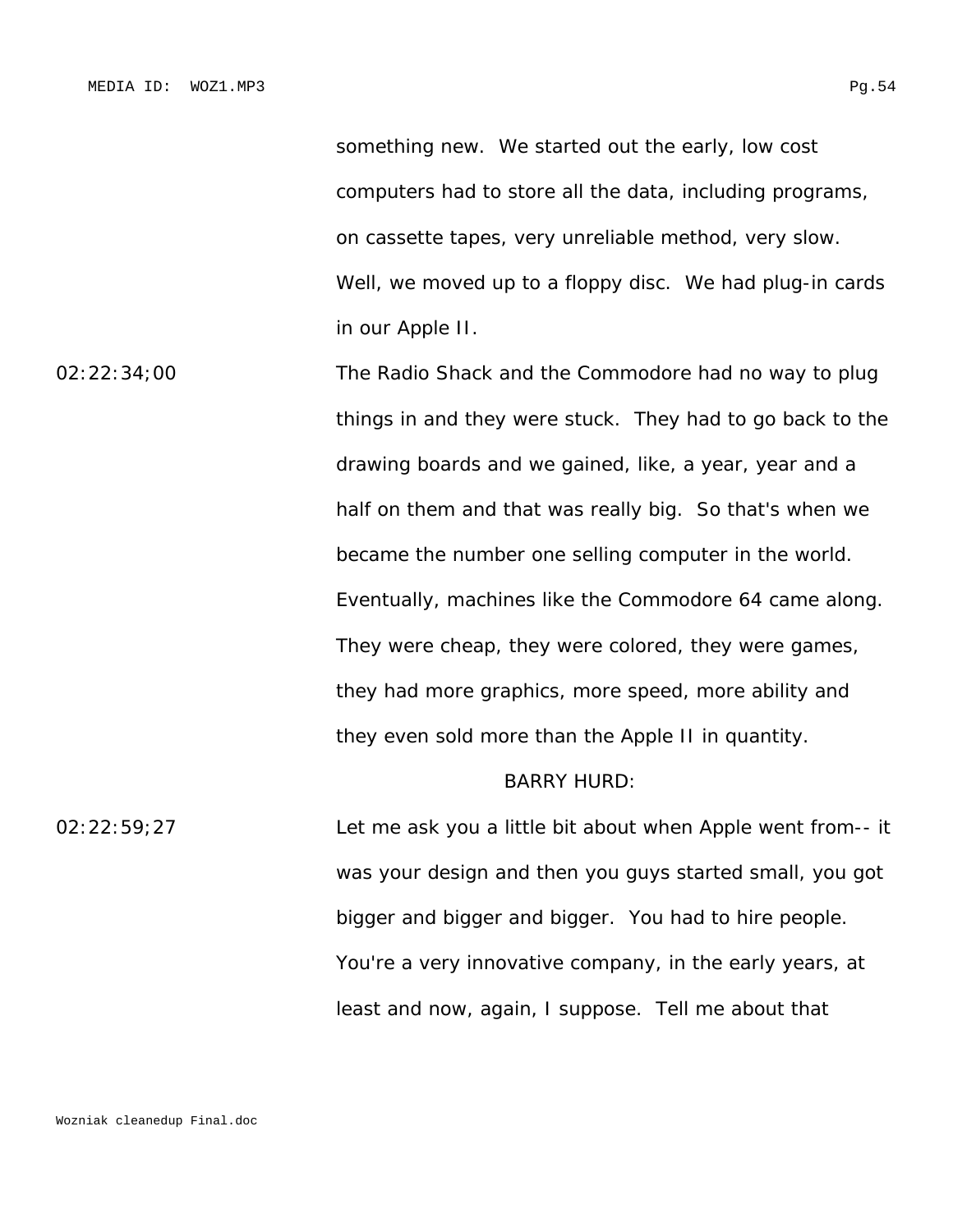something new. We started out the early, low cost computers had to store all the data, including programs, on cassette tapes, very unreliable method, very slow. Well, we moved up to a floppy disc. We had plug-in cards in our Apple II.

02:22:34;00 The Radio Shack and the Commodore had no way to plug things in and they were stuck. They had to go back to the drawing boards and we gained, like, a year, year and a half on them and that was really big. So that's when we became the number one selling computer in the world. Eventually, machines like the Commodore 64 came along. They were cheap, they were colored, they were games, they had more graphics, more speed, more ability and they even sold more than the Apple II in quantity.

BARRY HURD:

02:22:59;27 Let me ask you a little bit about when Apple went from-- it was your design and then you guys started small, you got bigger and bigger and bigger. You had to hire people. You're a very innovative company, in the early years, at least and now, again, I suppose. Tell me about that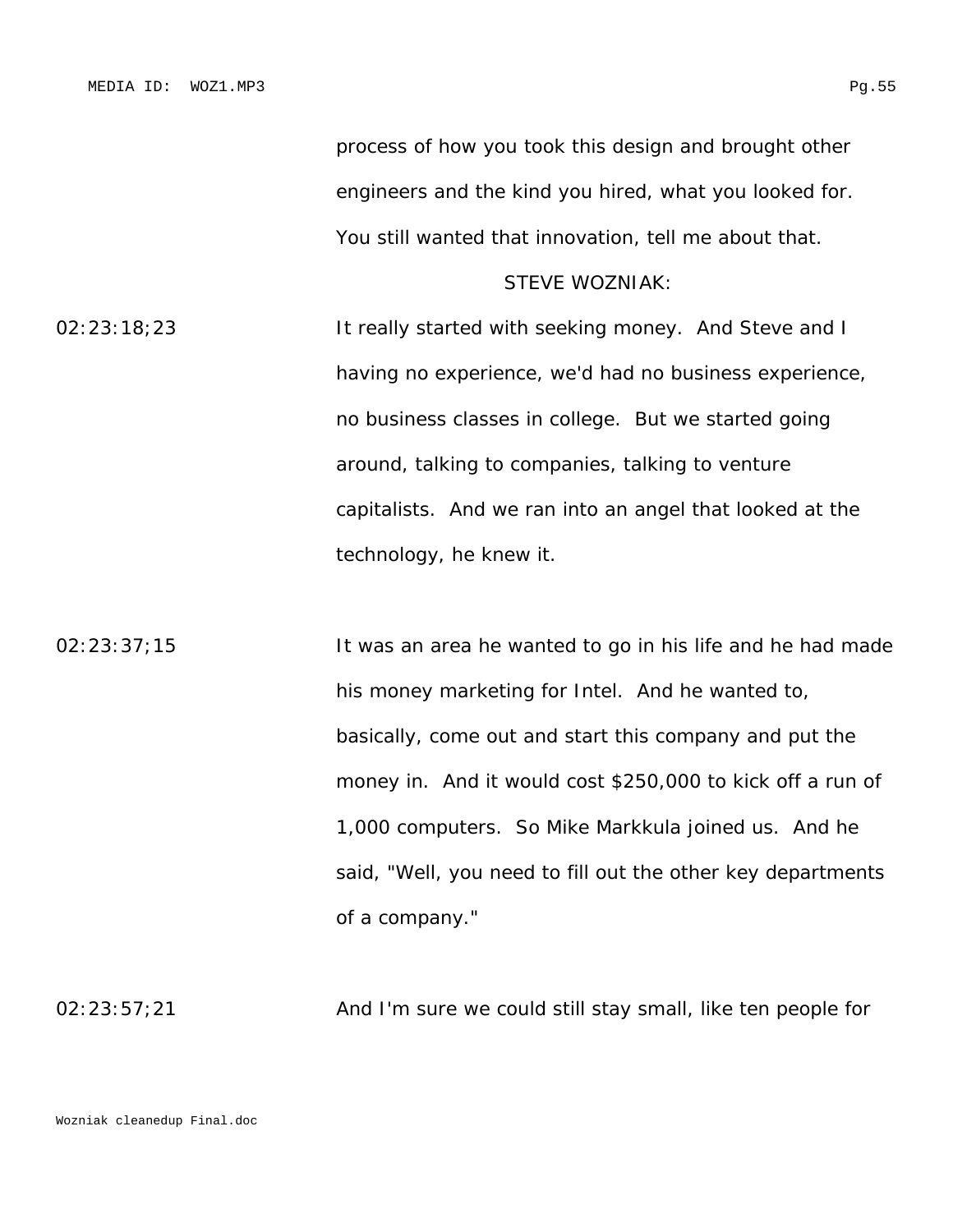process of how you took this design and brought other engineers and the kind you hired, what you looked for. You still wanted that innovation, tell me about that.

STEVE WOZNIAK:

02:23:18;23 It really started with seeking money. And Steve and I having no experience, we'd had no business experience, no business classes in college. But we started going around, talking to companies, talking to venture capitalists. And we ran into an angel that looked at the technology, he knew it.

02:23:37;15 It was an area he wanted to go in his life and he had made his money marketing for Intel. And he wanted to, basically, come out and start this company and put the money in. And it would cost $250,000 to kick off a run of 1,000 computers. So Mike Markkula joined us. And he said, "Well, you need to fill out the other key departments of a company."

02:23:57;21 And I'm sure we could still stay small, like ten people for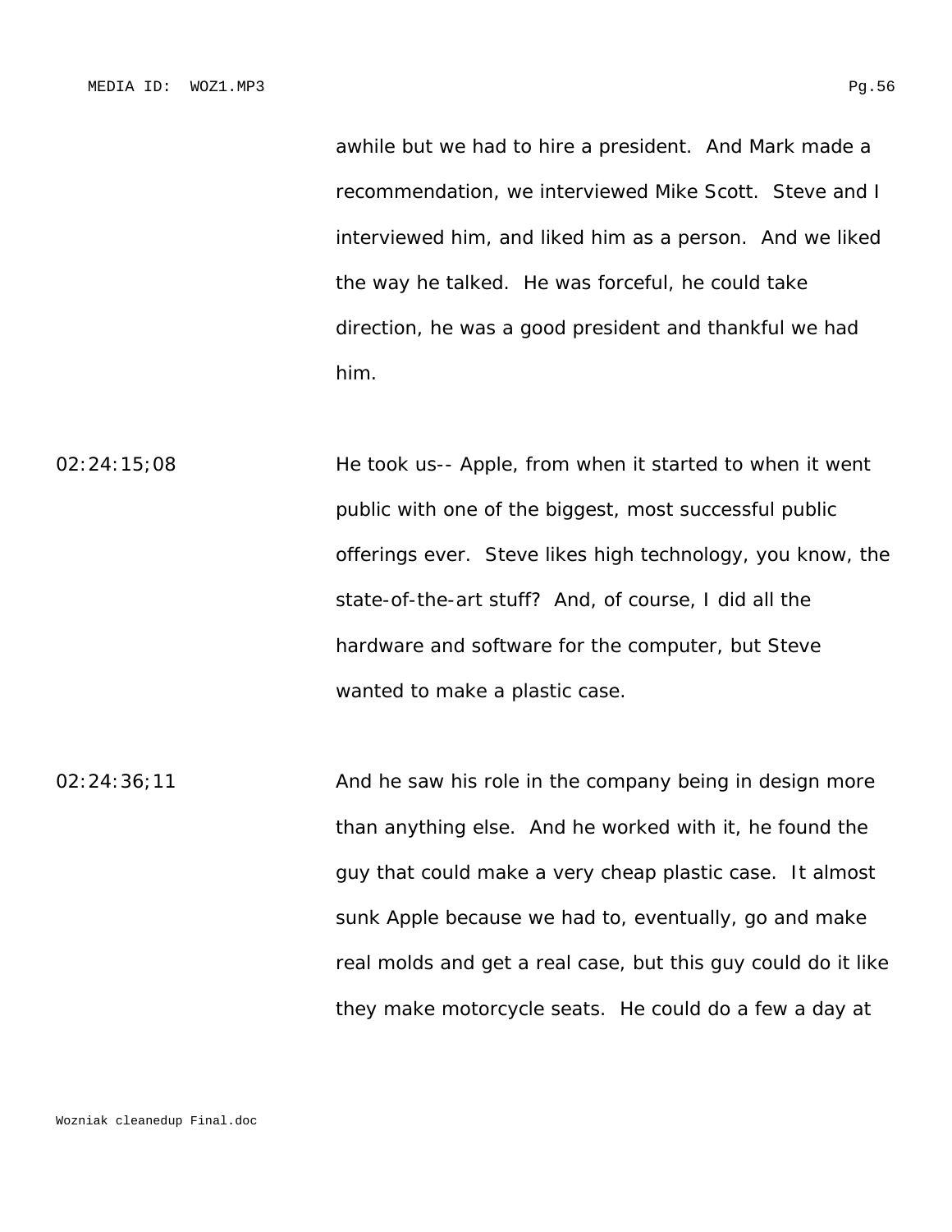awhile but we had to hire a president. And Mark made a recommendation, we interviewed Mike Scott. Steve and I interviewed him, and liked him as a person. And we liked the way he talked. He was forceful, he could take direction, he was a good president and thankful we had him.

02:24:15;08 He took us-- Apple, from when it started to when it went public with one of the biggest, most successful public offerings ever. Steve likes high technology, you know, the state-of-the-art stuff? And, of course, I did all the hardware and software for the computer, but Steve wanted to make a plastic case.

02:24:36;11 And he saw his role in the company being in design more than anything else. And he worked with it, he found the guy that could make a very cheap plastic case. It almost sunk Apple because we had to, eventually, go and make real molds and get a real case, but this guy could do it like they make motorcycle seats. He could do a few a day at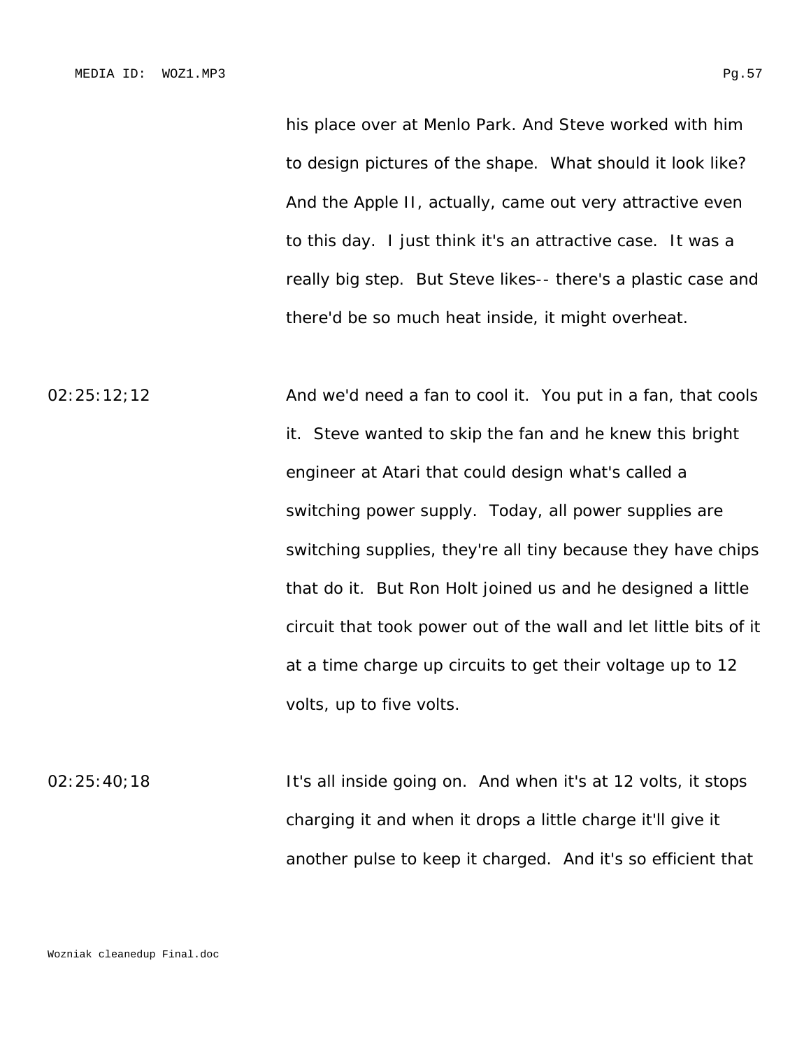his place over at Menlo Park. And Steve worked with him to design pictures of the shape. What should it look like? And the Apple II, actually, came out very attractive even to this day. I just think it's an attractive case. It was a really big step. But Steve likes-- there's a plastic case and there'd be so much heat inside, it might overheat.

02:25:12;12 And we'd need a fan to cool it. You put in a fan, that cools it. Steve wanted to skip the fan and he knew this bright engineer at Atari that could design what's called a switching power supply. Today, all power supplies are switching supplies, they're all tiny because they have chips that do it. But Ron Holt joined us and he designed a little circuit that took power out of the wall and let little bits of it at a time charge up circuits to get their voltage up to 12 volts, up to five volts.

02:25:40;18 It's all inside going on. And when it's at 12 volts, it stops charging it and when it drops a little charge it'll give it another pulse to keep it charged. And it's so efficient that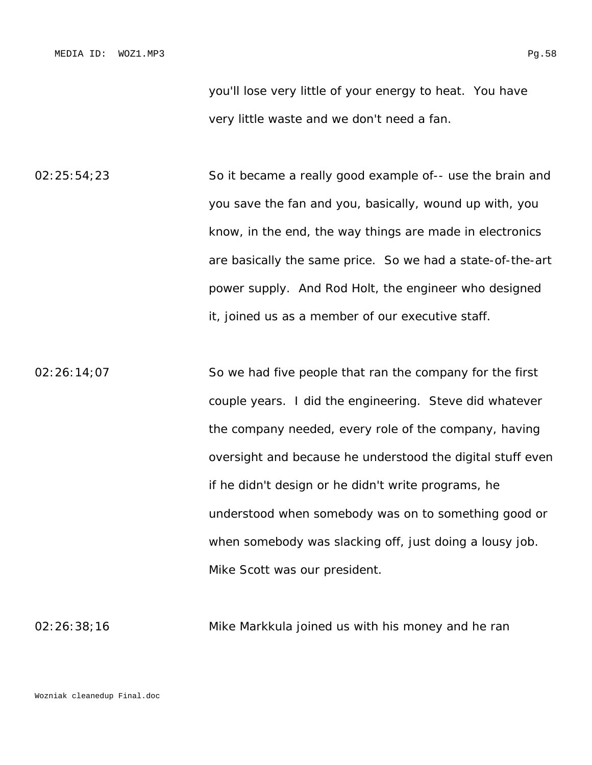you'll lose very little of your energy to heat. You have very little waste and we don't need a fan.

02:25:54;23 So it became a really good example of-- use the brain and you save the fan and you, basically, wound up with, you know, in the end, the way things are made in electronics are basically the same price. So we had a state-of-the-art power supply. And Rod Holt, the engineer who designed it, joined us as a member of our executive staff.

02:26:14;07 So we had five people that ran the company for the first couple years. I did the engineering. Steve did whatever the company needed, every role of the company, having oversight and because he understood the digital stuff even if he didn't design or he didn't write programs, he understood when somebody was on to something good or when somebody was slacking off, just doing a lousy job. Mike Scott was our president.

02:26:38;16 Mike Markkula joined us with his money and he ran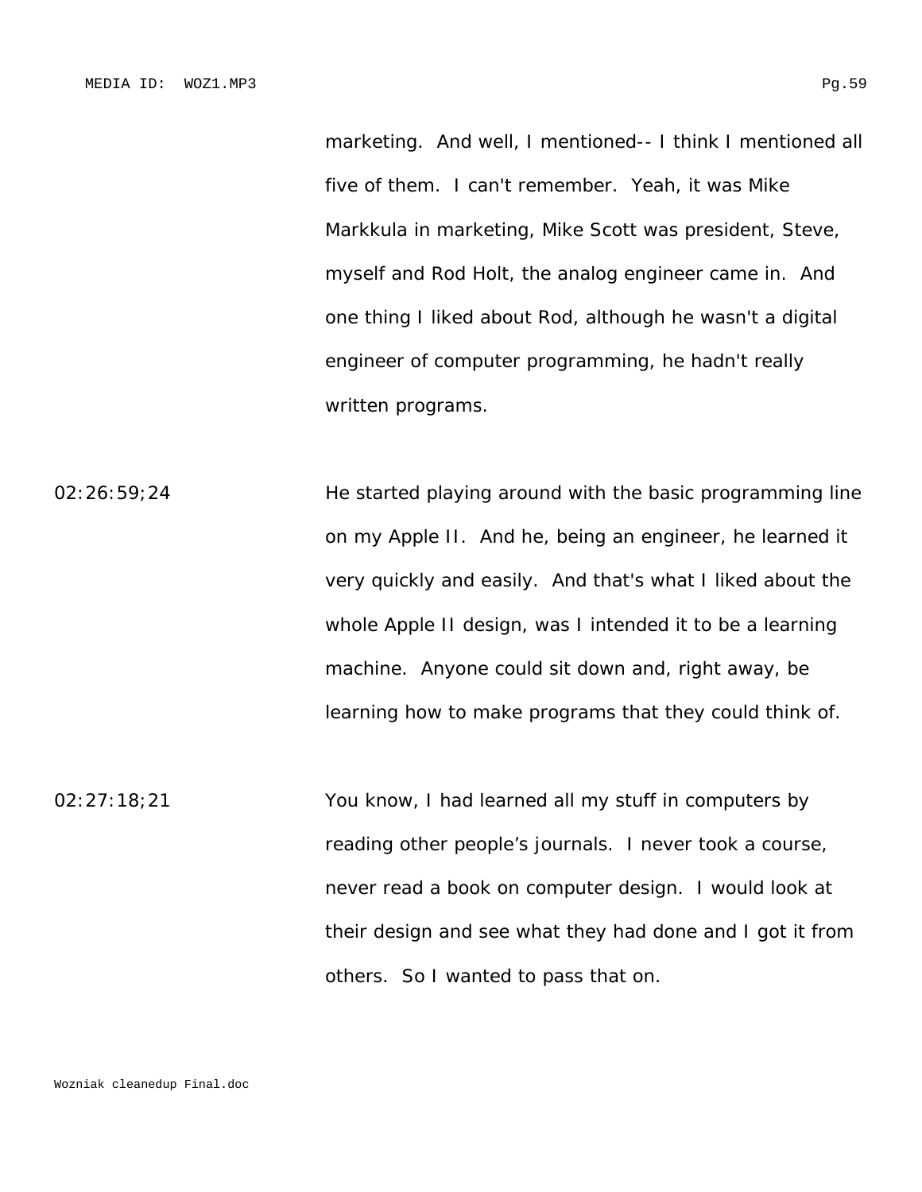marketing. And well, I mentioned-- I think I mentioned all five of them. I can't remember. Yeah, it was Mike Markkula in marketing, Mike Scott was president, Steve, myself and Rod Holt, the analog engineer came in. And one thing I liked about Rod, although he wasn't a digital engineer of computer programming, he hadn't really written programs.

02:26:59;24 He started playing around with the basic programming line on my Apple II. And he, being an engineer, he learned it very quickly and easily. And that's what I liked about the whole Apple II design, was I intended it to be a learning machine. Anyone could sit down and, right away, be learning how to make programs that they could think of.

02:27:18;21 You know, I had learned all my stuff in computers by reading other people's journals. I never took a course, never read a book on computer design. I would look at their design and see what they had done and I got it from others. So I wanted to pass that on.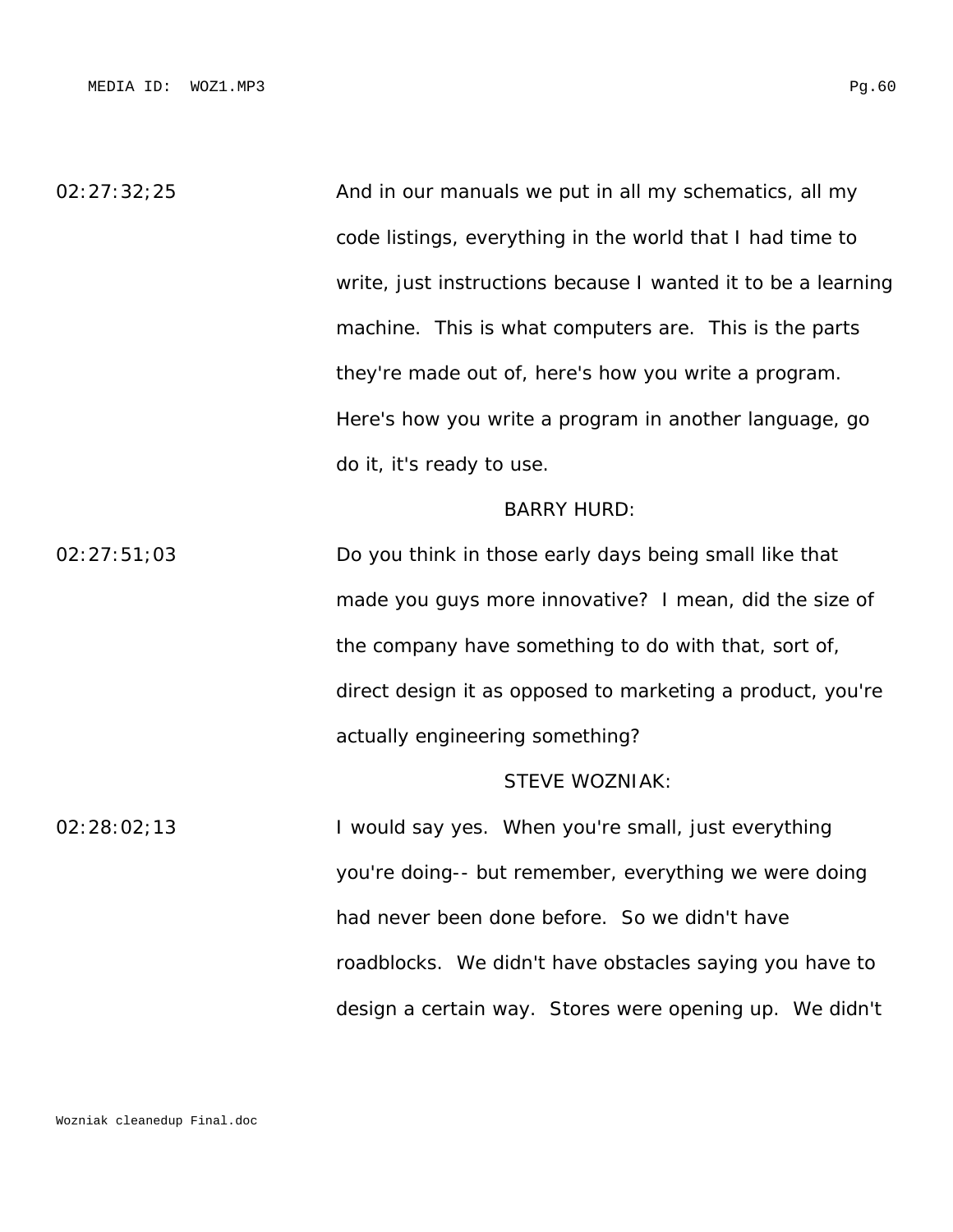02:27:32;25

And in our manuals we put in all my schematics, all my code listings, everything in the world that I had time to write, just instructions because I wanted it to be a learning machine. This is what computers are. This is the parts they're made out of, here's how you write a program. Here's how you write a program in another language, go do it, it's ready to use.

BARRY HURD:

02:27:51;03

Do you think in those early days being small like that made you guys more innovative? I mean, did the size of the company have something to do with that, sort of, direct design it as opposed to marketing a product, you're actually engineering something?

STEVE WOZNIAK:

02:28:02;13

I would say yes. When you're small, just everything you're doing-- but remember, everything we were doing had never been done before. So we didn't have roadblocks. We didn't have obstacles saying you have to design a certain way. Stores were opening up. We didn't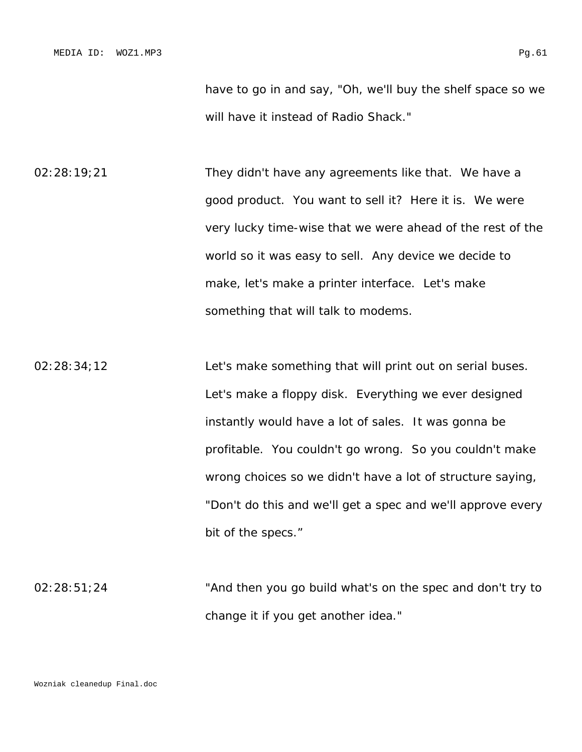have to go in and say, "Oh, we'll buy the shelf space so we will have it instead of Radio Shack."

02:28:19;21 They didn't have any agreements like that. We have a good product. You want to sell it? Here it is. We were very lucky time-wise that we were ahead of the rest of the world so it was easy to sell. Any device we decide to make, let's make a printer interface. Let's make something that will talk to modems.

02:28:34;12 Let's make something that will print out on serial buses. Let's make a floppy disk. Everything we ever designed instantly would have a lot of sales. It was gonna be profitable. You couldn't go wrong. So you couldn't make wrong choices so we didn't have a lot of structure saying, "Don't do this and we'll get a spec and we'll approve every bit of the specs."

02:28:51;24 "And then you go build what's on the spec and don't try to change it if you get another idea."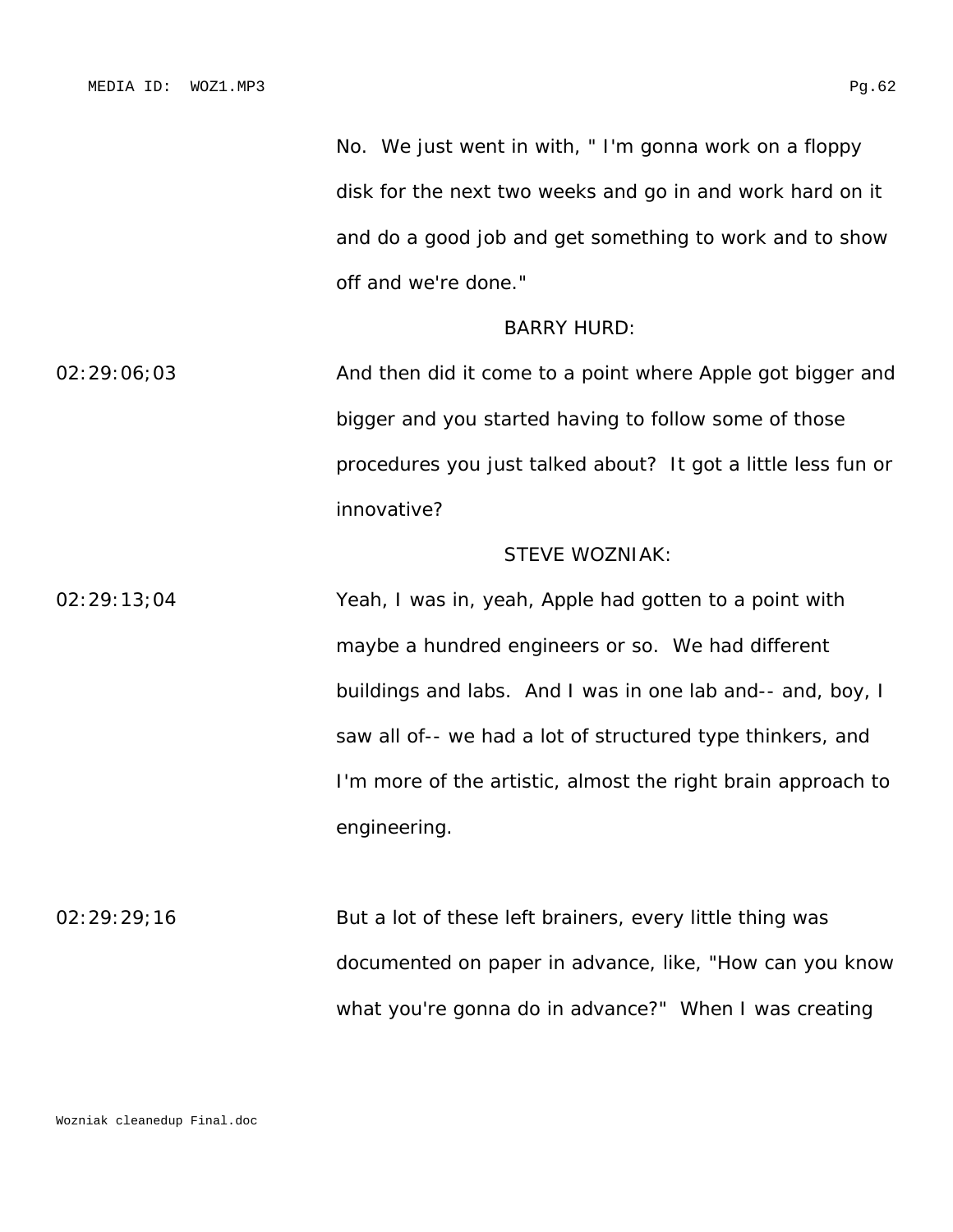No.  We just went in with, " I'm gonna work on a floppy disk for the next two weeks and go in and work hard on it and do a good job and get something to work and to show off and we're done."

BARRY HURD:

02:29:06;03 And then did it come to a point where Apple got bigger and bigger and you started having to follow some of those procedures you just talked about?  It got a little less fun or innovative?

STEVE WOZNIAK:

02:29:13;04 Yeah, I was in, yeah, Apple had gotten to a point with maybe a hundred engineers or so.  We had different buildings and labs.  And I was in one lab and-- and, boy, I saw all of-- we had a lot of structured type thinkers, and I'm more of the artistic, almost the right brain approach to engineering.

02:29:29;16 But a lot of these left brainers, every little thing was documented on paper in advance, like, "How can you know what you're gonna do in advance?"  When I was creating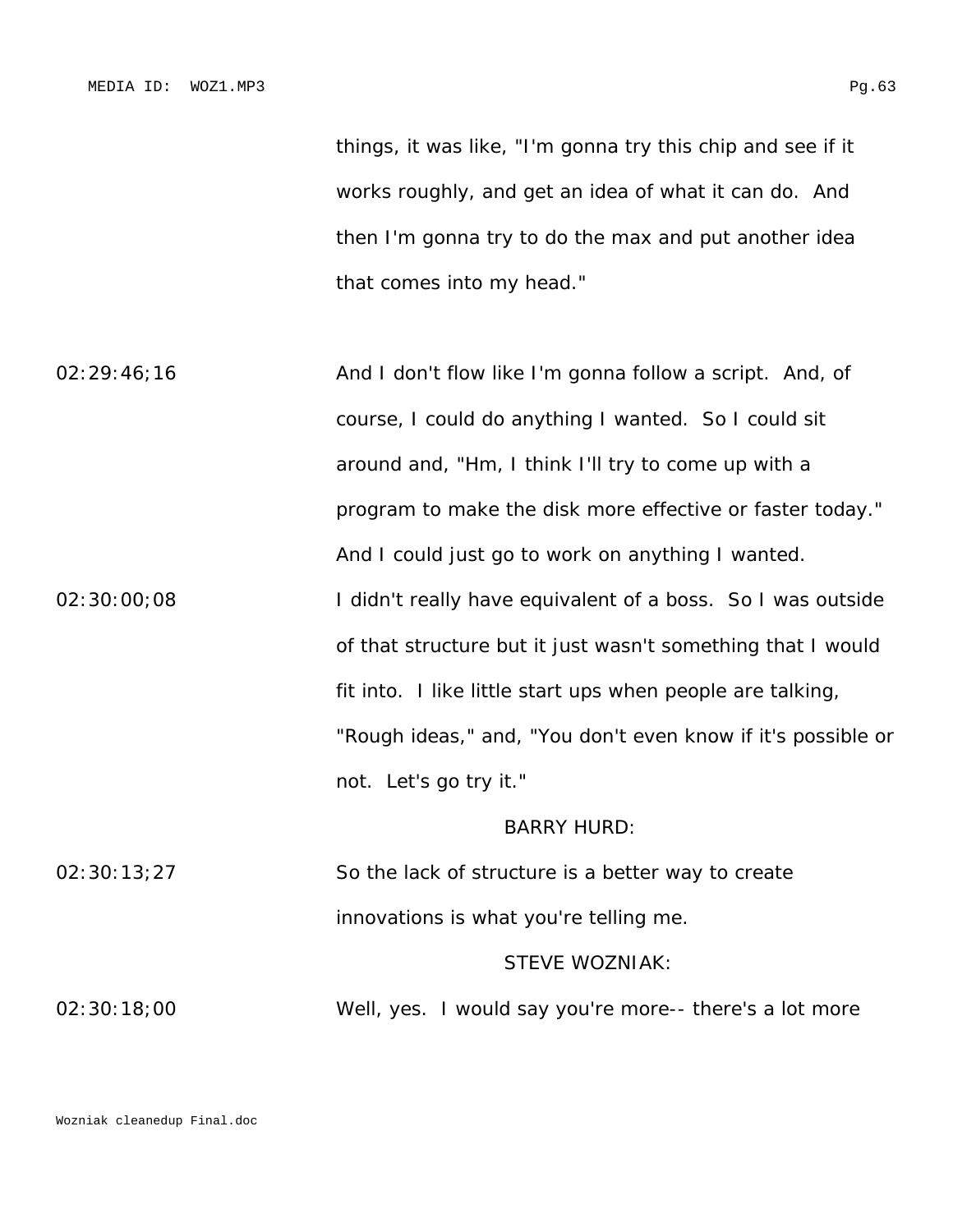things, it was like, "I'm gonna try this chip and see if it works roughly, and get an idea of what it can do. And then I'm gonna try to do the max and put another idea that comes into my head."

02:29:46;16 And I don't flow like I'm gonna follow a script. And, of course, I could do anything I wanted. So I could sit around and, "Hm, I think I'll try to come up with a program to make the disk more effective or faster today." And I could just go to work on anything I wanted.

02:30:00;08 I didn't really have equivalent of a boss. So I was outside of that structure but it just wasn't something that I would fit into. I like little start ups when people are talking, "Rough ideas," and, "You don't even know if it's possible or not. Let's go try it."

BARRY HURD:

02:30:13;27 So the lack of structure is a better way to create innovations is what you're telling me.

STEVE WOZNIAK:

02:30:18;00 Well, yes. I would say you're more-- there's a lot more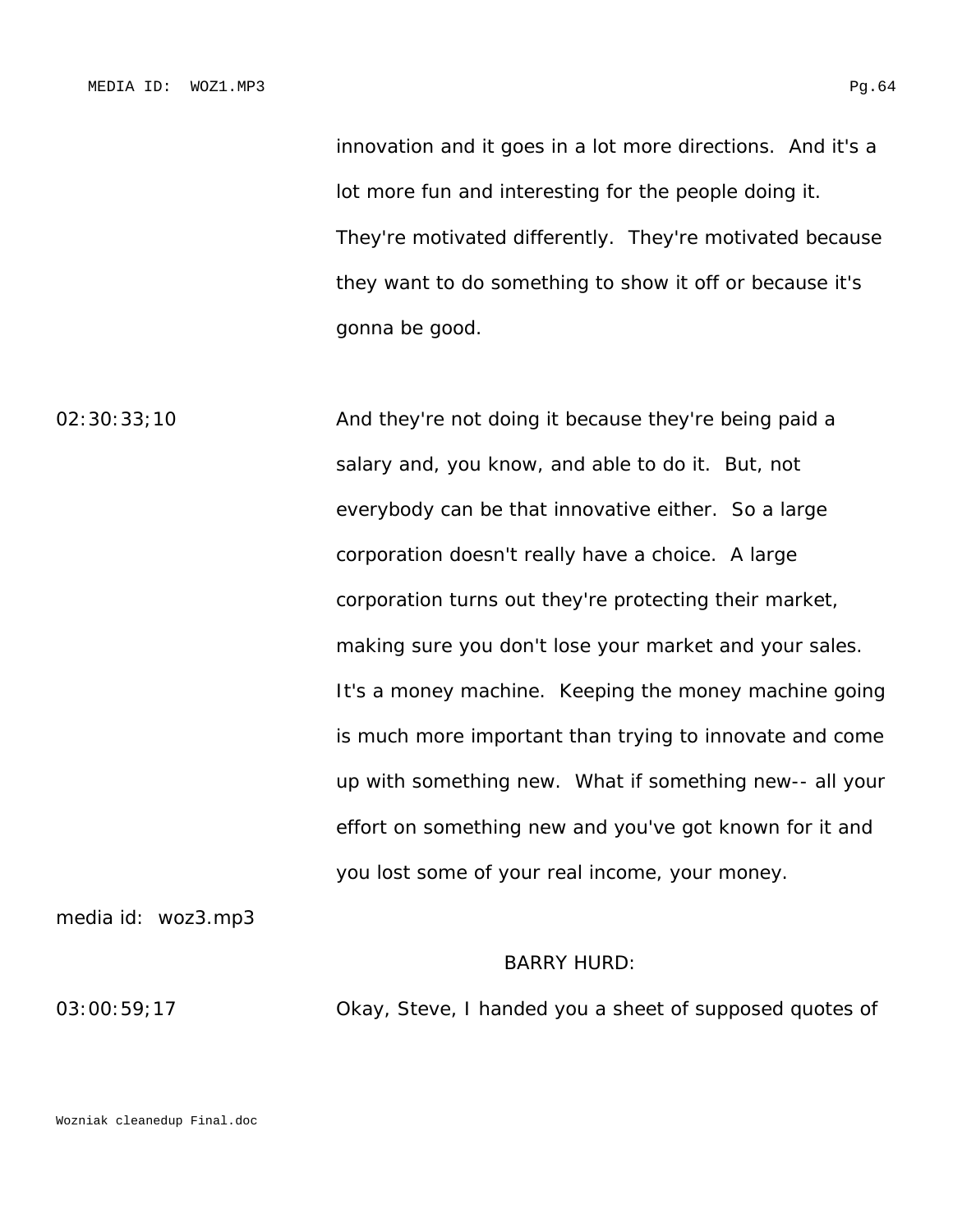innovation and it goes in a lot more directions. And it's a lot more fun and interesting for the people doing it. They're motivated differently. They're motivated because they want to do something to show it off or because it's gonna be good.

02:30:33;10

And they're not doing it because they're being paid a salary and, you know, and able to do it. But, not everybody can be that innovative either. So a large corporation doesn't really have a choice. A large corporation turns out they're protecting their market, making sure you don't lose your market and your sales. It's a money machine. Keeping the money machine going is much more important than trying to innovate and come up with something new. What if something new-- all your effort on something new and you've got known for it and you lost some of your real income, your money.

media id: woz3.mp3

BARRY HURD:

03:00:59;17

Okay, Steve, I handed you a sheet of supposed quotes of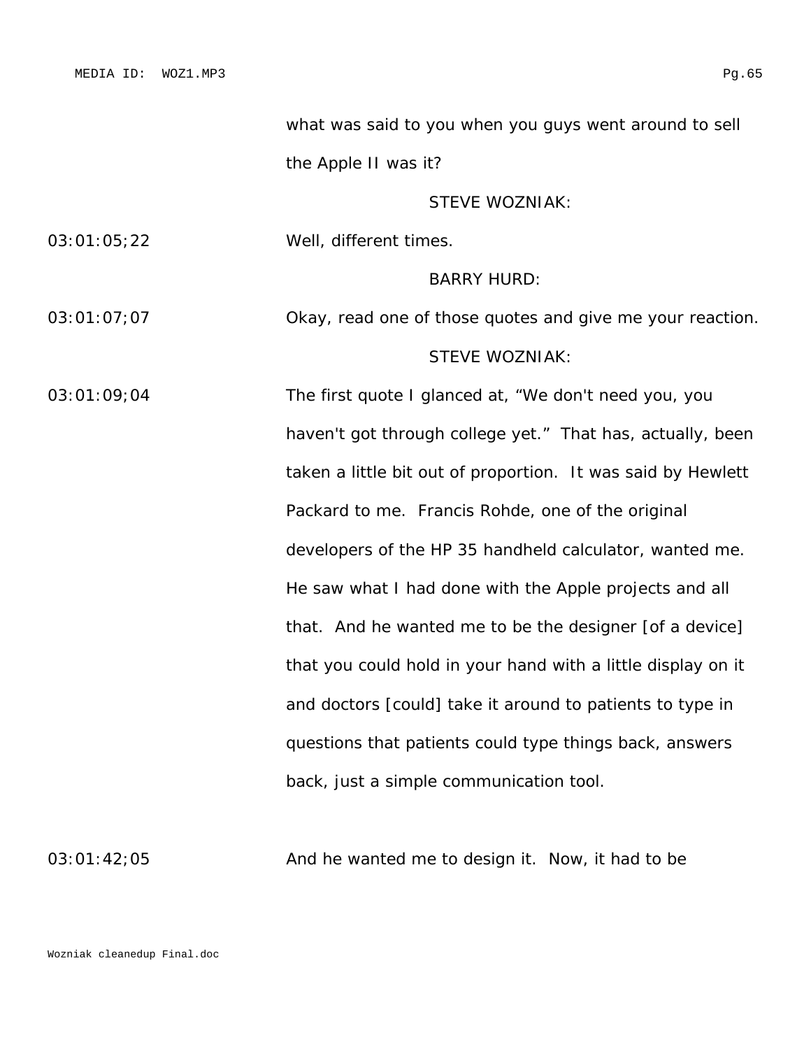what was said to you when you guys went around to sell the Apple II was it?

STEVE WOZNIAK:

03:01:05;22 Well, different times.

BARRY HURD:

03:01:07;07 Okay, read one of those quotes and give me your reaction.

STEVE WOZNIAK:

03:01:09;04 The first quote I glanced at, “We don't need you, you haven't got through college yet.” That has, actually, been taken a little bit out of proportion. It was said by Hewlett Packard to me. Francis Rohde, one of the original developers of the HP 35 handheld calculator, wanted me. He saw what I had done with the Apple projects and all that. And he wanted me to be the designer [of a device] that you could hold in your hand with a little display on it and doctors [could] take it around to patients to type in questions that patients could type things back, answers back, just a simple communication tool.

03:01:42;05 And he wanted me to design it. Now, it had to be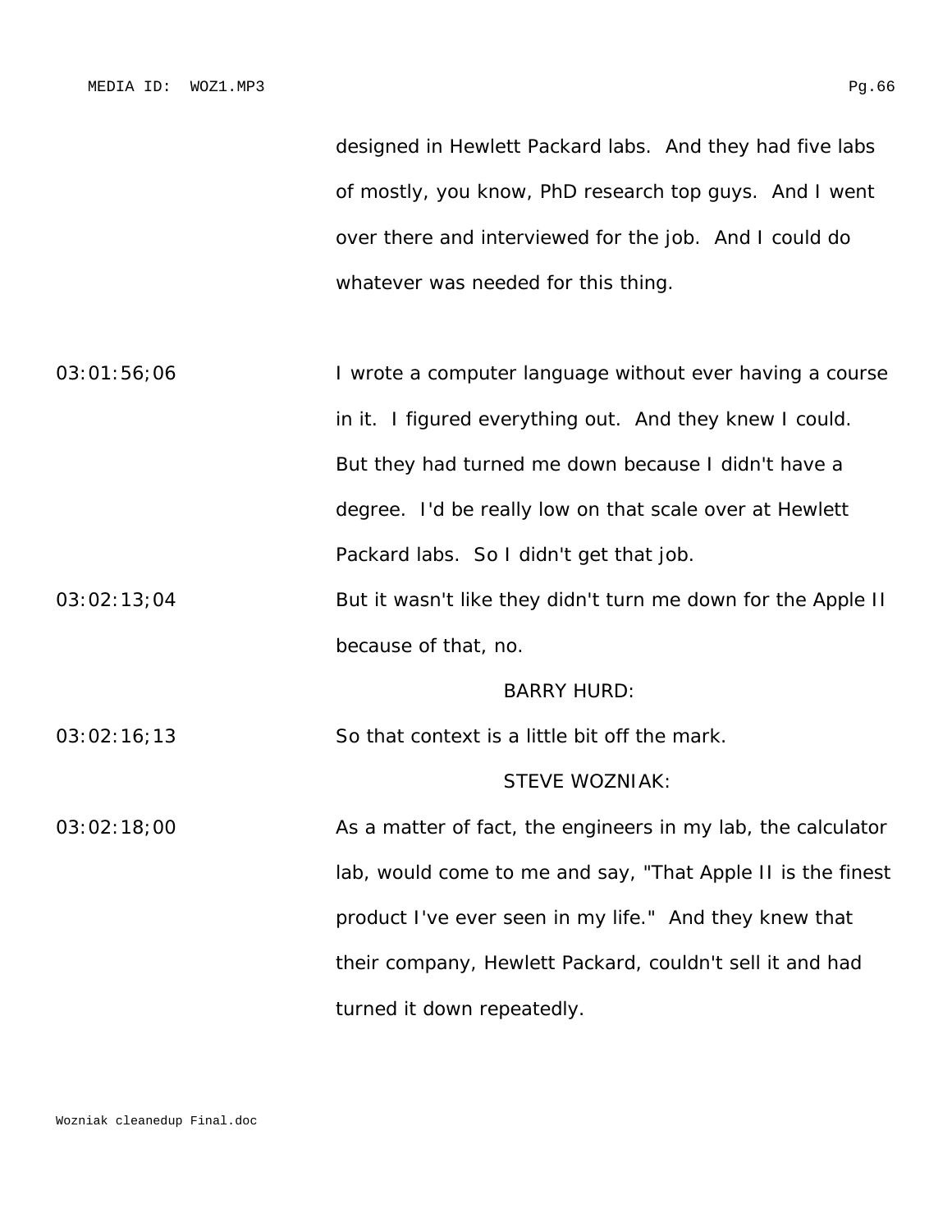designed in Hewlett Packard labs. And they had five labs of mostly, you know, PhD research top guys. And I went over there and interviewed for the job. And I could do whatever was needed for this thing.

03:01:56;06 I wrote a computer language without ever having a course in it. I figured everything out. And they knew I could. But they had turned me down because I didn't have a degree. I'd be really low on that scale over at Hewlett Packard labs. So I didn't get that job.

03:02:13;04 But it wasn't like they didn't turn me down for the Apple II because of that, no.

BARRY HURD:

03:02:16;13 So that context is a little bit off the mark.

STEVE WOZNIAK:

03:02:18;00 As a matter of fact, the engineers in my lab, the calculator lab, would come to me and say, "That Apple II is the finest product I've ever seen in my life." And they knew that their company, Hewlett Packard, couldn't sell it and had turned it down repeatedly.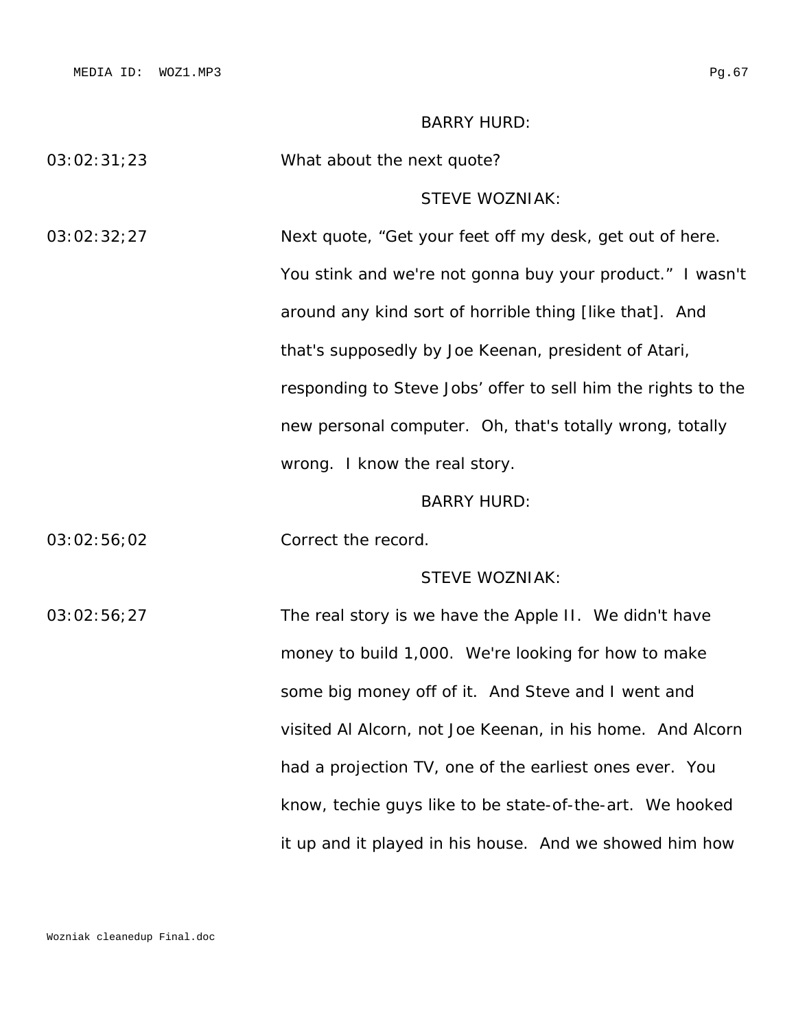BARRY HURD:

03:02:31;23 What about the next quote?

STEVE WOZNIAK:

03:02:32;27 Next quote, "Get your feet off my desk, get out of here. You stink and we're not gonna buy your product." I wasn't around any kind sort of horrible thing [like that]. And that's supposedly by Joe Keenan, president of Atari, responding to Steve Jobs' offer to sell him the rights to the new personal computer. Oh, that's totally wrong, totally wrong. I know the real story.

BARRY HURD:

03:02:56;02 Correct the record.

STEVE WOZNIAK:

03:02:56;27 The real story is we have the Apple II. We didn't have money to build 1,000. We're looking for how to make some big money off of it. And Steve and I went and visited Al Alcorn, not Joe Keenan, in his home. And Alcorn had a projection TV, one of the earliest ones ever. You know, techie guys like to be state-of-the-art. We hooked it up and it played in his house. And we showed him how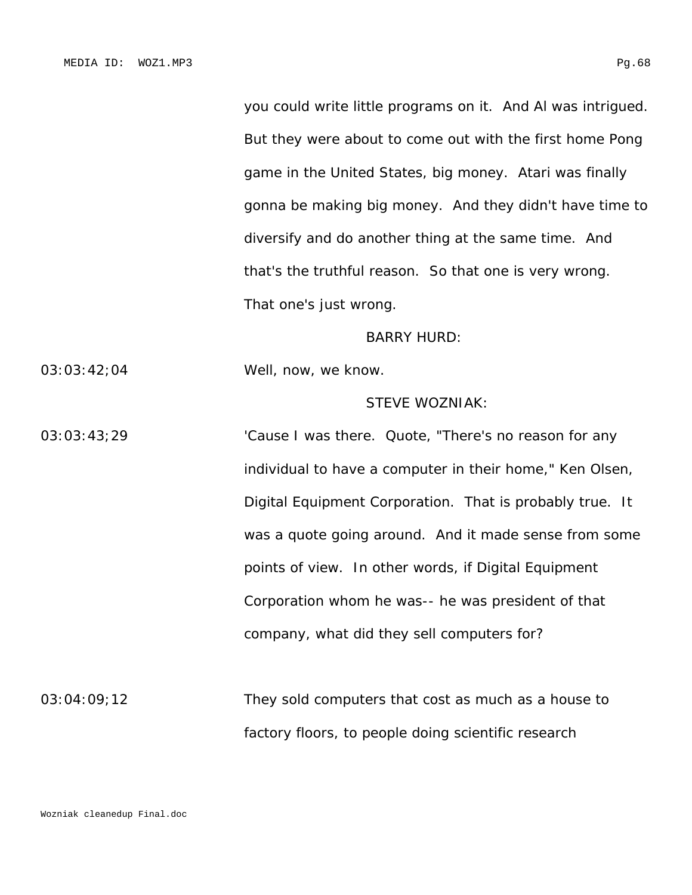you could write little programs on it. And Al was intrigued. But they were about to come out with the first home Pong game in the United States, big money. Atari was finally gonna be making big money. And they didn't have time to diversify and do another thing at the same time. And that's the truthful reason. So that one is very wrong. That one's just wrong.

BARRY HURD:

03:03:42;04 Well, now, we know.

STEVE WOZNIAK:

03:03:43;29 'Cause I was there. Quote, "There's no reason for any individual to have a computer in their home," Ken Olsen, Digital Equipment Corporation. That is probably true. It was a quote going around. And it made sense from some points of view. In other words, if Digital Equipment Corporation whom he was-- he was president of that company, what did they sell computers for?

03:04:09;12 They sold computers that cost as much as a house to factory floors, to people doing scientific research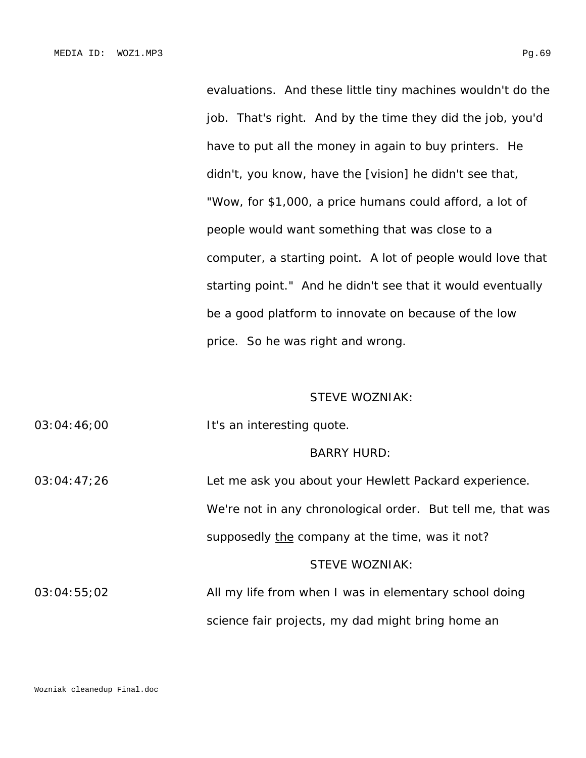evaluations. And these little tiny machines wouldn't do the job. That's right. And by the time they did the job, you'd have to put all the money in again to buy printers. He didn't, you know, have the [vision] he didn't see that, "Wow, for $1,000, a price humans could afford, a lot of people would want something that was close to a computer, a starting point. A lot of people would love that starting point." And he didn't see that it would eventually be a good platform to innovate on because of the low price. So he was right and wrong.

STEVE WOZNIAK:

03:04:46;00 It's an interesting quote.

BARRY HURD:

03:04:47;26 Let me ask you about your Hewlett Packard experience. We're not in any chronological order. But tell me, that was supposedly <u>the</u> company at the time, was it not?

STEVE WOZNIAK:

03:04:55;02 All my life from when I was in elementary school doing science fair projects, my dad might bring home an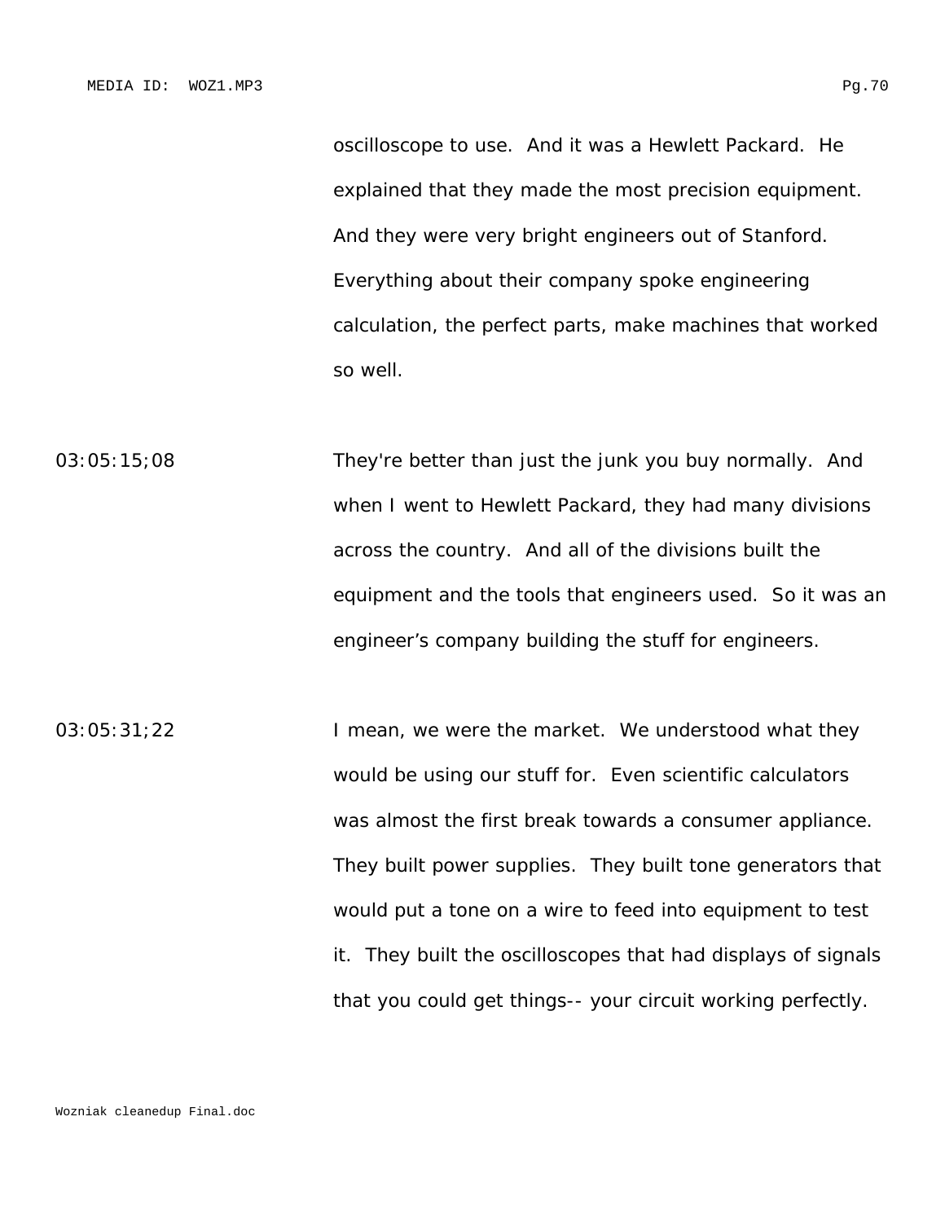oscilloscope to use. And it was a Hewlett Packard. He explained that they made the most precision equipment. And they were very bright engineers out of Stanford. Everything about their company spoke engineering calculation, the perfect parts, make machines that worked so well.

03:05:15;08 They're better than just the junk you buy normally. And when I went to Hewlett Packard, they had many divisions across the country. And all of the divisions built the equipment and the tools that engineers used. So it was an engineer's company building the stuff for engineers.

03:05:31;22 I mean, we were the market. We understood what they would be using our stuff for. Even scientific calculators was almost the first break towards a consumer appliance. They built power supplies. They built tone generators that would put a tone on a wire to feed into equipment to test it. They built the oscilloscopes that had displays of signals that you could get things-- your circuit working perfectly.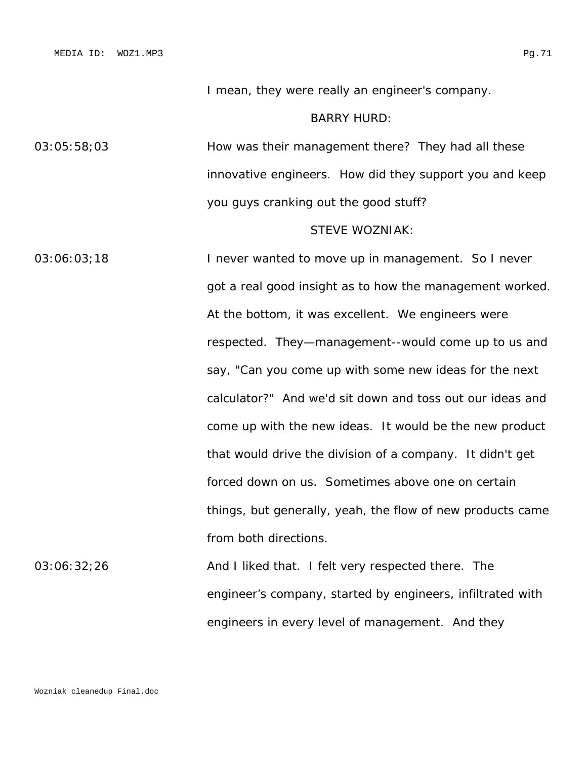I mean, they were really an engineer's company.

BARRY HURD:

03:05:58;03 How was their management there? They had all these innovative engineers. How did they support you and keep you guys cranking out the good stuff?

STEVE WOZNIAK:

03:06:03;18 I never wanted to move up in management. So I never got a real good insight as to how the management worked. At the bottom, it was excellent. We engineers were respected. They—management--would come up to us and say, "Can you come up with some new ideas for the next calculator?" And we'd sit down and toss out our ideas and come up with the new ideas. It would be the new product that would drive the division of a company. It didn't get forced down on us. Sometimes above one on certain things, but generally, yeah, the flow of new products came from both directions.

03:06:32;26 And I liked that. I felt very respected there. The engineer's company, started by engineers, infiltrated with engineers in every level of management. And they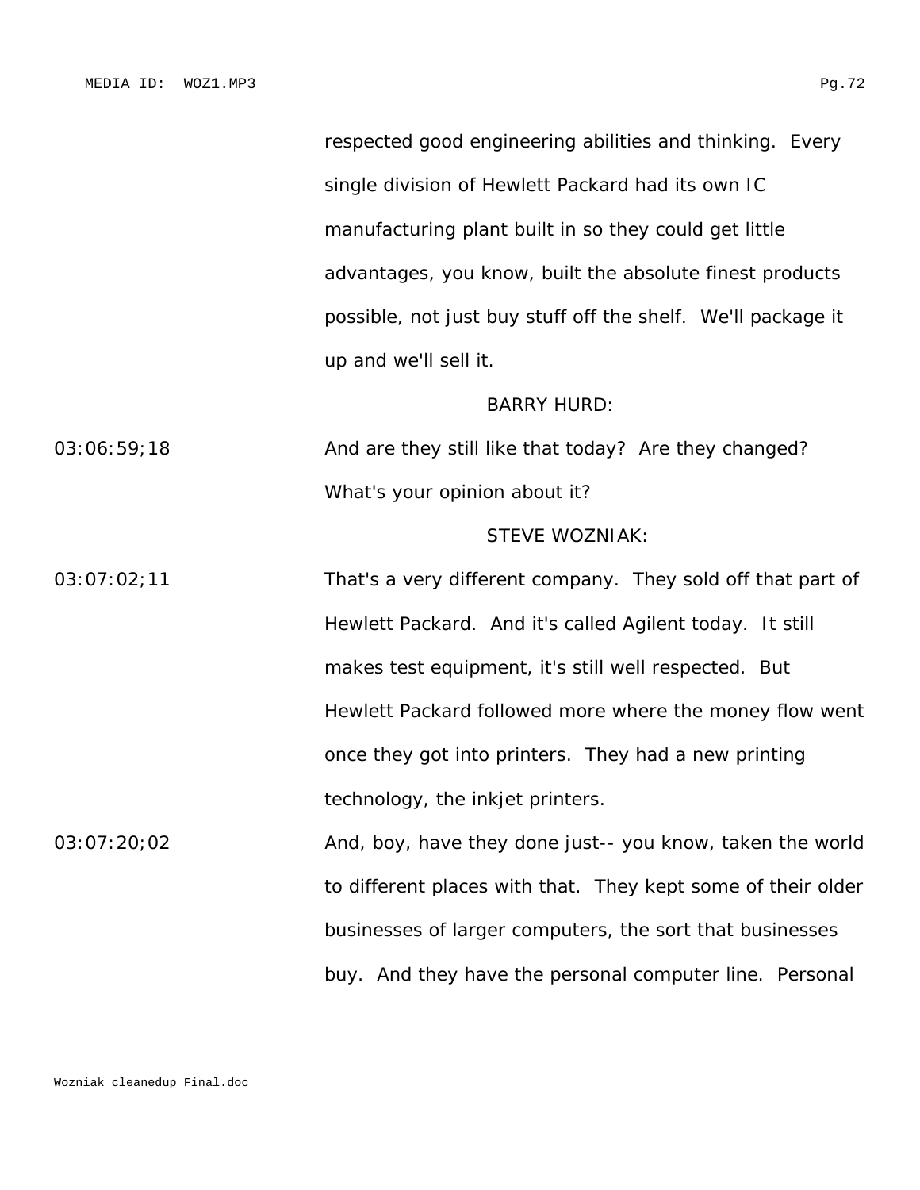respected good engineering abilities and thinking. Every single division of Hewlett Packard had its own IC manufacturing plant built in so they could get little advantages, you know, built the absolute finest products possible, not just buy stuff off the shelf. We'll package it up and we'll sell it.

BARRY HURD:

03:06:59;18 And are they still like that today? Are they changed? What's your opinion about it?

STEVE WOZNIAK:

03:07:02;11 That's a very different company. They sold off that part of Hewlett Packard. And it's called Agilent today. It still makes test equipment, it's still well respected. But Hewlett Packard followed more where the money flow went once they got into printers. They had a new printing technology, the inkjet printers.

03:07:20;02 And, boy, have they done just-- you know, taken the world to different places with that. They kept some of their older businesses of larger computers, the sort that businesses buy. And they have the personal computer line. Personal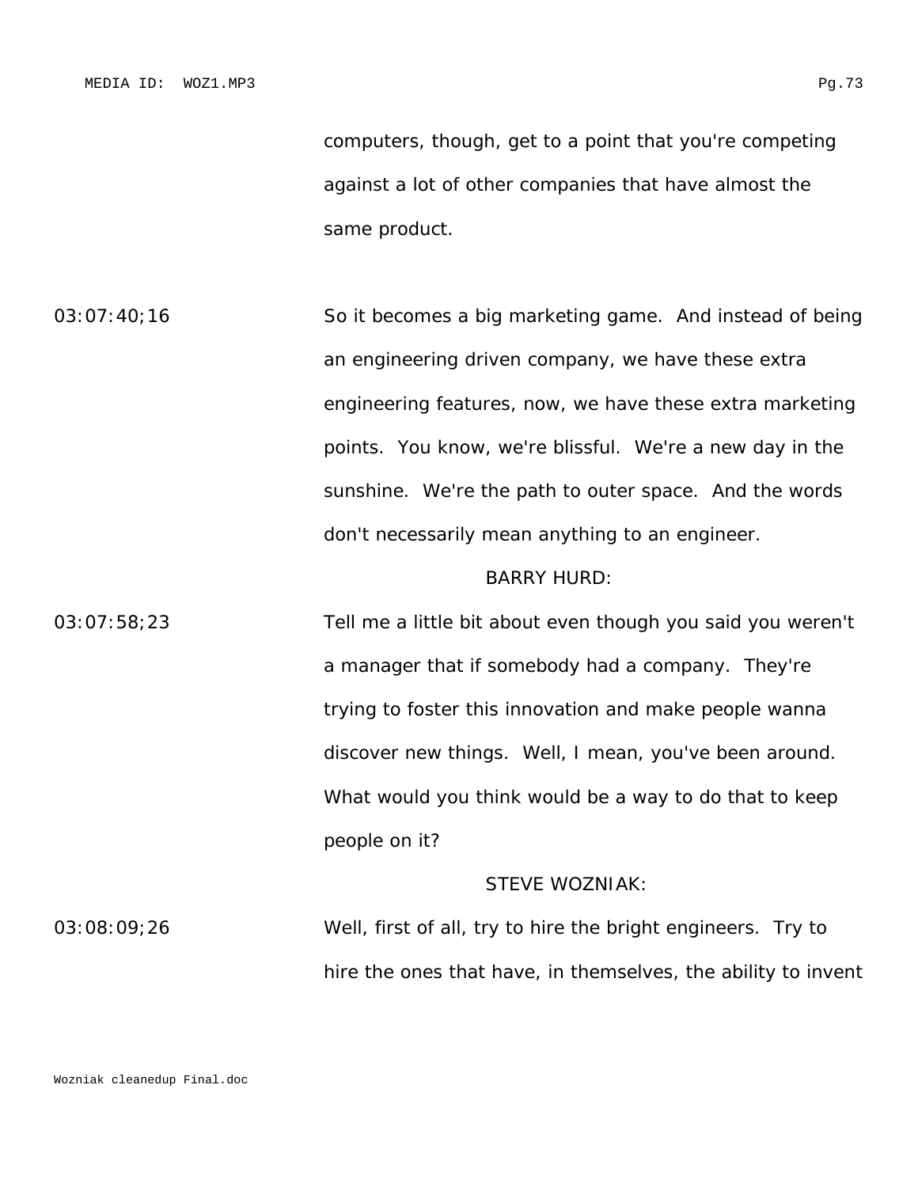computers, though, get to a point that you're competing against a lot of other companies that have almost the same product.

03:07:40;16 So it becomes a big marketing game. And instead of being an engineering driven company, we have these extra engineering features, now, we have these extra marketing points. You know, we're blissful. We're a new day in the sunshine. We're the path to outer space. And the words don't necessarily mean anything to an engineer.

BARRY HURD:

03:07:58;23 Tell me a little bit about even though you said you weren't a manager that if somebody had a company. They're trying to foster this innovation and make people wanna discover new things. Well, I mean, you've been around. What would you think would be a way to do that to keep people on it?

STEVE WOZNIAK:

03:08:09;26 Well, first of all, try to hire the bright engineers. Try to hire the ones that have, in themselves, the ability to invent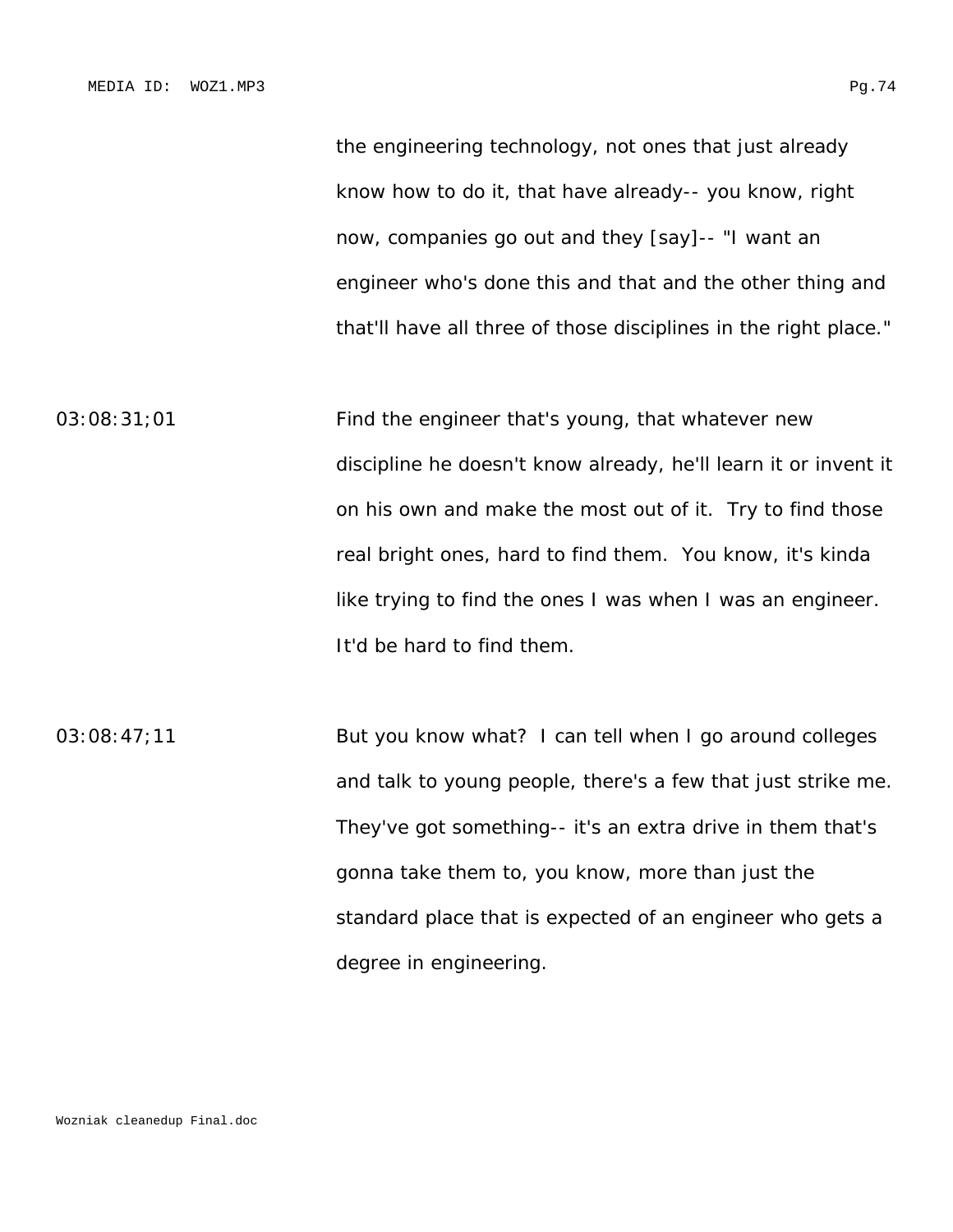the engineering technology, not ones that just already know how to do it, that have already-- you know, right now, companies go out and they [say]-- "I want an engineer who's done this and that and the other thing and that'll have all three of those disciplines in the right place."

03:08:31;01 Find the engineer that's young, that whatever new discipline he doesn't know already, he'll learn it or invent it on his own and make the most out of it. Try to find those real bright ones, hard to find them. You know, it's kinda like trying to find the ones I was when I was an engineer. It'd be hard to find them.

03:08:47;11 But you know what? I can tell when I go around colleges and talk to young people, there's a few that just strike me. They've got something-- it's an extra drive in them that's gonna take them to, you know, more than just the standard place that is expected of an engineer who gets a degree in engineering.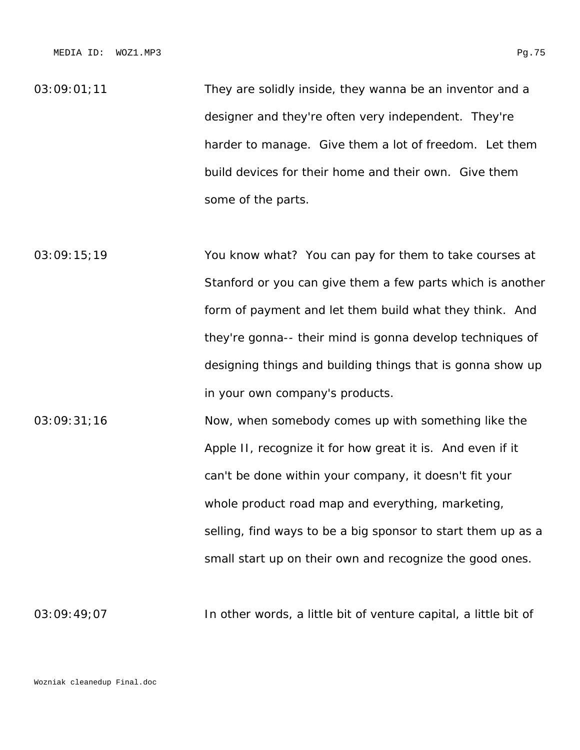03:09:01;11 They are solidly inside, they wanna be an inventor and a designer and they're often very independent. They're harder to manage. Give them a lot of freedom. Let them build devices for their home and their own. Give them some of the parts.

03:09:15;19 You know what? You can pay for them to take courses at Stanford or you can give them a few parts which is another form of payment and let them build what they think. And they're gonna-- their mind is gonna develop techniques of designing things and building things that is gonna show up in your own company's products.

03:09:31;16 Now, when somebody comes up with something like the Apple II, recognize it for how great it is. And even if it can't be done within your company, it doesn't fit your whole product road map and everything, marketing, selling, find ways to be a big sponsor to start them up as a small start up on their own and recognize the good ones.

03:09:49;07 In other words, a little bit of venture capital, a little bit of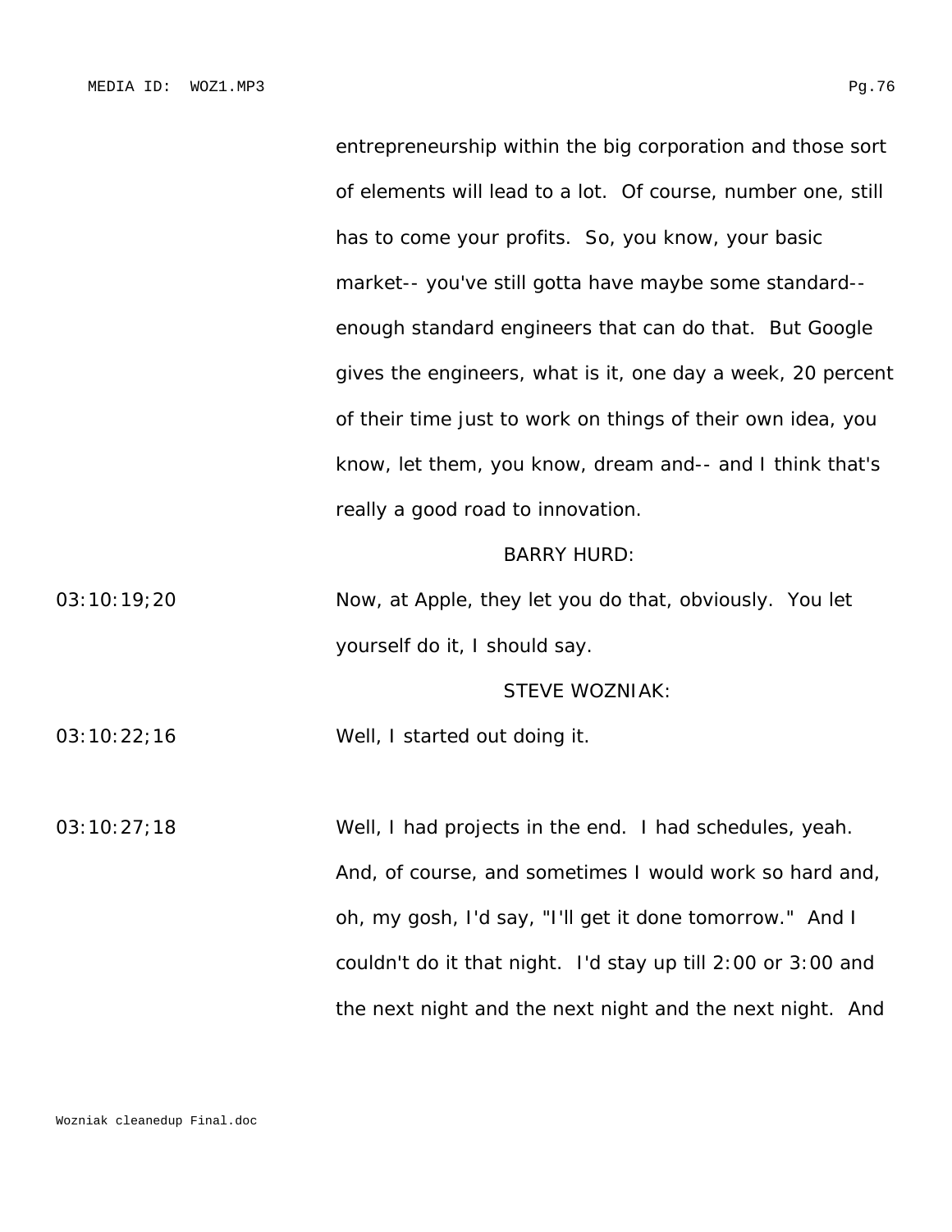entrepreneurship within the big corporation and those sort of elements will lead to a lot. Of course, number one, still has to come your profits. So, you know, your basic market-- you've still gotta have maybe some standard-- enough standard engineers that can do that. But Google gives the engineers, what is it, one day a week, 20 percent of their time just to work on things of their own idea, you know, let them, you know, dream and-- and I think that's really a good road to innovation.

BARRY HURD:

03:10:19;20 Now, at Apple, they let you do that, obviously. You let yourself do it, I should say.

STEVE WOZNIAK:

03:10:22;16 Well, I started out doing it.

03:10:27;18 Well, I had projects in the end. I had schedules, yeah. And, of course, and sometimes I would work so hard and, oh, my gosh, I'd say, "I'll get it done tomorrow." And I couldn't do it that night. I'd stay up till 2:00 or 3:00 and the next night and the next night and the next night. And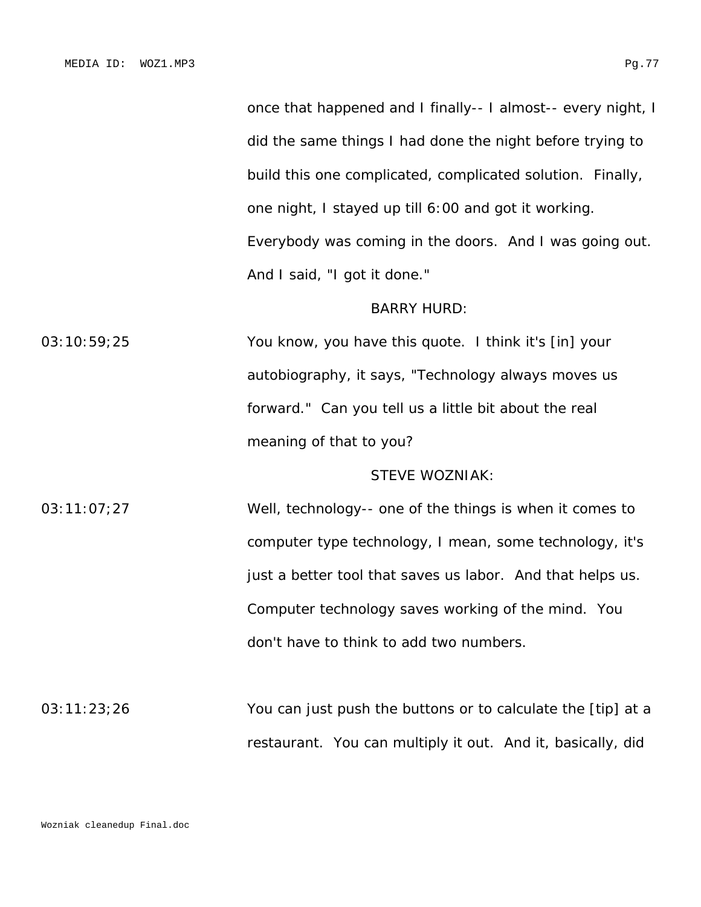once that happened and I finally-- I almost-- every night, I did the same things I had done the night before trying to build this one complicated, complicated solution. Finally, one night, I stayed up till 6:00 and got it working. Everybody was coming in the doors. And I was going out. And I said, "I got it done."

BARRY HURD:

03:10:59;25 You know, you have this quote. I think it's [in] your autobiography, it says, "Technology always moves us forward." Can you tell us a little bit about the real meaning of that to you?

STEVE WOZNIAK:

03:11:07;27 Well, technology-- one of the things is when it comes to computer type technology, I mean, some technology, it's just a better tool that saves us labor. And that helps us. Computer technology saves working of the mind. You don't have to think to add two numbers.

03:11:23;26 You can just push the buttons or to calculate the [tip] at a restaurant. You can multiply it out. And it, basically, did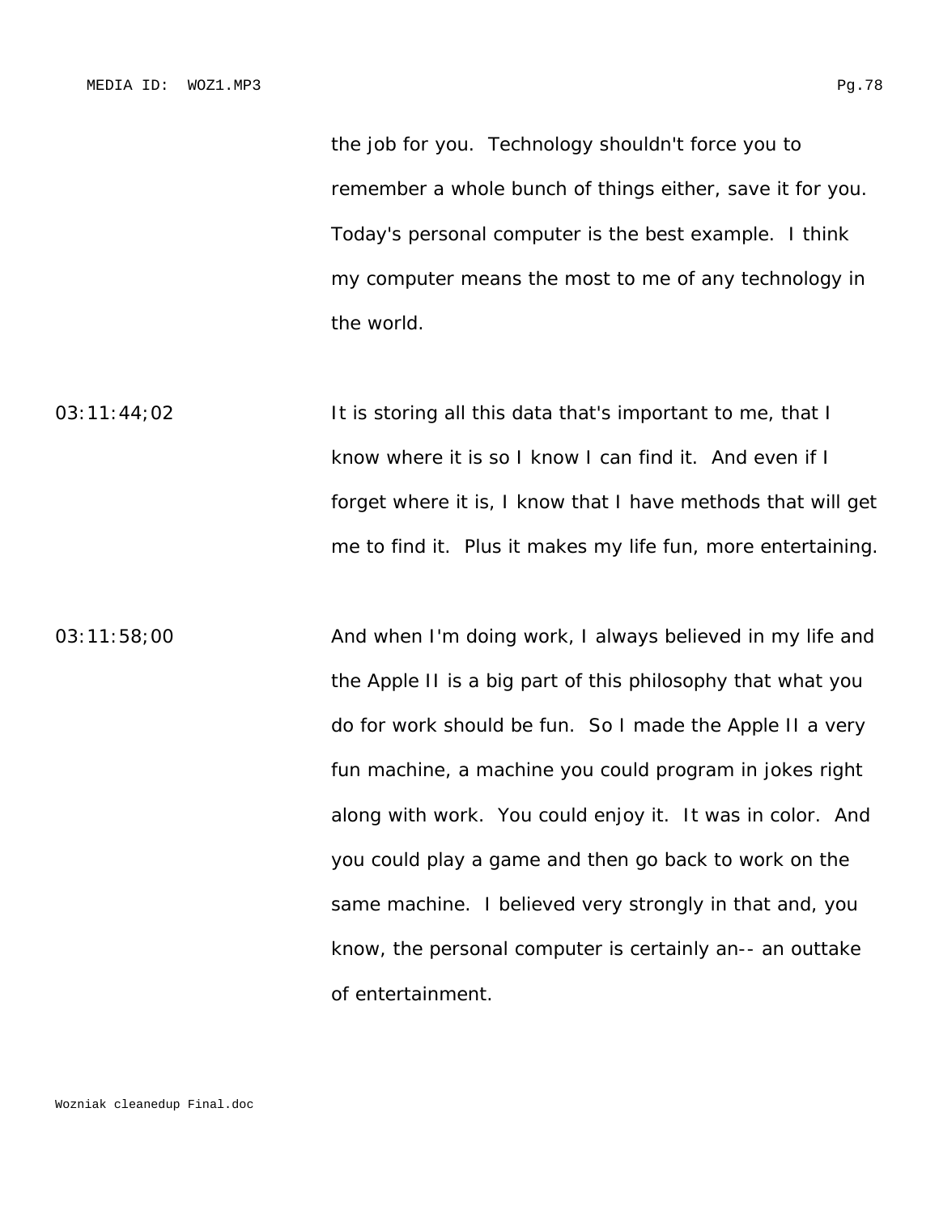the job for you. Technology shouldn't force you to remember a whole bunch of things either, save it for you. Today's personal computer is the best example. I think my computer means the most to me of any technology in the world.

03:11:44;02 It is storing all this data that's important to me, that I know where it is so I know I can find it. And even if I forget where it is, I know that I have methods that will get me to find it. Plus it makes my life fun, more entertaining.

03:11:58;00 And when I'm doing work, I always believed in my life and the Apple II is a big part of this philosophy that what you do for work should be fun. So I made the Apple II a very fun machine, a machine you could program in jokes right along with work. You could enjoy it. It was in color. And you could play a game and then go back to work on the same machine. I believed very strongly in that and, you know, the personal computer is certainly an-- an outtake of entertainment.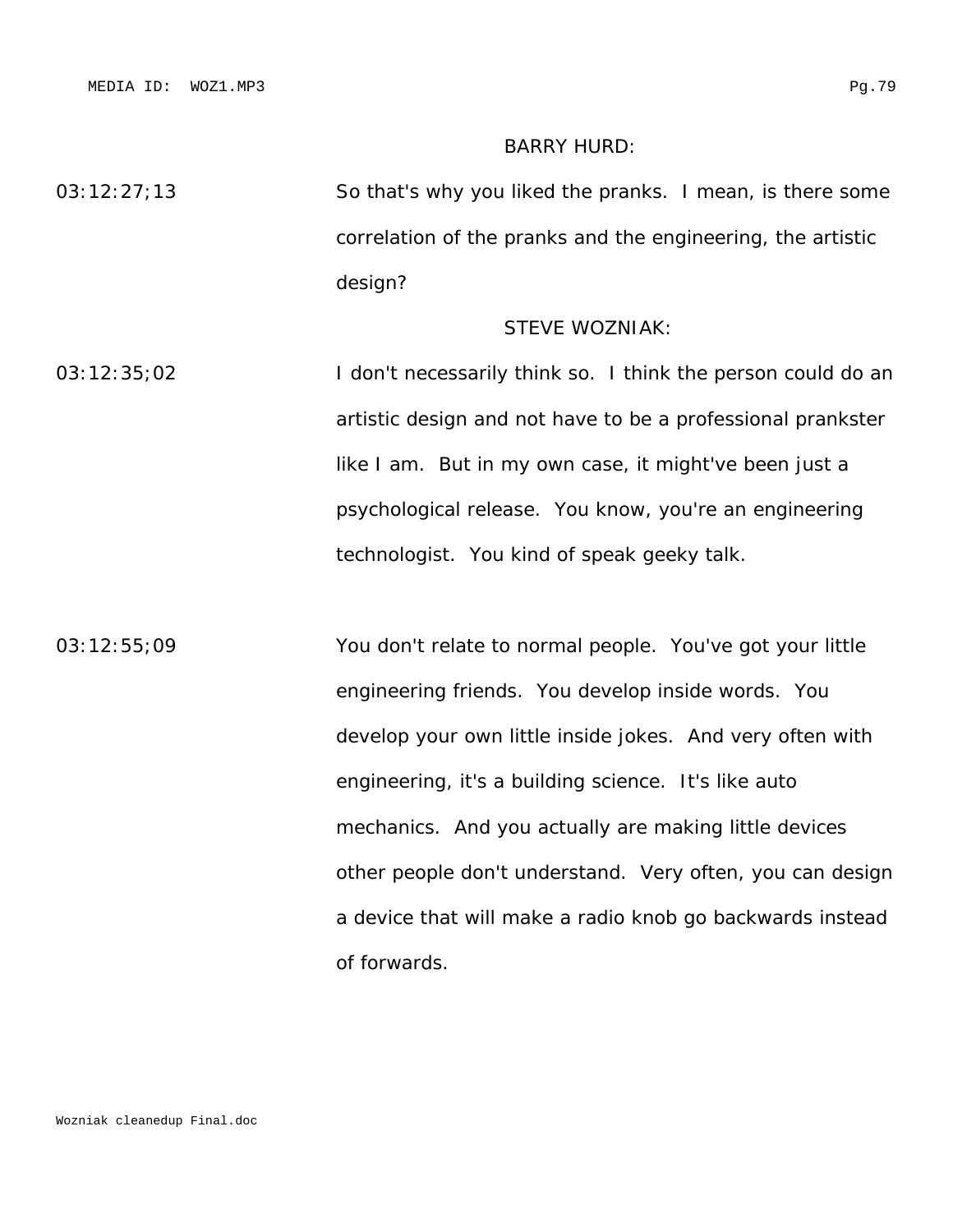BARRY HURD:

03:12:27;13 So that's why you liked the pranks. I mean, is there some correlation of the pranks and the engineering, the artistic design?

STEVE WOZNIAK:

03:12:35;02 I don't necessarily think so. I think the person could do an artistic design and not have to be a professional prankster like I am. But in my own case, it might've been just a psychological release. You know, you're an engineering technologist. You kind of speak geeky talk.

03:12:55;09 You don't relate to normal people. You've got your little engineering friends. You develop inside words. You develop your own little inside jokes. And very often with engineering, it's a building science. It's like auto mechanics. And you actually are making little devices other people don't understand. Very often, you can design a device that will make a radio knob go backwards instead of forwards.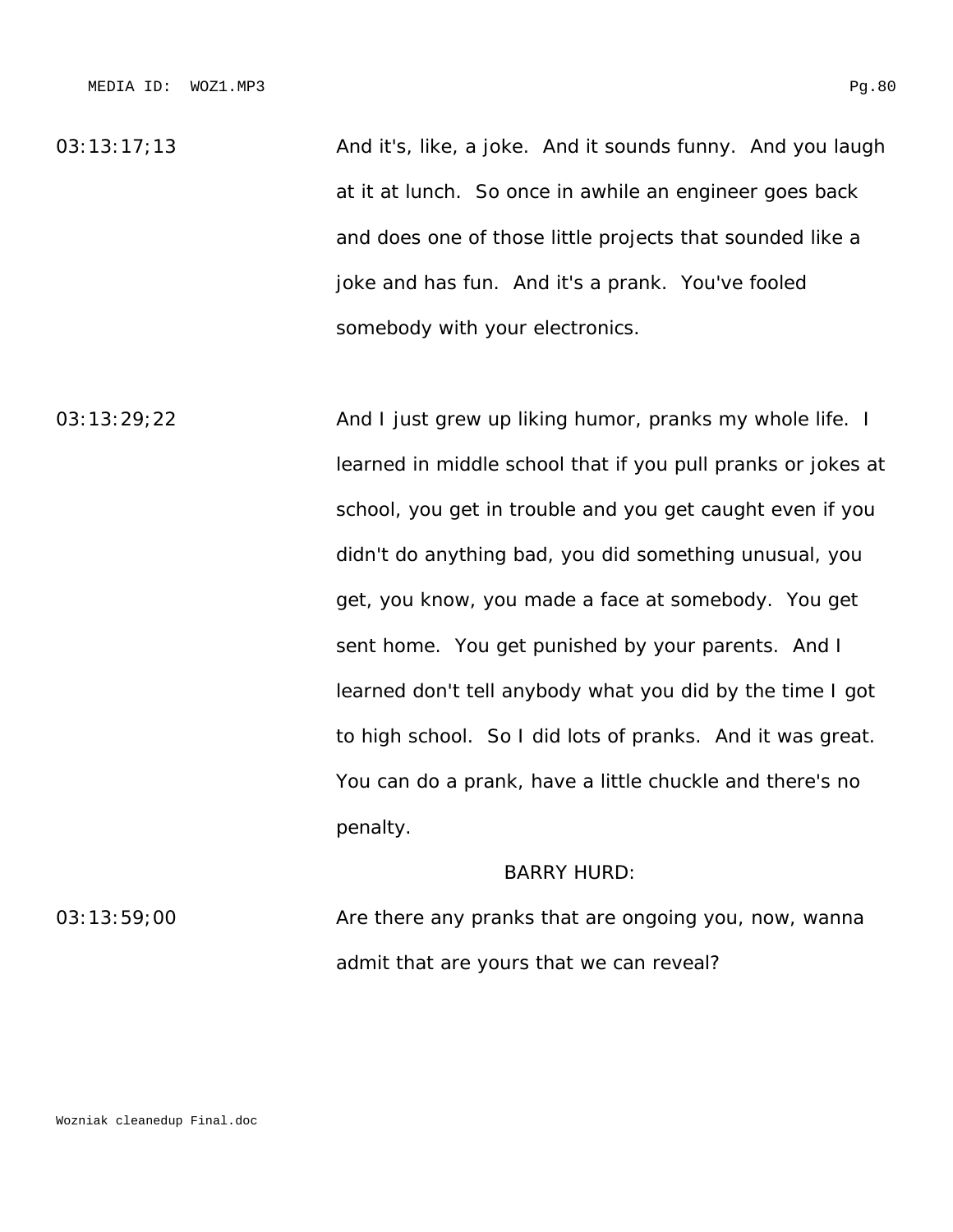03:13:17;13 And it's, like, a joke. And it sounds funny. And you laugh at it at lunch. So once in awhile an engineer goes back and does one of those little projects that sounded like a joke and has fun. And it's a prank. You've fooled somebody with your electronics.

03:13:29;22 And I just grew up liking humor, pranks my whole life. I learned in middle school that if you pull pranks or jokes at school, you get in trouble and you get caught even if you didn't do anything bad, you did something unusual, you get, you know, you made a face at somebody. You get sent home. You get punished by your parents. And I learned don't tell anybody what you did by the time I got to high school. So I did lots of pranks. And it was great. You can do a prank, have a little chuckle and there's no penalty.

BARRY HURD:

03:13:59;00 Are there any pranks that are ongoing you, now, wanna admit that are yours that we can reveal?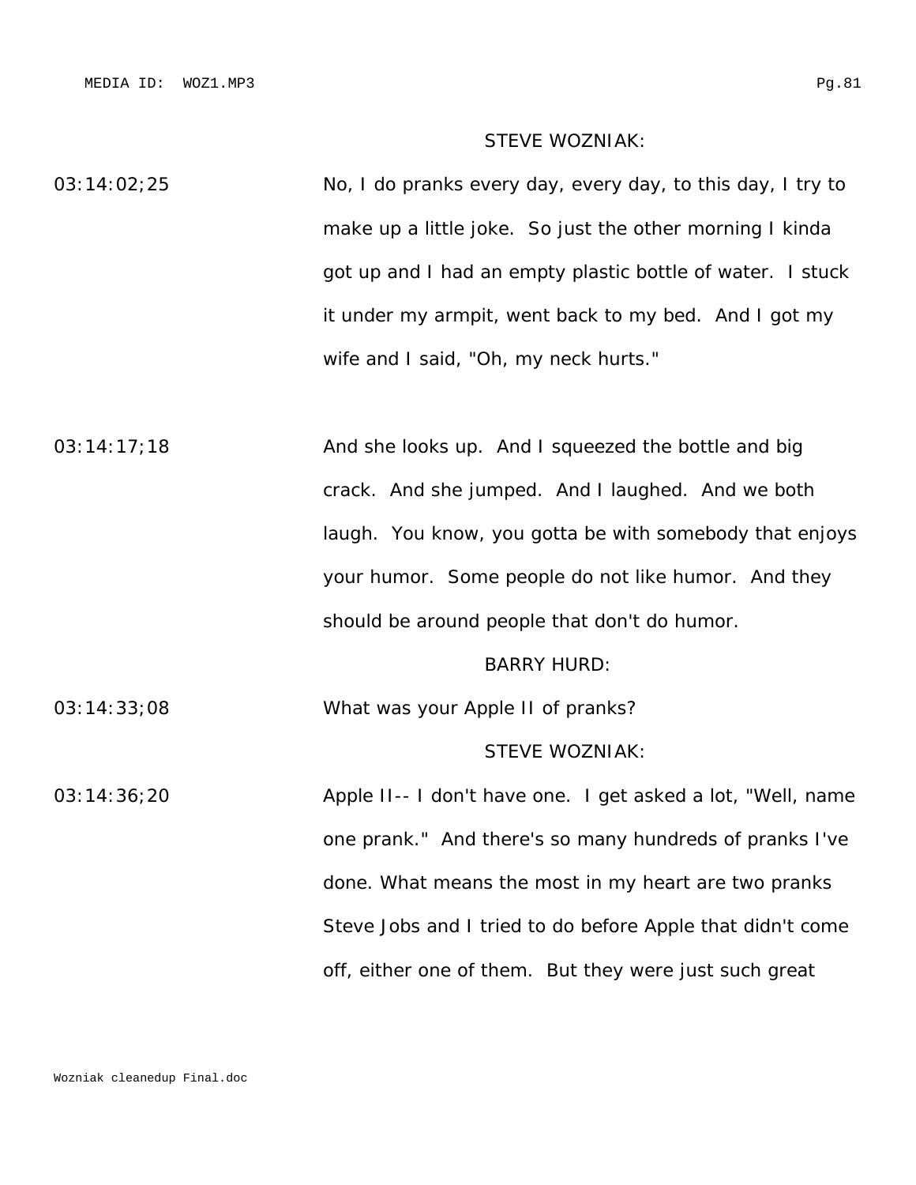STEVE WOZNIAK:

03:14:02;25 No, I do pranks every day, every day, to this day, I try to make up a little joke. So just the other morning I kinda got up and I had an empty plastic bottle of water. I stuck it under my armpit, went back to my bed. And I got my wife and I said, "Oh, my neck hurts."

03:14:17;18 And she looks up. And I squeezed the bottle and big crack. And she jumped. And I laughed. And we both laugh. You know, you gotta be with somebody that enjoys your humor. Some people do not like humor. And they should be around people that don't do humor.

BARRY HURD:

03:14:33;08 What was your Apple II of pranks?

STEVE WOZNIAK:

03:14:36;20 Apple II-- I don't have one. I get asked a lot, "Well, name one prank." And there's so many hundreds of pranks I've done. What means the most in my heart are two pranks Steve Jobs and I tried to do before Apple that didn't come off, either one of them. But they were just such great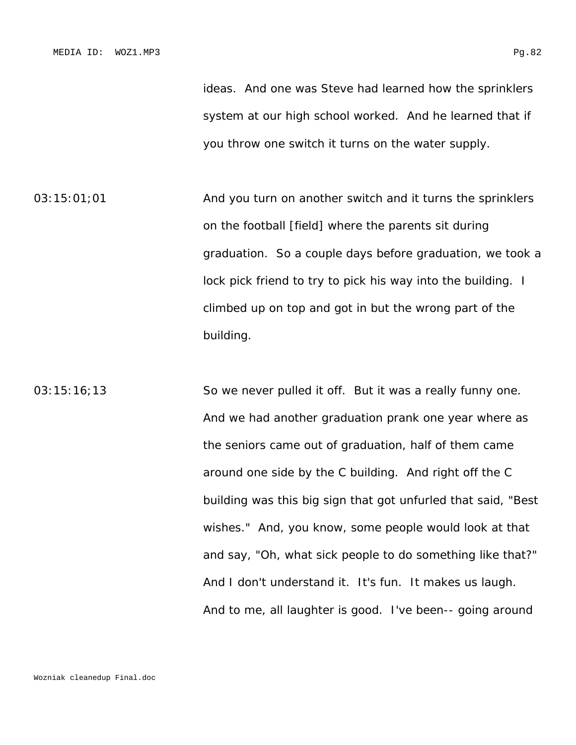ideas. And one was Steve had learned how the sprinklers system at our high school worked. And he learned that if you throw one switch it turns on the water supply.

03:15:01;01 And you turn on another switch and it turns the sprinklers on the football [field] where the parents sit during graduation. So a couple days before graduation, we took a lock pick friend to try to pick his way into the building. I climbed up on top and got in but the wrong part of the building.

03:15:16;13 So we never pulled it off. But it was a really funny one. And we had another graduation prank one year where as the seniors came out of graduation, half of them came around one side by the C building. And right off the C building was this big sign that got unfurled that said, "Best wishes." And, you know, some people would look at that and say, "Oh, what sick people to do something like that?" And I don't understand it. It's fun. It makes us laugh. And to me, all laughter is good. I've been-- going around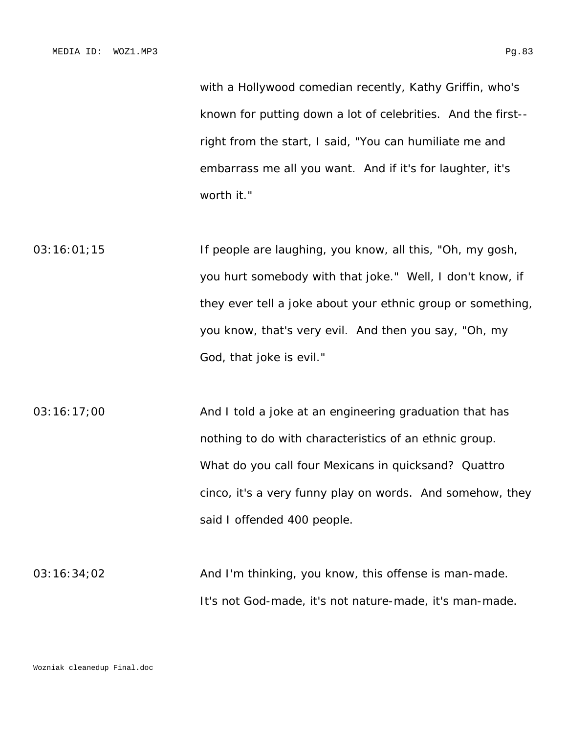with a Hollywood comedian recently, Kathy Griffin, who's known for putting down a lot of celebrities. And the first-- right from the start, I said, "You can humiliate me and embarrass me all you want. And if it's for laughter, it's worth it."

03:16:01;15 If people are laughing, you know, all this, "Oh, my gosh, you hurt somebody with that joke." Well, I don't know, if they ever tell a joke about your ethnic group or something, you know, that's very evil. And then you say, "Oh, my God, that joke is evil."

03:16:17;00 And I told a joke at an engineering graduation that has nothing to do with characteristics of an ethnic group. What do you call four Mexicans in quicksand? Quattro cinco, it's a very funny play on words. And somehow, they said I offended 400 people.

03:16:34;02 And I'm thinking, you know, this offense is man-made. It's not God-made, it's not nature-made, it's man-made.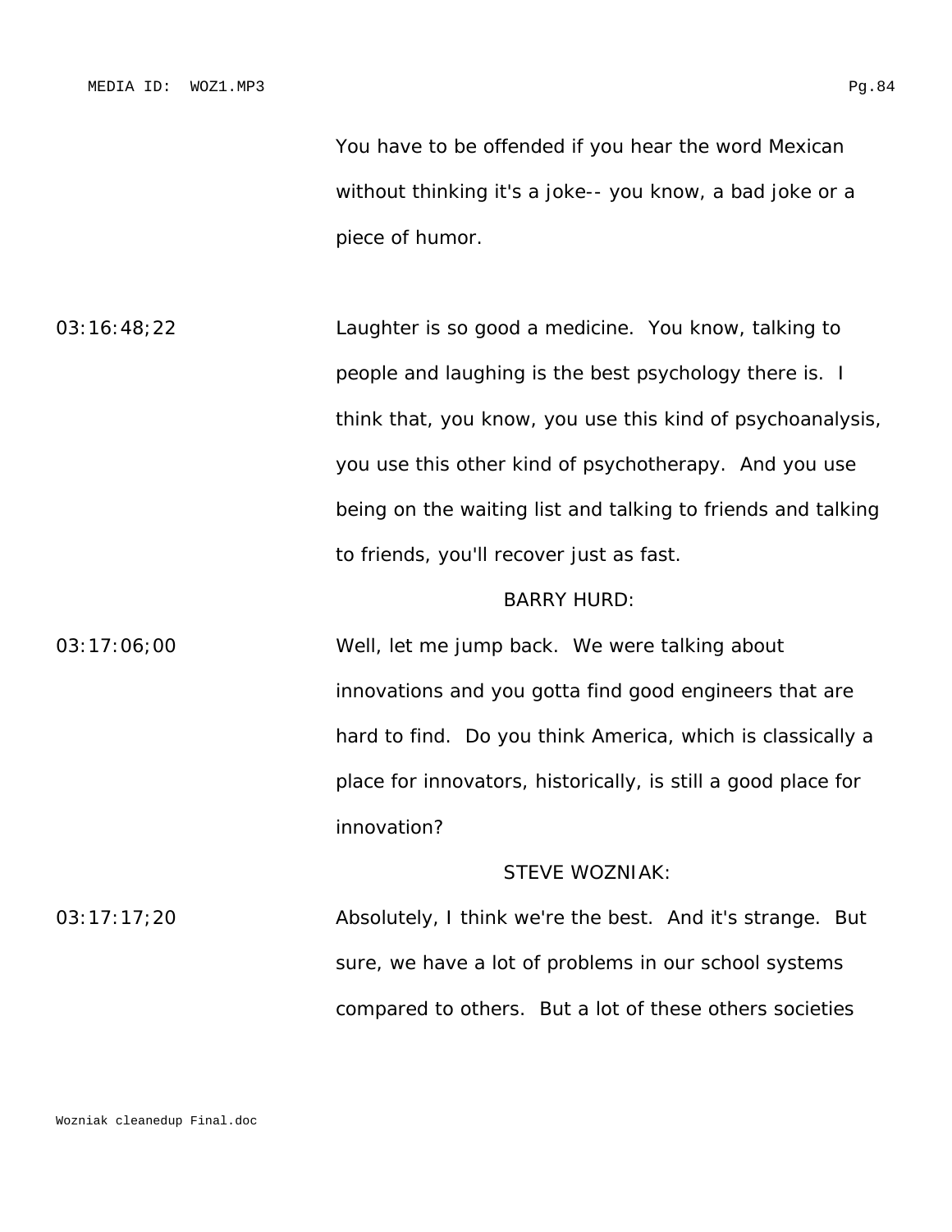You have to be offended if you hear the word Mexican without thinking it's a joke-- you know, a bad joke or a piece of humor.

03:16:48;22 Laughter is so good a medicine. You know, talking to people and laughing is the best psychology there is. I think that, you know, you use this kind of psychoanalysis, you use this other kind of psychotherapy. And you use being on the waiting list and talking to friends and talking to friends, you'll recover just as fast.

BARRY HURD:

03:17:06;00 Well, let me jump back. We were talking about innovations and you gotta find good engineers that are hard to find. Do you think America, which is classically a place for innovators, historically, is still a good place for innovation?

STEVE WOZNIAK:

03:17:17;20 Absolutely, I think we're the best. And it's strange. But sure, we have a lot of problems in our school systems compared to others. But a lot of these others societies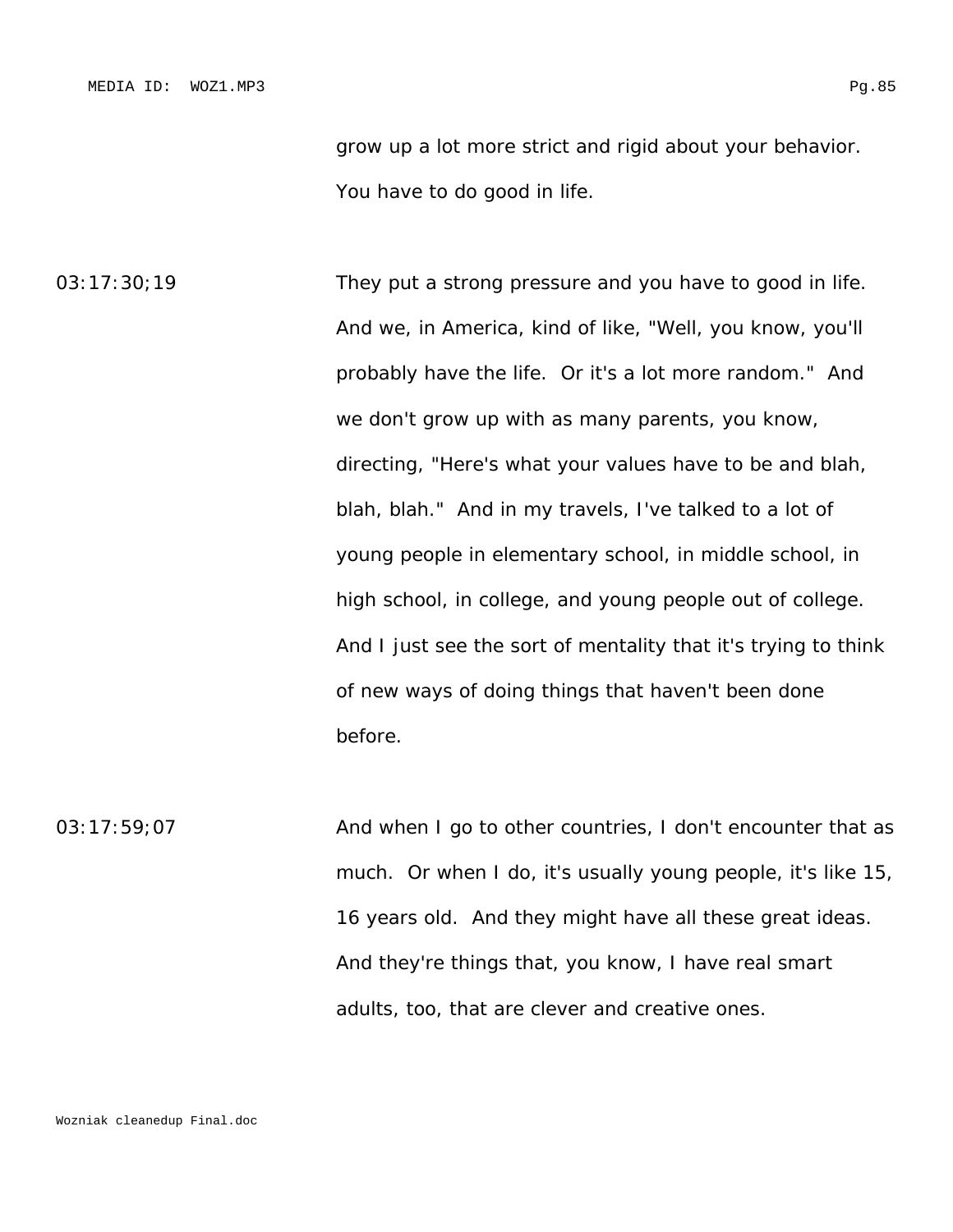grow up a lot more strict and rigid about your behavior. You have to do good in life.

03:17:30;19 They put a strong pressure and you have to good in life. And we, in America, kind of like, "Well, you know, you'll probably have the life. Or it's a lot more random." And we don't grow up with as many parents, you know, directing, "Here's what your values have to be and blah, blah, blah." And in my travels, I've talked to a lot of young people in elementary school, in middle school, in high school, in college, and young people out of college. And I just see the sort of mentality that it's trying to think of new ways of doing things that haven't been done before.

03:17:59;07 And when I go to other countries, I don't encounter that as much. Or when I do, it's usually young people, it's like 15, 16 years old. And they might have all these great ideas. And they're things that, you know, I have real smart adults, too, that are clever and creative ones.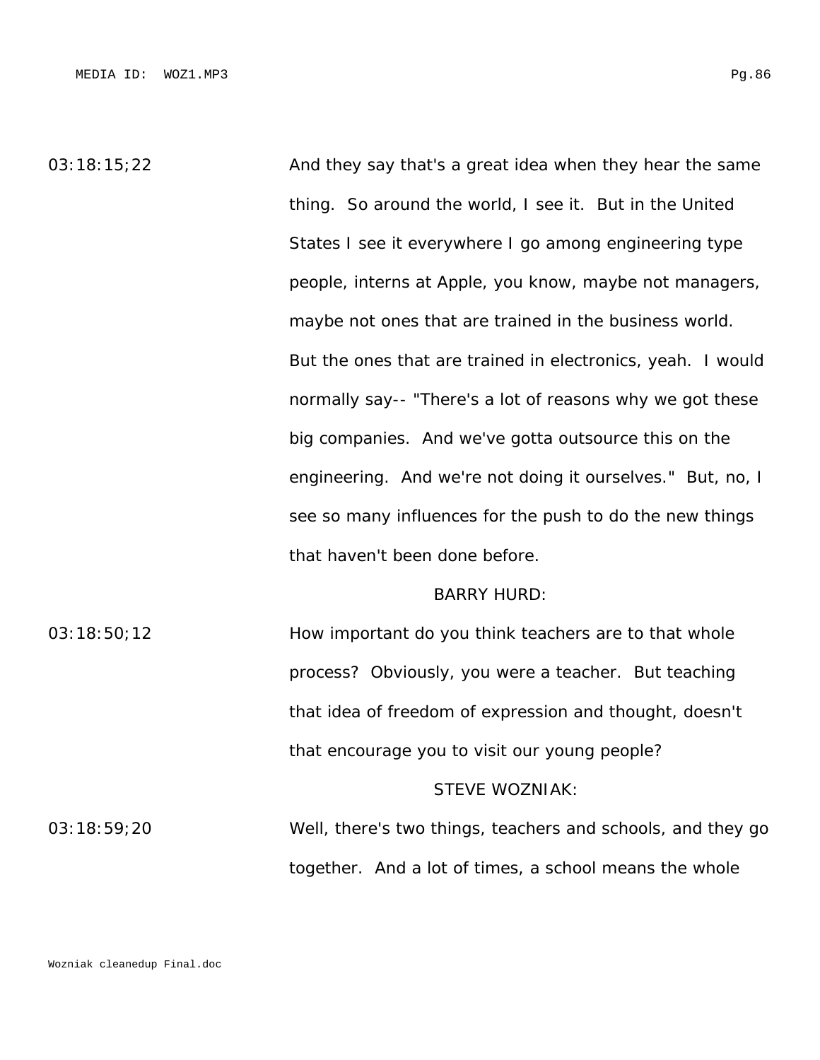03:18:15;22 And they say that's a great idea when they hear the same thing. So around the world, I see it. But in the United States I see it everywhere I go among engineering type people, interns at Apple, you know, maybe not managers, maybe not ones that are trained in the business world. But the ones that are trained in electronics, yeah. I would normally say-- "There's a lot of reasons why we got these big companies. And we've gotta outsource this on the engineering. And we're not doing it ourselves." But, no, I see so many influences for the push to do the new things that haven't been done before.

BARRY HURD:

03:18:50;12 How important do you think teachers are to that whole process? Obviously, you were a teacher. But teaching that idea of freedom of expression and thought, doesn't that encourage you to visit our young people?

STEVE WOZNIAK:

03:18:59;20 Well, there's two things, teachers and schools, and they go together. And a lot of times, a school means the whole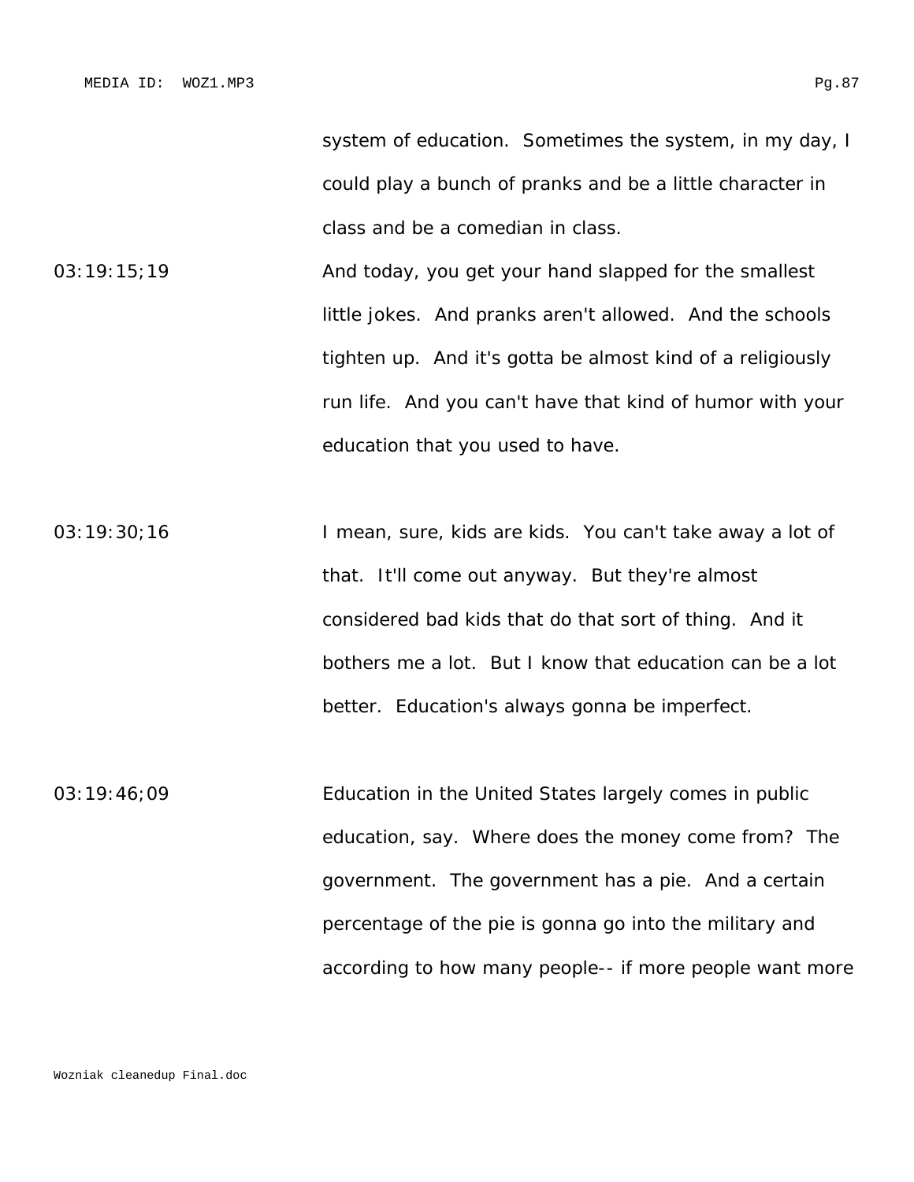system of education. Sometimes the system, in my day, I could play a bunch of pranks and be a little character in class and be a comedian in class.

03:19:15;19 And today, you get your hand slapped for the smallest little jokes. And pranks aren't allowed. And the schools tighten up. And it's gotta be almost kind of a religiously run life. And you can't have that kind of humor with your education that you used to have.

03:19:30;16 I mean, sure, kids are kids. You can't take away a lot of that. It'll come out anyway. But they're almost considered bad kids that do that sort of thing. And it bothers me a lot. But I know that education can be a lot better. Education's always gonna be imperfect.

03:19:46;09 Education in the United States largely comes in public education, say. Where does the money come from? The government. The government has a pie. And a certain percentage of the pie is gonna go into the military and according to how many people-- if more people want more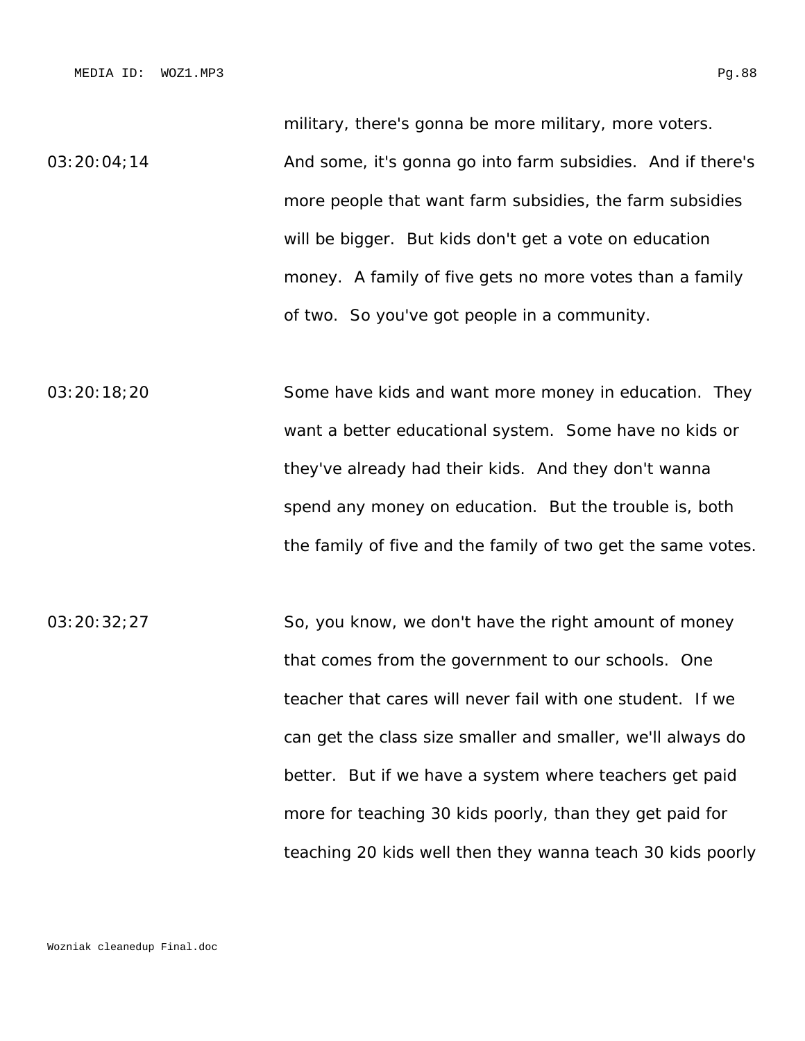military, there's gonna be more military, more voters.

03:20:04;14 And some, it's gonna go into farm subsidies. And if there's more people that want farm subsidies, the farm subsidies will be bigger. But kids don't get a vote on education money. A family of five gets no more votes than a family of two. So you've got people in a community.

03:20:18;20 Some have kids and want more money in education. They want a better educational system. Some have no kids or they've already had their kids. And they don't wanna spend any money on education. But the trouble is, both the family of five and the family of two get the same votes.

03:20:32;27 So, you know, we don't have the right amount of money that comes from the government to our schools. One teacher that cares will never fail with one student. If we can get the class size smaller and smaller, we'll always do better. But if we have a system where teachers get paid more for teaching 30 kids poorly, than they get paid for teaching 20 kids well then they wanna teach 30 kids poorly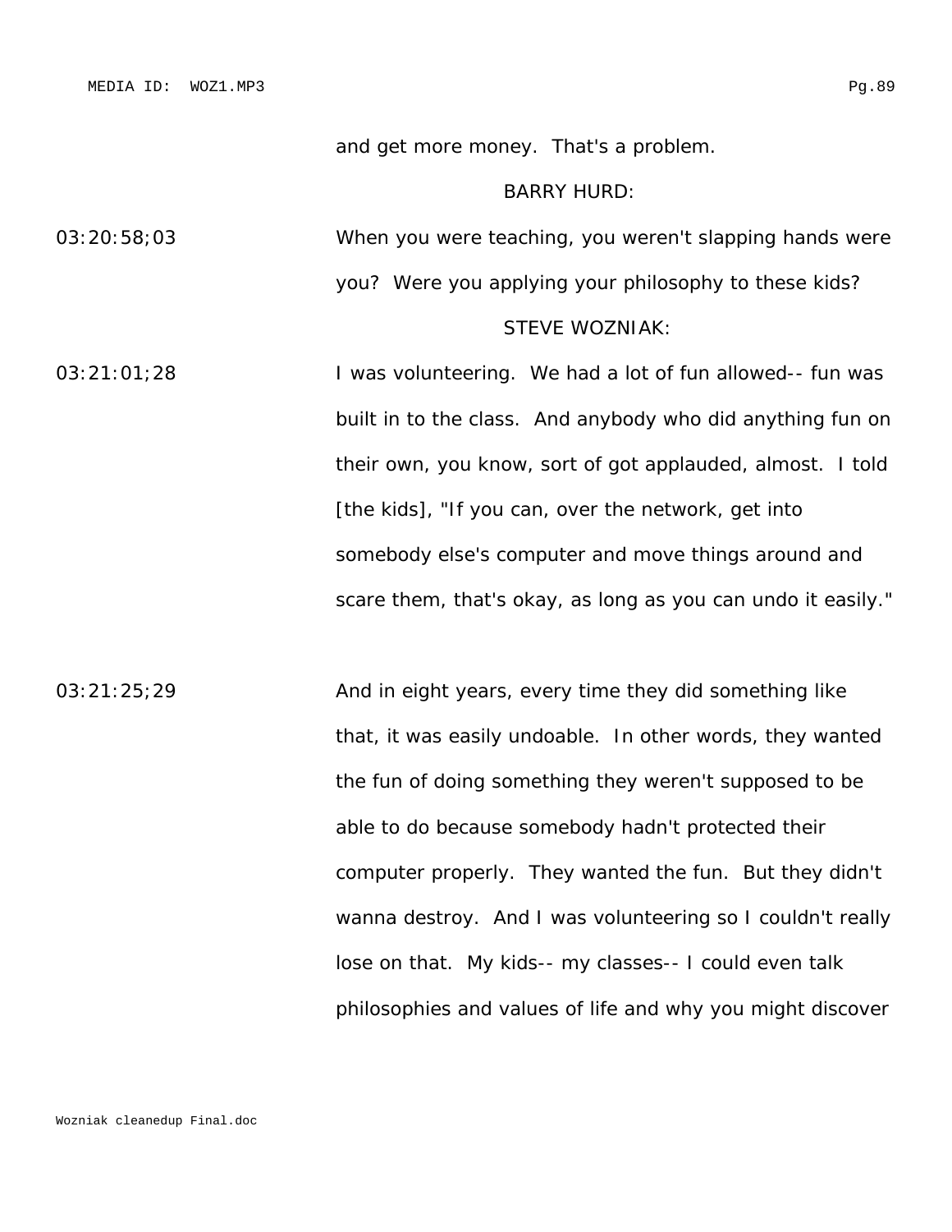and get more money. That's a problem.

BARRY HURD:

03:20:58;03 When you were teaching, you weren't slapping hands were you? Were you applying your philosophy to these kids?

STEVE WOZNIAK:

03:21:01;28 I was volunteering. We had a lot of fun allowed-- fun was built in to the class. And anybody who did anything fun on their own, you know, sort of got applauded, almost. I told [the kids], "If you can, over the network, get into somebody else's computer and move things around and scare them, that's okay, as long as you can undo it easily."

03:21:25;29 And in eight years, every time they did something like that, it was easily undoable. In other words, they wanted the fun of doing something they weren't supposed to be able to do because somebody hadn't protected their computer properly. They wanted the fun. But they didn't wanna destroy. And I was volunteering so I couldn't really lose on that. My kids-- my classes-- I could even talk philosophies and values of life and why you might discover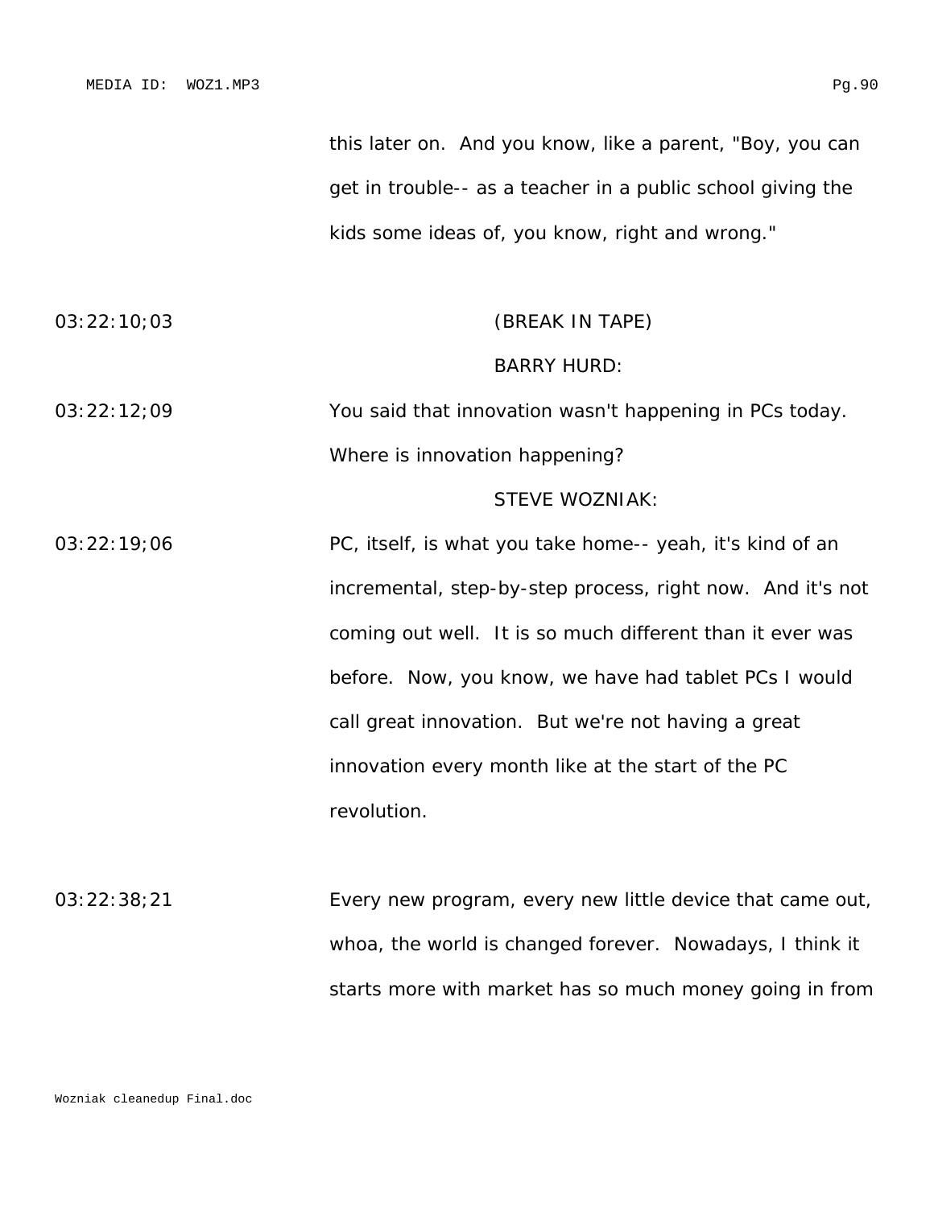this later on. And you know, like a parent, "Boy, you can get in trouble-- as a teacher in a public school giving the kids some ideas of, you know, right and wrong."

03:22:10;03 (BREAK IN TAPE)

BARRY HURD:

03:22:12;09 You said that innovation wasn't happening in PCs today. Where is innovation happening?

STEVE WOZNIAK:

03:22:19;06 PC, itself, is what you take home-- yeah, it's kind of an incremental, step-by-step process, right now. And it's not coming out well. It is so much different than it ever was before. Now, you know, we have had tablet PCs I would call great innovation. But we're not having a great innovation every month like at the start of the PC revolution.

03:22:38;21 Every new program, every new little device that came out, whoa, the world is changed forever. Nowadays, I think it starts more with market has so much money going in from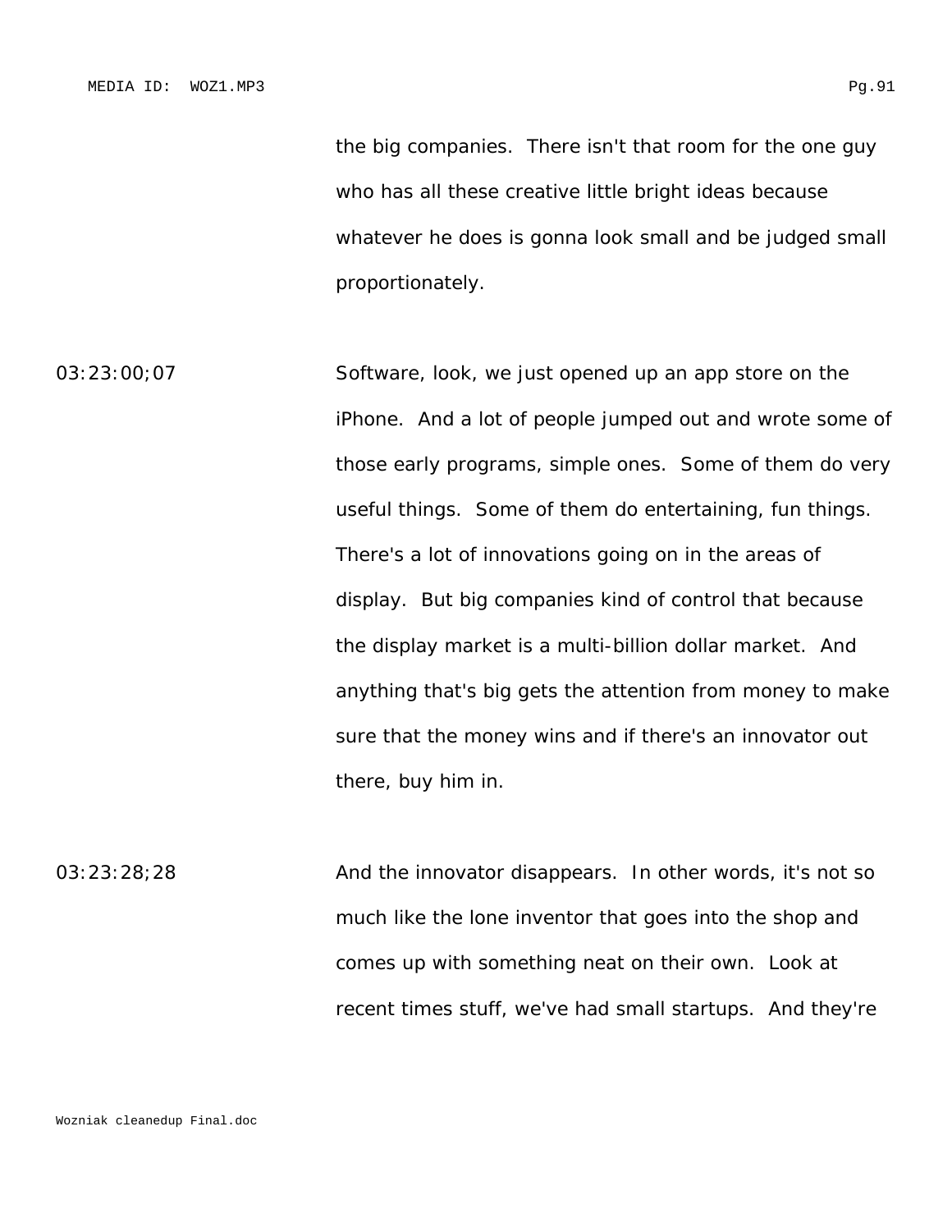the big companies.  There isn't that room for the one guy who has all these creative little bright ideas because whatever he does is gonna look small and be judged small proportionately.

03:23:00;07 Software, look, we just opened up an app store on the iPhone.  And a lot of people jumped out and wrote some of those early programs, simple ones.  Some of them do very useful things.  Some of them do entertaining, fun things. There's a lot of innovations going on in the areas of display.  But big companies kind of control that because the display market is a multi-billion dollar market.  And anything that's big gets the attention from money to make sure that the money wins and if there's an innovator out there, buy him in.

03:23:28;28 And the innovator disappears.  In other words, it's not so much like the lone inventor that goes into the shop and comes up with something neat on their own.  Look at recent times stuff, we've had small startups.  And they're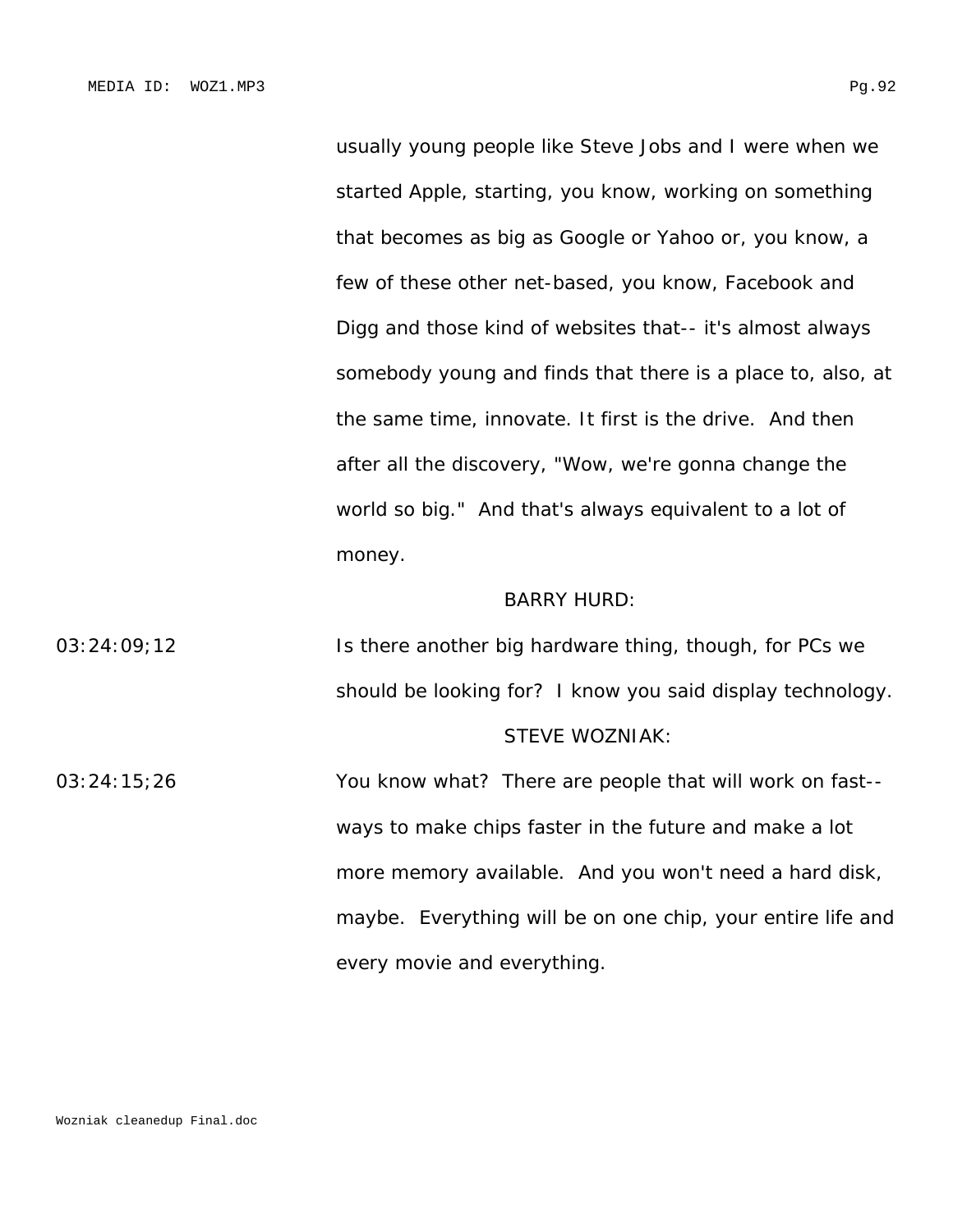usually young people like Steve Jobs and I were when we started Apple, starting, you know, working on something that becomes as big as Google or Yahoo or, you know, a few of these other net-based, you know, Facebook and Digg and those kind of websites that-- it's almost always somebody young and finds that there is a place to, also, at the same time, innovate. It first is the drive. And then after all the discovery, "Wow, we're gonna change the world so big." And that's always equivalent to a lot of money.

BARRY HURD:

03:24:09;12 Is there another big hardware thing, though, for PCs we should be looking for? I know you said display technology.

STEVE WOZNIAK:

03:24:15;26 You know what? There are people that will work on fast-- ways to make chips faster in the future and make a lot more memory available. And you won't need a hard disk, maybe. Everything will be on one chip, your entire life and every movie and everything.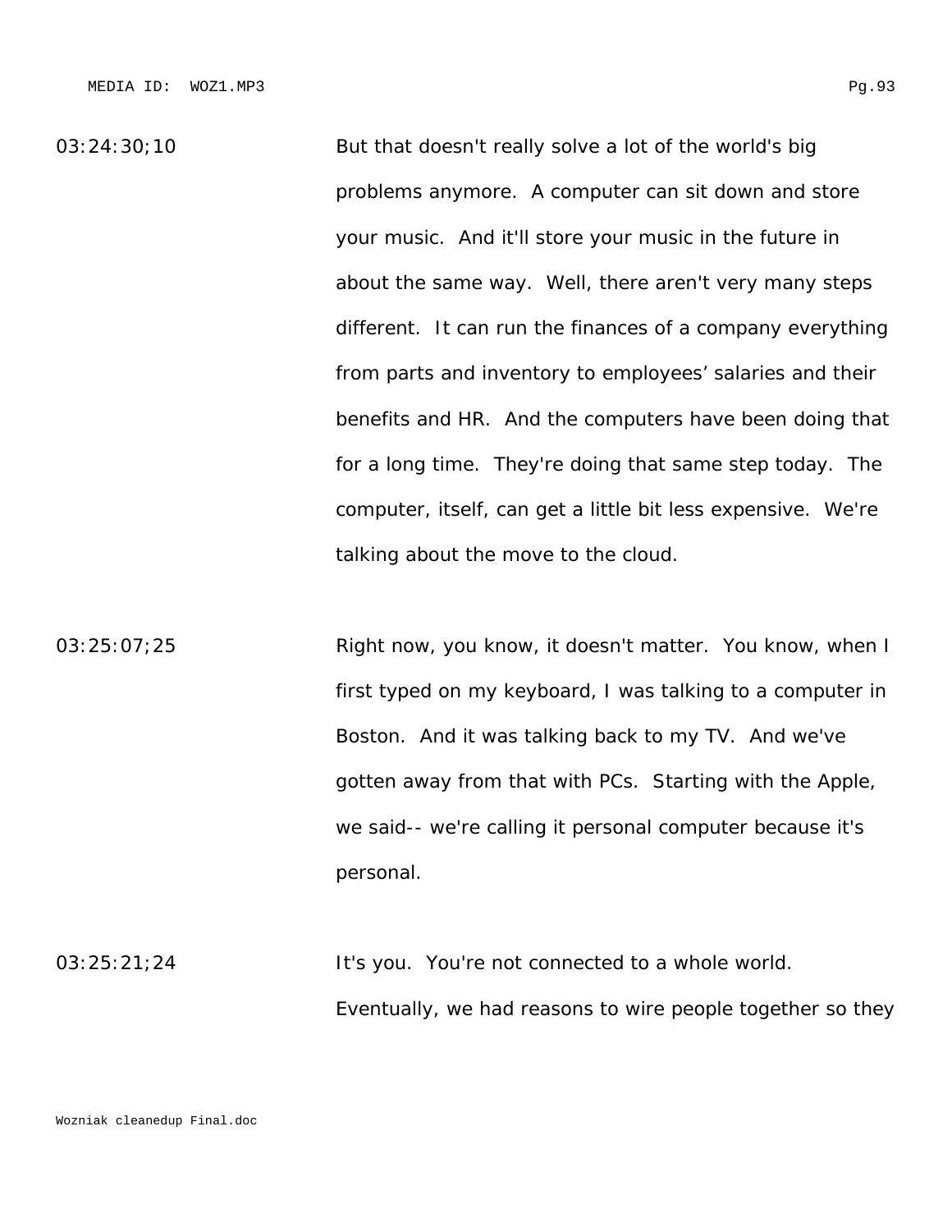03:24:30;10 But that doesn't really solve a lot of the world's big problems anymore. A computer can sit down and store your music. And it'll store your music in the future in about the same way. Well, there aren't very many steps different. It can run the finances of a company everything from parts and inventory to employees' salaries and their benefits and HR. And the computers have been doing that for a long time. They're doing that same step today. The computer, itself, can get a little bit less expensive. We're talking about the move to the cloud.

03:25:07;25 Right now, you know, it doesn't matter. You know, when I first typed on my keyboard, I was talking to a computer in Boston. And it was talking back to my TV. And we've gotten away from that with PCs. Starting with the Apple, we said-- we're calling it personal computer because it's personal.

03:25:21;24 It's you. You're not connected to a whole world. Eventually, we had reasons to wire people together so they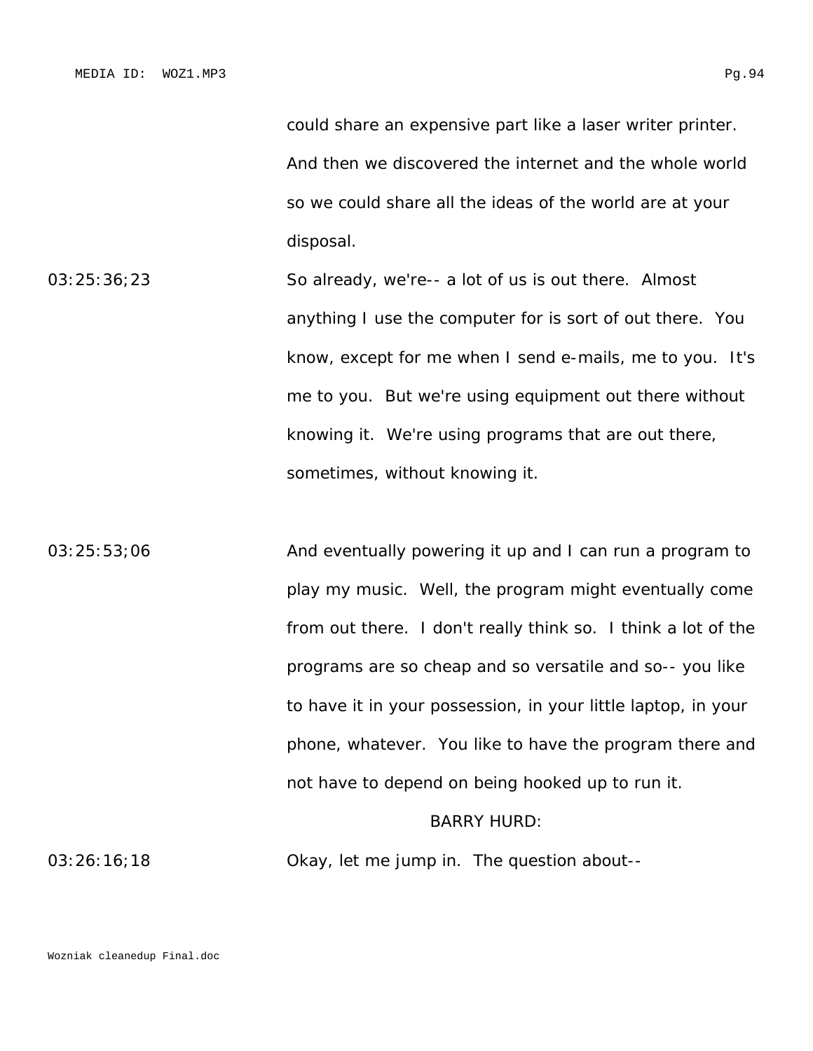could share an expensive part like a laser writer printer. And then we discovered the internet and the whole world so we could share all the ideas of the world are at your disposal.

03:25:36;23 So already, we're-- a lot of us is out there. Almost anything I use the computer for is sort of out there. You know, except for me when I send e-mails, me to you. It's me to you. But we're using equipment out there without knowing it. We're using programs that are out there, sometimes, without knowing it.

03:25:53;06 And eventually powering it up and I can run a program to play my music. Well, the program might eventually come from out there. I don't really think so. I think a lot of the programs are so cheap and so versatile and so-- you like to have it in your possession, in your little laptop, in your phone, whatever. You like to have the program there and not have to depend on being hooked up to run it.

BARRY HURD:

03:26:16;18 Okay, let me jump in. The question about--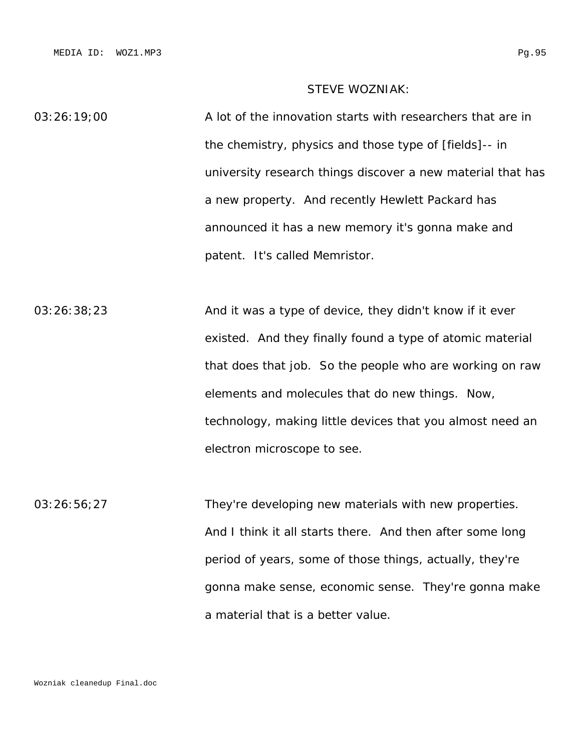STEVE WOZNIAK:

03:26:19;00 A lot of the innovation starts with researchers that are in the chemistry, physics and those type of [fields]-- in university research things discover a new material that has a new property. And recently Hewlett Packard has announced it has a new memory it's gonna make and patent. It's called Memristor.

03:26:38;23 And it was a type of device, they didn't know if it ever existed. And they finally found a type of atomic material that does that job. So the people who are working on raw elements and molecules that do new things. Now, technology, making little devices that you almost need an electron microscope to see.

03:26:56;27 They're developing new materials with new properties. And I think it all starts there. And then after some long period of years, some of those things, actually, they're gonna make sense, economic sense. They're gonna make a material that is a better value.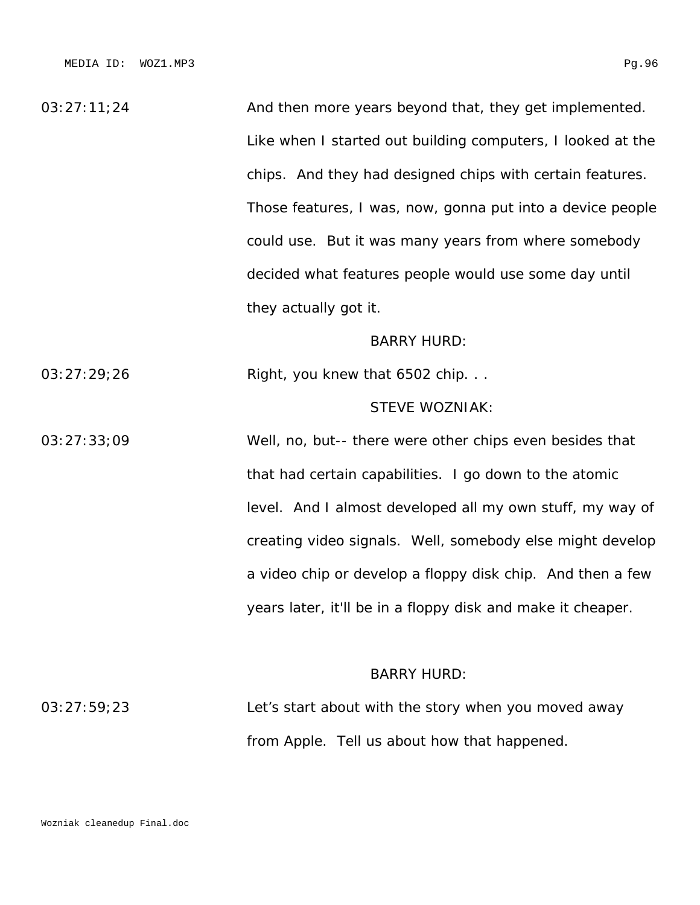03:27:11;24 And then more years beyond that, they get implemented. Like when I started out building computers, I looked at the chips. And they had designed chips with certain features. Those features, I was, now, gonna put into a device people could use. But it was many years from where somebody decided what features people would use some day until they actually got it.

BARRY HURD:

03:27:29;26 Right, you knew that 6502 chip. . .

STEVE WOZNIAK:

03:27:33;09 Well, no, but-- there were other chips even besides that that had certain capabilities. I go down to the atomic level. And I almost developed all my own stuff, my way of creating video signals. Well, somebody else might develop a video chip or develop a floppy disk chip. And then a few years later, it'll be in a floppy disk and make it cheaper.

BARRY HURD:

03:27:59;23 Let's start about with the story when you moved away from Apple. Tell us about how that happened.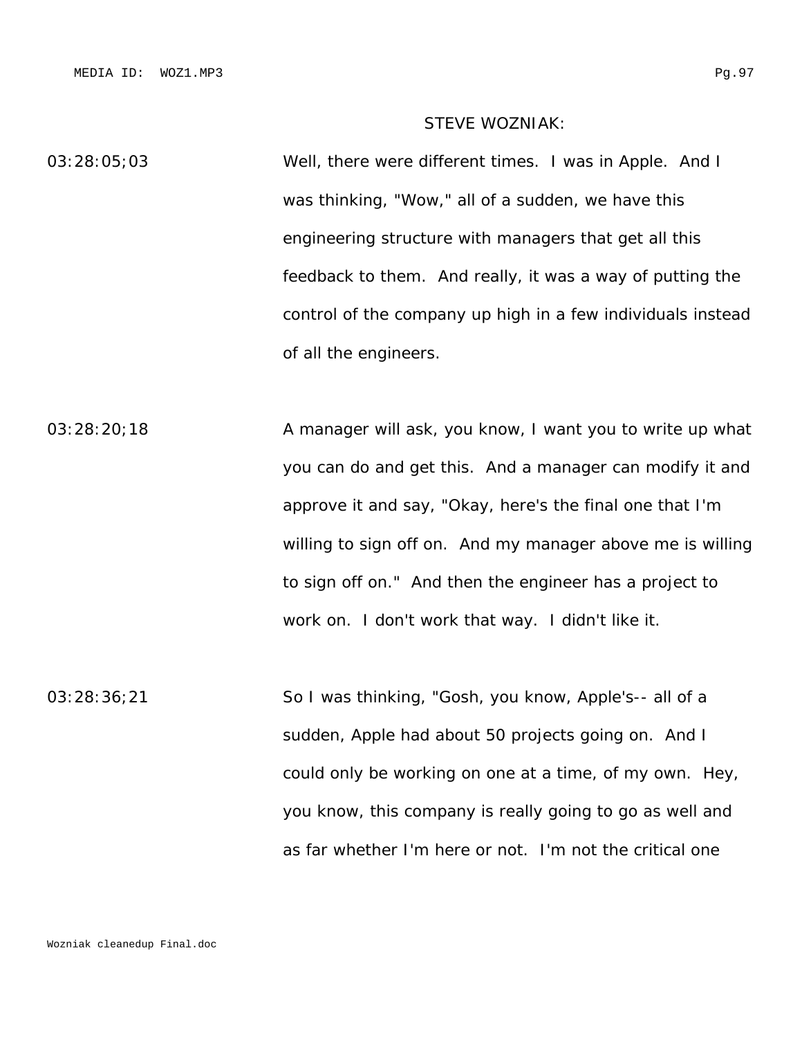STEVE WOZNIAK:

03:28:05;03 Well, there were different times. I was in Apple. And I was thinking, "Wow," all of a sudden, we have this engineering structure with managers that get all this feedback to them. And really, it was a way of putting the control of the company up high in a few individuals instead of all the engineers.

03:28:20;18 A manager will ask, you know, I want you to write up what you can do and get this. And a manager can modify it and approve it and say, "Okay, here's the final one that I'm willing to sign off on. And my manager above me is willing to sign off on." And then the engineer has a project to work on. I don't work that way. I didn't like it.

03:28:36;21 So I was thinking, "Gosh, you know, Apple's-- all of a sudden, Apple had about 50 projects going on. And I could only be working on one at a time, of my own. Hey, you know, this company is really going to go as well and as far whether I'm here or not. I'm not the critical one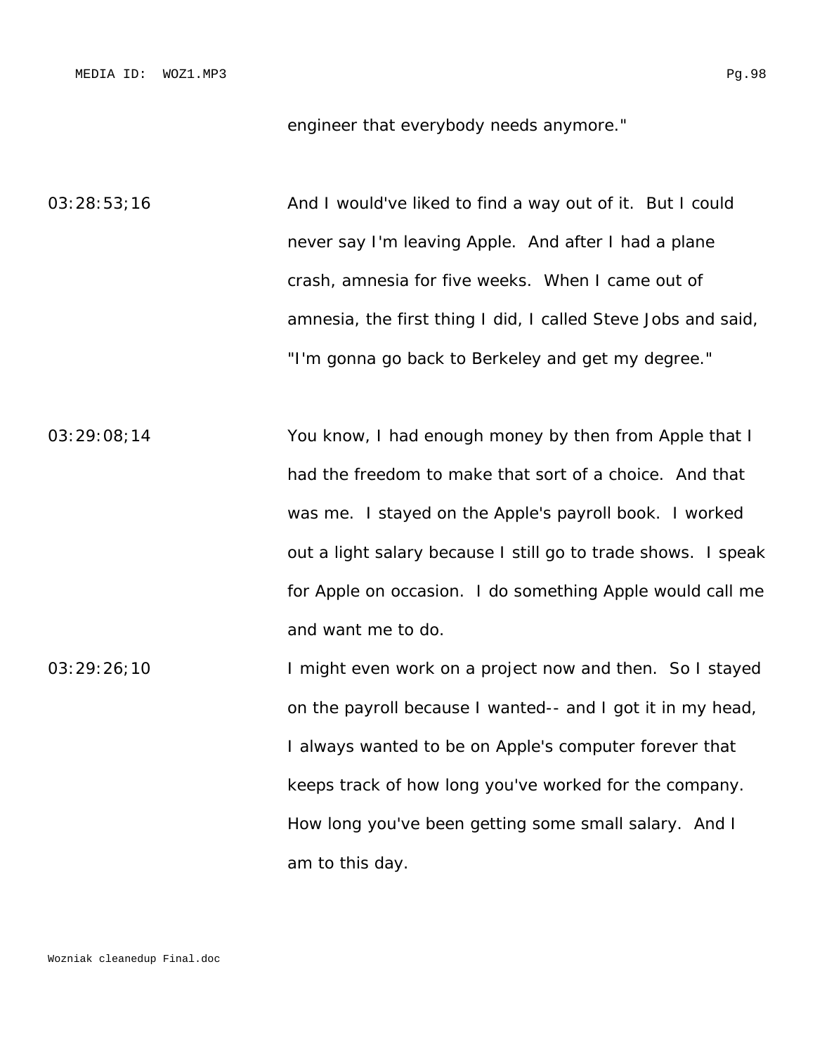engineer that everybody needs anymore."

03:28:53;16 And I would've liked to find a way out of it. But I could never say I'm leaving Apple. And after I had a plane crash, amnesia for five weeks. When I came out of amnesia, the first thing I did, I called Steve Jobs and said, "I'm gonna go back to Berkeley and get my degree."

03:29:08;14 You know, I had enough money by then from Apple that I had the freedom to make that sort of a choice. And that was me. I stayed on the Apple's payroll book. I worked out a light salary because I still go to trade shows. I speak for Apple on occasion. I do something Apple would call me and want me to do.

03:29:26;10 I might even work on a project now and then. So I stayed on the payroll because I wanted-- and I got it in my head, I always wanted to be on Apple's computer forever that keeps track of how long you've worked for the company. How long you've been getting some small salary. And I am to this day.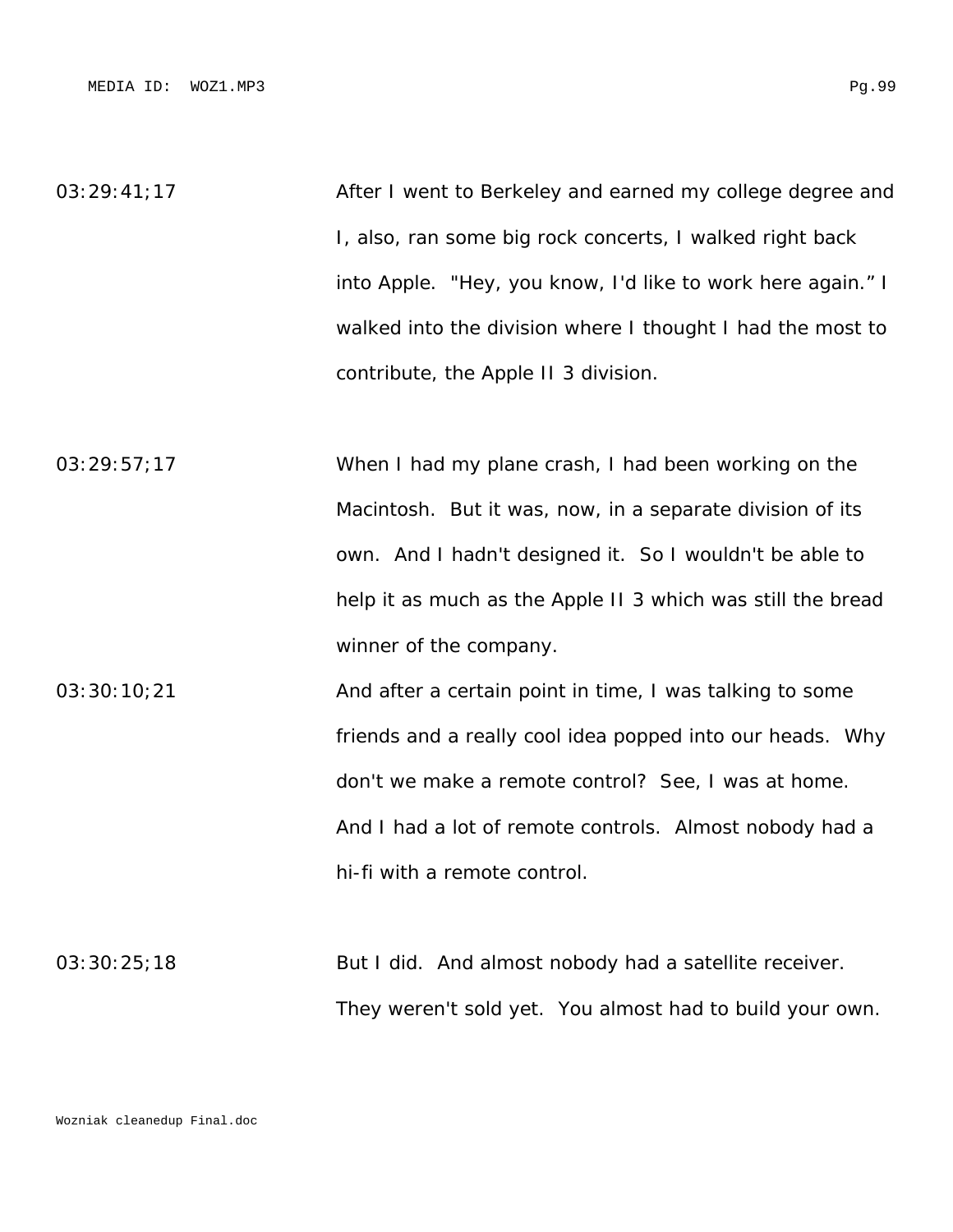03:29:41;17 After I went to Berkeley and earned my college degree and I, also, ran some big rock concerts, I walked right back into Apple. "Hey, you know, I'd like to work here again." I walked into the division where I thought I had the most to contribute, the Apple II 3 division.

03:29:57;17 When I had my plane crash, I had been working on the Macintosh. But it was, now, in a separate division of its own. And I hadn't designed it. So I wouldn't be able to help it as much as the Apple II 3 which was still the bread winner of the company.

03:30:10;21 And after a certain point in time, I was talking to some friends and a really cool idea popped into our heads. Why don't we make a remote control? See, I was at home. And I had a lot of remote controls. Almost nobody had a hi-fi with a remote control.

03:30:25;18 But I did. And almost nobody had a satellite receiver. They weren't sold yet. You almost had to build your own.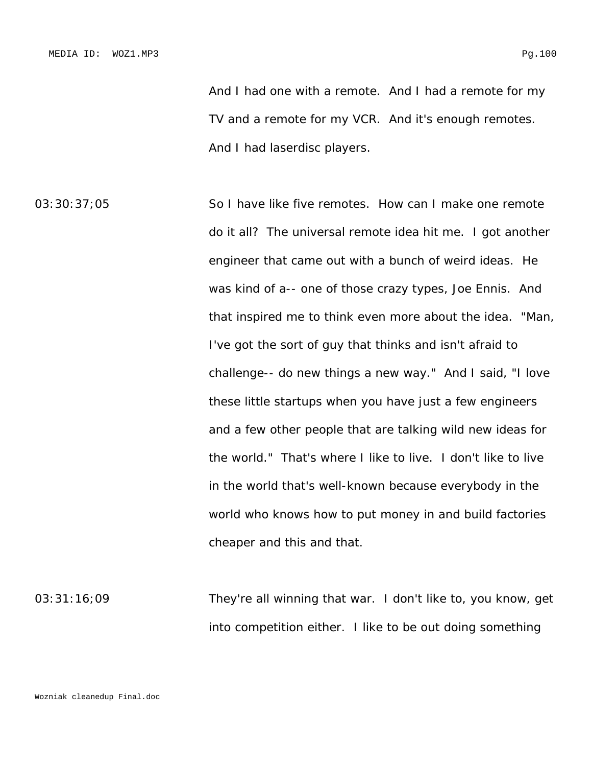And I had one with a remote. And I had a remote for my TV and a remote for my VCR. And it's enough remotes. And I had laserdisc players.

03:30:37;05 So I have like five remotes. How can I make one remote do it all? The universal remote idea hit me. I got another engineer that came out with a bunch of weird ideas. He was kind of a-- one of those crazy types, Joe Ennis. And that inspired me to think even more about the idea. "Man, I've got the sort of guy that thinks and isn't afraid to challenge-- do new things a new way." And I said, "I love these little startups when you have just a few engineers and a few other people that are talking wild new ideas for the world." That's where I like to live. I don't like to live in the world that's well-known because everybody in the world who knows how to put money in and build factories cheaper and this and that.

03:31:16;09 They're all winning that war. I don't like to, you know, get into competition either. I like to be out doing something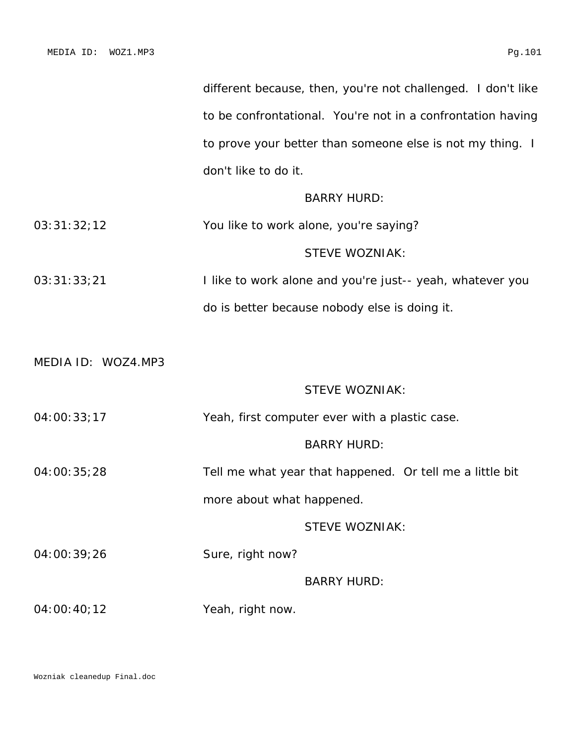different because, then, you're not challenged. I don't like to be confrontational. You're not in a confrontation having to prove your better than someone else is not my thing. I don't like to do it.

BARRY HURD:

03:31:32;12 You like to work alone, you're saying?

STEVE WOZNIAK:

03:31:33;21 I like to work alone and you're just-- yeah, whatever you do is better because nobody else is doing it.

MEDIA ID: WOZ4.MP3

STEVE WOZNIAK:

04:00:33;17 Yeah, first computer ever with a plastic case.

BARRY HURD:

04:00:35;28 Tell me what year that happened. Or tell me a little bit more about what happened.

STEVE WOZNIAK:

04:00:39;26 Sure, right now?

BARRY HURD:

04:00:40;12 Yeah, right now.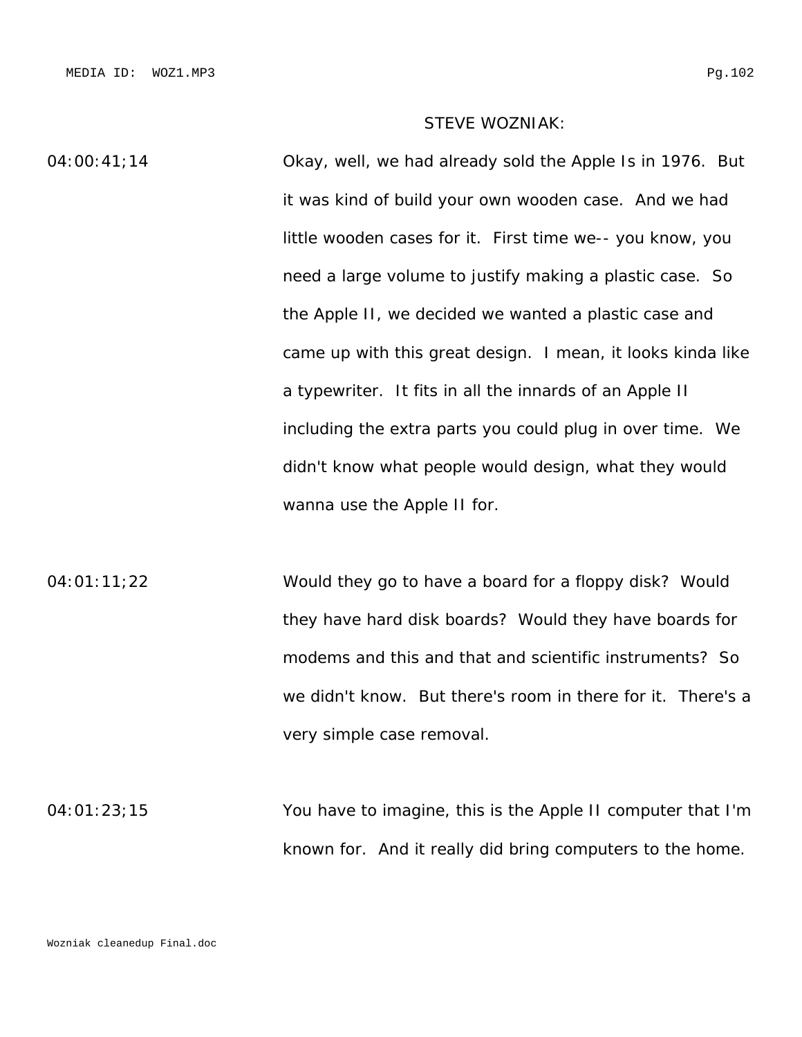STEVE WOZNIAK:

04:00:41;14 Okay, well, we had already sold the Apple Is in 1976. But it was kind of build your own wooden case. And we had little wooden cases for it. First time we-- you know, you need a large volume to justify making a plastic case. So the Apple II, we decided we wanted a plastic case and came up with this great design. I mean, it looks kinda like a typewriter. It fits in all the innards of an Apple II including the extra parts you could plug in over time. We didn't know what people would design, what they would wanna use the Apple II for.

04:01:11;22 Would they go to have a board for a floppy disk? Would they have hard disk boards? Would they have boards for modems and this and that and scientific instruments? So we didn't know. But there's room in there for it. There's a very simple case removal.

04:01:23;15 You have to imagine, this is the Apple II computer that I'm known for. And it really did bring computers to the home.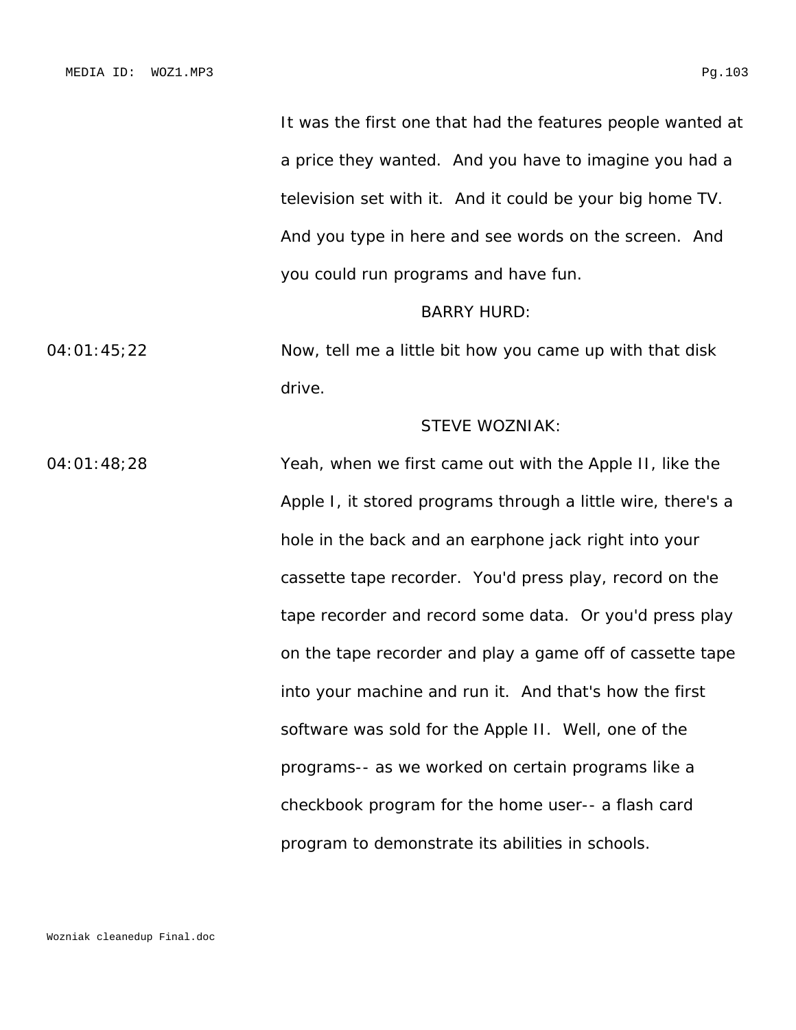It was the first one that had the features people wanted at a price they wanted. And you have to imagine you had a television set with it. And it could be your big home TV. And you type in here and see words on the screen. And you could run programs and have fun.

BARRY HURD:

04:01:45;22 Now, tell me a little bit how you came up with that disk drive.

STEVE WOZNIAK:

04:01:48;28 Yeah, when we first came out with the Apple II, like the Apple I, it stored programs through a little wire, there's a hole in the back and an earphone jack right into your cassette tape recorder. You'd press play, record on the tape recorder and record some data. Or you'd press play on the tape recorder and play a game off of cassette tape into your machine and run it. And that's how the first software was sold for the Apple II. Well, one of the programs-- as we worked on certain programs like a checkbook program for the home user-- a flash card program to demonstrate its abilities in schools.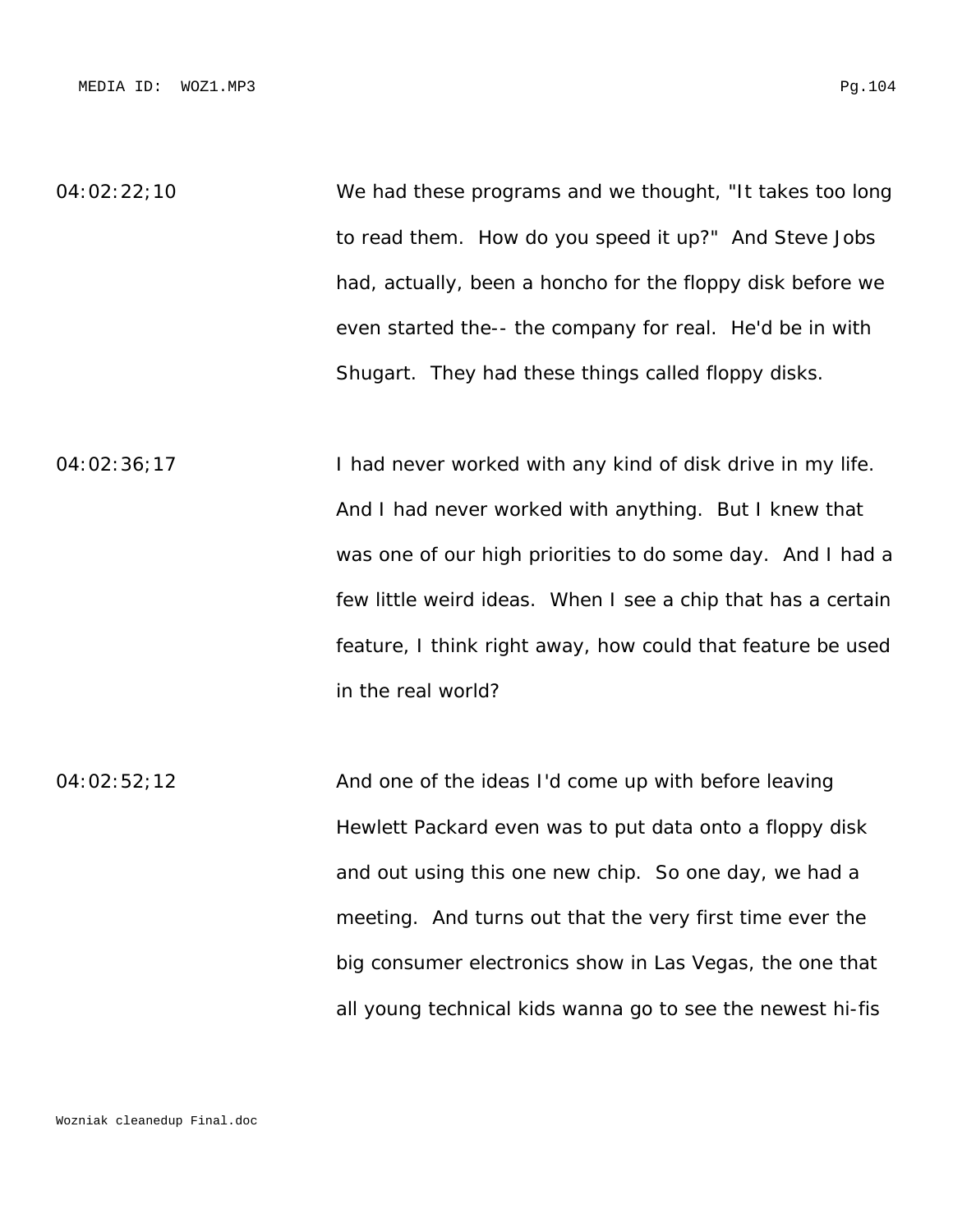04:02:22;10 We had these programs and we thought, "It takes too long to read them. How do you speed it up?" And Steve Jobs had, actually, been a honcho for the floppy disk before we even started the-- the company for real. He'd be in with Shugart. They had these things called floppy disks.

04:02:36;17 I had never worked with any kind of disk drive in my life. And I had never worked with anything. But I knew that was one of our high priorities to do some day. And I had a few little weird ideas. When I see a chip that has a certain feature, I think right away, how could that feature be used in the real world?

04:02:52;12 And one of the ideas I'd come up with before leaving Hewlett Packard even was to put data onto a floppy disk and out using this one new chip. So one day, we had a meeting. And turns out that the very first time ever the big consumer electronics show in Las Vegas, the one that all young technical kids wanna go to see the newest hi-fis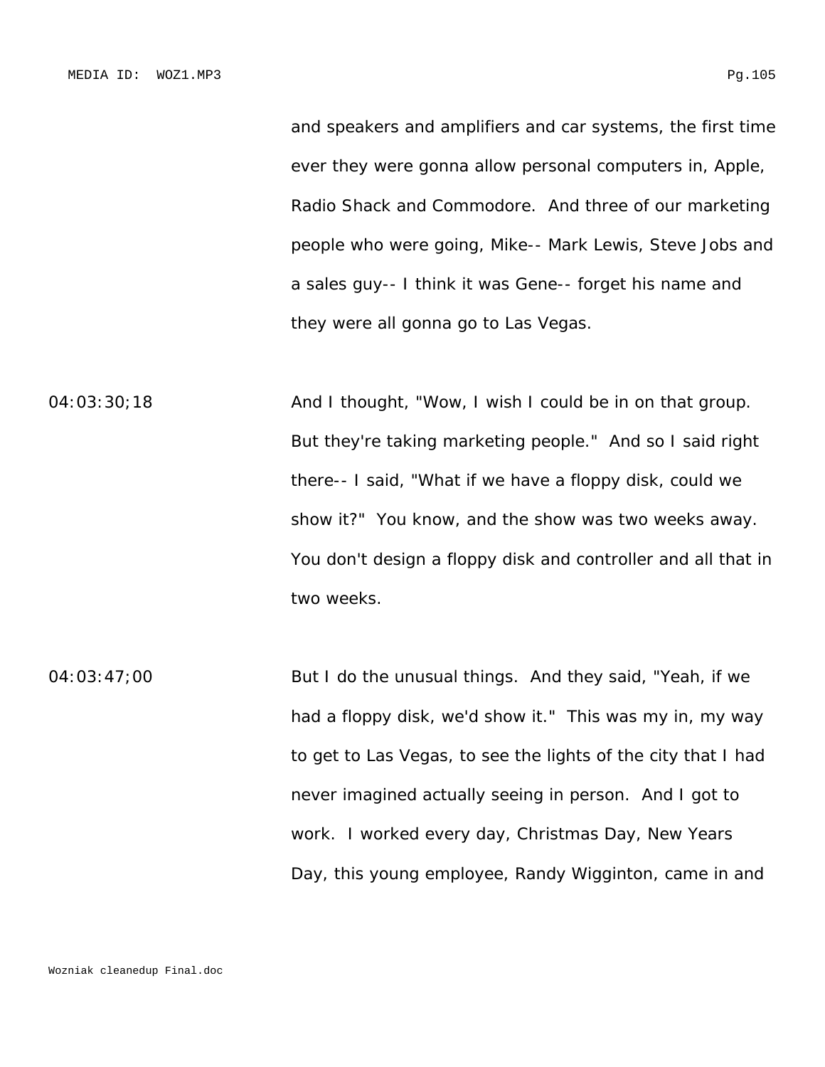and speakers and amplifiers and car systems, the first time ever they were gonna allow personal computers in, Apple, Radio Shack and Commodore. And three of our marketing people who were going, Mike-- Mark Lewis, Steve Jobs and a sales guy-- I think it was Gene-- forget his name and they were all gonna go to Las Vegas.

04:03:30;18 And I thought, "Wow, I wish I could be in on that group. But they're taking marketing people." And so I said right there-- I said, "What if we have a floppy disk, could we show it?" You know, and the show was two weeks away. You don't design a floppy disk and controller and all that in two weeks.

04:03:47;00 But I do the unusual things. And they said, "Yeah, if we had a floppy disk, we'd show it." This was my in, my way to get to Las Vegas, to see the lights of the city that I had never imagined actually seeing in person. And I got to work. I worked every day, Christmas Day, New Years Day, this young employee, Randy Wigginton, came in and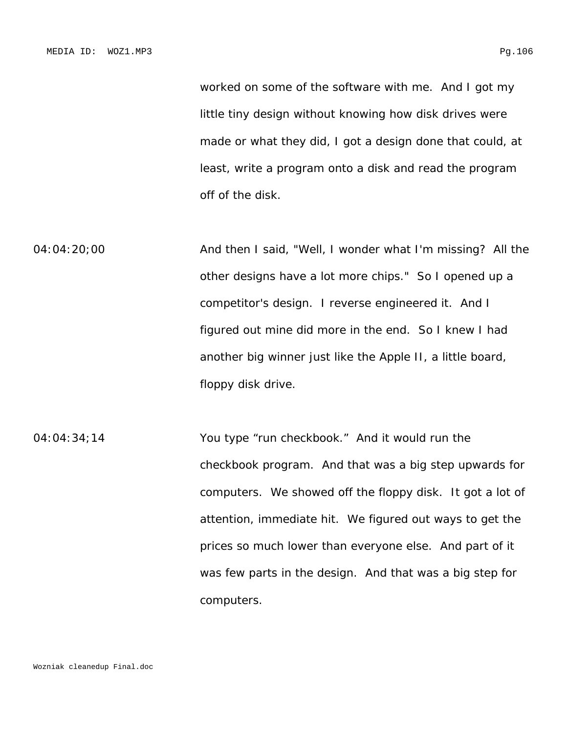worked on some of the software with me. And I got my little tiny design without knowing how disk drives were made or what they did, I got a design done that could, at least, write a program onto a disk and read the program off of the disk.

04:04:20;00 And then I said, "Well, I wonder what I'm missing? All the other designs have a lot more chips." So I opened up a competitor's design. I reverse engineered it. And I figured out mine did more in the end. So I knew I had another big winner just like the Apple II, a little board, floppy disk drive.

04:04:34;14 You type "run checkbook." And it would run the checkbook program. And that was a big step upwards for computers. We showed off the floppy disk. It got a lot of attention, immediate hit. We figured out ways to get the prices so much lower than everyone else. And part of it was few parts in the design. And that was a big step for computers.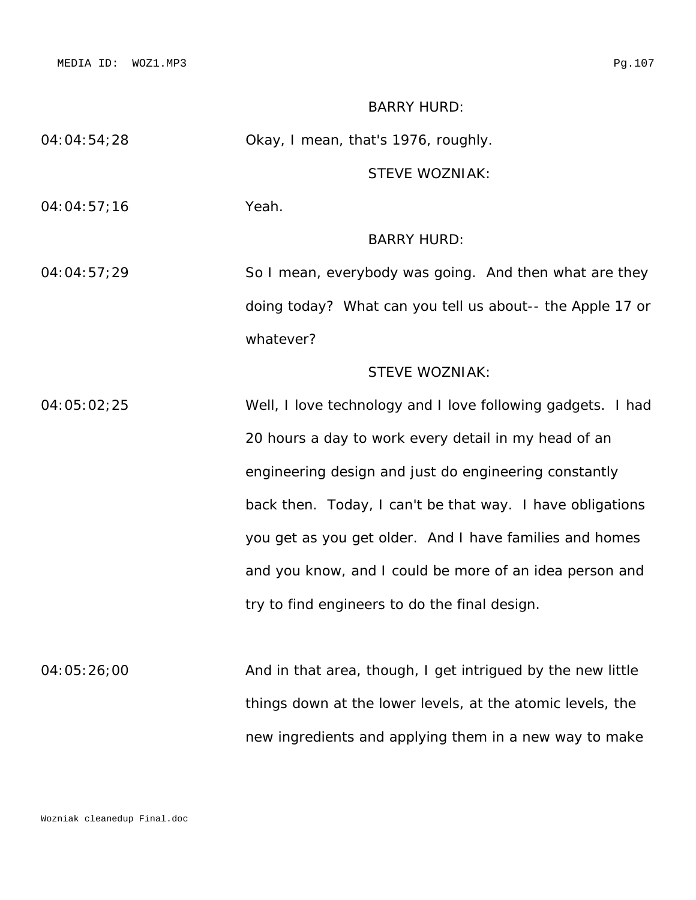BARRY HURD:

04:04:54;28 Okay, I mean, that's 1976, roughly.

STEVE WOZNIAK:

04:04:57;16 Yeah.

BARRY HURD:

04:04:57;29 So I mean, everybody was going. And then what are they doing today? What can you tell us about-- the Apple 17 or whatever?

STEVE WOZNIAK:

04:05:02;25 Well, I love technology and I love following gadgets. I had 20 hours a day to work every detail in my head of an engineering design and just do engineering constantly back then. Today, I can't be that way. I have obligations you get as you get older. And I have families and homes and you know, and I could be more of an idea person and try to find engineers to do the final design.

04:05:26;00 And in that area, though, I get intrigued by the new little things down at the lower levels, at the atomic levels, the new ingredients and applying them in a new way to make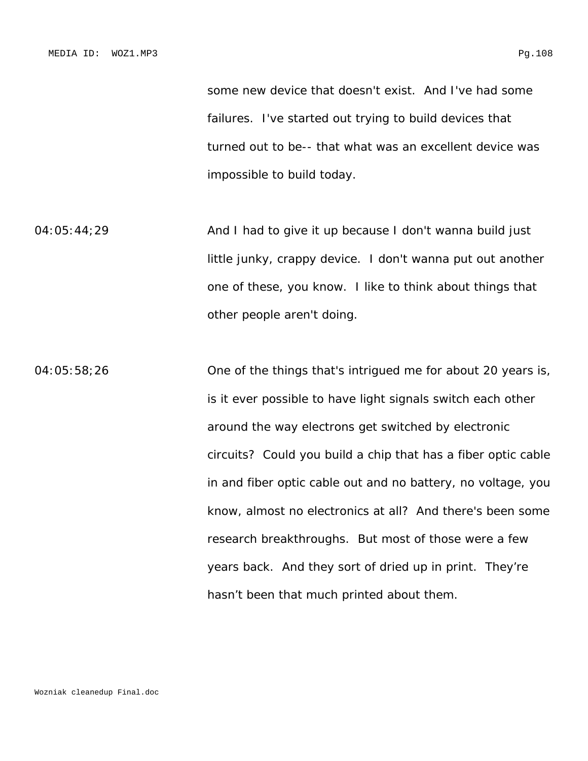some new device that doesn't exist. And I've had some failures. I've started out trying to build devices that turned out to be-- that what was an excellent device was impossible to build today.

04:05:44;29 And I had to give it up because I don't wanna build just little junky, crappy device. I don't wanna put out another one of these, you know. I like to think about things that other people aren't doing.

04:05:58;26 One of the things that's intrigued me for about 20 years is, is it ever possible to have light signals switch each other around the way electrons get switched by electronic circuits? Could you build a chip that has a fiber optic cable in and fiber optic cable out and no battery, no voltage, you know, almost no electronics at all? And there's been some research breakthroughs. But most of those were a few years back. And they sort of dried up in print. They're hasn't been that much printed about them.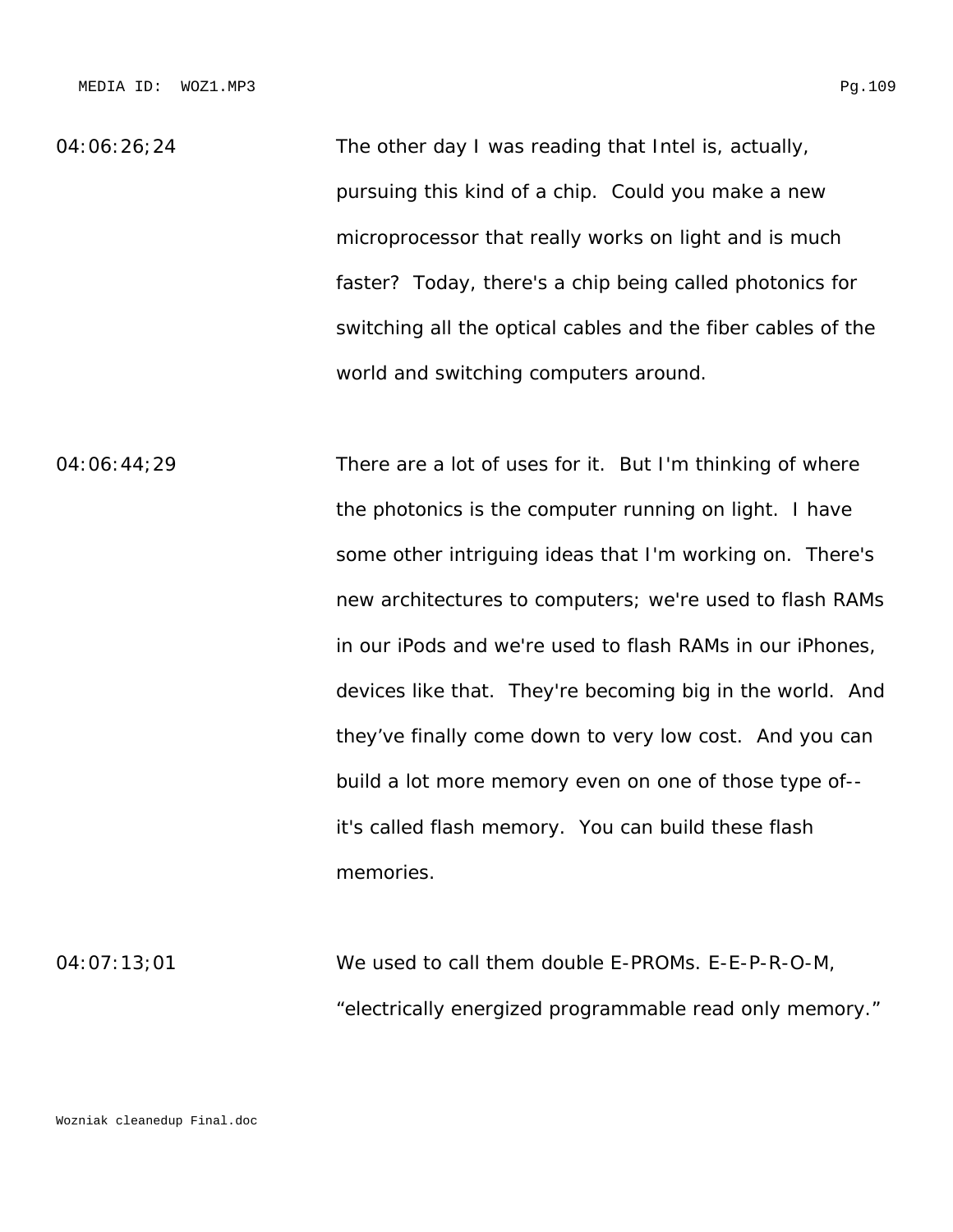04:06:26;24 The other day I was reading that Intel is, actually, pursuing this kind of a chip. Could you make a new microprocessor that really works on light and is much faster? Today, there's a chip being called photonics for switching all the optical cables and the fiber cables of the world and switching computers around.

04:06:44;29 There are a lot of uses for it. But I'm thinking of where the photonics is the computer running on light. I have some other intriguing ideas that I'm working on. There's new architectures to computers; we're used to flash RAMs in our iPods and we're used to flash RAMs in our iPhones, devices like that. They're becoming big in the world. And they've finally come down to very low cost. And you can build a lot more memory even on one of those type of--it's called flash memory. You can build these flash memories.

04:07:13;01 We used to call them double E-PROMs. E-E-P-R-O-M, "electrically energized programmable read only memory."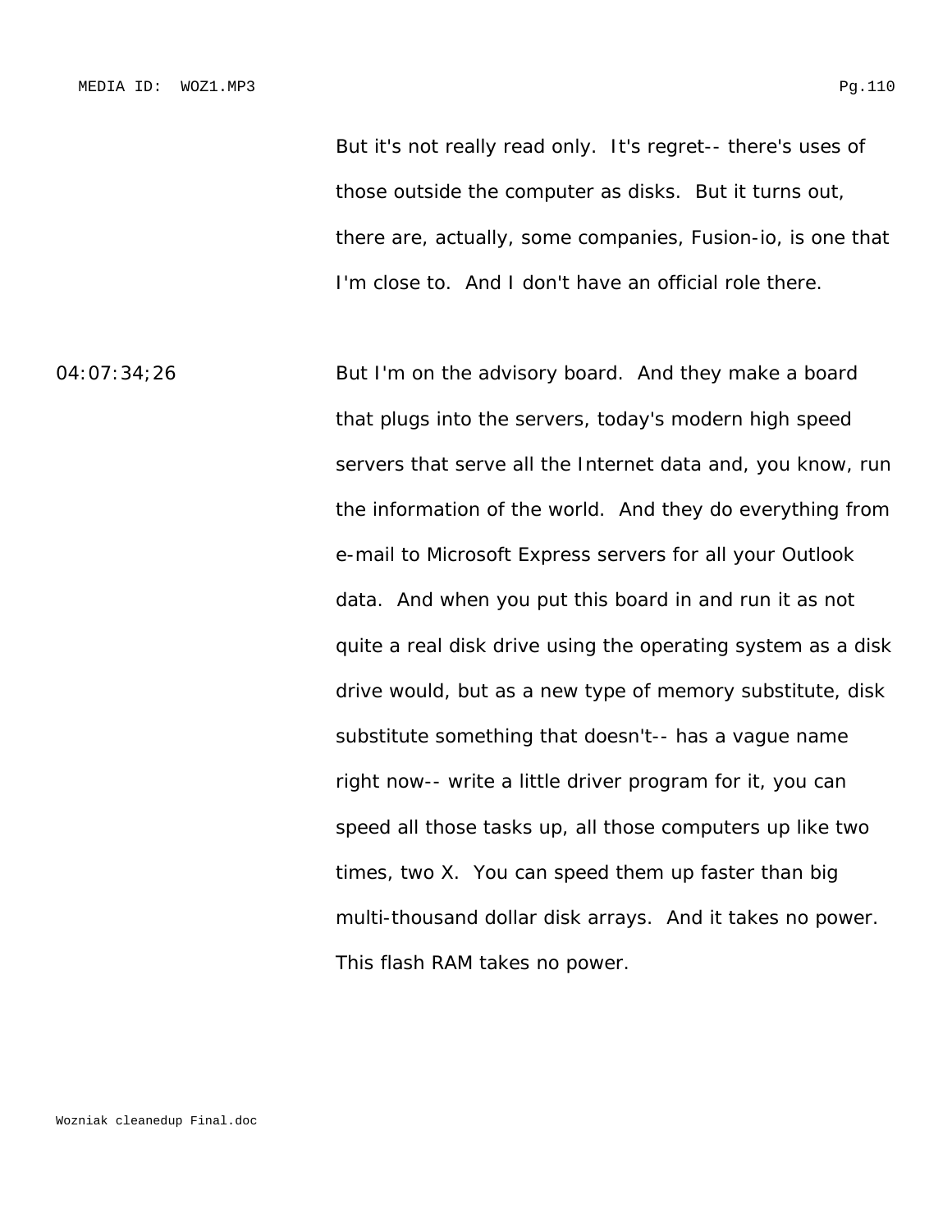But it's not really read only. It's regret-- there's uses of those outside the computer as disks. But it turns out, there are, actually, some companies, Fusion-io, is one that I'm close to. And I don't have an official role there.

04:07:34;26

But I'm on the advisory board. And they make a board that plugs into the servers, today's modern high speed servers that serve all the Internet data and, you know, run the information of the world. And they do everything from e-mail to Microsoft Express servers for all your Outlook data. And when you put this board in and run it as not quite a real disk drive using the operating system as a disk drive would, but as a new type of memory substitute, disk substitute something that doesn't-- has a vague name right now-- write a little driver program for it, you can speed all those tasks up, all those computers up like two times, two X. You can speed them up faster than big multi-thousand dollar disk arrays. And it takes no power. This flash RAM takes no power.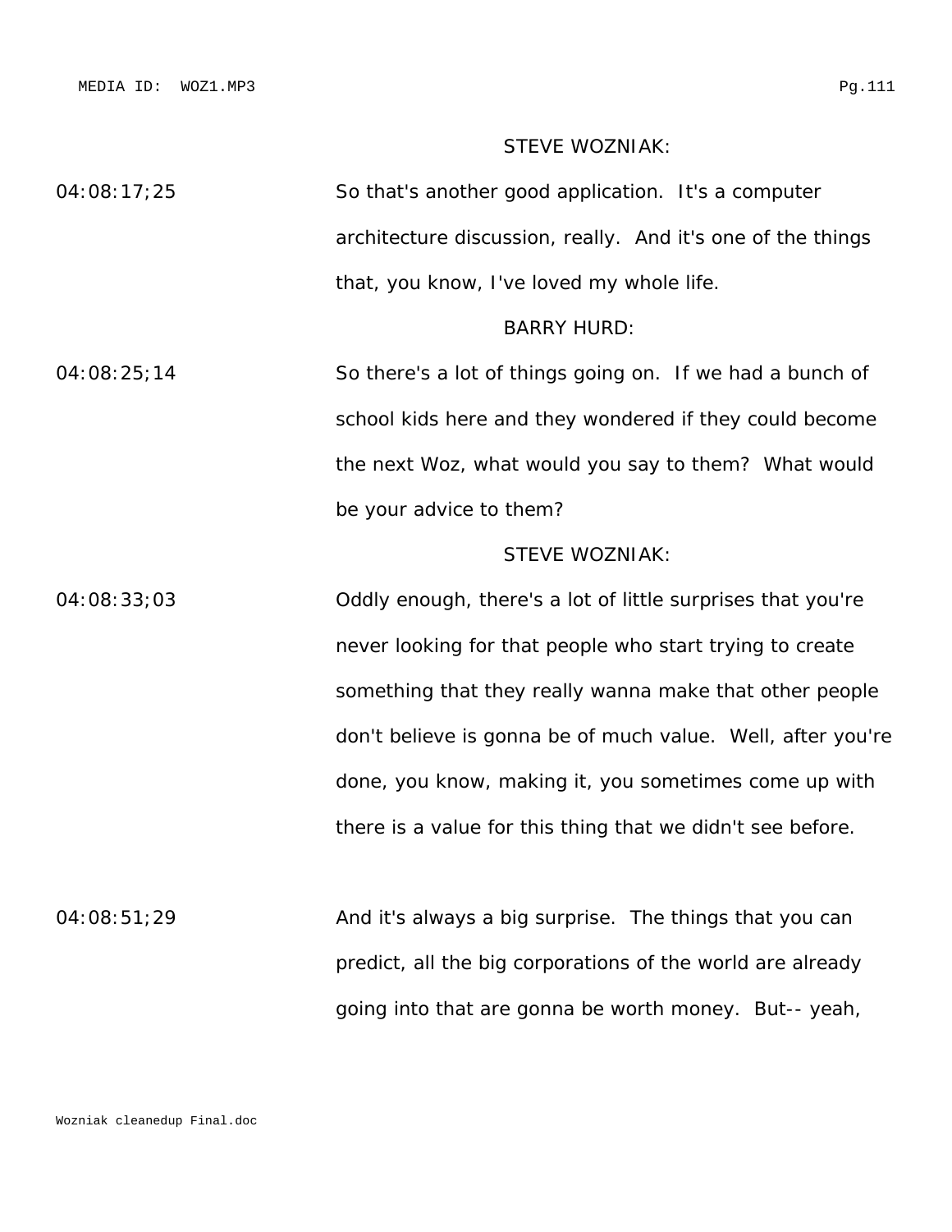STEVE WOZNIAK:

04:08:17;25 So that's another good application. It's a computer architecture discussion, really. And it's one of the things that, you know, I've loved my whole life.

BARRY HURD:

04:08:25;14 So there's a lot of things going on. If we had a bunch of school kids here and they wondered if they could become the next Woz, what would you say to them? What would be your advice to them?

STEVE WOZNIAK:

04:08:33;03 Oddly enough, there's a lot of little surprises that you're never looking for that people who start trying to create something that they really wanna make that other people don't believe is gonna be of much value. Well, after you're done, you know, making it, you sometimes come up with there is a value for this thing that we didn't see before.

04:08:51;29 And it's always a big surprise. The things that you can predict, all the big corporations of the world are already going into that are gonna be worth money. But-- yeah,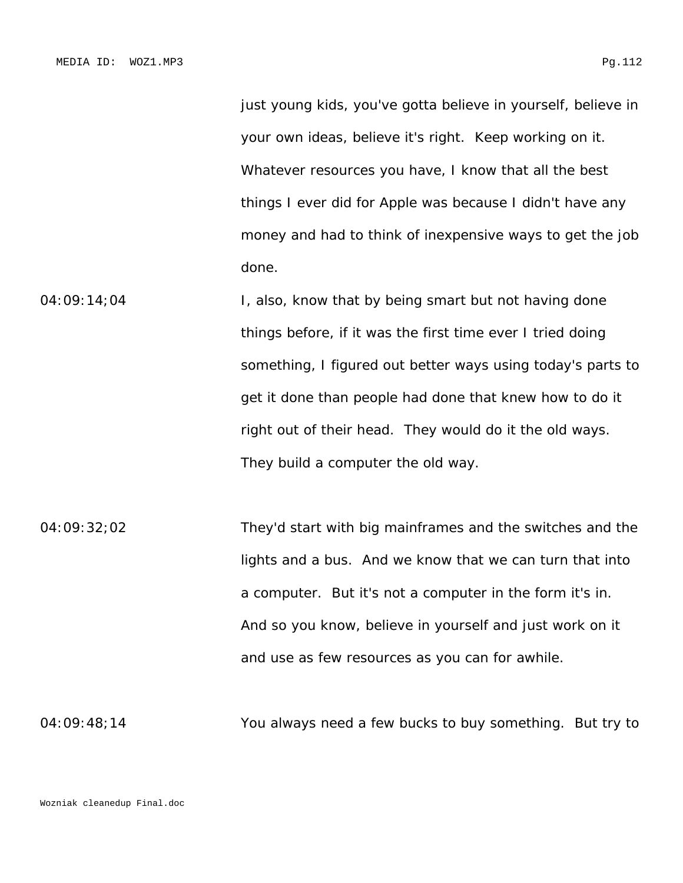just young kids, you've gotta believe in yourself, believe in your own ideas, believe it's right. Keep working on it. Whatever resources you have, I know that all the best things I ever did for Apple was because I didn't have any money and had to think of inexpensive ways to get the job done.

04:09:14;04 I, also, know that by being smart but not having done things before, if it was the first time ever I tried doing something, I figured out better ways using today's parts to get it done than people had done that knew how to do it right out of their head. They would do it the old ways. They build a computer the old way.

04:09:32;02 They'd start with big mainframes and the switches and the lights and a bus. And we know that we can turn that into a computer. But it's not a computer in the form it's in. And so you know, believe in yourself and just work on it and use as few resources as you can for awhile.

04:09:48;14 You always need a few bucks to buy something. But try to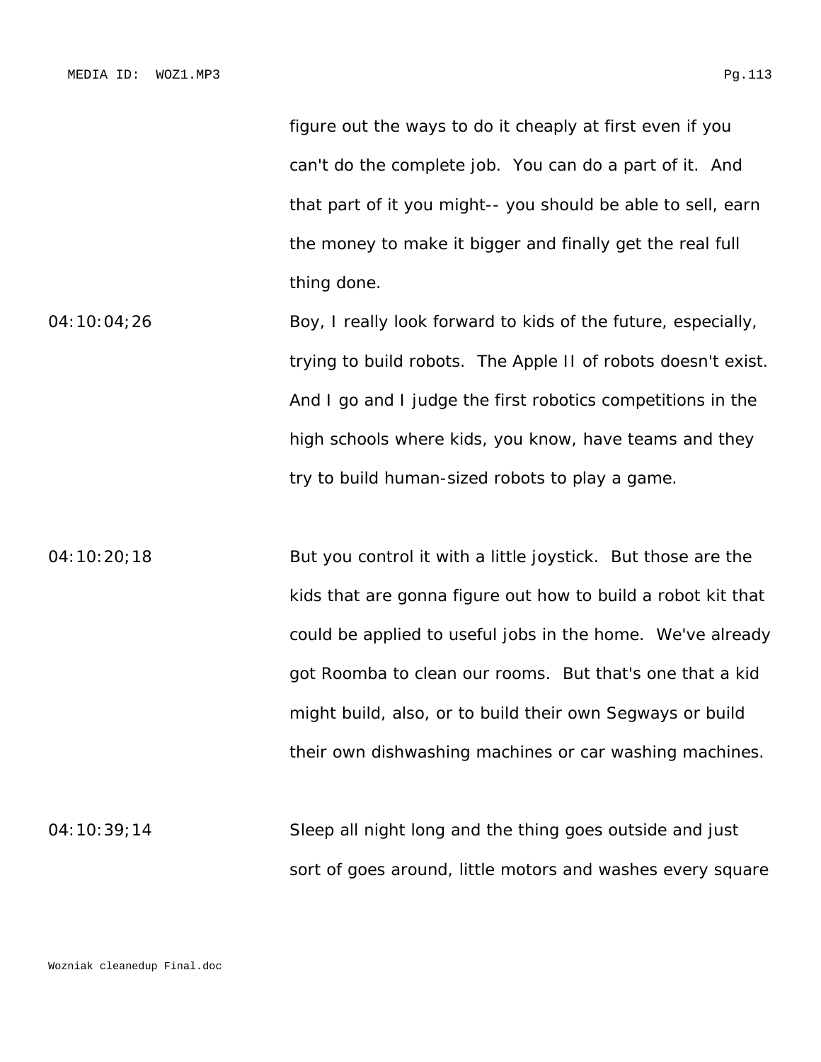figure out the ways to do it cheaply at first even if you can't do the complete job. You can do a part of it. And that part of it you might-- you should be able to sell, earn the money to make it bigger and finally get the real full thing done.

04:10:04;26 Boy, I really look forward to kids of the future, especially, trying to build robots. The Apple II of robots doesn't exist. And I go and I judge the first robotics competitions in the high schools where kids, you know, have teams and they try to build human-sized robots to play a game.

04:10:20;18 But you control it with a little joystick. But those are the kids that are gonna figure out how to build a robot kit that could be applied to useful jobs in the home. We've already got Roomba to clean our rooms. But that's one that a kid might build, also, or to build their own Segways or build their own dishwashing machines or car washing machines.

04:10:39;14 Sleep all night long and the thing goes outside and just sort of goes around, little motors and washes every square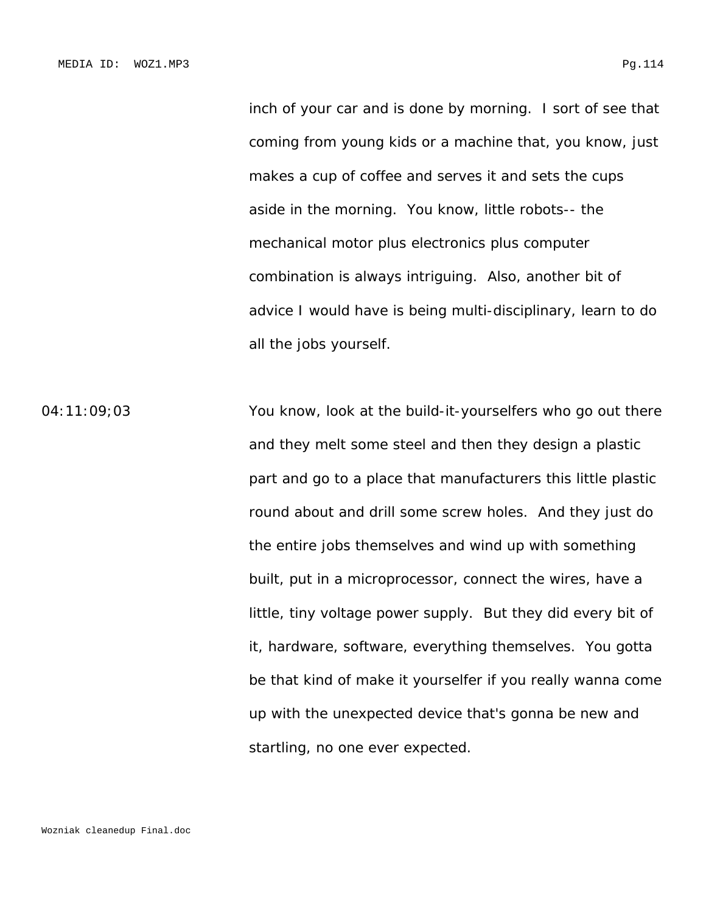inch of your car and is done by morning. I sort of see that coming from young kids or a machine that, you know, just makes a cup of coffee and serves it and sets the cups aside in the morning. You know, little robots-- the mechanical motor plus electronics plus computer combination is always intriguing. Also, another bit of advice I would have is being multi-disciplinary, learn to do all the jobs yourself.

04:11:09;03

You know, look at the build-it-yourselfers who go out there and they melt some steel and then they design a plastic part and go to a place that manufacturers this little plastic round about and drill some screw holes. And they just do the entire jobs themselves and wind up with something built, put in a microprocessor, connect the wires, have a little, tiny voltage power supply. But they did every bit of it, hardware, software, everything themselves. You gotta be that kind of make it yourselfer if you really wanna come up with the unexpected device that's gonna be new and startling, no one ever expected.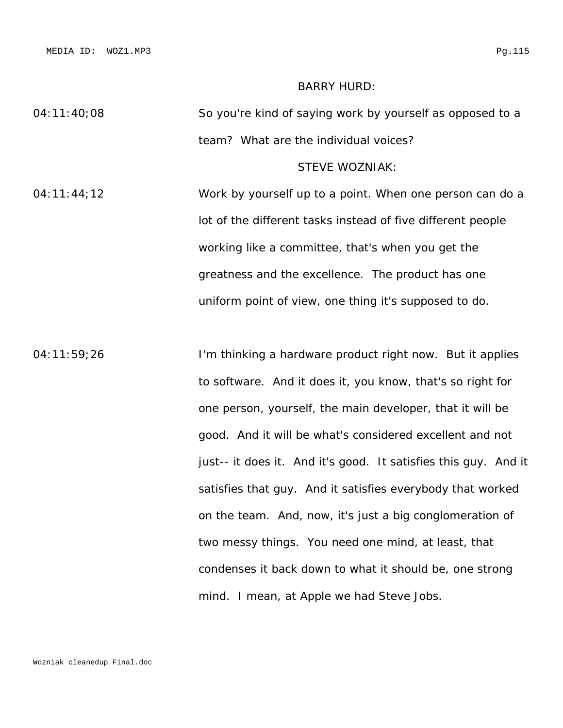BARRY HURD:

04:11:40;08 So you're kind of saying work by yourself as opposed to a team? What are the individual voices?

STEVE WOZNIAK:

04:11:44;12 Work by yourself up to a point. When one person can do a lot of the different tasks instead of five different people working like a committee, that's when you get the greatness and the excellence. The product has one uniform point of view, one thing it's supposed to do.

04:11:59;26 I'm thinking a hardware product right now. But it applies to software. And it does it, you know, that's so right for one person, yourself, the main developer, that it will be good. And it will be what's considered excellent and not just-- it does it. And it's good. It satisfies this guy. And it satisfies that guy. And it satisfies everybody that worked on the team. And, now, it's just a big conglomeration of two messy things. You need one mind, at least, that condenses it back down to what it should be, one strong mind. I mean, at Apple we had Steve Jobs.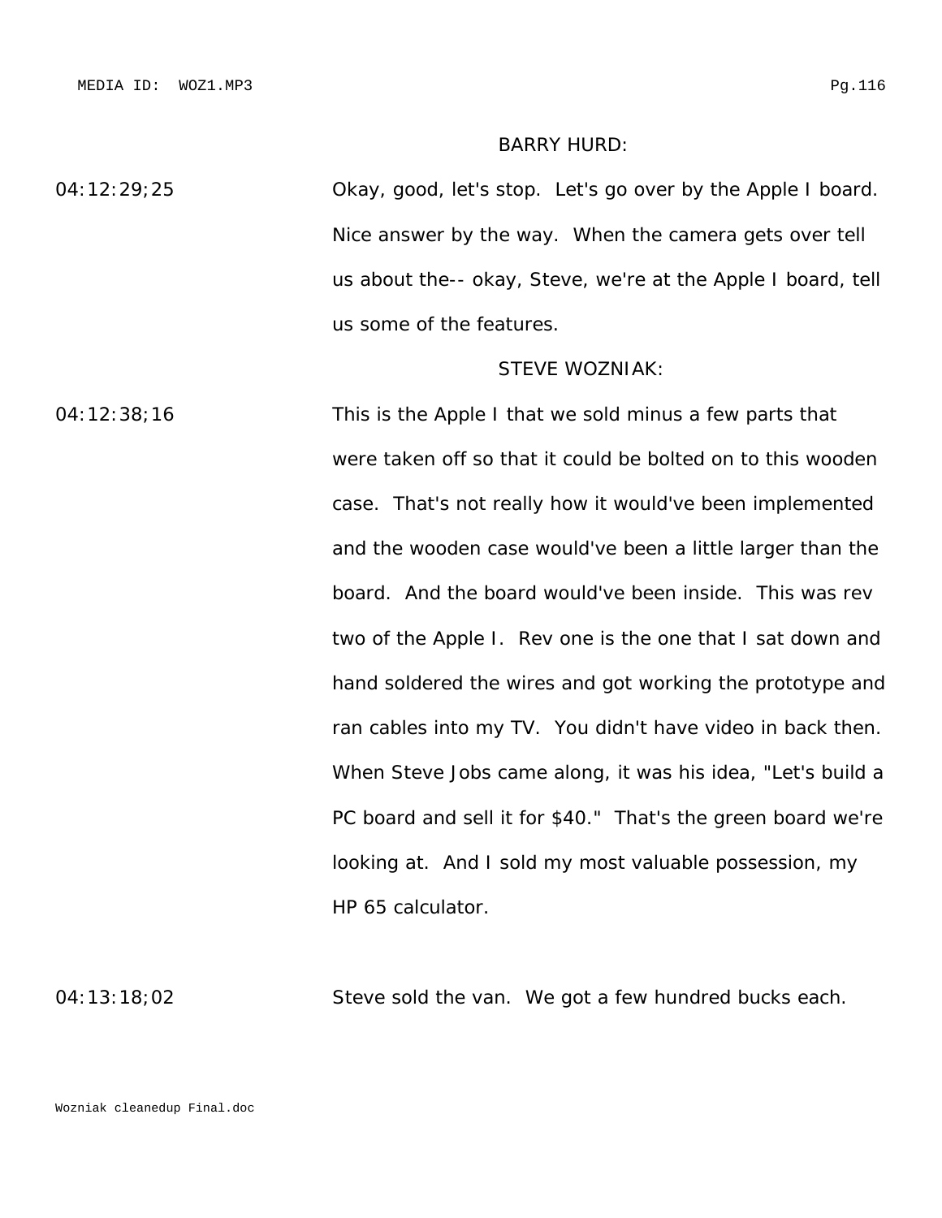BARRY HURD:

04:12:29;25 Okay, good, let's stop. Let's go over by the Apple I board. Nice answer by the way. When the camera gets over tell us about the-- okay, Steve, we're at the Apple I board, tell us some of the features.

STEVE WOZNIAK:

04:12:38;16 This is the Apple I that we sold minus a few parts that were taken off so that it could be bolted on to this wooden case. That's not really how it would've been implemented and the wooden case would've been a little larger than the board. And the board would've been inside. This was rev two of the Apple I. Rev one is the one that I sat down and hand soldered the wires and got working the prototype and ran cables into my TV. You didn't have video in back then. When Steve Jobs came along, it was his idea, "Let's build a PC board and sell it for $40." That's the green board we're looking at. And I sold my most valuable possession, my HP 65 calculator.

04:13:18;02 Steve sold the van. We got a few hundred bucks each.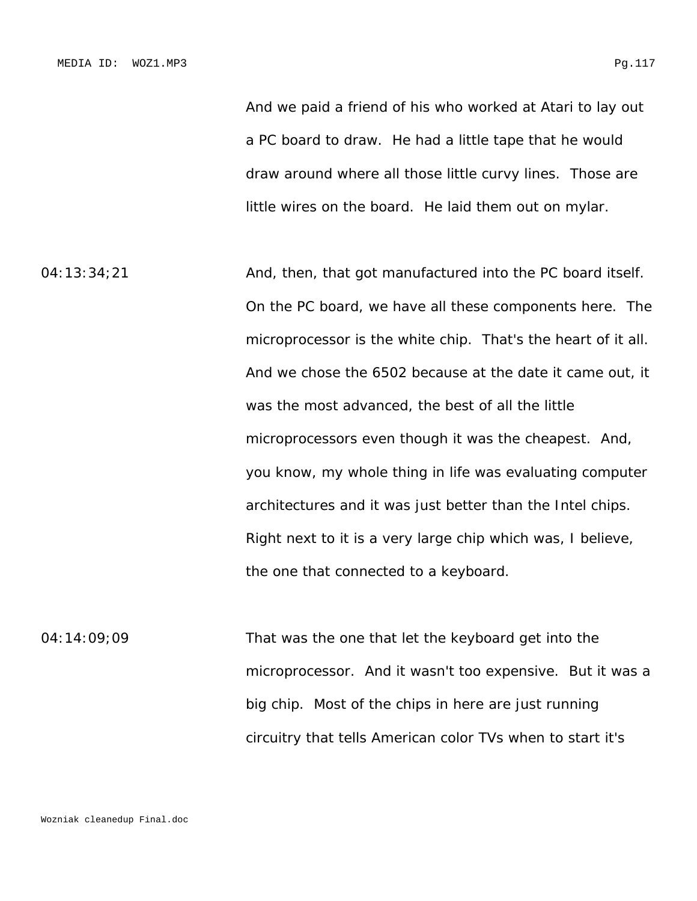And we paid a friend of his who worked at Atari to lay out a PC board to draw. He had a little tape that he would draw around where all those little curvy lines. Those are little wires on the board. He laid them out on mylar.

04:13:34;21 And, then, that got manufactured into the PC board itself. On the PC board, we have all these components here. The microprocessor is the white chip. That's the heart of it all. And we chose the 6502 because at the date it came out, it was the most advanced, the best of all the little microprocessors even though it was the cheapest. And, you know, my whole thing in life was evaluating computer architectures and it was just better than the Intel chips. Right next to it is a very large chip which was, I believe, the one that connected to a keyboard.

04:14:09;09 That was the one that let the keyboard get into the microprocessor. And it wasn't too expensive. But it was a big chip. Most of the chips in here are just running circuitry that tells American color TVs when to start it's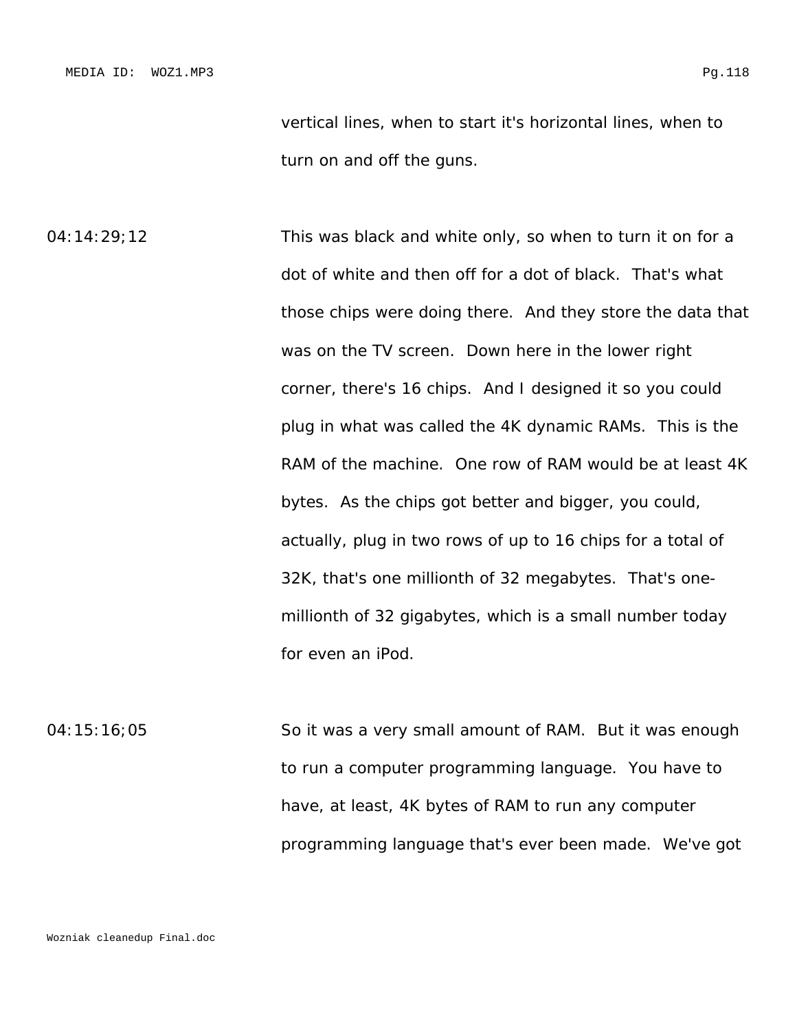vertical lines, when to start it's horizontal lines, when to turn on and off the guns.

04:14:29;12 This was black and white only, so when to turn it on for a dot of white and then off for a dot of black. That's what those chips were doing there. And they store the data that was on the TV screen. Down here in the lower right corner, there's 16 chips. And I designed it so you could plug in what was called the 4K dynamic RAMs. This is the RAM of the machine. One row of RAM would be at least 4K bytes. As the chips got better and bigger, you could, actually, plug in two rows of up to 16 chips for a total of 32K, that's one millionth of 32 megabytes. That's one-millionth of 32 gigabytes, which is a small number today for even an iPod.

04:15:16;05 So it was a very small amount of RAM. But it was enough to run a computer programming language. You have to have, at least, 4K bytes of RAM to run any computer programming language that's ever been made. We've got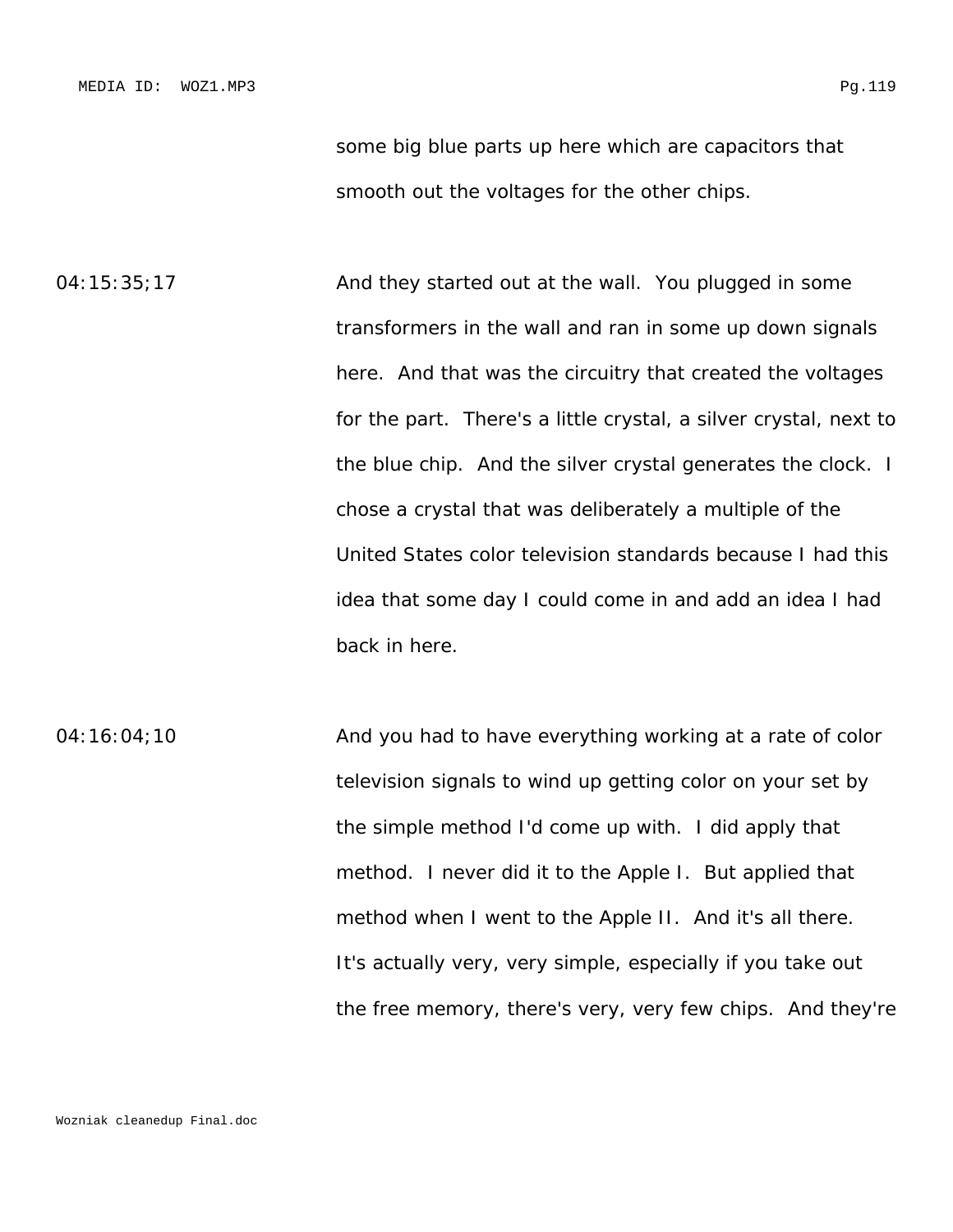some big blue parts up here which are capacitors that smooth out the voltages for the other chips.

04:15:35;17 And they started out at the wall. You plugged in some transformers in the wall and ran in some up down signals here. And that was the circuitry that created the voltages for the part. There's a little crystal, a silver crystal, next to the blue chip. And the silver crystal generates the clock. I chose a crystal that was deliberately a multiple of the United States color television standards because I had this idea that some day I could come in and add an idea I had back in here.

04:16:04;10 And you had to have everything working at a rate of color television signals to wind up getting color on your set by the simple method I'd come up with. I did apply that method. I never did it to the Apple I. But applied that method when I went to the Apple II. And it's all there. It's actually very, very simple, especially if you take out the free memory, there's very, very few chips. And they're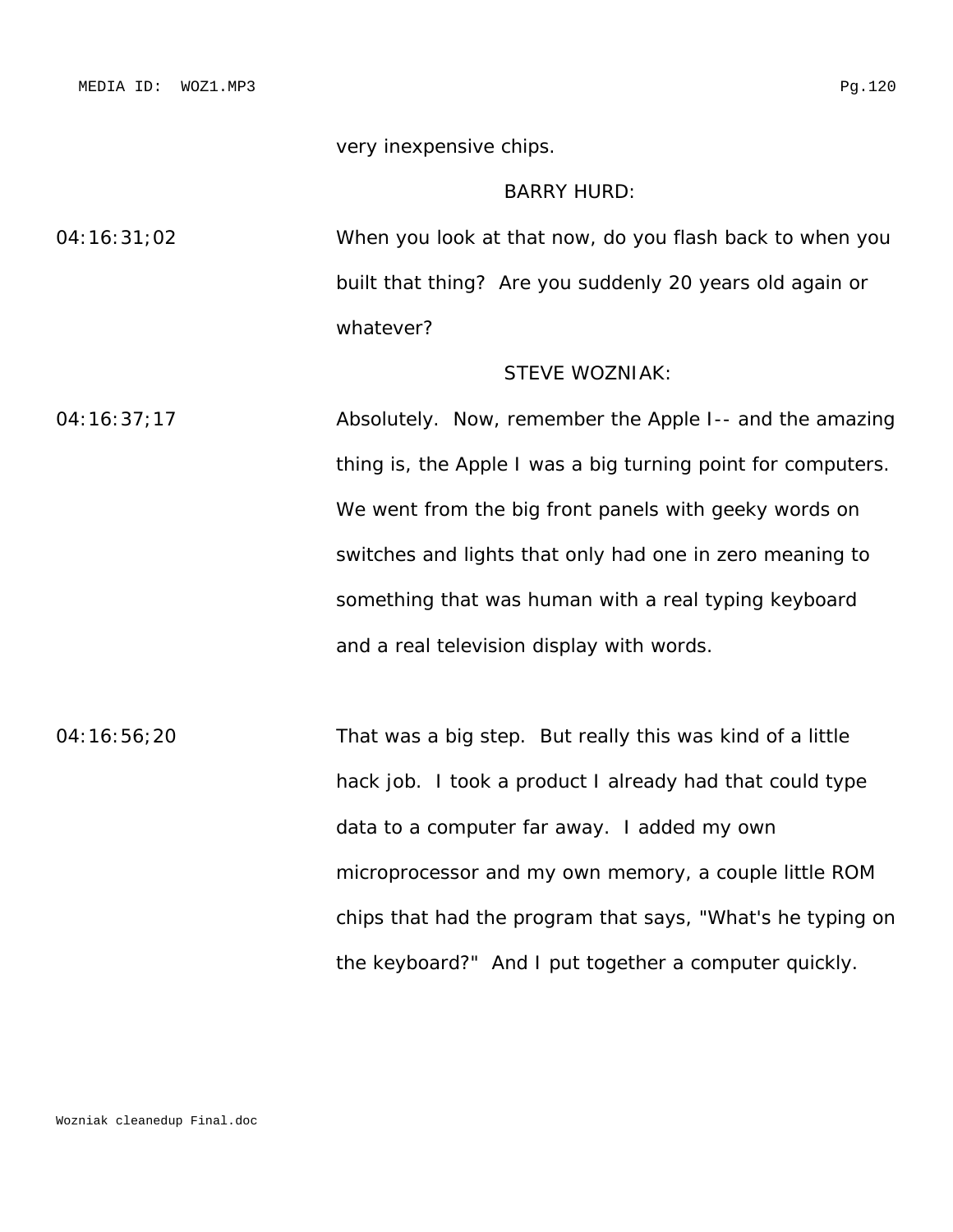very inexpensive chips.

BARRY HURD:

04:16:31;02 When you look at that now, do you flash back to when you built that thing? Are you suddenly 20 years old again or whatever?

STEVE WOZNIAK:

04:16:37;17 Absolutely. Now, remember the Apple I-- and the amazing thing is, the Apple I was a big turning point for computers. We went from the big front panels with geeky words on switches and lights that only had one in zero meaning to something that was human with a real typing keyboard and a real television display with words.

04:16:56;20 That was a big step. But really this was kind of a little hack job. I took a product I already had that could type data to a computer far away. I added my own microprocessor and my own memory, a couple little ROM chips that had the program that says, "What's he typing on the keyboard?" And I put together a computer quickly.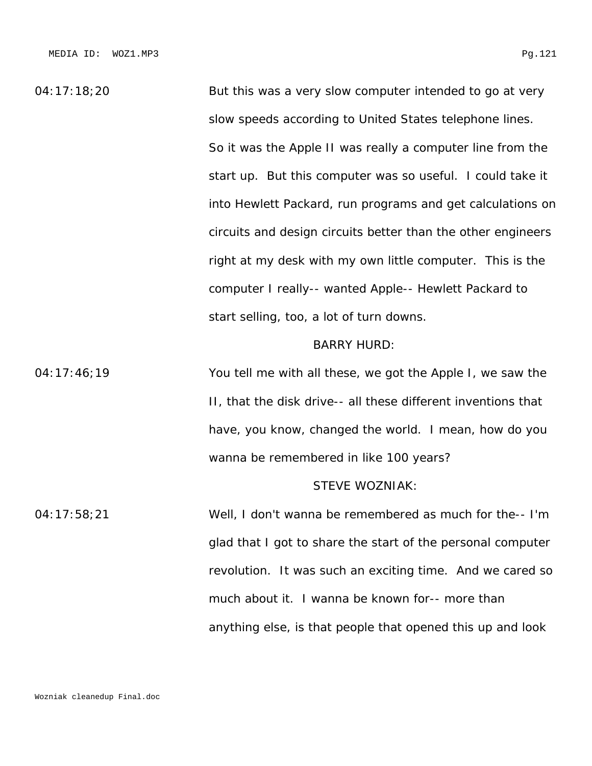04:17:18;20 But this was a very slow computer intended to go at very slow speeds according to United States telephone lines. So it was the Apple II was really a computer line from the start up. But this computer was so useful. I could take it into Hewlett Packard, run programs and get calculations on circuits and design circuits better than the other engineers right at my desk with my own little computer. This is the computer I really-- wanted Apple-- Hewlett Packard to start selling, too, a lot of turn downs.

BARRY HURD:

04:17:46;19 You tell me with all these, we got the Apple I, we saw the II, that the disk drive-- all these different inventions that have, you know, changed the world. I mean, how do you wanna be remembered in like 100 years?

STEVE WOZNIAK:

04:17:58;21 Well, I don't wanna be remembered as much for the-- I'm glad that I got to share the start of the personal computer revolution. It was such an exciting time. And we cared so much about it. I wanna be known for-- more than anything else, is that people that opened this up and look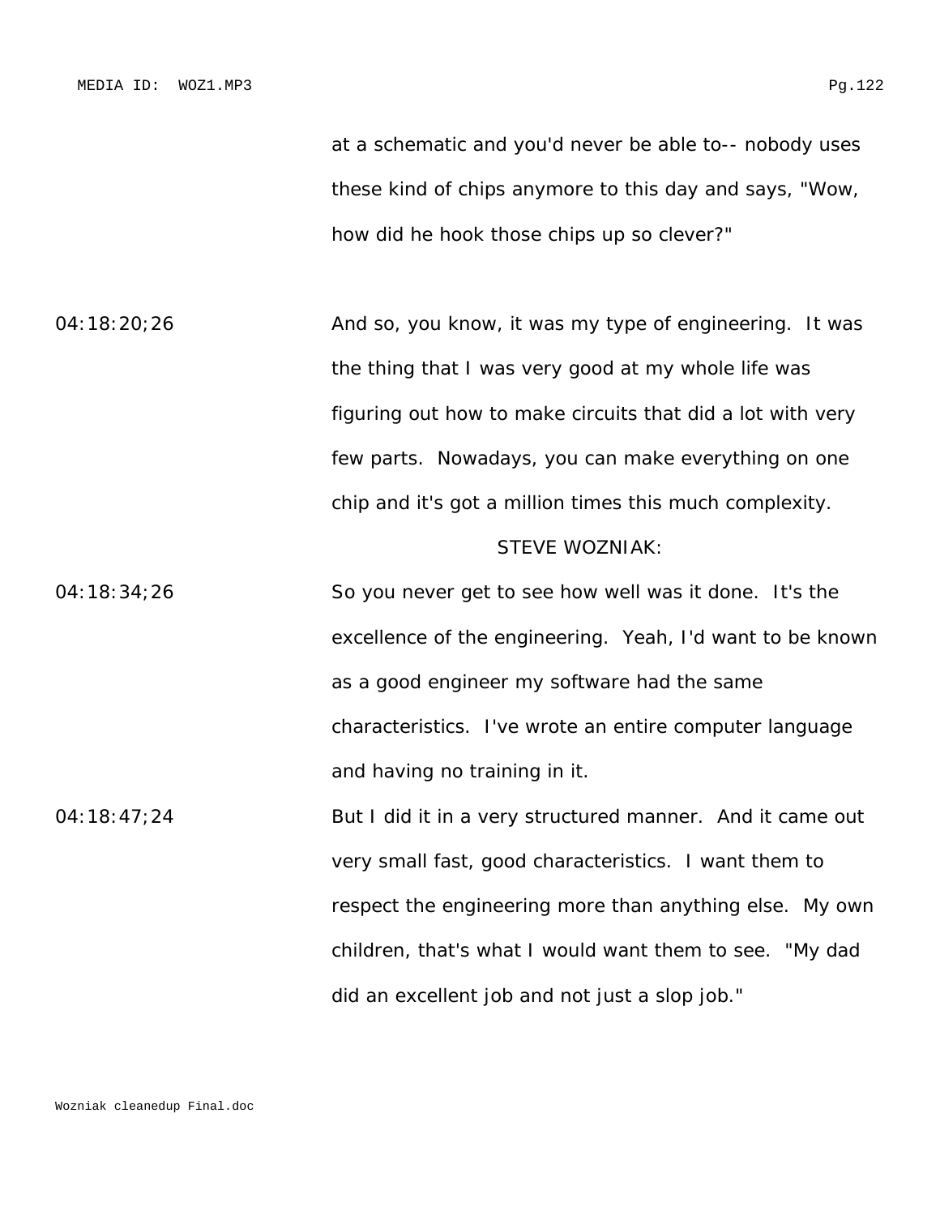at a schematic and you'd never be able to-- nobody uses these kind of chips anymore to this day and says, "Wow, how did he hook those chips up so clever?"

04:18:20;26 And so, you know, it was my type of engineering. It was the thing that I was very good at my whole life was figuring out how to make circuits that did a lot with very few parts. Nowadays, you can make everything on one chip and it's got a million times this much complexity.

STEVE WOZNIAK:

04:18:34;26 So you never get to see how well was it done. It's the excellence of the engineering. Yeah, I'd want to be known as a good engineer my software had the same characteristics. I've wrote an entire computer language and having no training in it.

04:18:47;24 But I did it in a very structured manner. And it came out very small fast, good characteristics. I want them to respect the engineering more than anything else. My own children, that's what I would want them to see. "My dad did an excellent job and not just a slop job."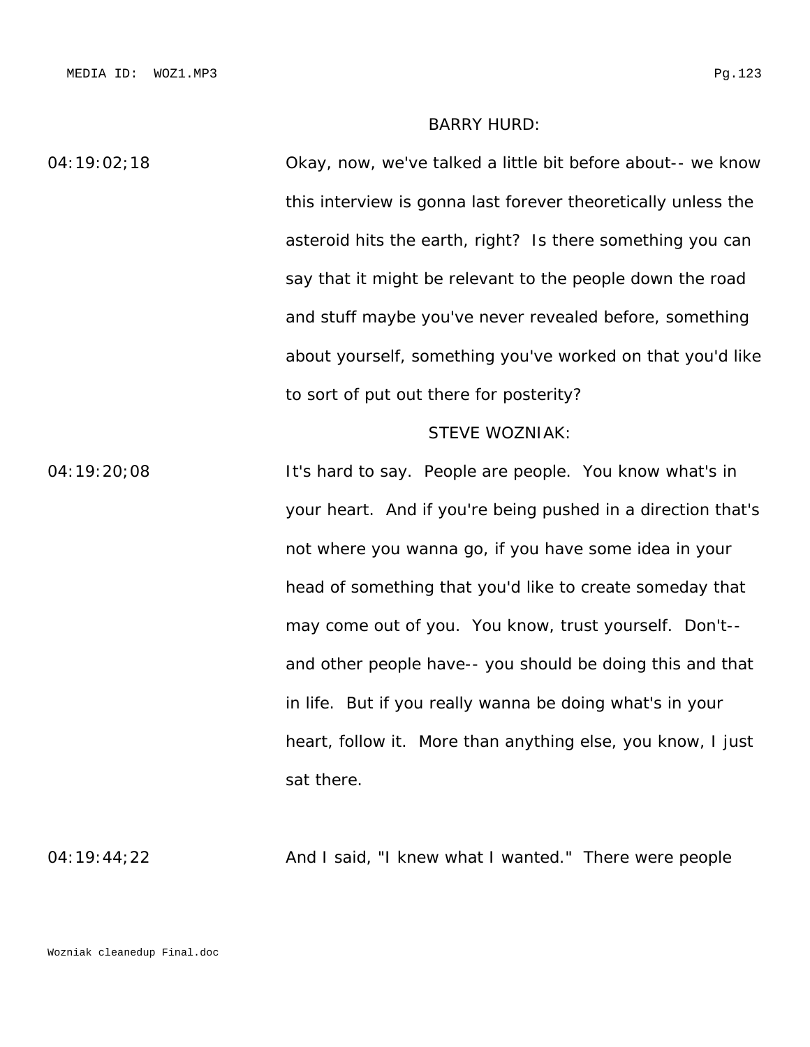BARRY HURD:

04:19:02;18 Okay, now, we've talked a little bit before about-- we know this interview is gonna last forever theoretically unless the asteroid hits the earth, right? Is there something you can say that it might be relevant to the people down the road and stuff maybe you've never revealed before, something about yourself, something you've worked on that you'd like to sort of put out there for posterity?

STEVE WOZNIAK:

04:19:20;08 It's hard to say. People are people. You know what's in your heart. And if you're being pushed in a direction that's not where you wanna go, if you have some idea in your head of something that you'd like to create someday that may come out of you. You know, trust yourself. Don't-- and other people have-- you should be doing this and that in life. But if you really wanna be doing what's in your heart, follow it. More than anything else, you know, I just sat there.

04:19:44;22 And I said, "I knew what I wanted." There were people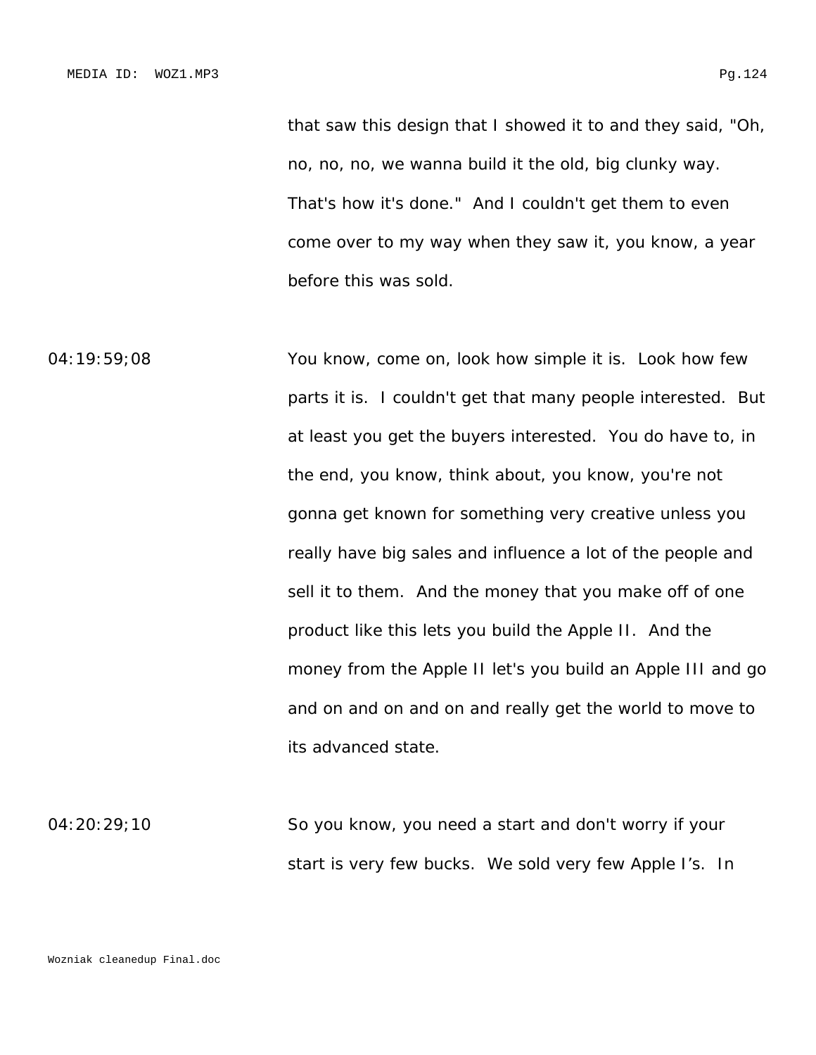that saw this design that I showed it to and they said, "Oh, no, no, no, we wanna build it the old, big clunky way. That's how it's done." And I couldn't get them to even come over to my way when they saw it, you know, a year before this was sold.

04:19:59;08 You know, come on, look how simple it is. Look how few parts it is. I couldn't get that many people interested. But at least you get the buyers interested. You do have to, in the end, you know, think about, you know, you're not gonna get known for something very creative unless you really have big sales and influence a lot of the people and sell it to them. And the money that you make off of one product like this lets you build the Apple II. And the money from the Apple II let's you build an Apple III and go and on and on and on and really get the world to move to its advanced state.

04:20:29;10 So you know, you need a start and don't worry if your start is very few bucks. We sold very few Apple I's. In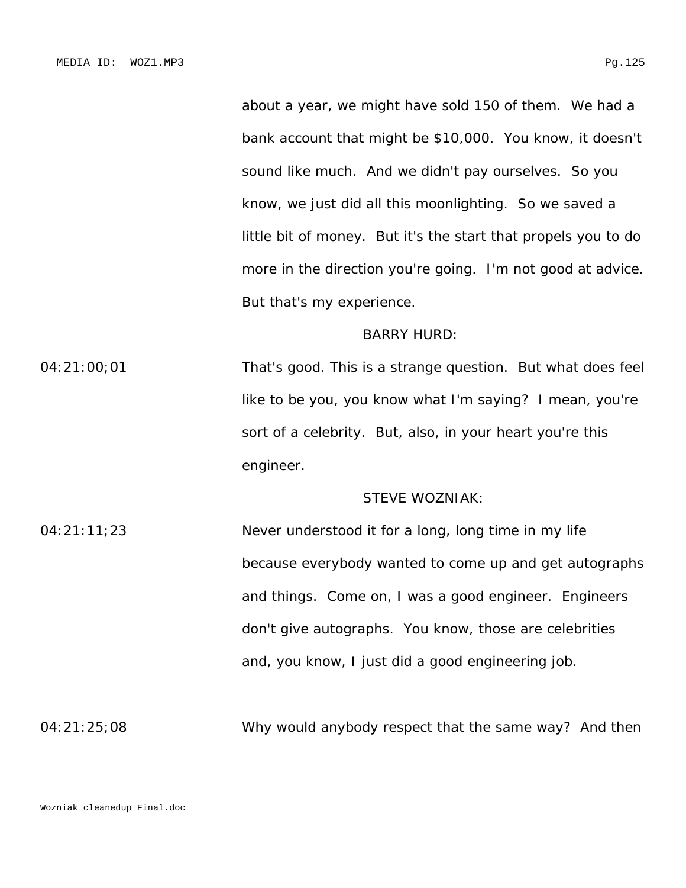about a year, we might have sold 150 of them. We had a bank account that might be $10,000. You know, it doesn't sound like much. And we didn't pay ourselves. So you know, we just did all this moonlighting. So we saved a little bit of money. But it's the start that propels you to do more in the direction you're going. I'm not good at advice. But that's my experience.

BARRY HURD:

04:21:00;01 That's good. This is a strange question. But what does feel like to be you, you know what I'm saying? I mean, you're sort of a celebrity. But, also, in your heart you're this engineer.

STEVE WOZNIAK:

04:21:11;23 Never understood it for a long, long time in my life because everybody wanted to come up and get autographs and things. Come on, I was a good engineer. Engineers don't give autographs. You know, those are celebrities and, you know, I just did a good engineering job.

04:21:25;08 Why would anybody respect that the same way? And then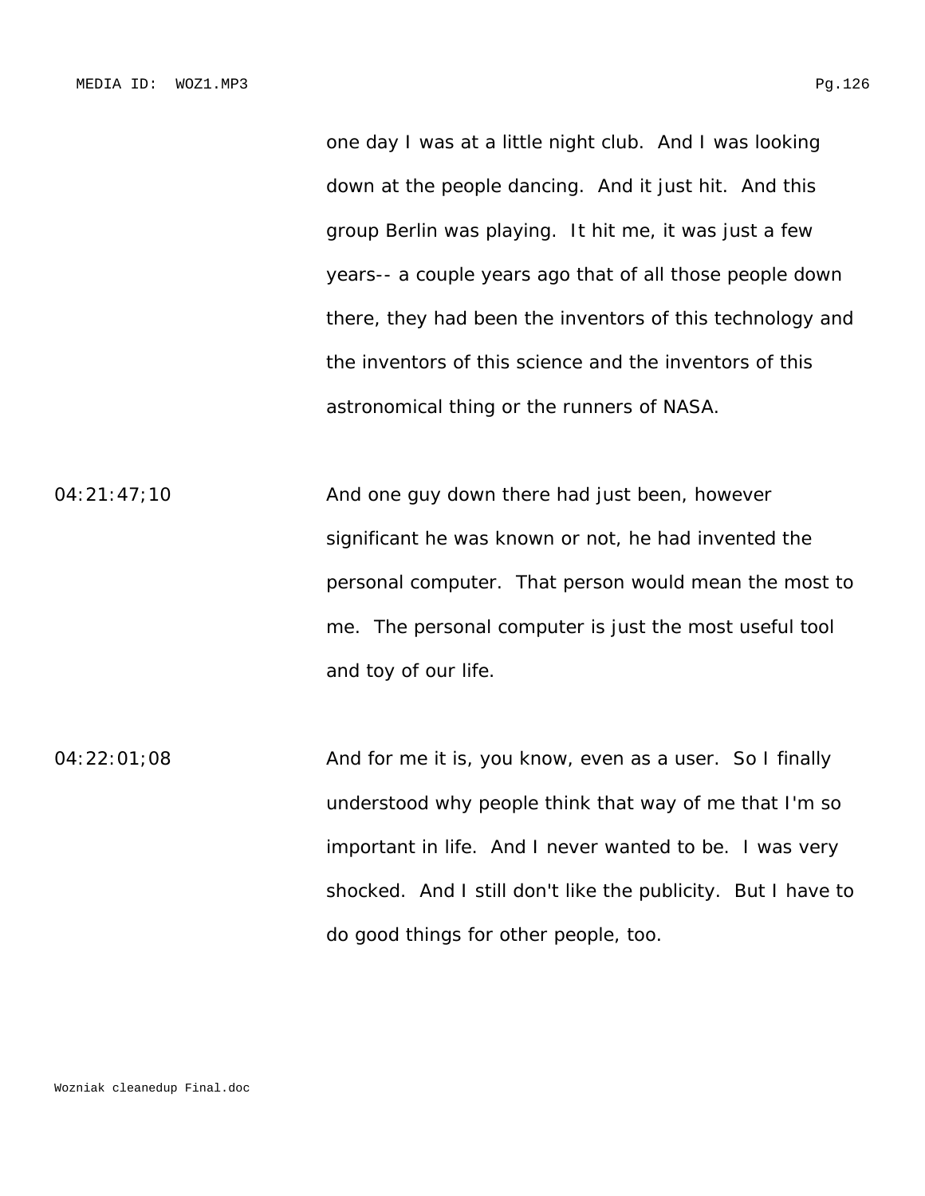one day I was at a little night club. And I was looking down at the people dancing. And it just hit. And this group Berlin was playing. It hit me, it was just a few years-- a couple years ago that of all those people down there, they had been the inventors of this technology and the inventors of this science and the inventors of this astronomical thing or the runners of NASA.

04:21:47;10 And one guy down there had just been, however significant he was known or not, he had invented the personal computer. That person would mean the most to me. The personal computer is just the most useful tool and toy of our life.

04:22:01;08 And for me it is, you know, even as a user. So I finally understood why people think that way of me that I'm so important in life. And I never wanted to be. I was very shocked. And I still don't like the publicity. But I have to do good things for other people, too.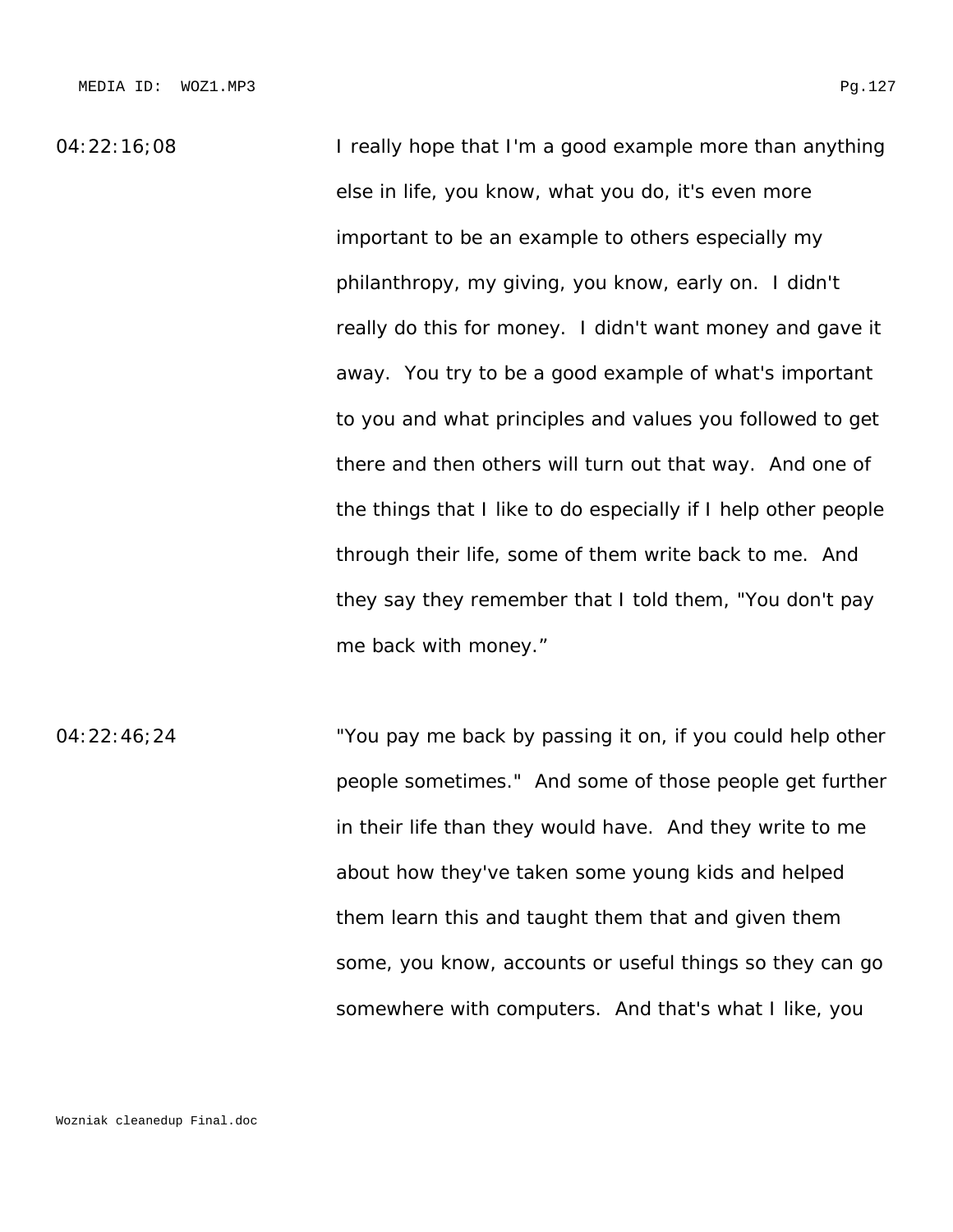04:22:16;08 I really hope that I'm a good example more than anything else in life, you know, what you do, it's even more important to be an example to others especially my philanthropy, my giving, you know, early on. I didn't really do this for money. I didn't want money and gave it away. You try to be a good example of what's important to you and what principles and values you followed to get there and then others will turn out that way. And one of the things that I like to do especially if I help other people through their life, some of them write back to me. And they say they remember that I told them, "You don't pay me back with money."

04:22:46;24 "You pay me back by passing it on, if you could help other people sometimes." And some of those people get further in their life than they would have. And they write to me about how they've taken some young kids and helped them learn this and taught them that and given them some, you know, accounts or useful things so they can go somewhere with computers. And that's what I like, you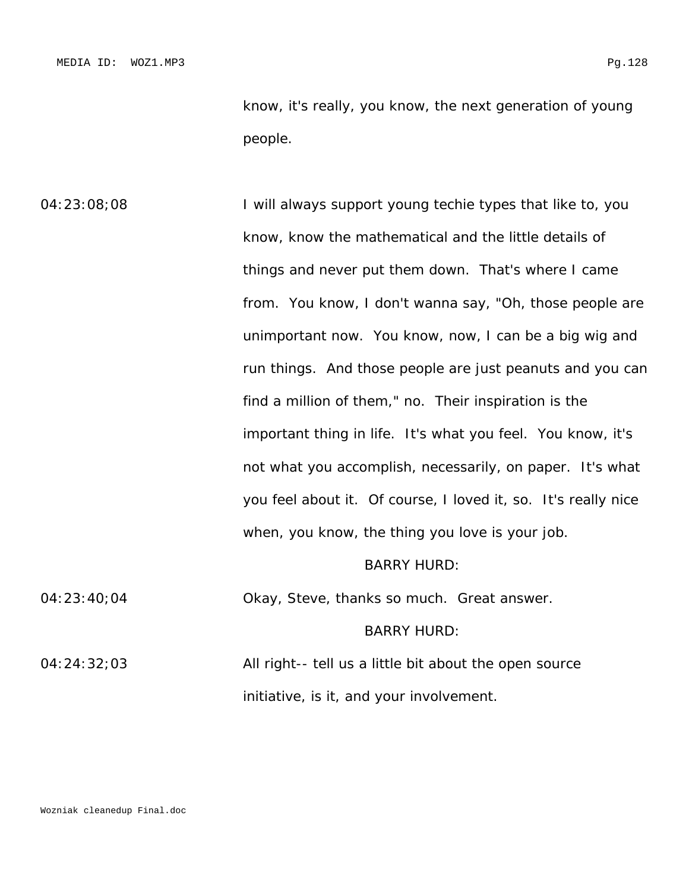know, it's really, you know, the next generation of young people.

04:23:08;08 I will always support young techie types that like to, you know, know the mathematical and the little details of things and never put them down. That's where I came from. You know, I don't wanna say, "Oh, those people are unimportant now. You know, now, I can be a big wig and run things. And those people are just peanuts and you can find a million of them," no. Their inspiration is the important thing in life. It's what you feel. You know, it's not what you accomplish, necessarily, on paper. It's what you feel about it. Of course, I loved it, so. It's really nice when, you know, the thing you love is your job.

BARRY HURD:

04:23:40;04 Okay, Steve, thanks so much. Great answer.

BARRY HURD:

04:24:32;03 All right-- tell us a little bit about the open source initiative, is it, and your involvement.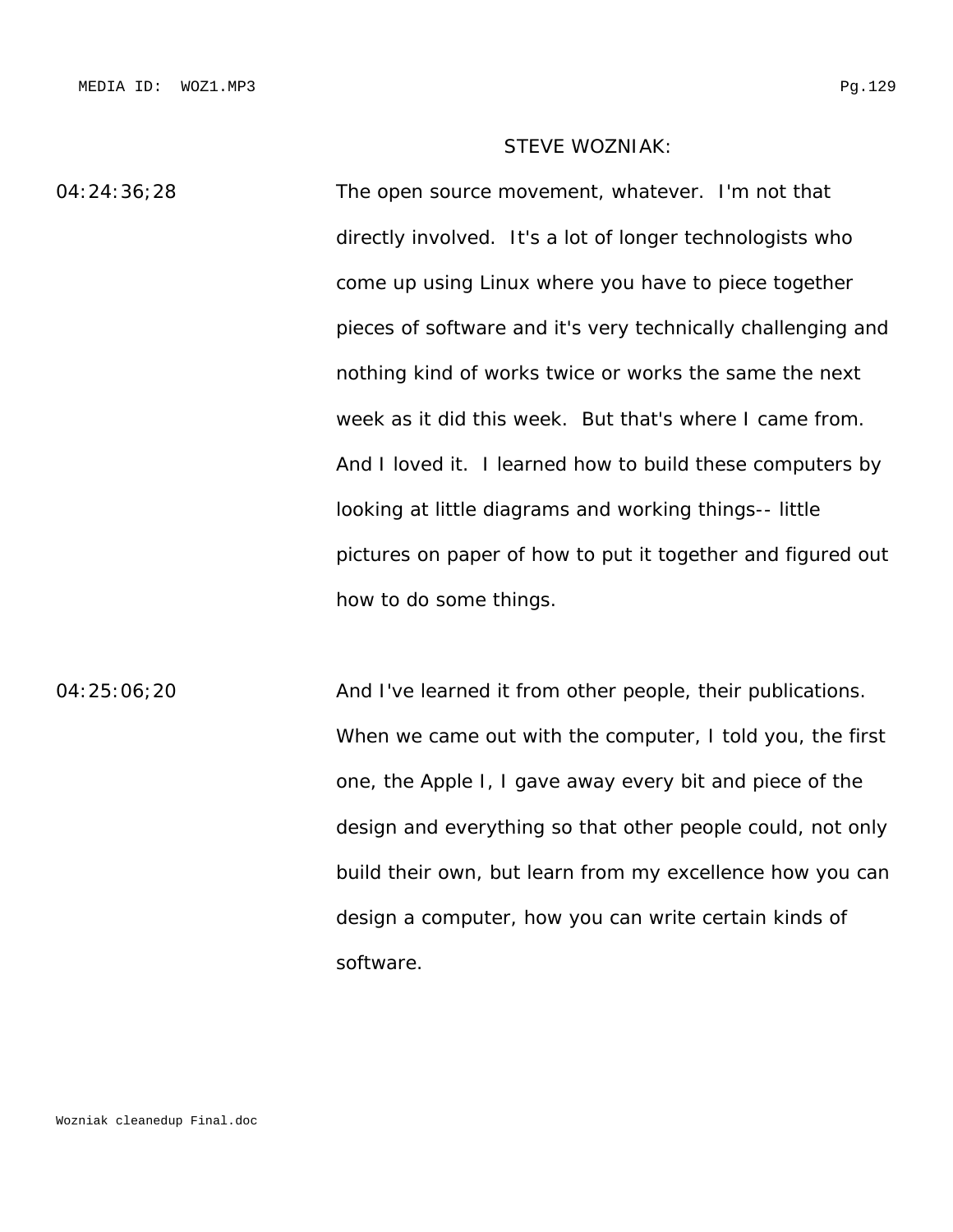STEVE WOZNIAK:

04:24:36;28 The open source movement, whatever. I'm not that directly involved. It's a lot of longer technologists who come up using Linux where you have to piece together pieces of software and it's very technically challenging and nothing kind of works twice or works the same the next week as it did this week. But that's where I came from. And I loved it. I learned how to build these computers by looking at little diagrams and working things-- little pictures on paper of how to put it together and figured out how to do some things.

04:25:06;20 And I've learned it from other people, their publications. When we came out with the computer, I told you, the first one, the Apple I, I gave away every bit and piece of the design and everything so that other people could, not only build their own, but learn from my excellence how you can design a computer, how you can write certain kinds of software.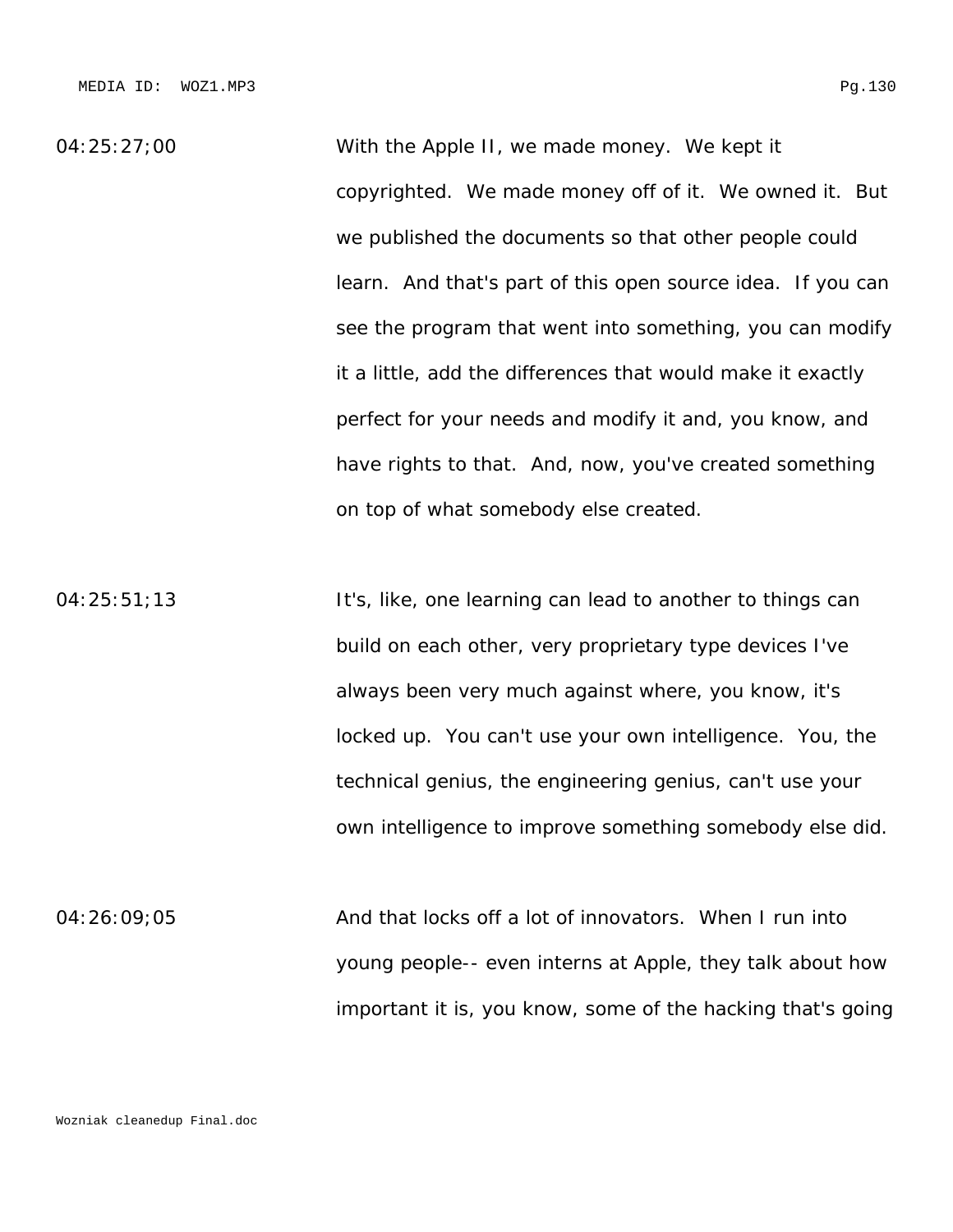04:25:27;00 With the Apple II, we made money. We kept it copyrighted. We made money off of it. We owned it. But we published the documents so that other people could learn. And that's part of this open source idea. If you can see the program that went into something, you can modify it a little, add the differences that would make it exactly perfect for your needs and modify it and, you know, and have rights to that. And, now, you've created something on top of what somebody else created.

04:25:51;13 It's, like, one learning can lead to another to things can build on each other, very proprietary type devices I've always been very much against where, you know, it's locked up. You can't use your own intelligence. You, the technical genius, the engineering genius, can't use your own intelligence to improve something somebody else did.

04:26:09;05 And that locks off a lot of innovators. When I run into young people-- even interns at Apple, they talk about how important it is, you know, some of the hacking that's going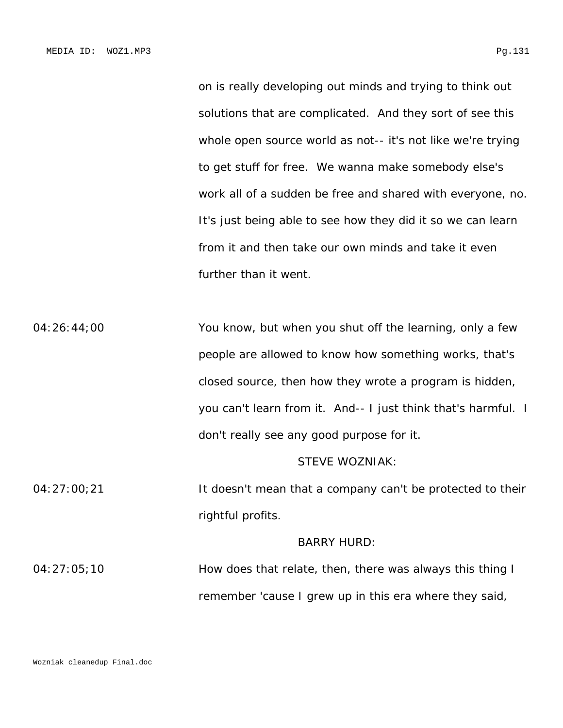on is really developing out minds and trying to think out solutions that are complicated. And they sort of see this whole open source world as not-- it's not like we're trying to get stuff for free. We wanna make somebody else's work all of a sudden be free and shared with everyone, no. It's just being able to see how they did it so we can learn from it and then take our own minds and take it even further than it went.

04:26:44;00 You know, but when you shut off the learning, only a few people are allowed to know how something works, that's closed source, then how they wrote a program is hidden, you can't learn from it. And-- I just think that's harmful. I don't really see any good purpose for it.

STEVE WOZNIAK:

04:27:00;21 It doesn't mean that a company can't be protected to their rightful profits.

BARRY HURD:

04:27:05;10 How does that relate, then, there was always this thing I remember 'cause I grew up in this era where they said,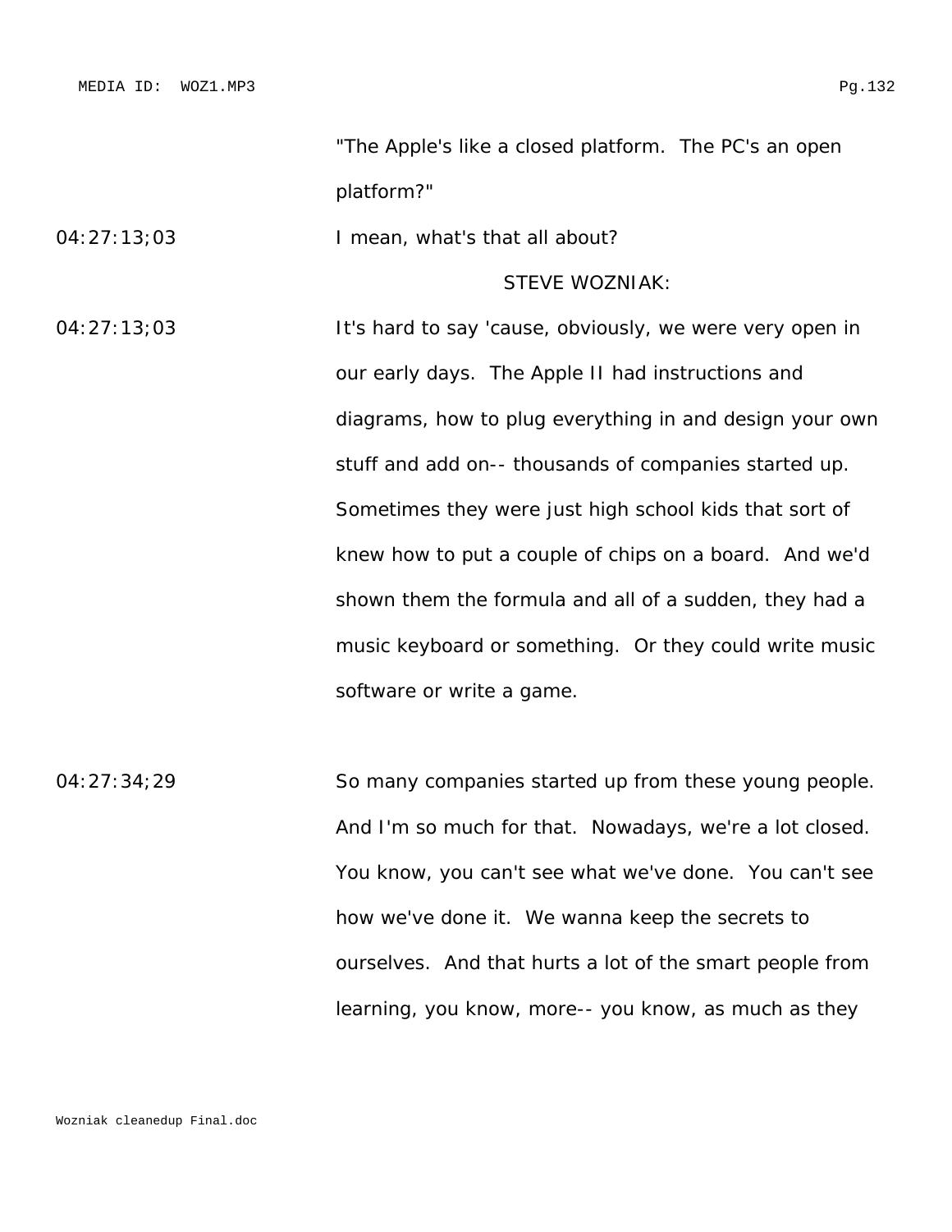"The Apple's like a closed platform. The PC's an open platform?"

04:27:13;03 I mean, what's that all about?

STEVE WOZNIAK:

04:27:13;03 It's hard to say 'cause, obviously, we were very open in our early days. The Apple II had instructions and diagrams, how to plug everything in and design your own stuff and add on-- thousands of companies started up. Sometimes they were just high school kids that sort of knew how to put a couple of chips on a board. And we'd shown them the formula and all of a sudden, they had a music keyboard or something. Or they could write music software or write a game.

04:27:34;29 So many companies started up from these young people. And I'm so much for that. Nowadays, we're a lot closed. You know, you can't see what we've done. You can't see how we've done it. We wanna keep the secrets to ourselves. And that hurts a lot of the smart people from learning, you know, more-- you know, as much as they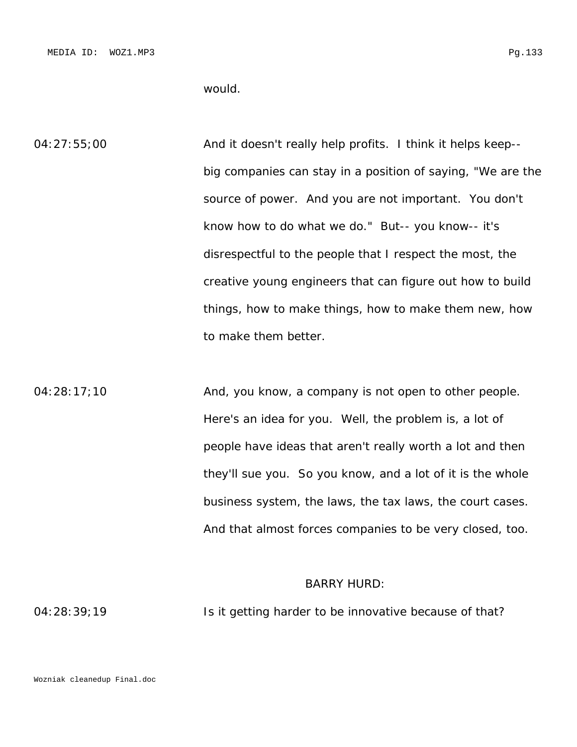would.

04:27:55;00 And it doesn't really help profits. I think it helps keep-- big companies can stay in a position of saying, "We are the source of power. And you are not important. You don't know how to do what we do." But-- you know-- it's disrespectful to the people that I respect the most, the creative young engineers that can figure out how to build things, how to make things, how to make them new, how to make them better.

04:28:17;10 And, you know, a company is not open to other people. Here's an idea for you. Well, the problem is, a lot of people have ideas that aren't really worth a lot and then they'll sue you. So you know, and a lot of it is the whole business system, the laws, the tax laws, the court cases. And that almost forces companies to be very closed, too.

BARRY HURD:

04:28:39;19 Is it getting harder to be innovative because of that?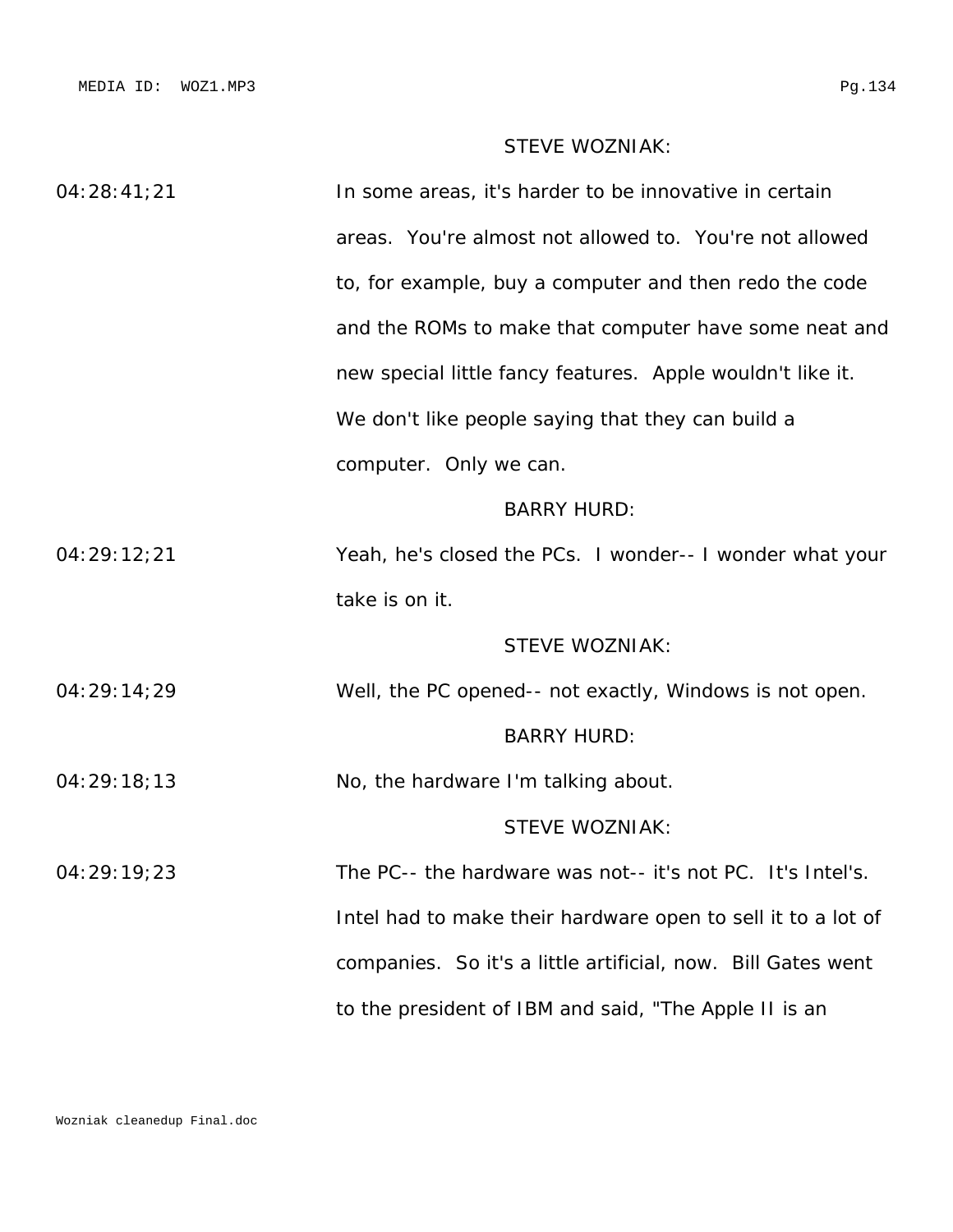STEVE WOZNIAK:

04:28:41;21 In some areas, it's harder to be innovative in certain areas. You're almost not allowed to. You're not allowed to, for example, buy a computer and then redo the code and the ROMs to make that computer have some neat and new special little fancy features. Apple wouldn't like it. We don't like people saying that they can build a computer. Only we can.

BARRY HURD:

04:29:12;21 Yeah, he's closed the PCs. I wonder-- I wonder what your take is on it.

STEVE WOZNIAK:

04:29:14;29 Well, the PC opened-- not exactly, Windows is not open.

BARRY HURD:

04:29:18;13 No, the hardware I'm talking about.

STEVE WOZNIAK:

04:29:19;23 The PC-- the hardware was not-- it's not PC. It's Intel's. Intel had to make their hardware open to sell it to a lot of companies. So it's a little artificial, now. Bill Gates went to the president of IBM and said, "The Apple II is an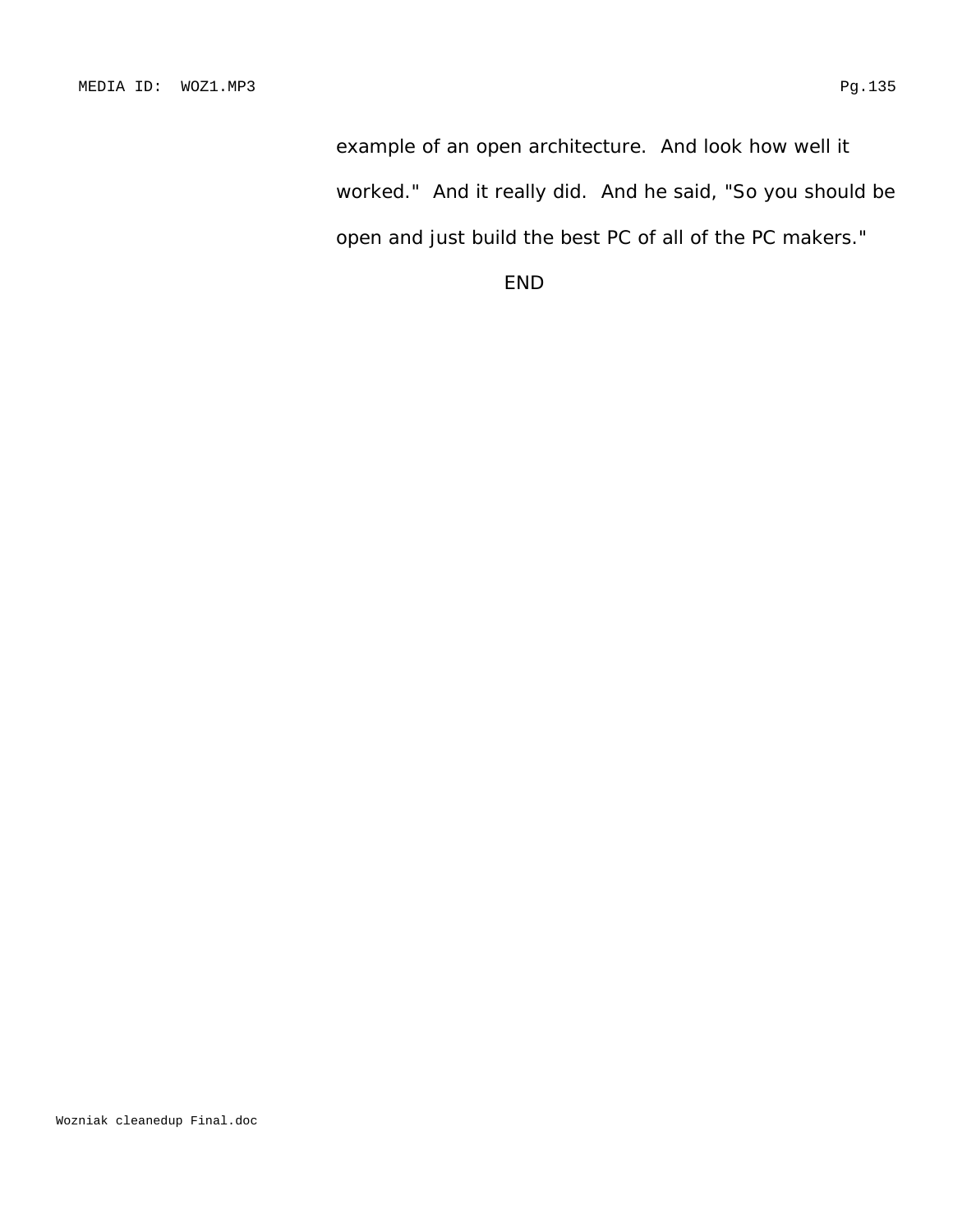example of an open architecture.  And look how well it worked."  And it really did.  And he said, "So you should be open and just build the best PC of all of the PC makers."

END